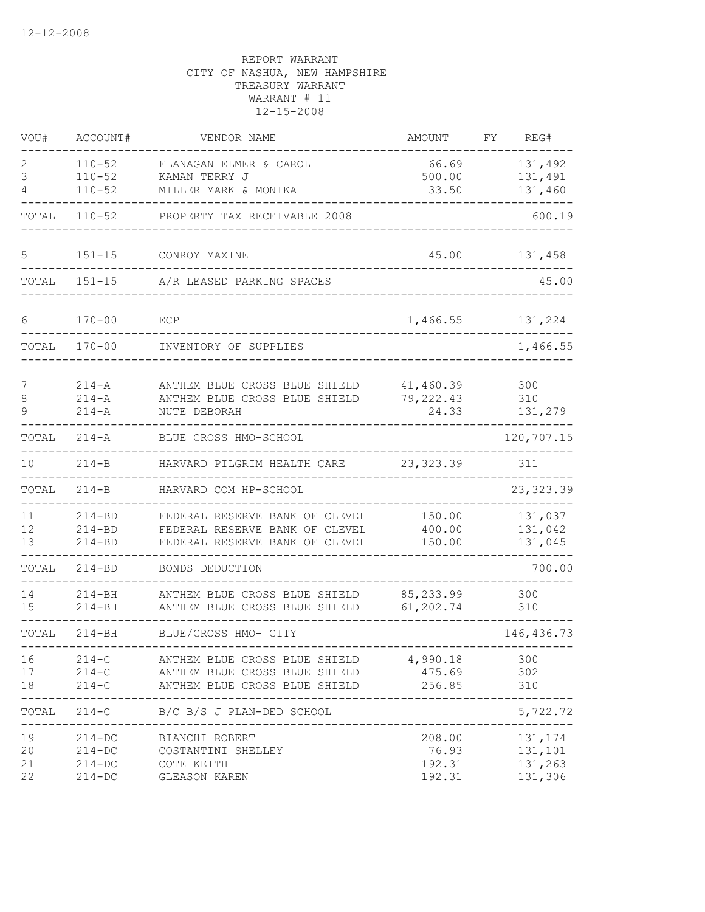12-12-2008

REPORT WARRANT
CITY OF NASHUA, NEW HAMPSHIRE
TREASURY WARRANT
WARRANT # 11
12-15-2008

| VOU# | ACCOUNT# | VENDOR NAME | AMOUNT | FY | REG# |
|---|---|---|---|---|---|
| 2 | 110-52 | FLANAGAN ELMER & CAROL | 66.69 | | 131,492 |
| 3 | 110-52 | KAMAN TERRY J | 500.00 | | 131,491 |
| 4 | 110-52 | MILLER MARK & MONIKA | 33.50 | | 131,460 |
| TOTAL | 110-52 | PROPERTY TAX RECEIVABLE 2008 | | | 600.19 |
| 5 | 151-15 | CONROY MAXINE | 45.00 | | 131,458 |
| TOTAL | 151-15 | A/R LEASED PARKING SPACES | | | 45.00 |
| 6 | 170-00 | ECP | 1,466.55 | | 131,224 |
| TOTAL | 170-00 | INVENTORY OF SUPPLIES | | | 1,466.55 |
| 7 | 214-A | ANTHEM BLUE CROSS BLUE SHIELD | 41,460.39 | | 300 |
| 8 | 214-A | ANTHEM BLUE CROSS BLUE SHIELD | 79,222.43 | | 310 |
| 9 | 214-A | NUTE DEBORAH | 24.33 | | 131,279 |
| TOTAL | 214-A | BLUE CROSS HMO-SCHOOL | | | 120,707.15 |
| 10 | 214-B | HARVARD PILGRIM HEALTH CARE | 23,323.39 | | 311 |
| TOTAL | 214-B | HARVARD COM HP-SCHOOL | | | 23,323.39 |
| 11 | 214-BD | FEDERAL RESERVE BANK OF CLEVEL | 150.00 | | 131,037 |
| 12 | 214-BD | FEDERAL RESERVE BANK OF CLEVEL | 400.00 | | 131,042 |
| 13 | 214-BD | FEDERAL RESERVE BANK OF CLEVEL | 150.00 | | 131,045 |
| TOTAL | 214-BD | BONDS DEDUCTION | | | 700.00 |
| 14 | 214-BH | ANTHEM BLUE CROSS BLUE SHIELD | 85,233.99 | | 300 |
| 15 | 214-BH | ANTHEM BLUE CROSS BLUE SHIELD | 61,202.74 | | 310 |
| TOTAL | 214-BH | BLUE/CROSS HMO- CITY | | | 146,436.73 |
| 16 | 214-C | ANTHEM BLUE CROSS BLUE SHIELD | 4,990.18 | | 300 |
| 17 | 214-C | ANTHEM BLUE CROSS BLUE SHIELD | 475.69 | | 302 |
| 18 | 214-C | ANTHEM BLUE CROSS BLUE SHIELD | 256.85 | | 310 |
| TOTAL | 214-C | B/C B/S J PLAN-DED SCHOOL | | | 5,722.72 |
| 19 | 214-DC | BIANCHI ROBERT | 208.00 | | 131,174 |
| 20 | 214-DC | COSTANTINI SHELLEY | 76.93 | | 131,101 |
| 21 | 214-DC | COTE KEITH | 192.31 | | 131,263 |
| 22 | 214-DC | GLEASON KAREN | 192.31 | | 131,306 |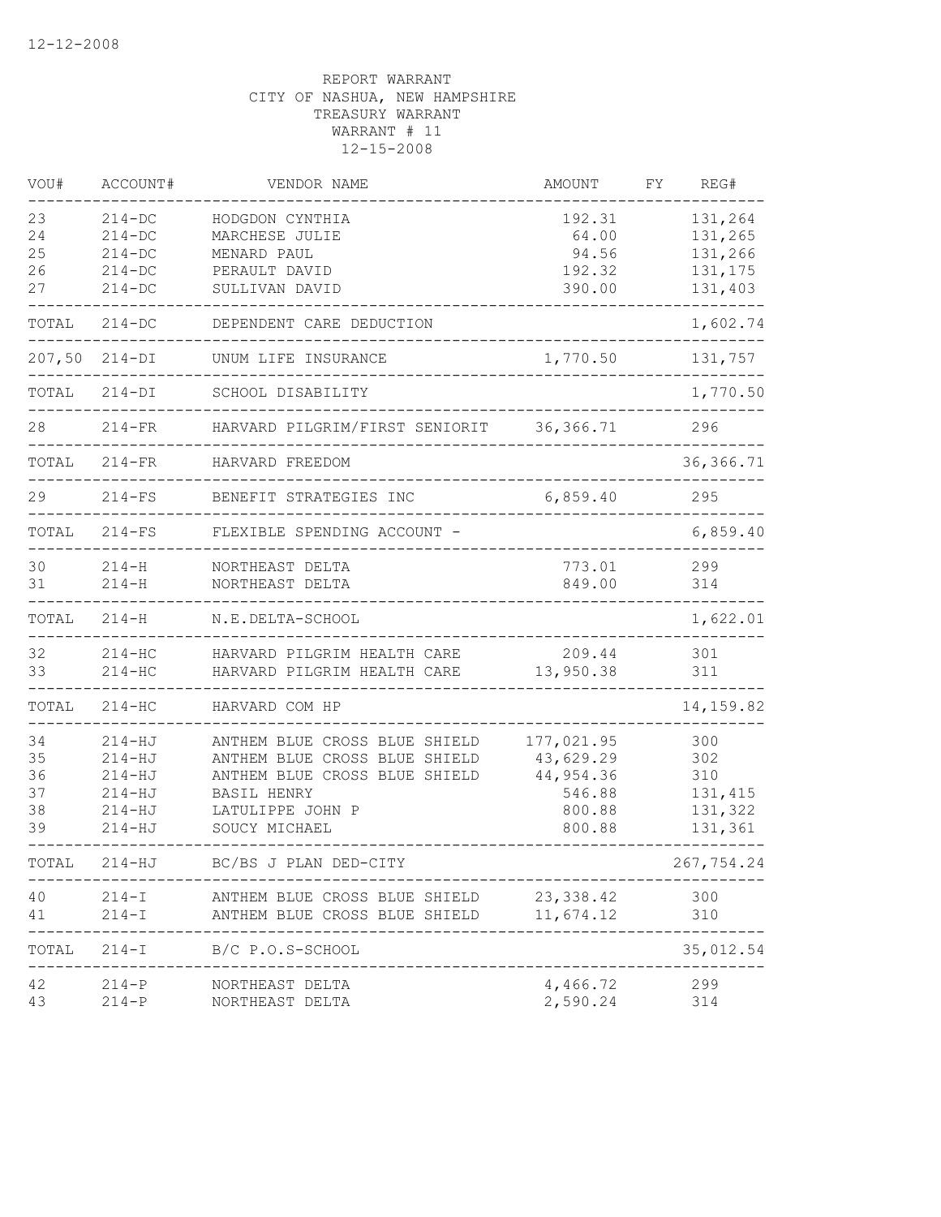REPORT WARRANT
CITY OF NASHUA, NEW HAMPSHIRE
TREASURY WARRANT
WARRANT # 11
12-15-2008

| VOU# | ACCOUNT# | VENDOR NAME | AMOUNT | FY | REG# |
|---|---|---|---|---|---|
| 23 | 214-DC | HODGDON CYNTHIA | 192.31 | | 131,264 |
| 24 | 214-DC | MARCHESE JULIE | 64.00 | | 131,265 |
| 25 | 214-DC | MENARD PAUL | 94.56 | | 131,266 |
| 26 | 214-DC | PERAULT DAVID | 192.32 | | 131,175 |
| 27 | 214-DC | SULLIVAN DAVID | 390.00 | | 131,403 |
| TOTAL | 214-DC | DEPENDENT CARE DEDUCTION | | | 1,602.74 |
| 207,50 | 214-DI | UNUM LIFE INSURANCE | 1,770.50 | | 131,757 |
| TOTAL | 214-DI | SCHOOL DISABILITY | | | 1,770.50 |
| 28 | 214-FR | HARVARD PILGRIM/FIRST SENIORIT | 36,366.71 | | 296 |
| TOTAL | 214-FR | HARVARD FREEDOM | | | 36,366.71 |
| 29 | 214-FS | BENEFIT STRATEGIES INC | 6,859.40 | | 295 |
| TOTAL | 214-FS | FLEXIBLE SPENDING ACCOUNT - | | | 6,859.40 |
| 30 | 214-H | NORTHEAST DELTA | 773.01 | | 299 |
| 31 | 214-H | NORTHEAST DELTA | 849.00 | | 314 |
| TOTAL | 214-H | N.E.DELTA-SCHOOL | | | 1,622.01 |
| 32 | 214-HC | HARVARD PILGRIM HEALTH CARE | 209.44 | | 301 |
| 33 | 214-HC | HARVARD PILGRIM HEALTH CARE | 13,950.38 | | 311 |
| TOTAL | 214-HC | HARVARD COM HP | | | 14,159.82 |
| 34 | 214-HJ | ANTHEM BLUE CROSS BLUE SHIELD | 177,021.95 | | 300 |
| 35 | 214-HJ | ANTHEM BLUE CROSS BLUE SHIELD | 43,629.29 | | 302 |
| 36 | 214-HJ | ANTHEM BLUE CROSS BLUE SHIELD | 44,954.36 | | 310 |
| 37 | 214-HJ | BASIL HENRY | 546.88 | | 131,415 |
| 38 | 214-HJ | LATULIPPE JOHN P | 800.88 | | 131,322 |
| 39 | 214-HJ | SOUCY MICHAEL | 800.88 | | 131,361 |
| TOTAL | 214-HJ | BC/BS J PLAN DED-CITY | | | 267,754.24 |
| 40 | 214-I | ANTHEM BLUE CROSS BLUE SHIELD | 23,338.42 | | 300 |
| 41 | 214-I | ANTHEM BLUE CROSS BLUE SHIELD | 11,674.12 | | 310 |
| TOTAL | 214-I | B/C P.O.S-SCHOOL | | | 35,012.54 |
| 42 | 214-P | NORTHEAST DELTA | 4,466.72 | | 299 |
| 43 | 214-P | NORTHEAST DELTA | 2,590.24 | | 314 |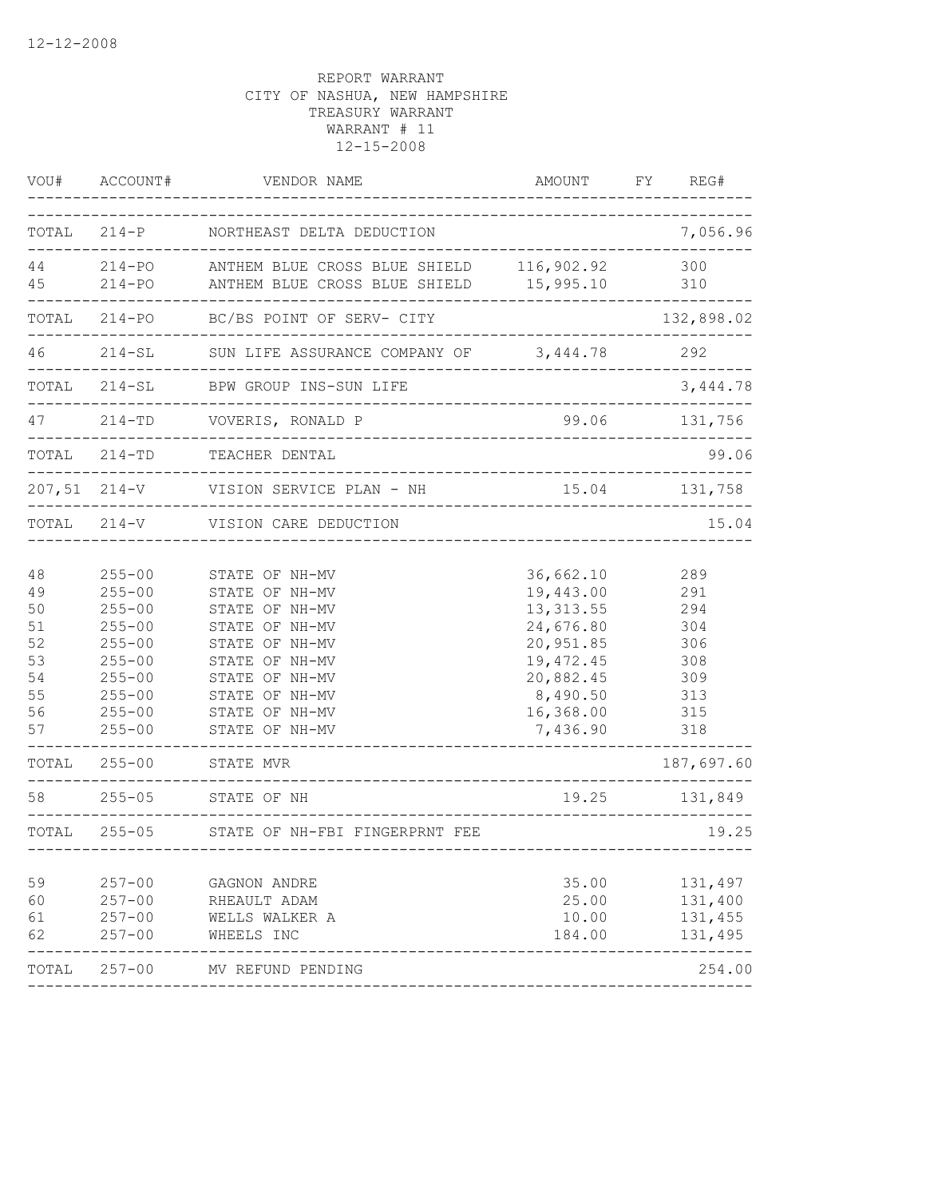12-12-2008

REPORT WARRANT
CITY OF NASHUA, NEW HAMPSHIRE
TREASURY WARRANT
WARRANT # 11
12-15-2008

| VOU# | ACCOUNT# | VENDOR NAME | AMOUNT | FY | REG# |
|---|---|---|---|---|---|
| TOTAL | 214-P | NORTHEAST DELTA DEDUCTION | | | 7,056.96 |
| 44 | 214-PO | ANTHEM BLUE CROSS BLUE SHIELD | 116,902.92 | | 300 |
| 45 | 214-PO | ANTHEM BLUE CROSS BLUE SHIELD | 15,995.10 | | 310 |
| TOTAL | 214-PO | BC/BS POINT OF SERV- CITY | | | 132,898.02 |
| 46 | 214-SL | SUN LIFE ASSURANCE COMPANY OF | 3,444.78 | | 292 |
| TOTAL | 214-SL | BPW GROUP INS-SUN LIFE | | | 3,444.78 |
| 47 | 214-TD | VOVERIS, RONALD P | 99.06 | | 131,756 |
| TOTAL | 214-TD | TEACHER DENTAL | | | 99.06 |
| 207,51 | 214-V | VISION SERVICE PLAN - NH | 15.04 | | 131,758 |
| TOTAL | 214-V | VISION CARE DEDUCTION | | | 15.04 |
| 48 | 255-00 | STATE OF NH-MV | 36,662.10 | | 289 |
| 49 | 255-00 | STATE OF NH-MV | 19,443.00 | | 291 |
| 50 | 255-00 | STATE OF NH-MV | 13,313.55 | | 294 |
| 51 | 255-00 | STATE OF NH-MV | 24,676.80 | | 304 |
| 52 | 255-00 | STATE OF NH-MV | 20,951.85 | | 306 |
| 53 | 255-00 | STATE OF NH-MV | 19,472.45 | | 308 |
| 54 | 255-00 | STATE OF NH-MV | 20,882.45 | | 309 |
| 55 | 255-00 | STATE OF NH-MV | 8,490.50 | | 313 |
| 56 | 255-00 | STATE OF NH-MV | 16,368.00 | | 315 |
| 57 | 255-00 | STATE OF NH-MV | 7,436.90 | | 318 |
| TOTAL | 255-00 | STATE MVR | | | 187,697.60 |
| 58 | 255-05 | STATE OF NH | 19.25 | | 131,849 |
| TOTAL | 255-05 | STATE OF NH-FBI FINGERPRNT FEE | | | 19.25 |
| 59 | 257-00 | GAGNON ANDRE | 35.00 | | 131,497 |
| 60 | 257-00 | RHEAULT ADAM | 25.00 | | 131,400 |
| 61 | 257-00 | WELLS WALKER A | 10.00 | | 131,455 |
| 62 | 257-00 | WHEELS INC | 184.00 | | 131,495 |
| TOTAL | 257-00 | MV REFUND PENDING | | | 254.00 |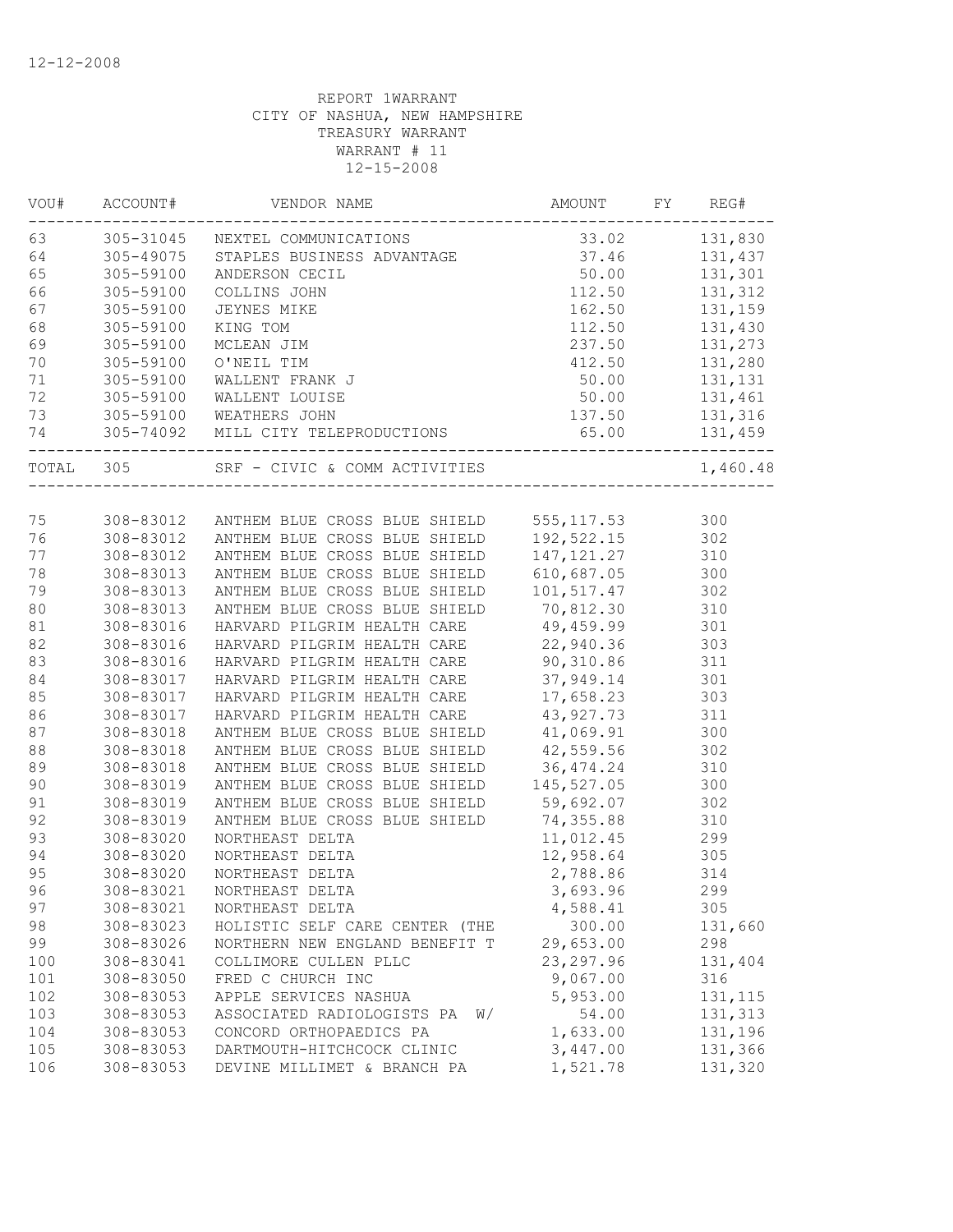12-12-2008

REPORT 1WARRANT
CITY OF NASHUA, NEW HAMPSHIRE
TREASURY WARRANT
WARRANT # 11
12-15-2008

| VOU# | ACCOUNT# | VENDOR NAME | AMOUNT | FY | REG# |
|---|---|---|---|---|---|
| 63 | 305-31045 | NEXTEL COMMUNICATIONS | 33.02 | | 131,830 |
| 64 | 305-49075 | STAPLES BUSINESS ADVANTAGE | 37.46 | | 131,437 |
| 65 | 305-59100 | ANDERSON CECIL | 50.00 | | 131,301 |
| 66 | 305-59100 | COLLINS JOHN | 112.50 | | 131,312 |
| 67 | 305-59100 | JEYNES MIKE | 162.50 | | 131,159 |
| 68 | 305-59100 | KING TOM | 112.50 | | 131,430 |
| 69 | 305-59100 | MCLEAN JIM | 237.50 | | 131,273 |
| 70 | 305-59100 | O'NEIL TIM | 412.50 | | 131,280 |
| 71 | 305-59100 | WALLENT FRANK J | 50.00 | | 131,131 |
| 72 | 305-59100 | WALLENT LOUISE | 50.00 | | 131,461 |
| 73 | 305-59100 | WEATHERS JOHN | 137.50 | | 131,316 |
| 74 | 305-74092 | MILL CITY TELEPRODUCTIONS | 65.00 | | 131,459 |
| TOTAL | 305 | SRF - CIVIC & COMM ACTIVITIES | | | 1,460.48 |
| 75 | 308-83012 | ANTHEM BLUE CROSS BLUE SHIELD | 555,117.53 | | 300 |
| 76 | 308-83012 | ANTHEM BLUE CROSS BLUE SHIELD | 192,522.15 | | 302 |
| 77 | 308-83012 | ANTHEM BLUE CROSS BLUE SHIELD | 147,121.27 | | 310 |
| 78 | 308-83013 | ANTHEM BLUE CROSS BLUE SHIELD | 610,687.05 | | 300 |
| 79 | 308-83013 | ANTHEM BLUE CROSS BLUE SHIELD | 101,517.47 | | 302 |
| 80 | 308-83013 | ANTHEM BLUE CROSS BLUE SHIELD | 70,812.30 | | 310 |
| 81 | 308-83016 | HARVARD PILGRIM HEALTH CARE | 49,459.99 | | 301 |
| 82 | 308-83016 | HARVARD PILGRIM HEALTH CARE | 22,940.36 | | 303 |
| 83 | 308-83016 | HARVARD PILGRIM HEALTH CARE | 90,310.86 | | 311 |
| 84 | 308-83017 | HARVARD PILGRIM HEALTH CARE | 37,949.14 | | 301 |
| 85 | 308-83017 | HARVARD PILGRIM HEALTH CARE | 17,658.23 | | 303 |
| 86 | 308-83017 | HARVARD PILGRIM HEALTH CARE | 43,927.73 | | 311 |
| 87 | 308-83018 | ANTHEM BLUE CROSS BLUE SHIELD | 41,069.91 | | 300 |
| 88 | 308-83018 | ANTHEM BLUE CROSS BLUE SHIELD | 42,559.56 | | 302 |
| 89 | 308-83018 | ANTHEM BLUE CROSS BLUE SHIELD | 36,474.24 | | 310 |
| 90 | 308-83019 | ANTHEM BLUE CROSS BLUE SHIELD | 145,527.05 | | 300 |
| 91 | 308-83019 | ANTHEM BLUE CROSS BLUE SHIELD | 59,692.07 | | 302 |
| 92 | 308-83019 | ANTHEM BLUE CROSS BLUE SHIELD | 74,355.88 | | 310 |
| 93 | 308-83020 | NORTHEAST DELTA | 11,012.45 | | 299 |
| 94 | 308-83020 | NORTHEAST DELTA | 12,958.64 | | 305 |
| 95 | 308-83020 | NORTHEAST DELTA | 2,788.86 | | 314 |
| 96 | 308-83021 | NORTHEAST DELTA | 3,693.96 | | 299 |
| 97 | 308-83021 | NORTHEAST DELTA | 4,588.41 | | 305 |
| 98 | 308-83023 | HOLISTIC SELF CARE CENTER (THE | 300.00 | | 131,660 |
| 99 | 308-83026 | NORTHERN NEW ENGLAND BENEFIT T | 29,653.00 | | 298 |
| 100 | 308-83041 | COLLIMORE CULLEN PLLC | 23,297.96 | | 131,404 |
| 101 | 308-83050 | FRED C CHURCH INC | 9,067.00 | | 316 |
| 102 | 308-83053 | APPLE SERVICES NASHUA | 5,953.00 | | 131,115 |
| 103 | 308-83053 | ASSOCIATED RADIOLOGISTS PA W/ | 54.00 | | 131,313 |
| 104 | 308-83053 | CONCORD ORTHOPAEDICS PA | 1,633.00 | | 131,196 |
| 105 | 308-83053 | DARTMOUTH-HITCHCOCK CLINIC | 3,447.00 | | 131,366 |
| 106 | 308-83053 | DEVINE MILLIMET & BRANCH PA | 1,521.78 | | 131,320 |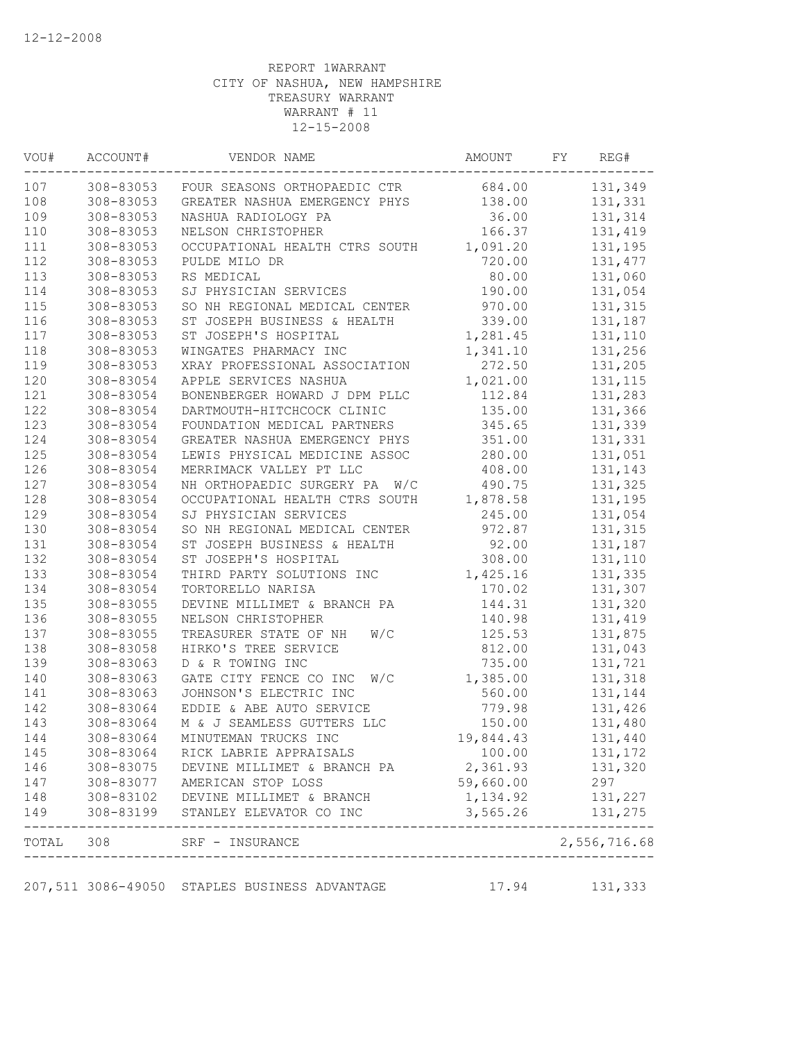12-12-2008

REPORT 1WARRANT
CITY OF NASHUA, NEW HAMPSHIRE
TREASURY WARRANT
WARRANT # 11
12-15-2008

| VOU# | ACCOUNT# | VENDOR NAME | AMOUNT | FY | REG# |
|---|---|---|---|---|---|
| 107 | 308-83053 | FOUR SEASONS ORTHOPAEDIC CTR | 684.00 | | 131,349 |
| 108 | 308-83053 | GREATER NASHUA EMERGENCY PHYS | 138.00 | | 131,331 |
| 109 | 308-83053 | NASHUA RADIOLOGY PA | 36.00 | | 131,314 |
| 110 | 308-83053 | NELSON CHRISTOPHER | 166.37 | | 131,419 |
| 111 | 308-83053 | OCCUPATIONAL HEALTH CTRS SOUTH | 1,091.20 | | 131,195 |
| 112 | 308-83053 | PULDE MILO DR | 720.00 | | 131,477 |
| 113 | 308-83053 | RS MEDICAL | 80.00 | | 131,060 |
| 114 | 308-83053 | SJ PHYSICIAN SERVICES | 190.00 | | 131,054 |
| 115 | 308-83053 | SO NH REGIONAL MEDICAL CENTER | 970.00 | | 131,315 |
| 116 | 308-83053 | ST JOSEPH BUSINESS & HEALTH | 339.00 | | 131,187 |
| 117 | 308-83053 | ST JOSEPH'S HOSPITAL | 1,281.45 | | 131,110 |
| 118 | 308-83053 | WINGATES PHARMACY INC | 1,341.10 | | 131,256 |
| 119 | 308-83053 | XRAY PROFESSIONAL ASSOCIATION | 272.50 | | 131,205 |
| 120 | 308-83054 | APPLE SERVICES NASHUA | 1,021.00 | | 131,115 |
| 121 | 308-83054 | BONENBERGER HOWARD J DPM PLLC | 112.84 | | 131,283 |
| 122 | 308-83054 | DARTMOUTH-HITCHCOCK CLINIC | 135.00 | | 131,366 |
| 123 | 308-83054 | FOUNDATION MEDICAL PARTNERS | 345.65 | | 131,339 |
| 124 | 308-83054 | GREATER NASHUA EMERGENCY PHYS | 351.00 | | 131,331 |
| 125 | 308-83054 | LEWIS PHYSICAL MEDICINE ASSOC | 280.00 | | 131,051 |
| 126 | 308-83054 | MERRIMACK VALLEY PT LLC | 408.00 | | 131,143 |
| 127 | 308-83054 | NH ORTHOPAEDIC SURGERY PA W/C | 490.75 | | 131,325 |
| 128 | 308-83054 | OCCUPATIONAL HEALTH CTRS SOUTH | 1,878.58 | | 131,195 |
| 129 | 308-83054 | SJ PHYSICIAN SERVICES | 245.00 | | 131,054 |
| 130 | 308-83054 | SO NH REGIONAL MEDICAL CENTER | 972.87 | | 131,315 |
| 131 | 308-83054 | ST JOSEPH BUSINESS & HEALTH | 92.00 | | 131,187 |
| 132 | 308-83054 | ST JOSEPH'S HOSPITAL | 308.00 | | 131,110 |
| 133 | 308-83054 | THIRD PARTY SOLUTIONS INC | 1,425.16 | | 131,335 |
| 134 | 308-83054 | TORTORELLO NARISA | 170.02 | | 131,307 |
| 135 | 308-83055 | DEVINE MILLIMET & BRANCH PA | 144.31 | | 131,320 |
| 136 | 308-83055 | NELSON CHRISTOPHER | 140.98 | | 131,419 |
| 137 | 308-83055 | TREASURER STATE OF NH W/C | 125.53 | | 131,875 |
| 138 | 308-83058 | HIRKO'S TREE SERVICE | 812.00 | | 131,043 |
| 139 | 308-83063 | D & R TOWING INC | 735.00 | | 131,721 |
| 140 | 308-83063 | GATE CITY FENCE CO INC W/C | 1,385.00 | | 131,318 |
| 141 | 308-83063 | JOHNSON'S ELECTRIC INC | 560.00 | | 131,144 |
| 142 | 308-83064 | EDDIE & ABE AUTO SERVICE | 779.98 | | 131,426 |
| 143 | 308-83064 | M & J SEAMLESS GUTTERS LLC | 150.00 | | 131,480 |
| 144 | 308-83064 | MINUTEMAN TRUCKS INC | 19,844.43 | | 131,440 |
| 145 | 308-83064 | RICK LABRIE APPRAISALS | 100.00 | | 131,172 |
| 146 | 308-83075 | DEVINE MILLIMET & BRANCH PA | 2,361.93 | | 131,320 |
| 147 | 308-83077 | AMERICAN STOP LOSS | 59,660.00 | | 297 |
| 148 | 308-83102 | DEVINE MILLIMET & BRANCH | 1,134.92 | | 131,227 |
| 149 | 308-83199 | STANLEY ELEVATOR CO INC | 3,565.26 | | 131,275 |
| TOTAL | 308 | SRF - INSURANCE | | | 2,556,716.68 |
| 207,511 | 3086-49050 | STAPLES BUSINESS ADVANTAGE | 17.94 | | 131,333 |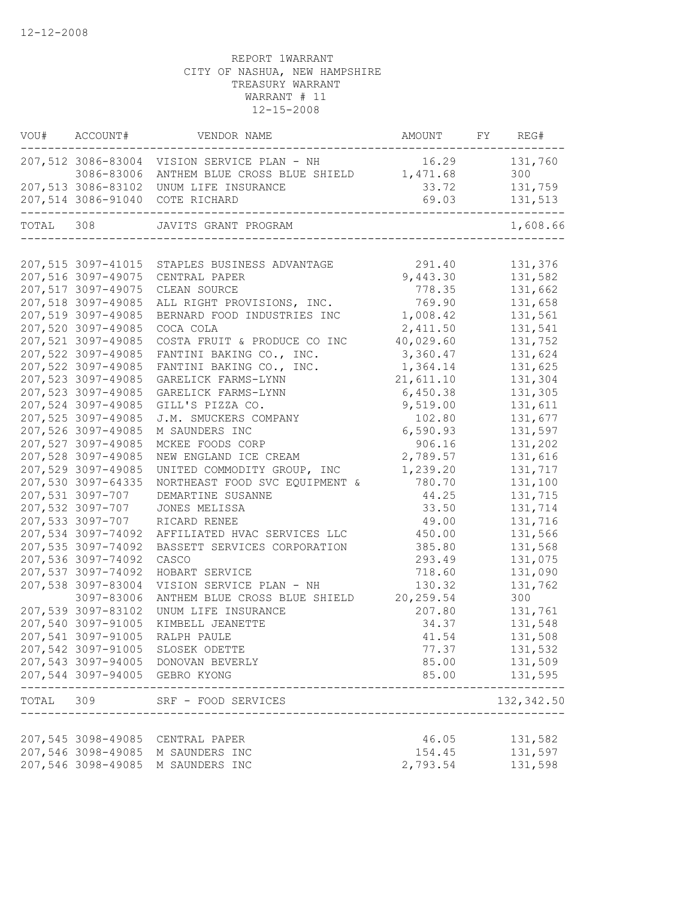12-12-2008

REPORT 1WARRANT
CITY OF NASHUA, NEW HAMPSHIRE
TREASURY WARRANT
WARRANT # 11
12-15-2008

| VOU# | ACCOUNT# | VENDOR NAME | AMOUNT | FY | REG# |
|---|---|---|---|---|---|
| 207,512 | 3086-83004 | VISION SERVICE PLAN - NH | 16.29 | | 131,760 |
| | 3086-83006 | ANTHEM BLUE CROSS BLUE SHIELD | 1,471.68 | | 300 |
| 207,513 | 3086-83102 | UNUM LIFE INSURANCE | 33.72 | | 131,759 |
| 207,514 | 3086-91040 | COTE RICHARD | 69.03 | | 131,513 |
| TOTAL | 308 | JAVITS GRANT PROGRAM | | | 1,608.66 |
| 207,515 | 3097-41015 | STAPLES BUSINESS ADVANTAGE | 291.40 | | 131,376 |
| 207,516 | 3097-49075 | CENTRAL PAPER | 9,443.30 | | 131,582 |
| 207,517 | 3097-49075 | CLEAN SOURCE | 778.35 | | 131,662 |
| 207,518 | 3097-49085 | ALL RIGHT PROVISIONS, INC. | 769.90 | | 131,658 |
| 207,519 | 3097-49085 | BERNARD FOOD INDUSTRIES INC | 1,008.42 | | 131,561 |
| 207,520 | 3097-49085 | COCA COLA | 2,411.50 | | 131,541 |
| 207,521 | 3097-49085 | COSTA FRUIT & PRODUCE CO INC | 40,029.60 | | 131,752 |
| 207,522 | 3097-49085 | FANTINI BAKING CO., INC. | 3,360.47 | | 131,624 |
| 207,522 | 3097-49085 | FANTINI BAKING CO., INC. | 1,364.14 | | 131,625 |
| 207,523 | 3097-49085 | GARELICK FARMS-LYNN | 21,611.10 | | 131,304 |
| 207,523 | 3097-49085 | GARELICK FARMS-LYNN | 6,450.38 | | 131,305 |
| 207,524 | 3097-49085 | GILL'S PIZZA CO. | 9,519.00 | | 131,611 |
| 207,525 | 3097-49085 | J.M. SMUCKERS COMPANY | 102.80 | | 131,677 |
| 207,526 | 3097-49085 | M SAUNDERS INC | 6,590.93 | | 131,597 |
| 207,527 | 3097-49085 | MCKEE FOODS CORP | 906.16 | | 131,202 |
| 207,528 | 3097-49085 | NEW ENGLAND ICE CREAM | 2,789.57 | | 131,616 |
| 207,529 | 3097-49085 | UNITED COMMODITY GROUP, INC | 1,239.20 | | 131,717 |
| 207,530 | 3097-64335 | NORTHEAST FOOD SVC EQUIPMENT & | 780.70 | | 131,100 |
| 207,531 | 3097-707 | DEMARTINE SUSANNE | 44.25 | | 131,715 |
| 207,532 | 3097-707 | JONES MELISSA | 33.50 | | 131,714 |
| 207,533 | 3097-707 | RICARD RENEE | 49.00 | | 131,716 |
| 207,534 | 3097-74092 | AFFILIATED HVAC SERVICES LLC | 450.00 | | 131,566 |
| 207,535 | 3097-74092 | BASSETT SERVICES CORPORATION | 385.80 | | 131,568 |
| 207,536 | 3097-74092 | CASCO | 293.49 | | 131,075 |
| 207,537 | 3097-74092 | HOBART SERVICE | 718.60 | | 131,090 |
| 207,538 | 3097-83004 | VISION SERVICE PLAN - NH | 130.32 | | 131,762 |
| | 3097-83006 | ANTHEM BLUE CROSS BLUE SHIELD | 20,259.54 | | 300 |
| 207,539 | 3097-83102 | UNUM LIFE INSURANCE | 207.80 | | 131,761 |
| 207,540 | 3097-91005 | KIMBELL JEANETTE | 34.37 | | 131,548 |
| 207,541 | 3097-91005 | RALPH PAULE | 41.54 | | 131,508 |
| 207,542 | 3097-91005 | SLOSEK ODETTE | 77.37 | | 131,532 |
| 207,543 | 3097-94005 | DONOVAN BEVERLY | 85.00 | | 131,509 |
| 207,544 | 3097-94005 | GEBRO KYONG | 85.00 | | 131,595 |
| TOTAL | 309 | SRF - FOOD SERVICES | | | 132,342.50 |
| 207,545 | 3098-49085 | CENTRAL PAPER | 46.05 | | 131,582 |
| 207,546 | 3098-49085 | M SAUNDERS INC | 154.45 | | 131,597 |
| 207,546 | 3098-49085 | M SAUNDERS INC | 2,793.54 | | 131,598 |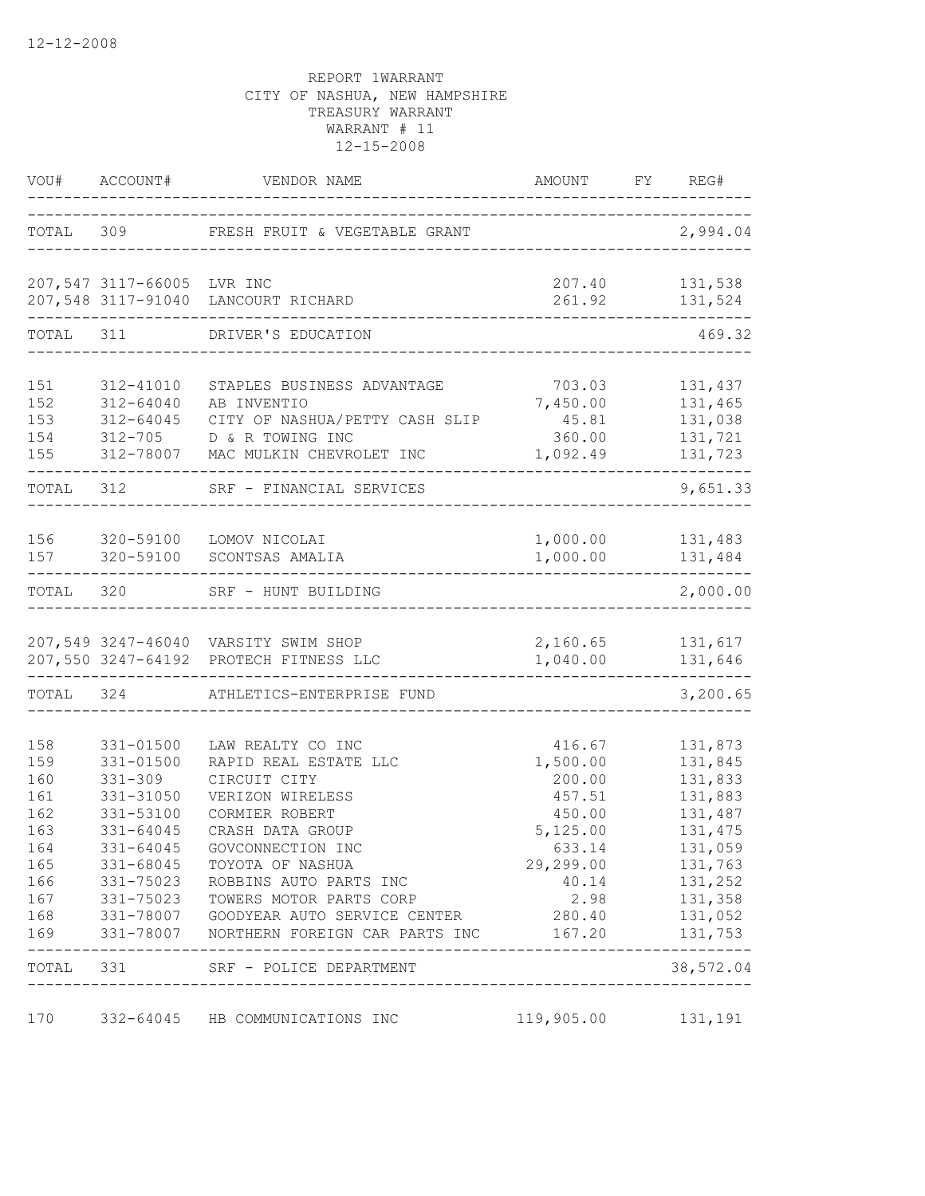12-12-2008

REPORT 1WARRANT
CITY OF NASHUA, NEW HAMPSHIRE
TREASURY WARRANT
WARRANT # 11
12-15-2008

| VOU# | ACCOUNT# | VENDOR NAME | AMOUNT | FY | REG# |
|---|---|---|---|---|---|
| TOTAL | 309 | FRESH FRUIT & VEGETABLE GRANT | | | 2,994.04 |
| 207,547 | 3117-66005 | LVR INC | 207.40 | | 131,538 |
| 207,548 | 3117-91040 | LANCOURT RICHARD | 261.92 | | 131,524 |
| TOTAL | 311 | DRIVER'S EDUCATION | | | 469.32 |
| 151 | 312-41010 | STAPLES BUSINESS ADVANTAGE | 703.03 | | 131,437 |
| 152 | 312-64040 | AB INVENTIO | 7,450.00 | | 131,465 |
| 153 | 312-64045 | CITY OF NASHUA/PETTY CASH SLIP | 45.81 | | 131,038 |
| 154 | 312-705 | D & R TOWING INC | 360.00 | | 131,721 |
| 155 | 312-78007 | MAC MULKIN CHEVROLET INC | 1,092.49 | | 131,723 |
| TOTAL | 312 | SRF - FINANCIAL SERVICES | | | 9,651.33 |
| 156 | 320-59100 | LOMOV NICOLAI | 1,000.00 | | 131,483 |
| 157 | 320-59100 | SCONTSAS AMALIA | 1,000.00 | | 131,484 |
| TOTAL | 320 | SRF - HUNT BUILDING | | | 2,000.00 |
| 207,549 | 3247-46040 | VARSITY SWIM SHOP | 2,160.65 | | 131,617 |
| 207,550 | 3247-64192 | PROTECH FITNESS LLC | 1,040.00 | | 131,646 |
| TOTAL | 324 | ATHLETICS-ENTERPRISE FUND | | | 3,200.65 |
| 158 | 331-01500 | LAW REALTY CO INC | 416.67 | | 131,873 |
| 159 | 331-01500 | RAPID REAL ESTATE LLC | 1,500.00 | | 131,845 |
| 160 | 331-309 | CIRCUIT CITY | 200.00 | | 131,833 |
| 161 | 331-31050 | VERIZON WIRELESS | 457.51 | | 131,883 |
| 162 | 331-53100 | CORMIER ROBERT | 450.00 | | 131,487 |
| 163 | 331-64045 | CRASH DATA GROUP | 5,125.00 | | 131,475 |
| 164 | 331-64045 | GOVCONNECTION INC | 633.14 | | 131,059 |
| 165 | 331-68045 | TOYOTA OF NASHUA | 29,299.00 | | 131,763 |
| 166 | 331-75023 | ROBBINS AUTO PARTS INC | 40.14 | | 131,252 |
| 167 | 331-75023 | TOWERS MOTOR PARTS CORP | 2.98 | | 131,358 |
| 168 | 331-78007 | GOODYEAR AUTO SERVICE CENTER | 280.40 | | 131,052 |
| 169 | 331-78007 | NORTHERN FOREIGN CAR PARTS INC | 167.20 | | 131,753 |
| TOTAL | 331 | SRF - POLICE DEPARTMENT | | | 38,572.04 |
| 170 | 332-64045 | HB COMMUNICATIONS INC | 119,905.00 | | 131,191 |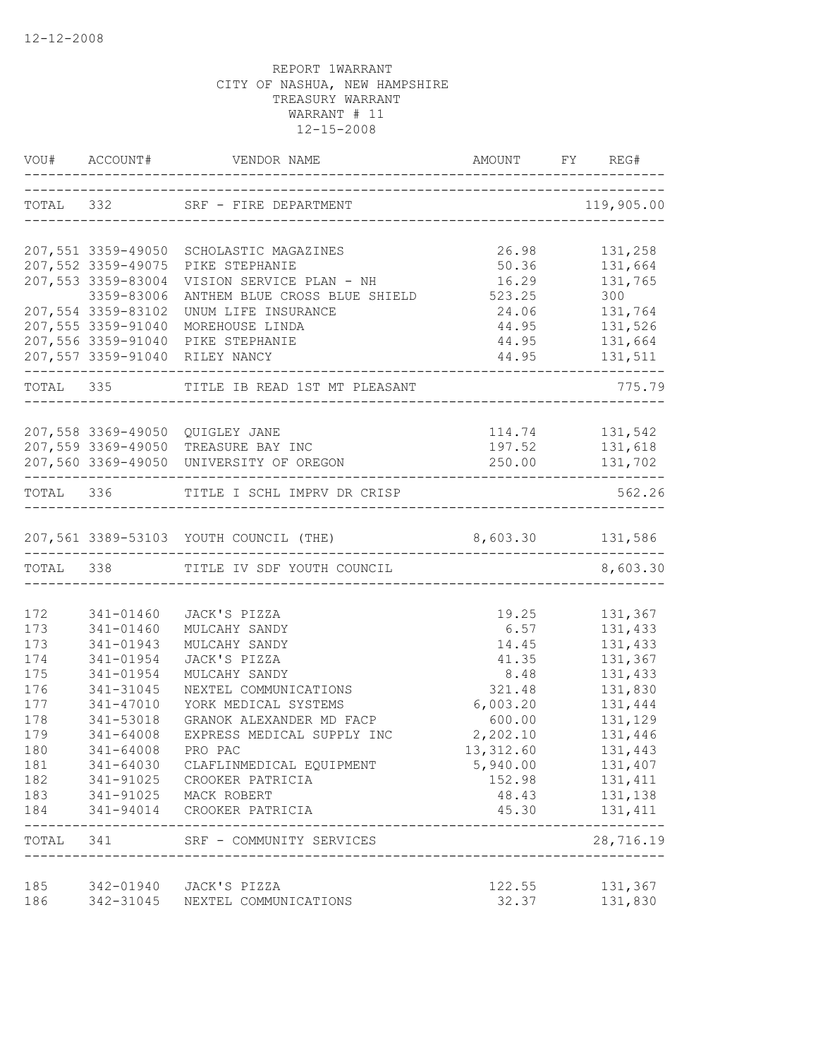12-12-2008

REPORT 1WARRANT
CITY OF NASHUA, NEW HAMPSHIRE
TREASURY WARRANT
WARRANT # 11
12-15-2008

| VOU# | ACCOUNT# | VENDOR NAME | AMOUNT | FY | REG# |
|---|---|---|---|---|---|
| TOTAL | 332 | SRF - FIRE DEPARTMENT | | | 119,905.00 |
| 207,551 | 3359-49050 | SCHOLASTIC MAGAZINES | 26.98 | | 131,258 |
| 207,552 | 3359-49075 | PIKE STEPHANIE | 50.36 | | 131,664 |
| 207,553 | 3359-83004 | VISION SERVICE PLAN - NH | 16.29 | | 131,765 |
| | 3359-83006 | ANTHEM BLUE CROSS BLUE SHIELD | 523.25 | | 300 |
| 207,554 | 3359-83102 | UNUM LIFE INSURANCE | 24.06 | | 131,764 |
| 207,555 | 3359-91040 | MOREHOUSE LINDA | 44.95 | | 131,526 |
| 207,556 | 3359-91040 | PIKE STEPHANIE | 44.95 | | 131,664 |
| 207,557 | 3359-91040 | RILEY NANCY | 44.95 | | 131,511 |
| TOTAL | 335 | TITLE IB READ 1ST MT PLEASANT | | | 775.79 |
| 207,558 | 3369-49050 | QUIGLEY JANE | 114.74 | | 131,542 |
| 207,559 | 3369-49050 | TREASURE BAY INC | 197.52 | | 131,618 |
| 207,560 | 3369-49050 | UNIVERSITY OF OREGON | 250.00 | | 131,702 |
| TOTAL | 336 | TITLE I SCHL IMPRV DR CRISP | | | 562.26 |
| 207,561 | 3389-53103 | YOUTH COUNCIL (THE) | 8,603.30 | | 131,586 |
| TOTAL | 338 | TITLE IV SDF YOUTH COUNCIL | | | 8,603.30 |
| 172 | 341-01460 | JACK'S PIZZA | 19.25 | | 131,367 |
| 173 | 341-01460 | MULCAHY SANDY | 6.57 | | 131,433 |
| 173 | 341-01943 | MULCAHY SANDY | 14.45 | | 131,433 |
| 174 | 341-01954 | JACK'S PIZZA | 41.35 | | 131,367 |
| 175 | 341-01954 | MULCAHY SANDY | 8.48 | | 131,433 |
| 176 | 341-31045 | NEXTEL COMMUNICATIONS | 321.48 | | 131,830 |
| 177 | 341-47010 | YORK MEDICAL SYSTEMS | 6,003.20 | | 131,444 |
| 178 | 341-53018 | GRANOK ALEXANDER MD FACP | 600.00 | | 131,129 |
| 179 | 341-64008 | EXPRESS MEDICAL SUPPLY INC | 2,202.10 | | 131,446 |
| 180 | 341-64008 | PRO PAC | 13,312.60 | | 131,443 |
| 181 | 341-64030 | CLAFLINMEDICAL EQUIPMENT | 5,940.00 | | 131,407 |
| 182 | 341-91025 | CROOKER PATRICIA | 152.98 | | 131,411 |
| 183 | 341-91025 | MACK ROBERT | 48.43 | | 131,138 |
| 184 | 341-94014 | CROOKER PATRICIA | 45.30 | | 131,411 |
| TOTAL | 341 | SRF - COMMUNITY SERVICES | | | 28,716.19 |
| 185 | 342-01940 | JACK'S PIZZA | 122.55 | | 131,367 |
| 186 | 342-31045 | NEXTEL COMMUNICATIONS | 32.37 | | 131,830 |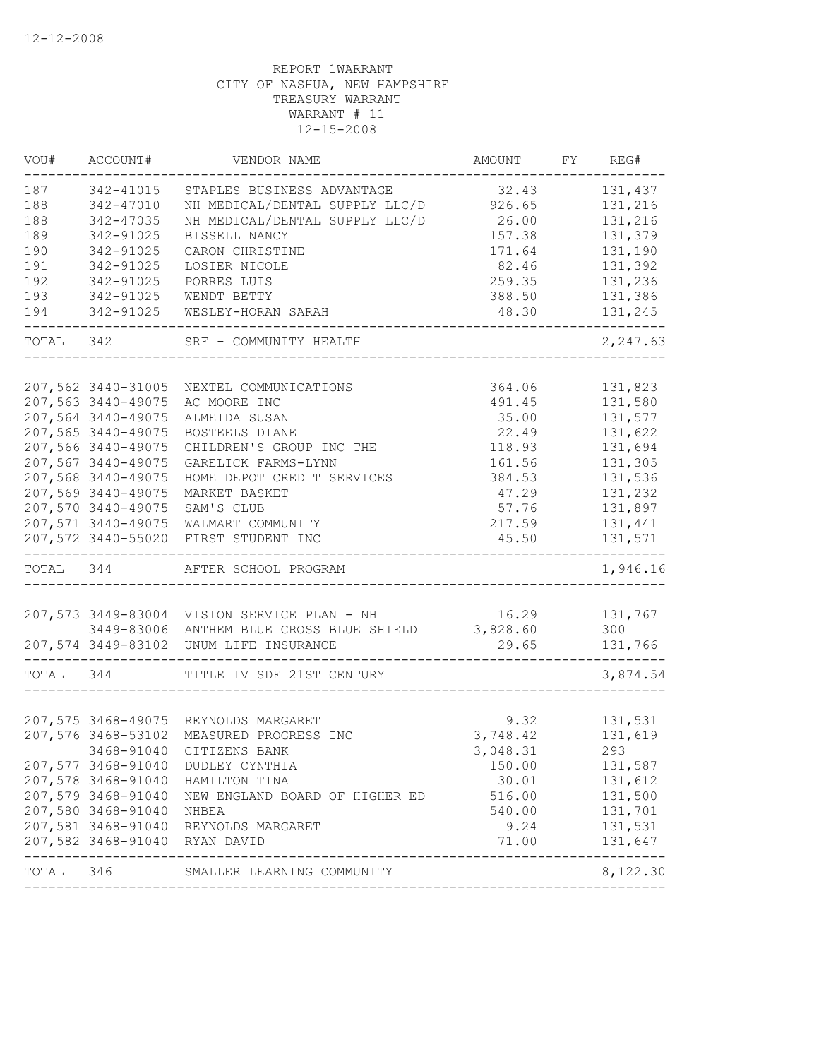12-12-2008

REPORT 1WARRANT
CITY OF NASHUA, NEW HAMPSHIRE
TREASURY WARRANT
WARRANT # 11
12-15-2008

| VOU# | ACCOUNT# | VENDOR NAME | AMOUNT | FY | REG# |
|---|---|---|---|---|---|
| 187 | 342-41015 | STAPLES BUSINESS ADVANTAGE | 32.43 | | 131,437 |
| 188 | 342-47010 | NH MEDICAL/DENTAL SUPPLY LLC/D | 926.65 | | 131,216 |
| 188 | 342-47035 | NH MEDICAL/DENTAL SUPPLY LLC/D | 26.00 | | 131,216 |
| 189 | 342-91025 | BISSELL NANCY | 157.38 | | 131,379 |
| 190 | 342-91025 | CARON CHRISTINE | 171.64 | | 131,190 |
| 191 | 342-91025 | LOSIER NICOLE | 82.46 | | 131,392 |
| 192 | 342-91025 | PORRES LUIS | 259.35 | | 131,236 |
| 193 | 342-91025 | WENDT BETTY | 388.50 | | 131,386 |
| 194 | 342-91025 | WESLEY-HORAN SARAH | 48.30 | | 131,245 |
| TOTAL | 342 | SRF - COMMUNITY HEALTH | | | 2,247.63 |
| 207,562 | 3440-31005 | NEXTEL COMMUNICATIONS | 364.06 | | 131,823 |
| 207,563 | 3440-49075 | AC MOORE INC | 491.45 | | 131,580 |
| 207,564 | 3440-49075 | ALMEIDA SUSAN | 35.00 | | 131,577 |
| 207,565 | 3440-49075 | BOSTEELS DIANE | 22.49 | | 131,622 |
| 207,566 | 3440-49075 | CHILDREN'S GROUP INC THE | 118.93 | | 131,694 |
| 207,567 | 3440-49075 | GARELICK FARMS-LYNN | 161.56 | | 131,305 |
| 207,568 | 3440-49075 | HOME DEPOT CREDIT SERVICES | 384.53 | | 131,536 |
| 207,569 | 3440-49075 | MARKET BASKET | 47.29 | | 131,232 |
| 207,570 | 3440-49075 | SAM'S CLUB | 57.76 | | 131,897 |
| 207,571 | 3440-49075 | WALMART COMMUNITY | 217.59 | | 131,441 |
| 207,572 | 3440-55020 | FIRST STUDENT INC | 45.50 | | 131,571 |
| TOTAL | 344 | AFTER SCHOOL PROGRAM | | | 1,946.16 |
| 207,573 | 3449-83004 | VISION SERVICE PLAN - NH | 16.29 | | 131,767 |
| | 3449-83006 | ANTHEM BLUE CROSS BLUE SHIELD | 3,828.60 | | 300 |
| 207,574 | 3449-83102 | UNUM LIFE INSURANCE | 29.65 | | 131,766 |
| TOTAL | 344 | TITLE IV SDF 21ST CENTURY | | | 3,874.54 |
| 207,575 | 3468-49075 | REYNOLDS MARGARET | 9.32 | | 131,531 |
| 207,576 | 3468-53102 | MEASURED PROGRESS INC | 3,748.42 | | 131,619 |
| | 3468-91040 | CITIZENS BANK | 3,048.31 | | 293 |
| 207,577 | 3468-91040 | DUDLEY CYNTHIA | 150.00 | | 131,587 |
| 207,578 | 3468-91040 | HAMILTON TINA | 30.01 | | 131,612 |
| 207,579 | 3468-91040 | NEW ENGLAND BOARD OF HIGHER ED | 516.00 | | 131,500 |
| 207,580 | 3468-91040 | NHBEA | 540.00 | | 131,701 |
| 207,581 | 3468-91040 | REYNOLDS MARGARET | 9.24 | | 131,531 |
| 207,582 | 3468-91040 | RYAN DAVID | 71.00 | | 131,647 |
| TOTAL | 346 | SMALLER LEARNING COMMUNITY | | | 8,122.30 |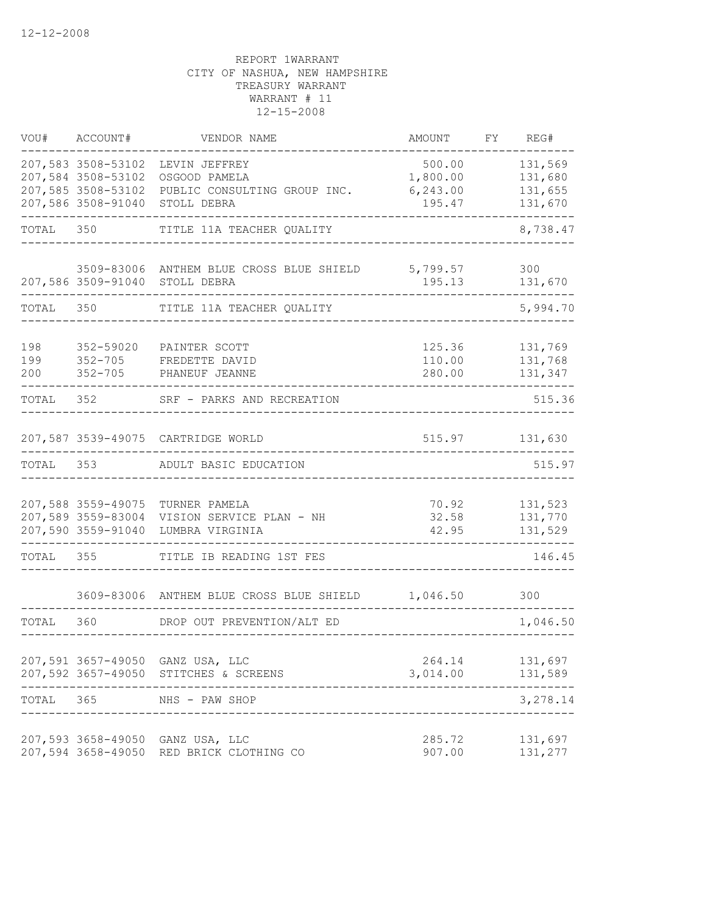12-12-2008

REPORT 1WARRANT
CITY OF NASHUA, NEW HAMPSHIRE
TREASURY WARRANT
WARRANT # 11
12-15-2008

| VOU# | ACCOUNT# | VENDOR NAME | AMOUNT | FY | REG# |
|---|---|---|---|---|---|
| 207,583 | 3508-53102 | LEVIN JEFFREY | 500.00 | | 131,569 |
| 207,584 | 3508-53102 | OSGOOD PAMELA | 1,800.00 | | 131,680 |
| 207,585 | 3508-53102 | PUBLIC CONSULTING GROUP INC. | 6,243.00 | | 131,655 |
| 207,586 | 3508-91040 | STOLL DEBRA | 195.47 | | 131,670 |
| TOTAL | 350 | TITLE 11A TEACHER QUALITY | | | 8,738.47 |
| | 3509-83006 | ANTHEM BLUE CROSS BLUE SHIELD | 5,799.57 | | 300 |
| 207,586 | 3509-91040 | STOLL DEBRA | 195.13 | | 131,670 |
| TOTAL | 350 | TITLE 11A TEACHER QUALITY | | | 5,994.70 |
| 198 | 352-59020 | PAINTER SCOTT | 125.36 | | 131,769 |
| 199 | 352-705 | FREDETTE DAVID | 110.00 | | 131,768 |
| 200 | 352-705 | PHANEUF JEANNE | 280.00 | | 131,347 |
| TOTAL | 352 | SRF - PARKS AND RECREATION | | | 515.36 |
| 207,587 | 3539-49075 | CARTRIDGE WORLD | 515.97 | | 131,630 |
| TOTAL | 353 | ADULT BASIC EDUCATION | | | 515.97 |
| 207,588 | 3559-49075 | TURNER PAMELA | 70.92 | | 131,523 |
| 207,589 | 3559-83004 | VISION SERVICE PLAN - NH | 32.58 | | 131,770 |
| 207,590 | 3559-91040 | LUMBRA VIRGINIA | 42.95 | | 131,529 |
| TOTAL | 355 | TITLE IB READING 1ST FES | | | 146.45 |
| | 3609-83006 | ANTHEM BLUE CROSS BLUE SHIELD | 1,046.50 | | 300 |
| TOTAL | 360 | DROP OUT PREVENTION/ALT ED | | | 1,046.50 |
| 207,591 | 3657-49050 | GANZ USA, LLC | 264.14 | | 131,697 |
| 207,592 | 3657-49050 | STITCHES & SCREENS | 3,014.00 | | 131,589 |
| TOTAL | 365 | NHS - PAW SHOP | | | 3,278.14 |
| 207,593 | 3658-49050 | GANZ USA, LLC | 285.72 | | 131,697 |
| 207,594 | 3658-49050 | RED BRICK CLOTHING CO | 907.00 | | 131,277 |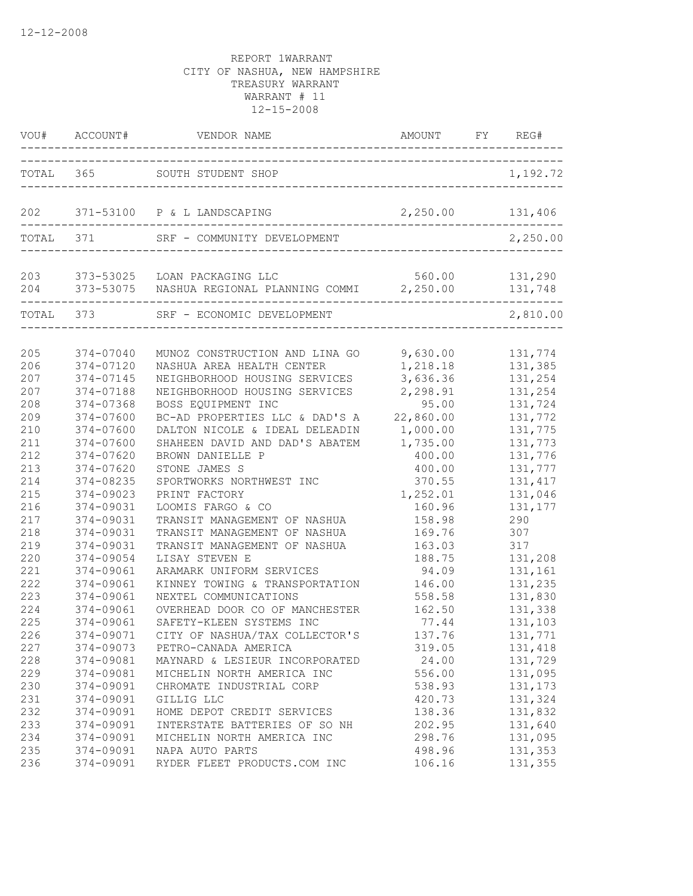12-12-2008

REPORT 1WARRANT
CITY OF NASHUA, NEW HAMPSHIRE
TREASURY WARRANT
WARRANT # 11
12-15-2008

| VOU# | ACCOUNT# | VENDOR NAME | AMOUNT | FY | REG# |
|---|---|---|---|---|---|
| TOTAL | 365 | SOUTH STUDENT SHOP | | | 1,192.72 |
| 202 | 371-53100 | P & L LANDSCAPING | 2,250.00 | | 131,406 |
| TOTAL | 371 | SRF - COMMUNITY DEVELOPMENT | | | 2,250.00 |
| 203 | 373-53025 | LOAN PACKAGING LLC | 560.00 | | 131,290 |
| 204 | 373-53075 | NASHUA REGIONAL PLANNING COMMI | 2,250.00 | | 131,748 |
| TOTAL | 373 | SRF - ECONOMIC DEVELOPMENT | | | 2,810.00 |
| 205 | 374-07040 | MUNOZ CONSTRUCTION AND LINA GO | 9,630.00 | | 131,774 |
| 206 | 374-07120 | NASHUA AREA HEALTH CENTER | 1,218.18 | | 131,385 |
| 207 | 374-07145 | NEIGHBORHOOD HOUSING SERVICES | 3,636.36 | | 131,254 |
| 207 | 374-07188 | NEIGHBORHOOD HOUSING SERVICES | 2,298.91 | | 131,254 |
| 208 | 374-07368 | BOSS EQUIPMENT INC | 95.00 | | 131,724 |
| 209 | 374-07600 | BC-AD PROPERTIES LLC & DAD'S A | 22,860.00 | | 131,772 |
| 210 | 374-07600 | DALTON NICOLE & IDEAL DELEADIN | 1,000.00 | | 131,775 |
| 211 | 374-07600 | SHAHEEN DAVID AND DAD'S ABATEM | 1,735.00 | | 131,773 |
| 212 | 374-07620 | BROWN DANIELLE P | 400.00 | | 131,776 |
| 213 | 374-07620 | STONE JAMES S | 400.00 | | 131,777 |
| 214 | 374-08235 | SPORTWORKS NORTHWEST INC | 370.55 | | 131,417 |
| 215 | 374-09023 | PRINT FACTORY | 1,252.01 | | 131,046 |
| 216 | 374-09031 | LOOMIS FARGO & CO | 160.96 | | 131,177 |
| 217 | 374-09031 | TRANSIT MANAGEMENT OF NASHUA | 158.98 | | 290 |
| 218 | 374-09031 | TRANSIT MANAGEMENT OF NASHUA | 169.76 | | 307 |
| 219 | 374-09031 | TRANSIT MANAGEMENT OF NASHUA | 163.03 | | 317 |
| 220 | 374-09054 | LISAY STEVEN E | 188.75 | | 131,208 |
| 221 | 374-09061 | ARAMARK UNIFORM SERVICES | 94.09 | | 131,161 |
| 222 | 374-09061 | KINNEY TOWING & TRANSPORTATION | 146.00 | | 131,235 |
| 223 | 374-09061 | NEXTEL COMMUNICATIONS | 558.58 | | 131,830 |
| 224 | 374-09061 | OVERHEAD DOOR CO OF MANCHESTER | 162.50 | | 131,338 |
| 225 | 374-09061 | SAFETY-KLEEN SYSTEMS INC | 77.44 | | 131,103 |
| 226 | 374-09071 | CITY OF NASHUA/TAX COLLECTOR'S | 137.76 | | 131,771 |
| 227 | 374-09073 | PETRO-CANADA AMERICA | 319.05 | | 131,418 |
| 228 | 374-09081 | MAYNARD & LESIEUR INCORPORATED | 24.00 | | 131,729 |
| 229 | 374-09081 | MICHELIN NORTH AMERICA INC | 556.00 | | 131,095 |
| 230 | 374-09091 | CHROMATE INDUSTRIAL CORP | 538.93 | | 131,173 |
| 231 | 374-09091 | GILLIG LLC | 420.73 | | 131,324 |
| 232 | 374-09091 | HOME DEPOT CREDIT SERVICES | 138.36 | | 131,832 |
| 233 | 374-09091 | INTERSTATE BATTERIES OF SO NH | 202.95 | | 131,640 |
| 234 | 374-09091 | MICHELIN NORTH AMERICA INC | 298.76 | | 131,095 |
| 235 | 374-09091 | NAPA AUTO PARTS | 498.96 | | 131,353 |
| 236 | 374-09091 | RYDER FLEET PRODUCTS.COM INC | 106.16 | | 131,355 |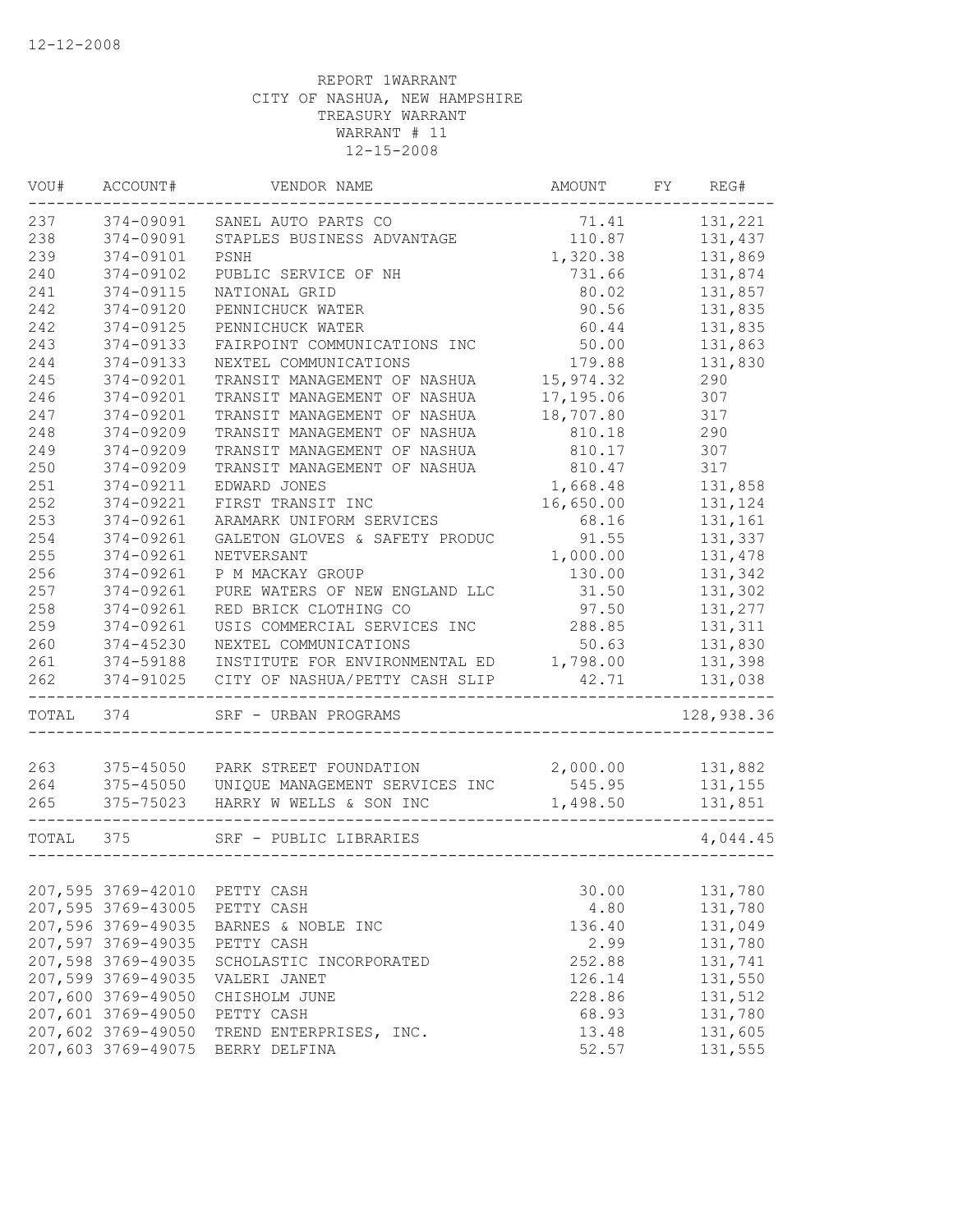12-12-2008

REPORT 1WARRANT
CITY OF NASHUA, NEW HAMPSHIRE
TREASURY WARRANT
WARRANT # 11
12-15-2008

| VOU# | ACCOUNT# | VENDOR NAME | AMOUNT | FY | REG# |
|---|---|---|---|---|---|
| 237 | 374-09091 | SANEL AUTO PARTS CO | 71.41 | | 131,221 |
| 238 | 374-09091 | STAPLES BUSINESS ADVANTAGE | 110.87 | | 131,437 |
| 239 | 374-09101 | PSNH | 1,320.38 | | 131,869 |
| 240 | 374-09102 | PUBLIC SERVICE OF NH | 731.66 | | 131,874 |
| 241 | 374-09115 | NATIONAL GRID | 80.02 | | 131,857 |
| 242 | 374-09120 | PENNICHUCK WATER | 90.56 | | 131,835 |
| 242 | 374-09125 | PENNICHUCK WATER | 60.44 | | 131,835 |
| 243 | 374-09133 | FAIRPOINT COMMUNICATIONS INC | 50.00 | | 131,863 |
| 244 | 374-09133 | NEXTEL COMMUNICATIONS | 179.88 | | 131,830 |
| 245 | 374-09201 | TRANSIT MANAGEMENT OF NASHUA | 15,974.32 | | 290 |
| 246 | 374-09201 | TRANSIT MANAGEMENT OF NASHUA | 17,195.06 | | 307 |
| 247 | 374-09201 | TRANSIT MANAGEMENT OF NASHUA | 18,707.80 | | 317 |
| 248 | 374-09209 | TRANSIT MANAGEMENT OF NASHUA | 810.18 | | 290 |
| 249 | 374-09209 | TRANSIT MANAGEMENT OF NASHUA | 810.17 | | 307 |
| 250 | 374-09209 | TRANSIT MANAGEMENT OF NASHUA | 810.47 | | 317 |
| 251 | 374-09211 | EDWARD JONES | 1,668.48 | | 131,858 |
| 252 | 374-09221 | FIRST TRANSIT INC | 16,650.00 | | 131,124 |
| 253 | 374-09261 | ARAMARK UNIFORM SERVICES | 68.16 | | 131,161 |
| 254 | 374-09261 | GALETON GLOVES & SAFETY PRODUC | 91.55 | | 131,337 |
| 255 | 374-09261 | NETVERSANT | 1,000.00 | | 131,478 |
| 256 | 374-09261 | P M MACKAY GROUP | 130.00 | | 131,342 |
| 257 | 374-09261 | PURE WATERS OF NEW ENGLAND LLC | 31.50 | | 131,302 |
| 258 | 374-09261 | RED BRICK CLOTHING CO | 97.50 | | 131,277 |
| 259 | 374-09261 | USIS COMMERCIAL SERVICES INC | 288.85 | | 131,311 |
| 260 | 374-45230 | NEXTEL COMMUNICATIONS | 50.63 | | 131,830 |
| 261 | 374-59188 | INSTITUTE FOR ENVIRONMENTAL ED | 1,798.00 | | 131,398 |
| 262 | 374-91025 | CITY OF NASHUA/PETTY CASH SLIP | 42.71 | | 131,038 |
| TOTAL | 374 | SRF - URBAN PROGRAMS | | | 128,938.36 |
| 263 | 375-45050 | PARK STREET FOUNDATION | 2,000.00 | | 131,882 |
| 264 | 375-45050 | UNIQUE MANAGEMENT SERVICES INC | 545.95 | | 131,155 |
| 265 | 375-75023 | HARRY W WELLS & SON INC | 1,498.50 | | 131,851 |
| TOTAL | 375 | SRF - PUBLIC LIBRARIES | | | 4,044.45 |
| 207,595 | 3769-42010 | PETTY CASH | 30.00 | | 131,780 |
| 207,595 | 3769-43005 | PETTY CASH | 4.80 | | 131,780 |
| 207,596 | 3769-49035 | BARNES & NOBLE INC | 136.40 | | 131,049 |
| 207,597 | 3769-49035 | PETTY CASH | 2.99 | | 131,780 |
| 207,598 | 3769-49035 | SCHOLASTIC INCORPORATED | 252.88 | | 131,741 |
| 207,599 | 3769-49035 | VALERI JANET | 126.14 | | 131,550 |
| 207,600 | 3769-49050 | CHISHOLM JUNE | 228.86 | | 131,512 |
| 207,601 | 3769-49050 | PETTY CASH | 68.93 | | 131,780 |
| 207,602 | 3769-49050 | TREND ENTERPRISES, INC. | 13.48 | | 131,605 |
| 207,603 | 3769-49075 | BERRY DELFINA | 52.57 | | 131,555 |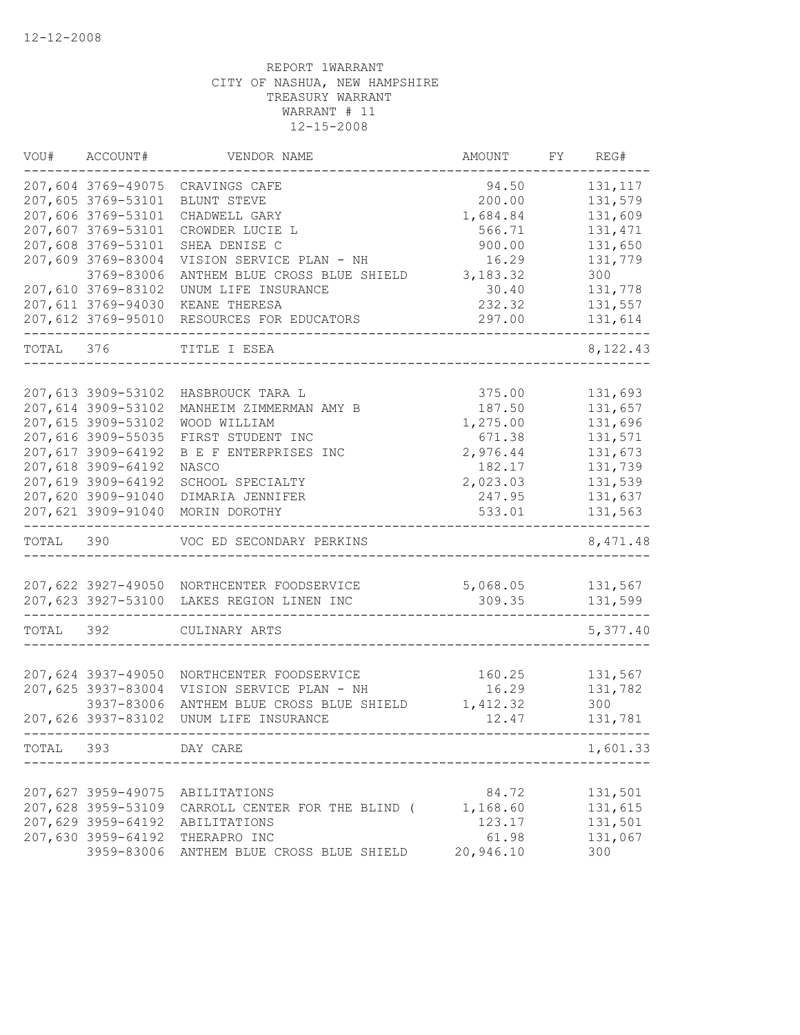12-12-2008

REPORT 1WARRANT
CITY OF NASHUA, NEW HAMPSHIRE
TREASURY WARRANT
WARRANT # 11
12-15-2008

| VOU# | ACCOUNT# | VENDOR NAME | AMOUNT | FY | REG# |
|---|---|---|---|---|---|
| 207,604 | 3769-49075 | CRAVINGS CAFE | 94.50 | | 131,117 |
| 207,605 | 3769-53101 | BLUNT STEVE | 200.00 | | 131,579 |
| 207,606 | 3769-53101 | CHADWELL GARY | 1,684.84 | | 131,609 |
| 207,607 | 3769-53101 | CROWDER LUCIE L | 566.71 | | 131,471 |
| 207,608 | 3769-53101 | SHEA DENISE C | 900.00 | | 131,650 |
| 207,609 | 3769-83004 | VISION SERVICE PLAN - NH | 16.29 | | 131,779 |
| | 3769-83006 | ANTHEM BLUE CROSS BLUE SHIELD | 3,183.32 | | 300 |
| 207,610 | 3769-83102 | UNUM LIFE INSURANCE | 30.40 | | 131,778 |
| 207,611 | 3769-94030 | KEANE THERESA | 232.32 | | 131,557 |
| 207,612 | 3769-95010 | RESOURCES FOR EDUCATORS | 297.00 | | 131,614 |
| TOTAL | 376 | TITLE I ESEA | | | 8,122.43 |
| 207,613 | 3909-53102 | HASBROUCK TARA L | 375.00 | | 131,693 |
| 207,614 | 3909-53102 | MANHEIM ZIMMERMAN AMY B | 187.50 | | 131,657 |
| 207,615 | 3909-53102 | WOOD WILLIAM | 1,275.00 | | 131,696 |
| 207,616 | 3909-55035 | FIRST STUDENT INC | 671.38 | | 131,571 |
| 207,617 | 3909-64192 | B E F ENTERPRISES INC | 2,976.44 | | 131,673 |
| 207,618 | 3909-64192 | NASCO | 182.17 | | 131,739 |
| 207,619 | 3909-64192 | SCHOOL SPECIALTY | 2,023.03 | | 131,539 |
| 207,620 | 3909-91040 | DIMARIA JENNIFER | 247.95 | | 131,637 |
| 207,621 | 3909-91040 | MORIN DOROTHY | 533.01 | | 131,563 |
| TOTAL | 390 | VOC ED SECONDARY PERKINS | | | 8,471.48 |
| 207,622 | 3927-49050 | NORTHCENTER FOODSERVICE | 5,068.05 | | 131,567 |
| 207,623 | 3927-53100 | LAKES REGION LINEN INC | 309.35 | | 131,599 |
| TOTAL | 392 | CULINARY ARTS | | | 5,377.40 |
| 207,624 | 3937-49050 | NORTHCENTER FOODSERVICE | 160.25 | | 131,567 |
| 207,625 | 3937-83004 | VISION SERVICE PLAN - NH | 16.29 | | 131,782 |
| | 3937-83006 | ANTHEM BLUE CROSS BLUE SHIELD | 1,412.32 | | 300 |
| 207,626 | 3937-83102 | UNUM LIFE INSURANCE | 12.47 | | 131,781 |
| TOTAL | 393 | DAY CARE | | | 1,601.33 |
| 207,627 | 3959-49075 | ABILITATIONS | 84.72 | | 131,501 |
| 207,628 | 3959-53109 | CARROLL CENTER FOR THE BLIND ( | 1,168.60 | | 131,615 |
| 207,629 | 3959-64192 | ABILITATIONS | 123.17 | | 131,501 |
| 207,630 | 3959-64192 | THERAPRO INC | 61.98 | | 131,067 |
| | 3959-83006 | ANTHEM BLUE CROSS BLUE SHIELD | 20,946.10 | | 300 |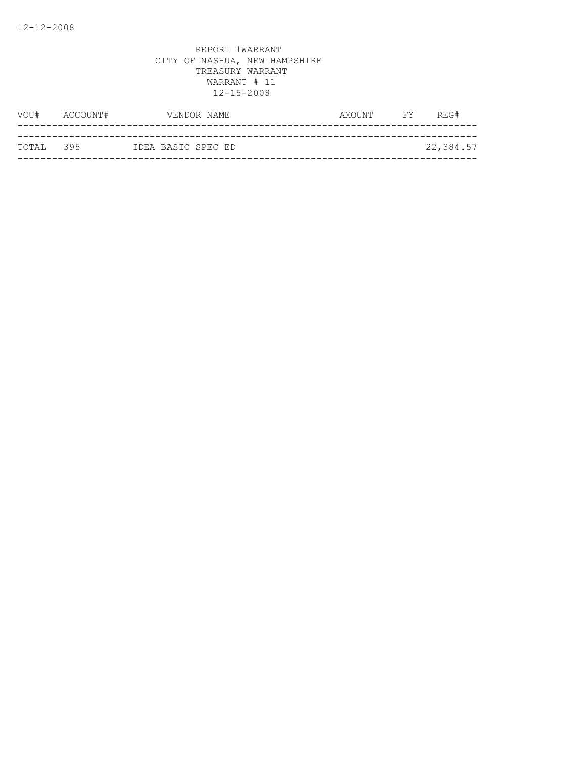REPORT 1WARRANT
CITY OF NASHUA, NEW HAMPSHIRE
TREASURY WARRANT
WARRANT # 11
12-15-2008

| VOU# | ACCOUNT# | VENDOR NAME | AMOUNT | FY | REG# |
|---|---|---|---|---|---|
| TOTAL | 395 | IDEA BASIC SPEC ED | | | 22,384.57 |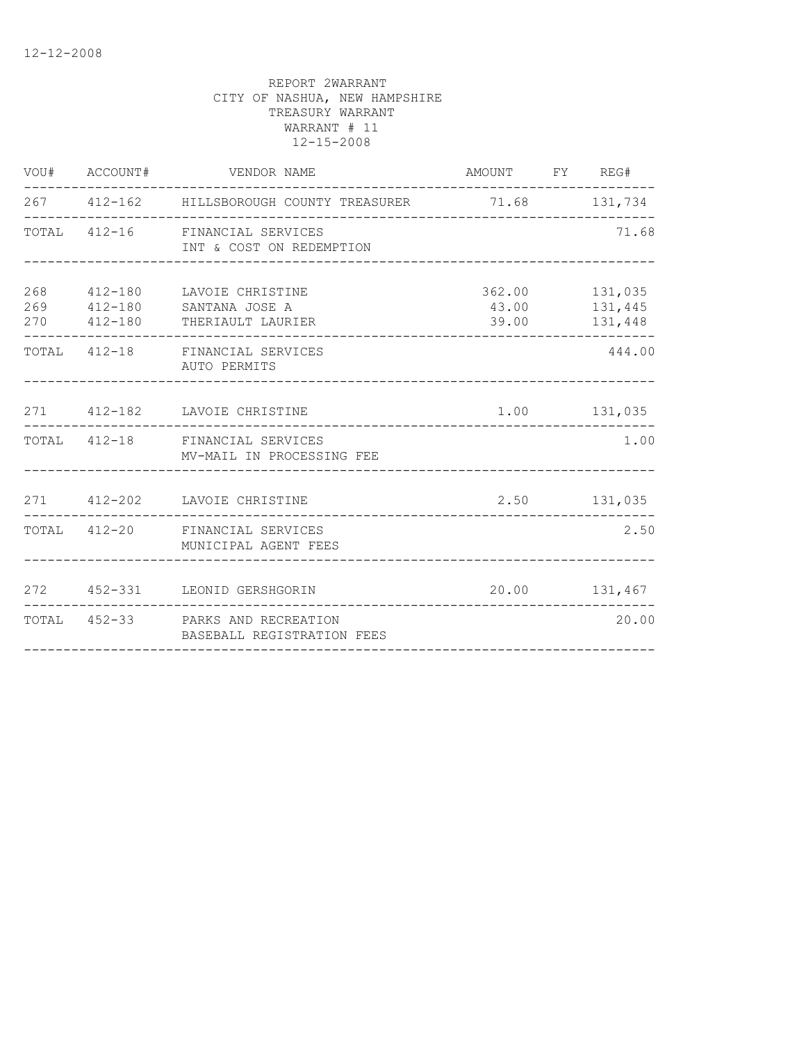12-12-2008

REPORT 2WARRANT
CITY OF NASHUA, NEW HAMPSHIRE
TREASURY WARRANT
WARRANT # 11
12-15-2008

| VOU# | ACCOUNT# | VENDOR NAME | AMOUNT | FY | REG# |
|---|---|---|---|---|---|
| 267 | 412-162 | HILLSBOROUGH COUNTY TREASURER | 71.68 | | 131,734 |
| TOTAL | 412-16 | FINANCIAL SERVICES<br>INT & COST ON REDEMPTION | | | 71.68 |
| 268 | 412-180 | LAVOIE CHRISTINE | 362.00 | | 131,035 |
| 269 | 412-180 | SANTANA JOSE A | 43.00 | | 131,445 |
| 270 | 412-180 | THERIAULT LAURIER | 39.00 | | 131,448 |
| TOTAL | 412-18 | FINANCIAL SERVICES<br>AUTO PERMITS | | | 444.00 |
| 271 | 412-182 | LAVOIE CHRISTINE | 1.00 | | 131,035 |
| TOTAL | 412-18 | FINANCIAL SERVICES<br>MV-MAIL IN PROCESSING FEE | | | 1.00 |
| 271 | 412-202 | LAVOIE CHRISTINE | 2.50 | | 131,035 |
| TOTAL | 412-20 | FINANCIAL SERVICES<br>MUNICIPAL AGENT FEES | | | 2.50 |
| 272 | 452-331 | LEONID GERSHGORIN | 20.00 | | 131,467 |
| TOTAL | 452-33 | PARKS AND RECREATION<br>BASEBALL REGISTRATION FEES | | | 20.00 |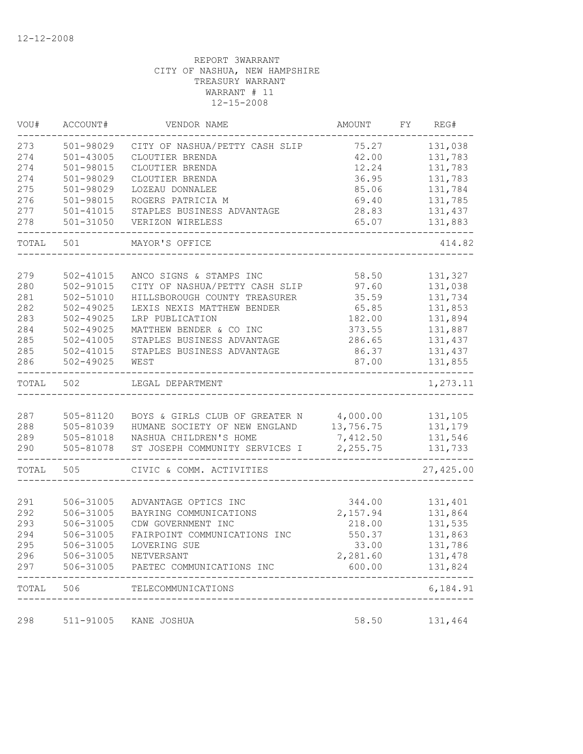12-12-2008

REPORT 3WARRANT
CITY OF NASHUA, NEW HAMPSHIRE
TREASURY WARRANT
WARRANT # 11
12-15-2008

| VOU# | ACCOUNT# | VENDOR NAME | AMOUNT | FY | REG# |
|---|---|---|---|---|---|
| 273 | 501-98029 | CITY OF NASHUA/PETTY CASH SLIP | 75.27 | | 131,038 |
| 274 | 501-43005 | CLOUTIER BRENDA | 42.00 | | 131,783 |
| 274 | 501-98015 | CLOUTIER BRENDA | 12.24 | | 131,783 |
| 274 | 501-98029 | CLOUTIER BRENDA | 36.95 | | 131,783 |
| 275 | 501-98029 | LOZEAU DONNALEE | 85.06 | | 131,784 |
| 276 | 501-98015 | ROGERS PATRICIA M | 69.40 | | 131,785 |
| 277 | 501-41015 | STAPLES BUSINESS ADVANTAGE | 28.83 | | 131,437 |
| 278 | 501-31050 | VERIZON WIRELESS | 65.07 | | 131,883 |
| TOTAL | 501 | MAYOR'S OFFICE | | | 414.82 |
| 279 | 502-41015 | ANCO SIGNS & STAMPS INC | 58.50 | | 131,327 |
| 280 | 502-91015 | CITY OF NASHUA/PETTY CASH SLIP | 97.60 | | 131,038 |
| 281 | 502-51010 | HILLSBOROUGH COUNTY TREASURER | 35.59 | | 131,734 |
| 282 | 502-49025 | LEXIS NEXIS MATTHEW BENDER | 65.85 | | 131,853 |
| 283 | 502-49025 | LRP PUBLICATION | 182.00 | | 131,894 |
| 284 | 502-49025 | MATTHEW BENDER & CO INC | 373.55 | | 131,887 |
| 285 | 502-41005 | STAPLES BUSINESS ADVANTAGE | 286.65 | | 131,437 |
| 285 | 502-41015 | STAPLES BUSINESS ADVANTAGE | 86.37 | | 131,437 |
| 286 | 502-49025 | WEST | 87.00 | | 131,855 |
| TOTAL | 502 | LEGAL DEPARTMENT | | | 1,273.11 |
| 287 | 505-81120 | BOYS & GIRLS CLUB OF GREATER N | 4,000.00 | | 131,105 |
| 288 | 505-81039 | HUMANE SOCIETY OF NEW ENGLAND | 13,756.75 | | 131,179 |
| 289 | 505-81018 | NASHUA CHILDREN'S HOME | 7,412.50 | | 131,546 |
| 290 | 505-81078 | ST JOSEPH COMMUNITY SERVICES I | 2,255.75 | | 131,733 |
| TOTAL | 505 | CIVIC & COMM. ACTIVITIES | | | 27,425.00 |
| 291 | 506-31005 | ADVANTAGE OPTICS INC | 344.00 | | 131,401 |
| 292 | 506-31005 | BAYRING COMMUNICATIONS | 2,157.94 | | 131,864 |
| 293 | 506-31005 | CDW GOVERNMENT INC | 218.00 | | 131,535 |
| 294 | 506-31005 | FAIRPOINT COMMUNICATIONS INC | 550.37 | | 131,863 |
| 295 | 506-31005 | LOVERING SUE | 33.00 | | 131,786 |
| 296 | 506-31005 | NETVERSANT | 2,281.60 | | 131,478 |
| 297 | 506-31005 | PAETEC COMMUNICATIONS INC | 600.00 | | 131,824 |
| TOTAL | 506 | TELECOMMUNICATIONS | | | 6,184.91 |
| 298 | 511-91005 | KANE JOSHUA | 58.50 | | 131,464 |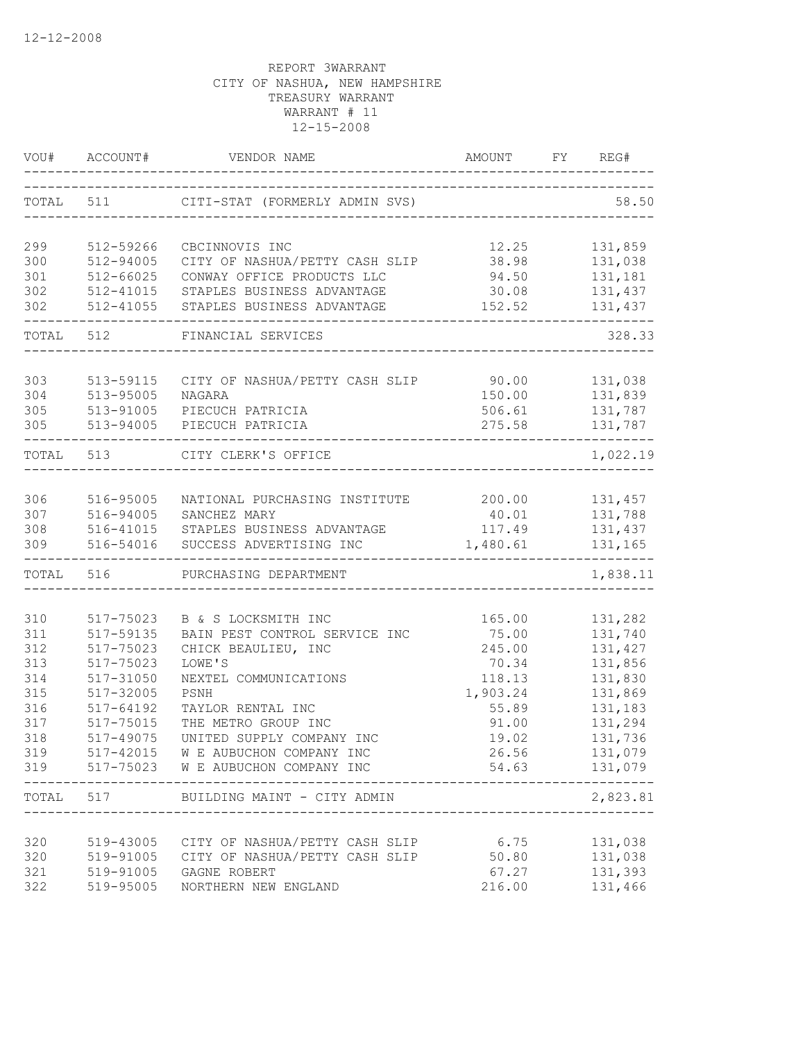12-12-2008

REPORT 3WARRANT
CITY OF NASHUA, NEW HAMPSHIRE
TREASURY WARRANT
WARRANT # 11
12-15-2008

| VOU# | ACCOUNT# | VENDOR NAME | AMOUNT | FY | REG# |
|---|---|---|---|---|---|
| TOTAL | 511 | CITI-STAT (FORMERLY ADMIN SVS) | | | 58.50 |
| 299 | 512-59266 | CBCINNOVIS INC | 12.25 | | 131,859 |
| 300 | 512-94005 | CITY OF NASHUA/PETTY CASH SLIP | 38.98 | | 131,038 |
| 301 | 512-66025 | CONWAY OFFICE PRODUCTS LLC | 94.50 | | 131,181 |
| 302 | 512-41015 | STAPLES BUSINESS ADVANTAGE | 30.08 | | 131,437 |
| 302 | 512-41055 | STAPLES BUSINESS ADVANTAGE | 152.52 | | 131,437 |
| TOTAL | 512 | FINANCIAL SERVICES | | | 328.33 |
| 303 | 513-59115 | CITY OF NASHUA/PETTY CASH SLIP | 90.00 | | 131,038 |
| 304 | 513-95005 | NAGARA | 150.00 | | 131,839 |
| 305 | 513-91005 | PIECUCH PATRICIA | 506.61 | | 131,787 |
| 305 | 513-94005 | PIECUCH PATRICIA | 275.58 | | 131,787 |
| TOTAL | 513 | CITY CLERK'S OFFICE | | | 1,022.19 |
| 306 | 516-95005 | NATIONAL PURCHASING INSTITUTE | 200.00 | | 131,457 |
| 307 | 516-94005 | SANCHEZ MARY | 40.01 | | 131,788 |
| 308 | 516-41015 | STAPLES BUSINESS ADVANTAGE | 117.49 | | 131,437 |
| 309 | 516-54016 | SUCCESS ADVERTISING INC | 1,480.61 | | 131,165 |
| TOTAL | 516 | PURCHASING DEPARTMENT | | | 1,838.11 |
| 310 | 517-75023 | B & S LOCKSMITH INC | 165.00 | | 131,282 |
| 311 | 517-59135 | BAIN PEST CONTROL SERVICE INC | 75.00 | | 131,740 |
| 312 | 517-75023 | CHICK BEAULIEU, INC | 245.00 | | 131,427 |
| 313 | 517-75023 | LOWE'S | 70.34 | | 131,856 |
| 314 | 517-31050 | NEXTEL COMMUNICATIONS | 118.13 | | 131,830 |
| 315 | 517-32005 | PSNH | 1,903.24 | | 131,869 |
| 316 | 517-64192 | TAYLOR RENTAL INC | 55.89 | | 131,183 |
| 317 | 517-75015 | THE METRO GROUP INC | 91.00 | | 131,294 |
| 318 | 517-49075 | UNITED SUPPLY COMPANY INC | 19.02 | | 131,736 |
| 319 | 517-42015 | W E AUBUCHON COMPANY INC | 26.56 | | 131,079 |
| 319 | 517-75023 | W E AUBUCHON COMPANY INC | 54.63 | | 131,079 |
| TOTAL | 517 | BUILDING MAINT - CITY ADMIN | | | 2,823.81 |
| 320 | 519-43005 | CITY OF NASHUA/PETTY CASH SLIP | 6.75 | | 131,038 |
| 320 | 519-91005 | CITY OF NASHUA/PETTY CASH SLIP | 50.80 | | 131,038 |
| 321 | 519-91005 | GAGNE ROBERT | 67.27 | | 131,393 |
| 322 | 519-95005 | NORTHERN NEW ENGLAND | 216.00 | | 131,466 |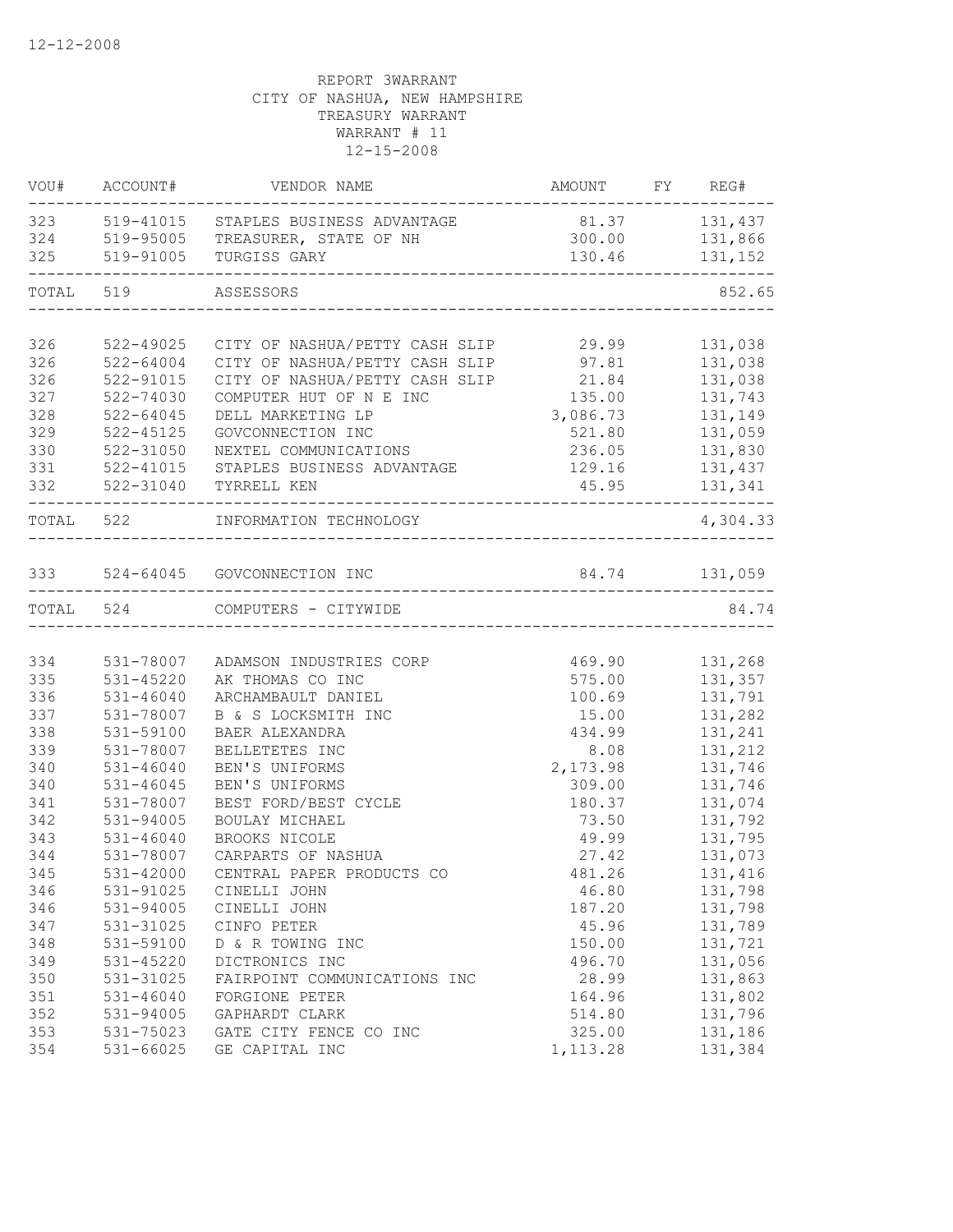12-12-2008

REPORT 3WARRANT
CITY OF NASHUA, NEW HAMPSHIRE
TREASURY WARRANT
WARRANT # 11
12-15-2008

| VOU# | ACCOUNT# | VENDOR NAME | AMOUNT | FY | REG# |
|---|---|---|---|---|---|
| 323 | 519-41015 | STAPLES BUSINESS ADVANTAGE | 81.37 | | 131,437 |
| 324 | 519-95005 | TREASURER, STATE OF NH | 300.00 | | 131,866 |
| 325 | 519-91005 | TURGISS GARY | 130.46 | | 131,152 |
| TOTAL | 519 | ASSESSORS | | | 852.65 |
| 326 | 522-49025 | CITY OF NASHUA/PETTY CASH SLIP | 29.99 | | 131,038 |
| 326 | 522-64004 | CITY OF NASHUA/PETTY CASH SLIP | 97.81 | | 131,038 |
| 326 | 522-91015 | CITY OF NASHUA/PETTY CASH SLIP | 21.84 | | 131,038 |
| 327 | 522-74030 | COMPUTER HUT OF N E INC | 135.00 | | 131,743 |
| 328 | 522-64045 | DELL MARKETING LP | 3,086.73 | | 131,149 |
| 329 | 522-45125 | GOVCONNECTION INC | 521.80 | | 131,059 |
| 330 | 522-31050 | NEXTEL COMMUNICATIONS | 236.05 | | 131,830 |
| 331 | 522-41015 | STAPLES BUSINESS ADVANTAGE | 129.16 | | 131,437 |
| 332 | 522-31040 | TYRRELL KEN | 45.95 | | 131,341 |
| TOTAL | 522 | INFORMATION TECHNOLOGY | | | 4,304.33 |
| 333 | 524-64045 | GOVCONNECTION INC | 84.74 | | 131,059 |
| TOTAL | 524 | COMPUTERS - CITYWIDE | | | 84.74 |
| 334 | 531-78007 | ADAMSON INDUSTRIES CORP | 469.90 | | 131,268 |
| 335 | 531-45220 | AK THOMAS CO INC | 575.00 | | 131,357 |
| 336 | 531-46040 | ARCHAMBAULT DANIEL | 100.69 | | 131,791 |
| 337 | 531-78007 | B & S LOCKSMITH INC | 15.00 | | 131,282 |
| 338 | 531-59100 | BAER ALEXANDRA | 434.99 | | 131,241 |
| 339 | 531-78007 | BELLETETES INC | 8.08 | | 131,212 |
| 340 | 531-46040 | BEN'S UNIFORMS | 2,173.98 | | 131,746 |
| 340 | 531-46045 | BEN'S UNIFORMS | 309.00 | | 131,746 |
| 341 | 531-78007 | BEST FORD/BEST CYCLE | 180.37 | | 131,074 |
| 342 | 531-94005 | BOULAY MICHAEL | 73.50 | | 131,792 |
| 343 | 531-46040 | BROOKS NICOLE | 49.99 | | 131,795 |
| 344 | 531-78007 | CARPARTS OF NASHUA | 27.42 | | 131,073 |
| 345 | 531-42000 | CENTRAL PAPER PRODUCTS CO | 481.26 | | 131,416 |
| 346 | 531-91025 | CINELLI JOHN | 46.80 | | 131,798 |
| 346 | 531-94005 | CINELLI JOHN | 187.20 | | 131,798 |
| 347 | 531-31025 | CINFO PETER | 45.96 | | 131,789 |
| 348 | 531-59100 | D & R TOWING INC | 150.00 | | 131,721 |
| 349 | 531-45220 | DICTRONICS INC | 496.70 | | 131,056 |
| 350 | 531-31025 | FAIRPOINT COMMUNICATIONS INC | 28.99 | | 131,863 |
| 351 | 531-46040 | FORGIONE PETER | 164.96 | | 131,802 |
| 352 | 531-94005 | GAPHARDT CLARK | 514.80 | | 131,796 |
| 353 | 531-75023 | GATE CITY FENCE CO INC | 325.00 | | 131,186 |
| 354 | 531-66025 | GE CAPITAL INC | 1,113.28 | | 131,384 |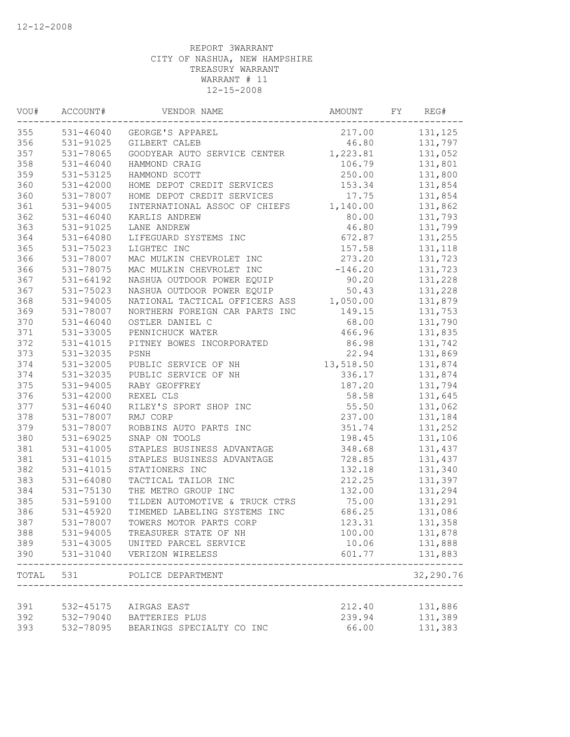12-12-2008

REPORT 3WARRANT
CITY OF NASHUA, NEW HAMPSHIRE
TREASURY WARRANT
WARRANT # 11
12-15-2008

| VOU# | ACCOUNT# | VENDOR NAME | AMOUNT | FY | REG# |
|---|---|---|---|---|---|
| 355 | 531-46040 | GEORGE'S APPAREL | 217.00 | | 131,125 |
| 356 | 531-91025 | GILBERT CALEB | 46.80 | | 131,797 |
| 357 | 531-78065 | GOODYEAR AUTO SERVICE CENTER | 1,223.81 | | 131,052 |
| 358 | 531-46040 | HAMMOND CRAIG | 106.79 | | 131,801 |
| 359 | 531-53125 | HAMMOND SCOTT | 250.00 | | 131,800 |
| 360 | 531-42000 | HOME DEPOT CREDIT SERVICES | 153.34 | | 131,854 |
| 360 | 531-78007 | HOME DEPOT CREDIT SERVICES | 17.75 | | 131,854 |
| 361 | 531-94005 | INTERNATIONAL ASSOC OF CHIEFS | 1,140.00 | | 131,862 |
| 362 | 531-46040 | KARLIS ANDREW | 80.00 | | 131,793 |
| 363 | 531-91025 | LANE ANDREW | 46.80 | | 131,799 |
| 364 | 531-64080 | LIFEGUARD SYSTEMS INC | 672.87 | | 131,255 |
| 365 | 531-75023 | LIGHTEC INC | 157.58 | | 131,118 |
| 366 | 531-78007 | MAC MULKIN CHEVROLET INC | 273.20 | | 131,723 |
| 366 | 531-78075 | MAC MULKIN CHEVROLET INC | -146.20 | | 131,723 |
| 367 | 531-64192 | NASHUA OUTDOOR POWER EQUIP | 90.20 | | 131,228 |
| 367 | 531-75023 | NASHUA OUTDOOR POWER EQUIP | 50.43 | | 131,228 |
| 368 | 531-94005 | NATIONAL TACTICAL OFFICERS ASS | 1,050.00 | | 131,879 |
| 369 | 531-78007 | NORTHERN FOREIGN CAR PARTS INC | 149.15 | | 131,753 |
| 370 | 531-46040 | OSTLER DANIEL C | 68.00 | | 131,790 |
| 371 | 531-33005 | PENNICHUCK WATER | 466.96 | | 131,835 |
| 372 | 531-41015 | PITNEY BOWES INCORPORATED | 86.98 | | 131,742 |
| 373 | 531-32035 | PSNH | 22.94 | | 131,869 |
| 374 | 531-32005 | PUBLIC SERVICE OF NH | 13,518.50 | | 131,874 |
| 374 | 531-32035 | PUBLIC SERVICE OF NH | 336.17 | | 131,874 |
| 375 | 531-94005 | RABY GEOFFREY | 187.20 | | 131,794 |
| 376 | 531-42000 | REXEL CLS | 58.58 | | 131,645 |
| 377 | 531-46040 | RILEY'S SPORT SHOP INC | 55.50 | | 131,062 |
| 378 | 531-78007 | RMJ CORP | 237.00 | | 131,184 |
| 379 | 531-78007 | ROBBINS AUTO PARTS INC | 351.74 | | 131,252 |
| 380 | 531-69025 | SNAP ON TOOLS | 198.45 | | 131,106 |
| 381 | 531-41005 | STAPLES BUSINESS ADVANTAGE | 348.68 | | 131,437 |
| 381 | 531-41015 | STAPLES BUSINESS ADVANTAGE | 728.85 | | 131,437 |
| 382 | 531-41015 | STATIONERS INC | 132.18 | | 131,340 |
| 383 | 531-64080 | TACTICAL TAILOR INC | 212.25 | | 131,397 |
| 384 | 531-75130 | THE METRO GROUP INC | 132.00 | | 131,294 |
| 385 | 531-59100 | TILDEN AUTOMOTIVE & TRUCK CTRS | 75.00 | | 131,291 |
| 386 | 531-45920 | TIMEMED LABELING SYSTEMS INC | 686.25 | | 131,086 |
| 387 | 531-78007 | TOWERS MOTOR PARTS CORP | 123.31 | | 131,358 |
| 388 | 531-94005 | TREASURER STATE OF NH | 100.00 | | 131,878 |
| 389 | 531-43005 | UNITED PARCEL SERVICE | 10.06 | | 131,888 |
| 390 | 531-31040 | VERIZON WIRELESS | 601.77 | | 131,883 |
| TOTAL | 531 | POLICE DEPARTMENT | | | 32,290.76 |
| 391 | 532-45175 | AIRGAS EAST | 212.40 | | 131,886 |
| 392 | 532-79040 | BATTERIES PLUS | 239.94 | | 131,389 |
| 393 | 532-78095 | BEARINGS SPECIALTY CO INC | 66.00 | | 131,383 |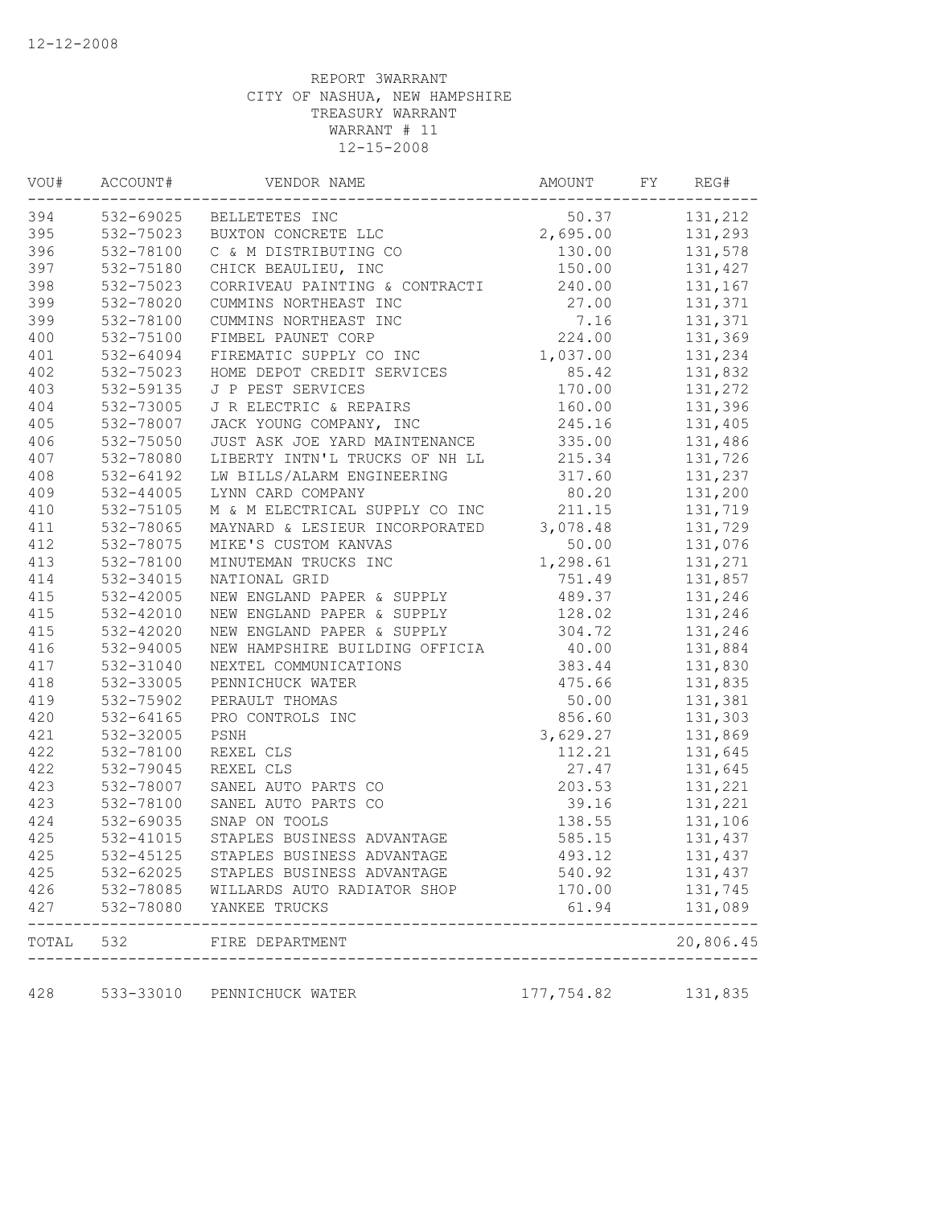12-12-2008

REPORT 3WARRANT
CITY OF NASHUA, NEW HAMPSHIRE
TREASURY WARRANT
WARRANT # 11
12-15-2008

| VOU# | ACCOUNT# | VENDOR NAME | AMOUNT | FY | REG# |
|---|---|---|---|---|---|
| 394 | 532-69025 | BELLETETES INC | 50.37 | | 131,212 |
| 395 | 532-75023 | BUXTON CONCRETE LLC | 2,695.00 | | 131,293 |
| 396 | 532-78100 | C & M DISTRIBUTING CO | 130.00 | | 131,578 |
| 397 | 532-75180 | CHICK BEAULIEU, INC | 150.00 | | 131,427 |
| 398 | 532-75023 | CORRIVEAU PAINTING & CONTRACTI | 240.00 | | 131,167 |
| 399 | 532-78020 | CUMMINS NORTHEAST INC | 27.00 | | 131,371 |
| 399 | 532-78100 | CUMMINS NORTHEAST INC | 7.16 | | 131,371 |
| 400 | 532-75100 | FIMBEL PAUNET CORP | 224.00 | | 131,369 |
| 401 | 532-64094 | FIREMATIC SUPPLY CO INC | 1,037.00 | | 131,234 |
| 402 | 532-75023 | HOME DEPOT CREDIT SERVICES | 85.42 | | 131,832 |
| 403 | 532-59135 | J P PEST SERVICES | 170.00 | | 131,272 |
| 404 | 532-73005 | J R ELECTRIC & REPAIRS | 160.00 | | 131,396 |
| 405 | 532-78007 | JACK YOUNG COMPANY, INC | 245.16 | | 131,405 |
| 406 | 532-75050 | JUST ASK JOE YARD MAINTENANCE | 335.00 | | 131,486 |
| 407 | 532-78080 | LIBERTY INTN'L TRUCKS OF NH LL | 215.34 | | 131,726 |
| 408 | 532-64192 | LW BILLS/ALARM ENGINEERING | 317.60 | | 131,237 |
| 409 | 532-44005 | LYNN CARD COMPANY | 80.20 | | 131,200 |
| 410 | 532-75105 | M & M ELECTRICAL SUPPLY CO INC | 211.15 | | 131,719 |
| 411 | 532-78065 | MAYNARD & LESIEUR INCORPORATED | 3,078.48 | | 131,729 |
| 412 | 532-78075 | MIKE'S CUSTOM KANVAS | 50.00 | | 131,076 |
| 413 | 532-78100 | MINUTEMAN TRUCKS INC | 1,298.61 | | 131,271 |
| 414 | 532-34015 | NATIONAL GRID | 751.49 | | 131,857 |
| 415 | 532-42005 | NEW ENGLAND PAPER & SUPPLY | 489.37 | | 131,246 |
| 415 | 532-42010 | NEW ENGLAND PAPER & SUPPLY | 128.02 | | 131,246 |
| 415 | 532-42020 | NEW ENGLAND PAPER & SUPPLY | 304.72 | | 131,246 |
| 416 | 532-94005 | NEW HAMPSHIRE BUILDING OFFICIA | 40.00 | | 131,884 |
| 417 | 532-31040 | NEXTEL COMMUNICATIONS | 383.44 | | 131,830 |
| 418 | 532-33005 | PENNICHUCK WATER | 475.66 | | 131,835 |
| 419 | 532-75902 | PERAULT THOMAS | 50.00 | | 131,381 |
| 420 | 532-64165 | PRO CONTROLS INC | 856.60 | | 131,303 |
| 421 | 532-32005 | PSNH | 3,629.27 | | 131,869 |
| 422 | 532-78100 | REXEL CLS | 112.21 | | 131,645 |
| 422 | 532-79045 | REXEL CLS | 27.47 | | 131,645 |
| 423 | 532-78007 | SANEL AUTO PARTS CO | 203.53 | | 131,221 |
| 423 | 532-78100 | SANEL AUTO PARTS CO | 39.16 | | 131,221 |
| 424 | 532-69035 | SNAP ON TOOLS | 138.55 | | 131,106 |
| 425 | 532-41015 | STAPLES BUSINESS ADVANTAGE | 585.15 | | 131,437 |
| 425 | 532-45125 | STAPLES BUSINESS ADVANTAGE | 493.12 | | 131,437 |
| 425 | 532-62025 | STAPLES BUSINESS ADVANTAGE | 540.92 | | 131,437 |
| 426 | 532-78085 | WILLARDS AUTO RADIATOR SHOP | 170.00 | | 131,745 |
| 427 | 532-78080 | YANKEE TRUCKS | 61.94 | | 131,089 |
| TOTAL | 532 | FIRE DEPARTMENT | | | 20,806.45 |
| 428 | 533-33010 | PENNICHUCK WATER | 177,754.82 | | 131,835 |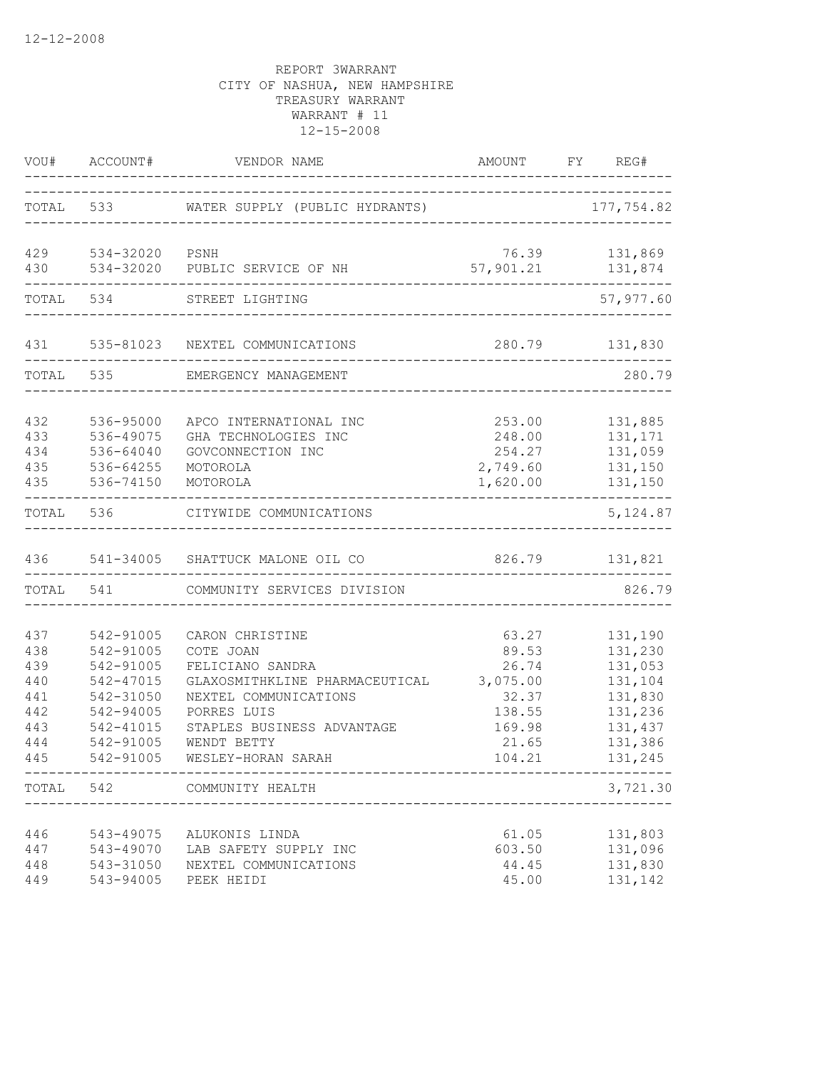12-12-2008

REPORT 3WARRANT
CITY OF NASHUA, NEW HAMPSHIRE
TREASURY WARRANT
WARRANT # 11
12-15-2008

| VOU# | ACCOUNT# | VENDOR NAME | AMOUNT | FY | REG# |
|---|---|---|---|---|---|
| TOTAL | 533 | WATER SUPPLY (PUBLIC HYDRANTS) | | | 177,754.82 |
| 429 | 534-32020 | PSNH | 76.39 | | 131,869 |
| 430 | 534-32020 | PUBLIC SERVICE OF NH | 57,901.21 | | 131,874 |
| TOTAL | 534 | STREET LIGHTING | | | 57,977.60 |
| 431 | 535-81023 | NEXTEL COMMUNICATIONS | 280.79 | | 131,830 |
| TOTAL | 535 | EMERGENCY MANAGEMENT | | | 280.79 |
| 432 | 536-95000 | APCO INTERNATIONAL INC | 253.00 | | 131,885 |
| 433 | 536-49075 | GHA TECHNOLOGIES INC | 248.00 | | 131,171 |
| 434 | 536-64040 | GOVCONNECTION INC | 254.27 | | 131,059 |
| 435 | 536-64255 | MOTOROLA | 2,749.60 | | 131,150 |
| 435 | 536-74150 | MOTOROLA | 1,620.00 | | 131,150 |
| TOTAL | 536 | CITYWIDE COMMUNICATIONS | | | 5,124.87 |
| 436 | 541-34005 | SHATTUCK MALONE OIL CO | 826.79 | | 131,821 |
| TOTAL | 541 | COMMUNITY SERVICES DIVISION | | | 826.79 |
| 437 | 542-91005 | CARON CHRISTINE | 63.27 | | 131,190 |
| 438 | 542-91005 | COTE JOAN | 89.53 | | 131,230 |
| 439 | 542-91005 | FELICIANO SANDRA | 26.74 | | 131,053 |
| 440 | 542-47015 | GLAXOSMITHKLINE PHARMACEUTICAL | 3,075.00 | | 131,104 |
| 441 | 542-31050 | NEXTEL COMMUNICATIONS | 32.37 | | 131,830 |
| 442 | 542-94005 | PORRES LUIS | 138.55 | | 131,236 |
| 443 | 542-41015 | STAPLES BUSINESS ADVANTAGE | 169.98 | | 131,437 |
| 444 | 542-91005 | WENDT BETTY | 21.65 | | 131,386 |
| 445 | 542-91005 | WESLEY-HORAN SARAH | 104.21 | | 131,245 |
| TOTAL | 542 | COMMUNITY HEALTH | | | 3,721.30 |
| 446 | 543-49075 | ALUKONIS LINDA | 61.05 | | 131,803 |
| 447 | 543-49070 | LAB SAFETY SUPPLY INC | 603.50 | | 131,096 |
| 448 | 543-31050 | NEXTEL COMMUNICATIONS | 44.45 | | 131,830 |
| 449 | 543-94005 | PEEK HEIDI | 45.00 | | 131,142 |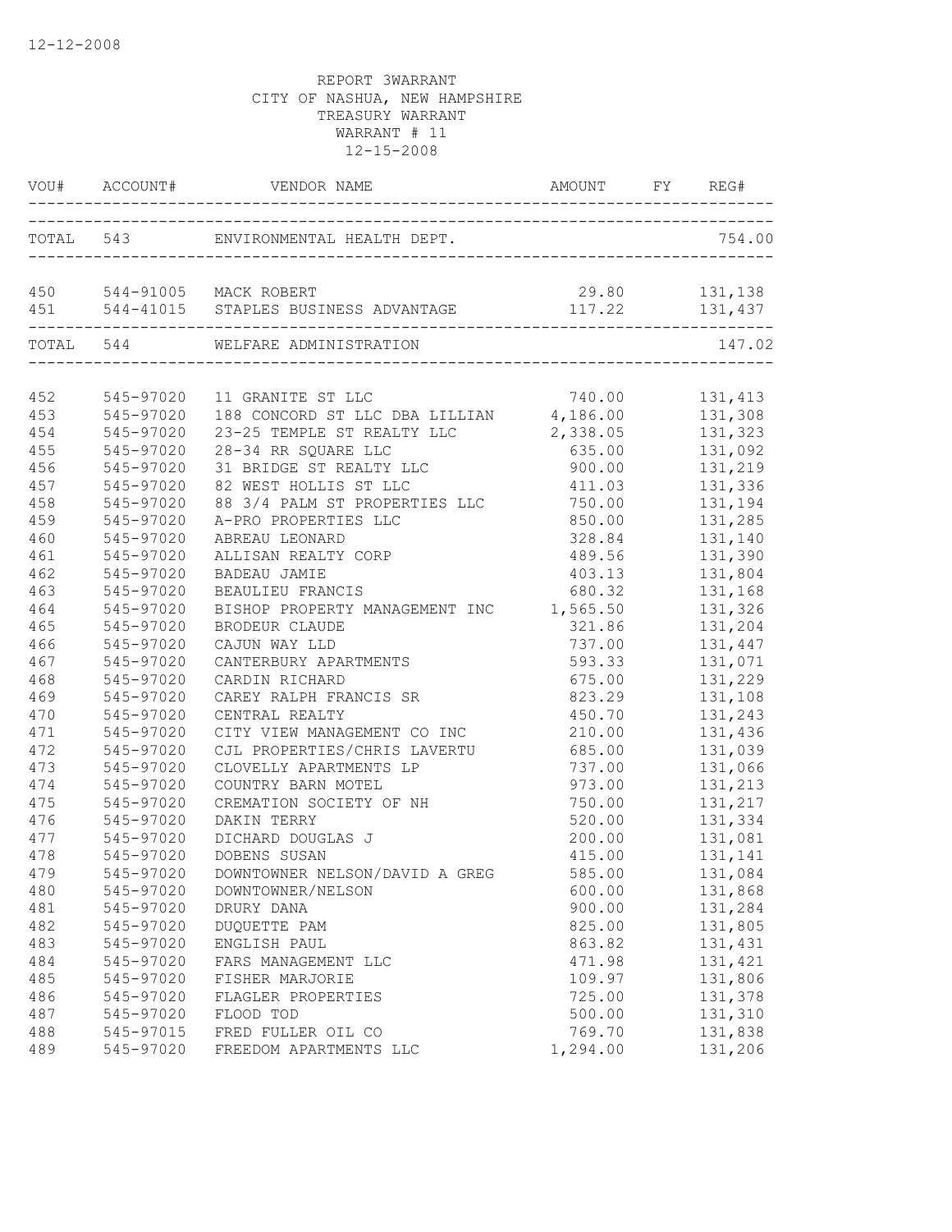12-12-2008

REPORT 3WARRANT
CITY OF NASHUA, NEW HAMPSHIRE
TREASURY WARRANT
WARRANT # 11
12-15-2008

| VOU# | ACCOUNT# | VENDOR NAME | AMOUNT | FY | REG# |
|---|---|---|---|---|---|
| TOTAL | 543 | ENVIRONMENTAL HEALTH DEPT. | | | 754.00 |
| 450 | 544-91005 | MACK ROBERT | 29.80 | | 131,138 |
| 451 | 544-41015 | STAPLES BUSINESS ADVANTAGE | 117.22 | | 131,437 |
| TOTAL | 544 | WELFARE ADMINISTRATION | | | 147.02 |
| 452 | 545-97020 | 11 GRANITE ST LLC | 740.00 | | 131,413 |
| 453 | 545-97020 | 188 CONCORD ST LLC DBA LILLIAN | 4,186.00 | | 131,308 |
| 454 | 545-97020 | 23-25 TEMPLE ST REALTY LLC | 2,338.05 | | 131,323 |
| 455 | 545-97020 | 28-34 RR SQUARE LLC | 635.00 | | 131,092 |
| 456 | 545-97020 | 31 BRIDGE ST REALTY LLC | 900.00 | | 131,219 |
| 457 | 545-97020 | 82 WEST HOLLIS ST LLC | 411.03 | | 131,336 |
| 458 | 545-97020 | 88 3/4 PALM ST PROPERTIES LLC | 750.00 | | 131,194 |
| 459 | 545-97020 | A-PRO PROPERTIES LLC | 850.00 | | 131,285 |
| 460 | 545-97020 | ABREAU LEONARD | 328.84 | | 131,140 |
| 461 | 545-97020 | ALLISAN REALTY CORP | 489.56 | | 131,390 |
| 462 | 545-97020 | BADEAU JAMIE | 403.13 | | 131,804 |
| 463 | 545-97020 | BEAULIEU FRANCIS | 680.32 | | 131,168 |
| 464 | 545-97020 | BISHOP PROPERTY MANAGEMENT INC | 1,565.50 | | 131,326 |
| 465 | 545-97020 | BRODEUR CLAUDE | 321.86 | | 131,204 |
| 466 | 545-97020 | CAJUN WAY LLD | 737.00 | | 131,447 |
| 467 | 545-97020 | CANTERBURY APARTMENTS | 593.33 | | 131,071 |
| 468 | 545-97020 | CARDIN RICHARD | 675.00 | | 131,229 |
| 469 | 545-97020 | CAREY RALPH FRANCIS SR | 823.29 | | 131,108 |
| 470 | 545-97020 | CENTRAL REALTY | 450.70 | | 131,243 |
| 471 | 545-97020 | CITY VIEW MANAGEMENT CO INC | 210.00 | | 131,436 |
| 472 | 545-97020 | CJL PROPERTIES/CHRIS LAVERTU | 685.00 | | 131,039 |
| 473 | 545-97020 | CLOVELLY APARTMENTS LP | 737.00 | | 131,066 |
| 474 | 545-97020 | COUNTRY BARN MOTEL | 973.00 | | 131,213 |
| 475 | 545-97020 | CREMATION SOCIETY OF NH | 750.00 | | 131,217 |
| 476 | 545-97020 | DAKIN TERRY | 520.00 | | 131,334 |
| 477 | 545-97020 | DICHARD DOUGLAS J | 200.00 | | 131,081 |
| 478 | 545-97020 | DOBENS SUSAN | 415.00 | | 131,141 |
| 479 | 545-97020 | DOWNTOWNER NELSON/DAVID A GREG | 585.00 | | 131,084 |
| 480 | 545-97020 | DOWNTOWNER/NELSON | 600.00 | | 131,868 |
| 481 | 545-97020 | DRURY DANA | 900.00 | | 131,284 |
| 482 | 545-97020 | DUQUETTE PAM | 825.00 | | 131,805 |
| 483 | 545-97020 | ENGLISH PAUL | 863.82 | | 131,431 |
| 484 | 545-97020 | FARS MANAGEMENT LLC | 471.98 | | 131,421 |
| 485 | 545-97020 | FISHER MARJORIE | 109.97 | | 131,806 |
| 486 | 545-97020 | FLAGLER PROPERTIES | 725.00 | | 131,378 |
| 487 | 545-97020 | FLOOD TOD | 500.00 | | 131,310 |
| 488 | 545-97015 | FRED FULLER OIL CO | 769.70 | | 131,838 |
| 489 | 545-97020 | FREEDOM APARTMENTS LLC | 1,294.00 | | 131,206 |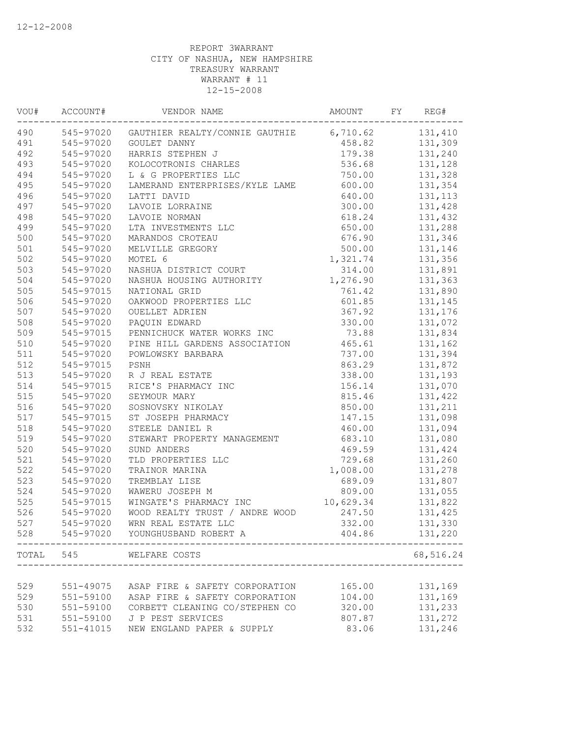12-12-2008

REPORT 3WARRANT
CITY OF NASHUA, NEW HAMPSHIRE
TREASURY WARRANT
WARRANT # 11
12-15-2008

| VOU# | ACCOUNT# | VENDOR NAME | AMOUNT | FY | REG# |
|---|---|---|---|---|---|
| 490 | 545-97020 | GAUTHIER REALTY/CONNIE GAUTHIE | 6,710.62 | | 131,410 |
| 491 | 545-97020 | GOULET DANNY | 458.82 | | 131,309 |
| 492 | 545-97020 | HARRIS STEPHEN J | 179.38 | | 131,240 |
| 493 | 545-97020 | KOLOCOTRONIS CHARLES | 536.68 | | 131,128 |
| 494 | 545-97020 | L & G PROPERTIES LLC | 750.00 | | 131,328 |
| 495 | 545-97020 | LAMERAND ENTERPRISES/KYLE LAME | 600.00 | | 131,354 |
| 496 | 545-97020 | LATTI DAVID | 640.00 | | 131,113 |
| 497 | 545-97020 | LAVOIE LORRAINE | 300.00 | | 131,428 |
| 498 | 545-97020 | LAVOIE NORMAN | 618.24 | | 131,432 |
| 499 | 545-97020 | LTA INVESTMENTS LLC | 650.00 | | 131,288 |
| 500 | 545-97020 | MARANDOS CROTEAU | 676.90 | | 131,346 |
| 501 | 545-97020 | MELVILLE GREGORY | 500.00 | | 131,146 |
| 502 | 545-97020 | MOTEL 6 | 1,321.74 | | 131,356 |
| 503 | 545-97020 | NASHUA DISTRICT COURT | 314.00 | | 131,891 |
| 504 | 545-97020 | NASHUA HOUSING AUTHORITY | 1,276.90 | | 131,363 |
| 505 | 545-97015 | NATIONAL GRID | 761.42 | | 131,890 |
| 506 | 545-97020 | OAKWOOD PROPERTIES LLC | 601.85 | | 131,145 |
| 507 | 545-97020 | OUELLET ADRIEN | 367.92 | | 131,176 |
| 508 | 545-97020 | PAQUIN EDWARD | 330.00 | | 131,072 |
| 509 | 545-97015 | PENNICHUCK WATER WORKS INC | 73.88 | | 131,834 |
| 510 | 545-97020 | PINE HILL GARDENS ASSOCIATION | 465.61 | | 131,162 |
| 511 | 545-97020 | POWLOWSKY BARBARA | 737.00 | | 131,394 |
| 512 | 545-97015 | PSNH | 863.29 | | 131,872 |
| 513 | 545-97020 | R J REAL ESTATE | 338.00 | | 131,193 |
| 514 | 545-97015 | RICE'S PHARMACY INC | 156.14 | | 131,070 |
| 515 | 545-97020 | SEYMOUR MARY | 815.46 | | 131,422 |
| 516 | 545-97020 | SOSNOVSKY NIKOLAY | 850.00 | | 131,211 |
| 517 | 545-97015 | ST JOSEPH PHARMACY | 147.15 | | 131,098 |
| 518 | 545-97020 | STEELE DANIEL R | 460.00 | | 131,094 |
| 519 | 545-97020 | STEWART PROPERTY MANAGEMENT | 683.10 | | 131,080 |
| 520 | 545-97020 | SUND ANDERS | 469.59 | | 131,424 |
| 521 | 545-97020 | TLD PROPERTIES LLC | 729.68 | | 131,260 |
| 522 | 545-97020 | TRAINOR MARINA | 1,008.00 | | 131,278 |
| 523 | 545-97020 | TREMBLAY LISE | 689.09 | | 131,807 |
| 524 | 545-97020 | WAWERU JOSEPH M | 809.00 | | 131,055 |
| 525 | 545-97015 | WINGATE'S PHARMACY INC | 10,629.34 | | 131,822 |
| 526 | 545-97020 | WOOD REALTY TRUST / ANDRE WOOD | 247.50 | | 131,425 |
| 527 | 545-97020 | WRN REAL ESTATE LLC | 332.00 | | 131,330 |
| 528 | 545-97020 | YOUNGHUSBAND ROBERT A | 404.86 | | 131,220 |
| TOTAL | 545 | WELFARE COSTS | | | 68,516.24 |
| 529 | 551-49075 | ASAP FIRE & SAFETY CORPORATION | 165.00 | | 131,169 |
| 529 | 551-59100 | ASAP FIRE & SAFETY CORPORATION | 104.00 | | 131,169 |
| 530 | 551-59100 | CORBETT CLEANING CO/STEPHEN CO | 320.00 | | 131,233 |
| 531 | 551-59100 | J P PEST SERVICES | 807.87 | | 131,272 |
| 532 | 551-41015 | NEW ENGLAND PAPER & SUPPLY | 83.06 | | 131,246 |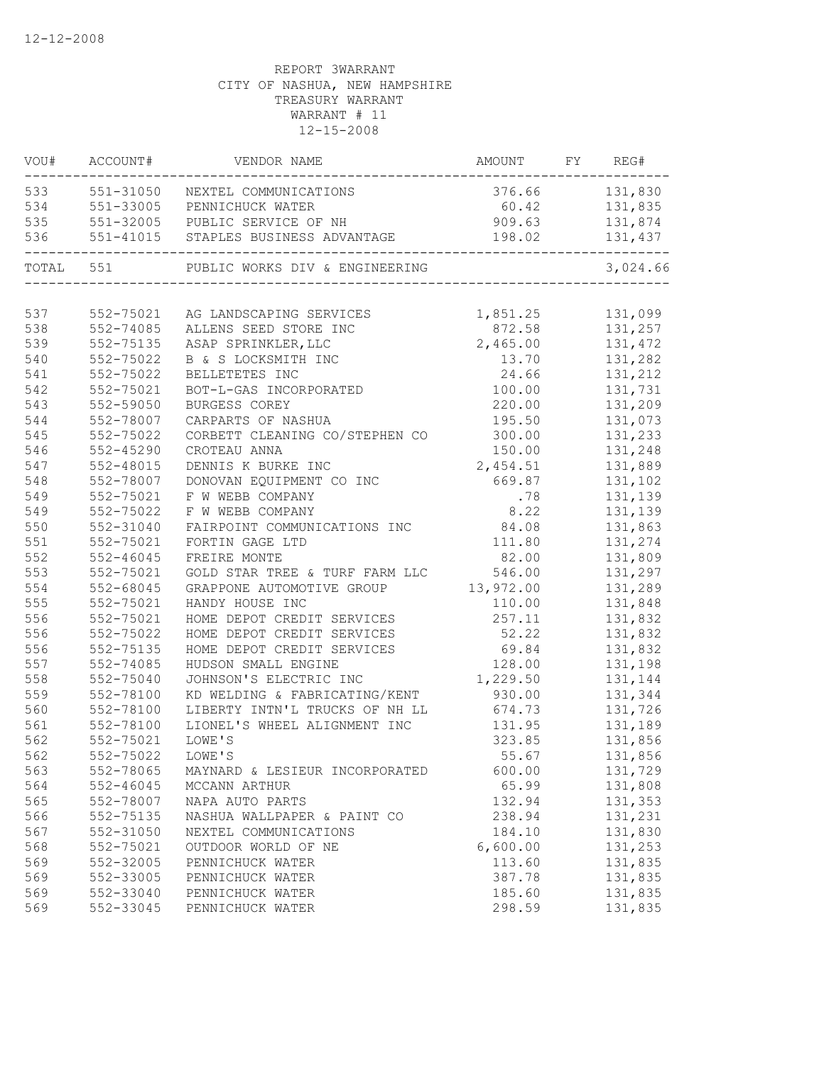12-12-2008

REPORT 3WARRANT
CITY OF NASHUA, NEW HAMPSHIRE
TREASURY WARRANT
WARRANT # 11
12-15-2008

| VOU# | ACCOUNT# | VENDOR NAME | AMOUNT | FY | REG# |
|---|---|---|---|---|---|
| 533 | 551-31050 | NEXTEL COMMUNICATIONS | 376.66 | | 131,830 |
| 534 | 551-33005 | PENNICHUCK WATER | 60.42 | | 131,835 |
| 535 | 551-32005 | PUBLIC SERVICE OF NH | 909.63 | | 131,874 |
| 536 | 551-41015 | STAPLES BUSINESS ADVANTAGE | 198.02 | | 131,437 |
| TOTAL | 551 | PUBLIC WORKS DIV & ENGINEERING | | | 3,024.66 |
| 537 | 552-75021 | AG LANDSCAPING SERVICES | 1,851.25 | | 131,099 |
| 538 | 552-74085 | ALLENS SEED STORE INC | 872.58 | | 131,257 |
| 539 | 552-75135 | ASAP SPRINKLER,LLC | 2,465.00 | | 131,472 |
| 540 | 552-75022 | B & S LOCKSMITH INC | 13.70 | | 131,282 |
| 541 | 552-75022 | BELLETETES INC | 24.66 | | 131,212 |
| 542 | 552-75021 | BOT-L-GAS INCORPORATED | 100.00 | | 131,731 |
| 543 | 552-59050 | BURGESS COREY | 220.00 | | 131,209 |
| 544 | 552-78007 | CARPARTS OF NASHUA | 195.50 | | 131,073 |
| 545 | 552-75022 | CORBETT CLEANING CO/STEPHEN CO | 300.00 | | 131,233 |
| 546 | 552-45290 | CROTEAU ANNA | 150.00 | | 131,248 |
| 547 | 552-48015 | DENNIS K BURKE INC | 2,454.51 | | 131,889 |
| 548 | 552-78007 | DONOVAN EQUIPMENT CO INC | 669.87 | | 131,102 |
| 549 | 552-75021 | F W WEBB COMPANY | .78 | | 131,139 |
| 549 | 552-75022 | F W WEBB COMPANY | 8.22 | | 131,139 |
| 550 | 552-31040 | FAIRPOINT COMMUNICATIONS INC | 84.08 | | 131,863 |
| 551 | 552-75021 | FORTIN GAGE LTD | 111.80 | | 131,274 |
| 552 | 552-46045 | FREIRE MONTE | 82.00 | | 131,809 |
| 553 | 552-75021 | GOLD STAR TREE & TURF FARM LLC | 546.00 | | 131,297 |
| 554 | 552-68045 | GRAPPONE AUTOMOTIVE GROUP | 13,972.00 | | 131,289 |
| 555 | 552-75021 | HANDY HOUSE INC | 110.00 | | 131,848 |
| 556 | 552-75021 | HOME DEPOT CREDIT SERVICES | 257.11 | | 131,832 |
| 556 | 552-75022 | HOME DEPOT CREDIT SERVICES | 52.22 | | 131,832 |
| 556 | 552-75135 | HOME DEPOT CREDIT SERVICES | 69.84 | | 131,832 |
| 557 | 552-74085 | HUDSON SMALL ENGINE | 128.00 | | 131,198 |
| 558 | 552-75040 | JOHNSON'S ELECTRIC INC | 1,229.50 | | 131,144 |
| 559 | 552-78100 | KD WELDING & FABRICATING/KENT | 930.00 | | 131,344 |
| 560 | 552-78100 | LIBERTY INTN'L TRUCKS OF NH LL | 674.73 | | 131,726 |
| 561 | 552-78100 | LIONEL'S WHEEL ALIGNMENT INC | 131.95 | | 131,189 |
| 562 | 552-75021 | LOWE'S | 323.85 | | 131,856 |
| 562 | 552-75022 | LOWE'S | 55.67 | | 131,856 |
| 563 | 552-78065 | MAYNARD & LESIEUR INCORPORATED | 600.00 | | 131,729 |
| 564 | 552-46045 | MCCANN ARTHUR | 65.99 | | 131,808 |
| 565 | 552-78007 | NAPA AUTO PARTS | 132.94 | | 131,353 |
| 566 | 552-75135 | NASHUA WALLPAPER & PAINT CO | 238.94 | | 131,231 |
| 567 | 552-31050 | NEXTEL COMMUNICATIONS | 184.10 | | 131,830 |
| 568 | 552-75021 | OUTDOOR WORLD OF NE | 6,600.00 | | 131,253 |
| 569 | 552-32005 | PENNICHUCK WATER | 113.60 | | 131,835 |
| 569 | 552-33005 | PENNICHUCK WATER | 387.78 | | 131,835 |
| 569 | 552-33040 | PENNICHUCK WATER | 185.60 | | 131,835 |
| 569 | 552-33045 | PENNICHUCK WATER | 298.59 | | 131,835 |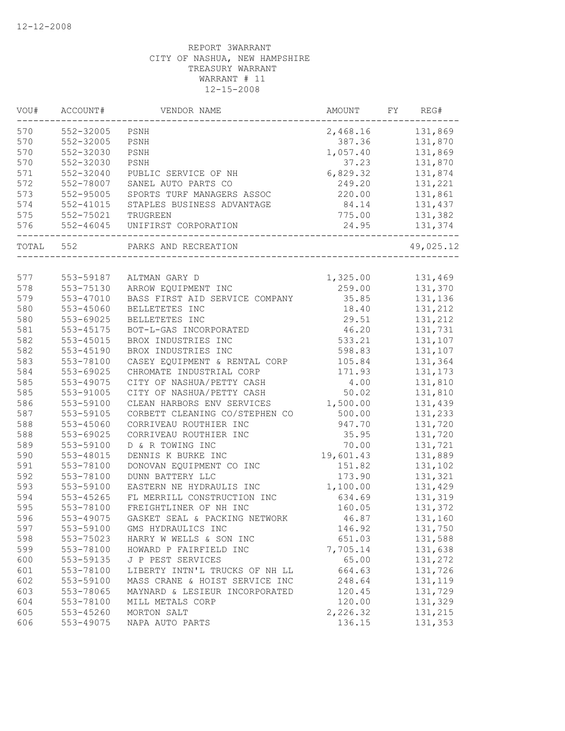12-12-2008

REPORT 3WARRANT
CITY OF NASHUA, NEW HAMPSHIRE
TREASURY WARRANT
WARRANT # 11
12-15-2008

| VOU# | ACCOUNT# | VENDOR NAME | AMOUNT | FY | REG# |
|---|---|---|---|---|---|
| 570 | 552-32005 | PSNH | 2,468.16 | | 131,869 |
| 570 | 552-32005 | PSNH | 387.36 | | 131,870 |
| 570 | 552-32030 | PSNH | 1,057.40 | | 131,869 |
| 570 | 552-32030 | PSNH | 37.23 | | 131,870 |
| 571 | 552-32040 | PUBLIC SERVICE OF NH | 6,829.32 | | 131,874 |
| 572 | 552-78007 | SANEL AUTO PARTS CO | 249.20 | | 131,221 |
| 573 | 552-95005 | SPORTS TURF MANAGERS ASSOC | 220.00 | | 131,861 |
| 574 | 552-41015 | STAPLES BUSINESS ADVANTAGE | 84.14 | | 131,437 |
| 575 | 552-75021 | TRUGREEN | 775.00 | | 131,382 |
| 576 | 552-46045 | UNIFIRST CORPORATION | 24.95 | | 131,374 |
| TOTAL | 552 | PARKS AND RECREATION | | | 49,025.12 |
| 577 | 553-59187 | ALTMAN GARY D | 1,325.00 | | 131,469 |
| 578 | 553-75130 | ARROW EQUIPMENT INC | 259.00 | | 131,370 |
| 579 | 553-47010 | BASS FIRST AID SERVICE COMPANY | 35.85 | | 131,136 |
| 580 | 553-45060 | BELLETETES INC | 18.40 | | 131,212 |
| 580 | 553-69025 | BELLETETES INC | 29.51 | | 131,212 |
| 581 | 553-45175 | BOT-L-GAS INCORPORATED | 46.20 | | 131,731 |
| 582 | 553-45015 | BROX INDUSTRIES INC | 533.21 | | 131,107 |
| 582 | 553-45190 | BROX INDUSTRIES INC | 598.83 | | 131,107 |
| 583 | 553-78100 | CASEY EQUIPMENT & RENTAL CORP | 105.84 | | 131,364 |
| 584 | 553-69025 | CHROMATE INDUSTRIAL CORP | 171.93 | | 131,173 |
| 585 | 553-49075 | CITY OF NASHUA/PETTY CASH | 4.00 | | 131,810 |
| 585 | 553-91005 | CITY OF NASHUA/PETTY CASH | 50.02 | | 131,810 |
| 586 | 553-59100 | CLEAN HARBORS ENV SERVICES | 1,500.00 | | 131,439 |
| 587 | 553-59105 | CORBETT CLEANING CO/STEPHEN CO | 500.00 | | 131,233 |
| 588 | 553-45060 | CORRIVEAU ROUTHIER INC | 947.70 | | 131,720 |
| 588 | 553-69025 | CORRIVEAU ROUTHIER INC | 35.95 | | 131,720 |
| 589 | 553-59100 | D & R TOWING INC | 70.00 | | 131,721 |
| 590 | 553-48015 | DENNIS K BURKE INC | 19,601.43 | | 131,889 |
| 591 | 553-78100 | DONOVAN EQUIPMENT CO INC | 151.82 | | 131,102 |
| 592 | 553-78100 | DUNN BATTERY LLC | 173.90 | | 131,321 |
| 593 | 553-59100 | EASTERN NE HYDRAULIS INC | 1,100.00 | | 131,429 |
| 594 | 553-45265 | FL MERRILL CONSTRUCTION INC | 634.69 | | 131,319 |
| 595 | 553-78100 | FREIGHTLINER OF NH INC | 160.05 | | 131,372 |
| 596 | 553-49075 | GASKET SEAL & PACKING NETWORK | 46.87 | | 131,160 |
| 597 | 553-59100 | GMS HYDRAULICS INC | 146.92 | | 131,750 |
| 598 | 553-75023 | HARRY W WELLS & SON INC | 651.03 | | 131,588 |
| 599 | 553-78100 | HOWARD P FAIRFIELD INC | 7,705.14 | | 131,638 |
| 600 | 553-59135 | J P PEST SERVICES | 65.00 | | 131,272 |
| 601 | 553-78100 | LIBERTY INTN'L TRUCKS OF NH LL | 664.63 | | 131,726 |
| 602 | 553-59100 | MASS CRANE & HOIST SERVICE INC | 248.64 | | 131,119 |
| 603 | 553-78065 | MAYNARD & LESIEUR INCORPORATED | 120.45 | | 131,729 |
| 604 | 553-78100 | MILL METALS CORP | 120.00 | | 131,329 |
| 605 | 553-45260 | MORTON SALT | 2,226.32 | | 131,215 |
| 606 | 553-49075 | NAPA AUTO PARTS | 136.15 | | 131,353 |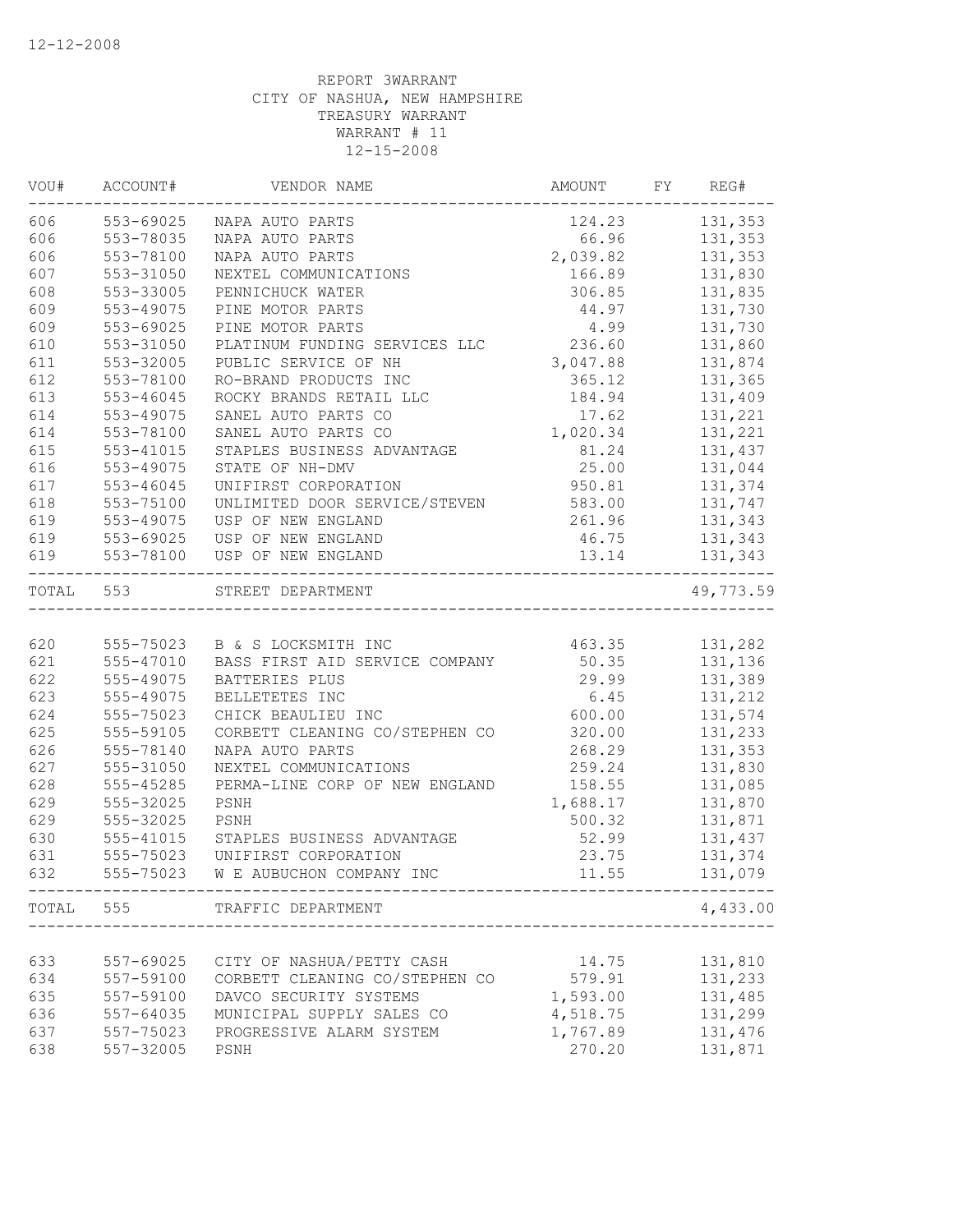12-12-2008

REPORT 3WARRANT
CITY OF NASHUA, NEW HAMPSHIRE
TREASURY WARRANT
WARRANT # 11
12-15-2008

| VOU# | ACCOUNT# | VENDOR NAME | AMOUNT | FY | REG# |
|---|---|---|---|---|---|
| 606 | 553-69025 | NAPA AUTO PARTS | 124.23 | | 131,353 |
| 606 | 553-78035 | NAPA AUTO PARTS | 66.96 | | 131,353 |
| 606 | 553-78100 | NAPA AUTO PARTS | 2,039.82 | | 131,353 |
| 607 | 553-31050 | NEXTEL COMMUNICATIONS | 166.89 | | 131,830 |
| 608 | 553-33005 | PENNICHUCK WATER | 306.85 | | 131,835 |
| 609 | 553-49075 | PINE MOTOR PARTS | 44.97 | | 131,730 |
| 609 | 553-69025 | PINE MOTOR PARTS | 4.99 | | 131,730 |
| 610 | 553-31050 | PLATINUM FUNDING SERVICES LLC | 236.60 | | 131,860 |
| 611 | 553-32005 | PUBLIC SERVICE OF NH | 3,047.88 | | 131,874 |
| 612 | 553-78100 | RO-BRAND PRODUCTS INC | 365.12 | | 131,365 |
| 613 | 553-46045 | ROCKY BRANDS RETAIL LLC | 184.94 | | 131,409 |
| 614 | 553-49075 | SANEL AUTO PARTS CO | 17.62 | | 131,221 |
| 614 | 553-78100 | SANEL AUTO PARTS CO | 1,020.34 | | 131,221 |
| 615 | 553-41015 | STAPLES BUSINESS ADVANTAGE | 81.24 | | 131,437 |
| 616 | 553-49075 | STATE OF NH-DMV | 25.00 | | 131,044 |
| 617 | 553-46045 | UNIFIRST CORPORATION | 950.81 | | 131,374 |
| 618 | 553-75100 | UNLIMITED DOOR SERVICE/STEVEN | 583.00 | | 131,747 |
| 619 | 553-49075 | USP OF NEW ENGLAND | 261.96 | | 131,343 |
| 619 | 553-69025 | USP OF NEW ENGLAND | 46.75 | | 131,343 |
| 619 | 553-78100 | USP OF NEW ENGLAND | 13.14 | | 131,343 |
| TOTAL | 553 | STREET DEPARTMENT | | | 49,773.59 |
| 620 | 555-75023 | B & S LOCKSMITH INC | 463.35 | | 131,282 |
| 621 | 555-47010 | BASS FIRST AID SERVICE COMPANY | 50.35 | | 131,136 |
| 622 | 555-49075 | BATTERIES PLUS | 29.99 | | 131,389 |
| 623 | 555-49075 | BELLETETES INC | 6.45 | | 131,212 |
| 624 | 555-75023 | CHICK BEAULIEU INC | 600.00 | | 131,574 |
| 625 | 555-59105 | CORBETT CLEANING CO/STEPHEN CO | 320.00 | | 131,233 |
| 626 | 555-78140 | NAPA AUTO PARTS | 268.29 | | 131,353 |
| 627 | 555-31050 | NEXTEL COMMUNICATIONS | 259.24 | | 131,830 |
| 628 | 555-45285 | PERMA-LINE CORP OF NEW ENGLAND | 158.55 | | 131,085 |
| 629 | 555-32025 | PSNH | 1,688.17 | | 131,870 |
| 629 | 555-32025 | PSNH | 500.32 | | 131,871 |
| 630 | 555-41015 | STAPLES BUSINESS ADVANTAGE | 52.99 | | 131,437 |
| 631 | 555-75023 | UNIFIRST CORPORATION | 23.75 | | 131,374 |
| 632 | 555-75023 | W E AUBUCHON COMPANY INC | 11.55 | | 131,079 |
| TOTAL | 555 | TRAFFIC DEPARTMENT | | | 4,433.00 |
| 633 | 557-69025 | CITY OF NASHUA/PETTY CASH | 14.75 | | 131,810 |
| 634 | 557-59100 | CORBETT CLEANING CO/STEPHEN CO | 579.91 | | 131,233 |
| 635 | 557-59100 | DAVCO SECURITY SYSTEMS | 1,593.00 | | 131,485 |
| 636 | 557-64035 | MUNICIPAL SUPPLY SALES CO | 4,518.75 | | 131,299 |
| 637 | 557-75023 | PROGRESSIVE ALARM SYSTEM | 1,767.89 | | 131,476 |
| 638 | 557-32005 | PSNH | 270.20 | | 131,871 |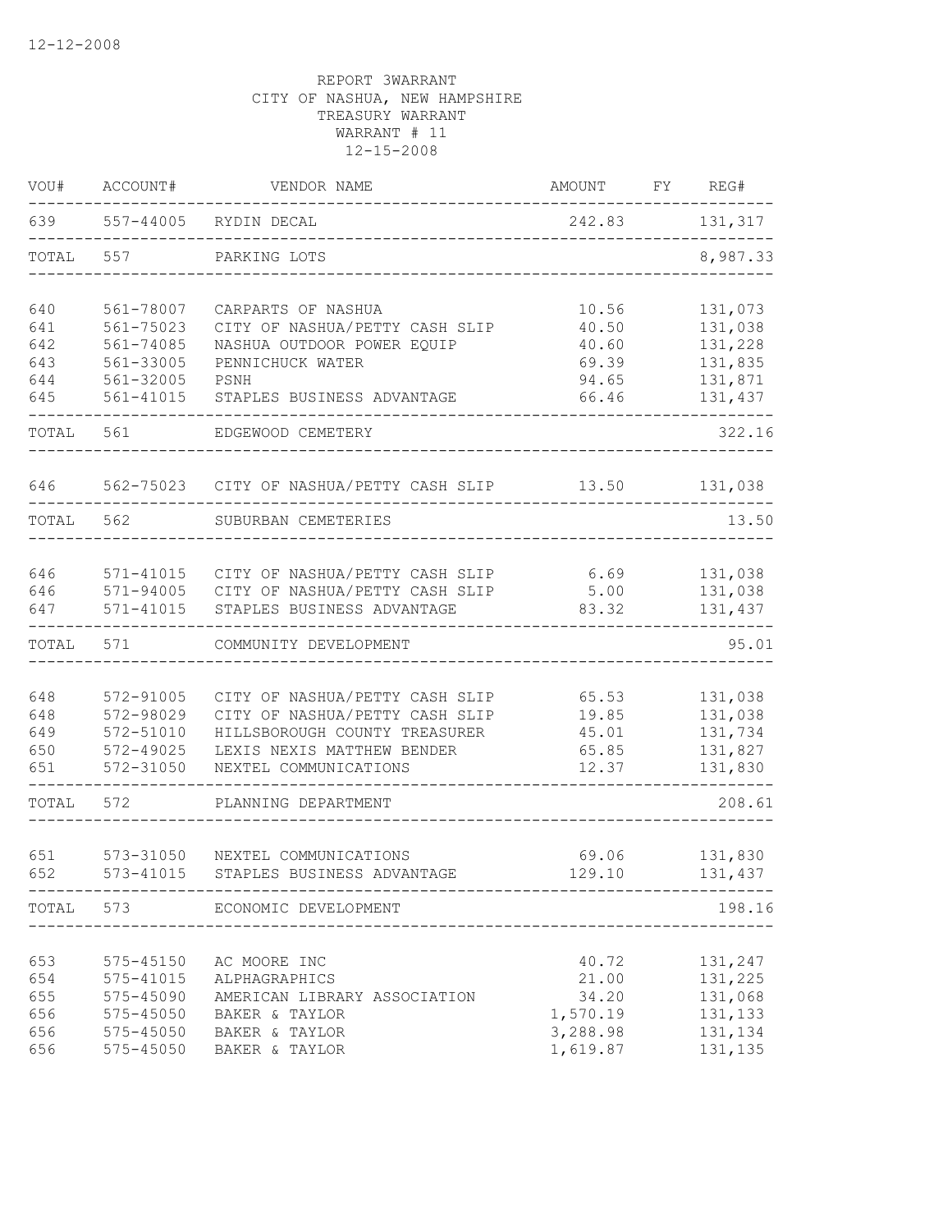12-12-2008

REPORT 3WARRANT
CITY OF NASHUA, NEW HAMPSHIRE
TREASURY WARRANT
WARRANT # 11
12-15-2008

| VOU# | ACCOUNT# | VENDOR NAME | AMOUNT | FY | REG# |
|---|---|---|---|---|---|
| 639 | 557-44005 | RYDIN DECAL | 242.83 | | 131,317 |
| TOTAL | 557 | PARKING LOTS | | | 8,987.33 |
| 640 | 561-78007 | CARPARTS OF NASHUA | 10.56 | | 131,073 |
| 641 | 561-75023 | CITY OF NASHUA/PETTY CASH SLIP | 40.50 | | 131,038 |
| 642 | 561-74085 | NASHUA OUTDOOR POWER EQUIP | 40.60 | | 131,228 |
| 643 | 561-33005 | PENNICHUCK WATER | 69.39 | | 131,835 |
| 644 | 561-32005 | PSNH | 94.65 | | 131,871 |
| 645 | 561-41015 | STAPLES BUSINESS ADVANTAGE | 66.46 | | 131,437 |
| TOTAL | 561 | EDGEWOOD CEMETERY | | | 322.16 |
| 646 | 562-75023 | CITY OF NASHUA/PETTY CASH SLIP | 13.50 | | 131,038 |
| TOTAL | 562 | SUBURBAN CEMETERIES | | | 13.50 |
| 646 | 571-41015 | CITY OF NASHUA/PETTY CASH SLIP | 6.69 | | 131,038 |
| 646 | 571-94005 | CITY OF NASHUA/PETTY CASH SLIP | 5.00 | | 131,038 |
| 647 | 571-41015 | STAPLES BUSINESS ADVANTAGE | 83.32 | | 131,437 |
| TOTAL | 571 | COMMUNITY DEVELOPMENT | | | 95.01 |
| 648 | 572-91005 | CITY OF NASHUA/PETTY CASH SLIP | 65.53 | | 131,038 |
| 648 | 572-98029 | CITY OF NASHUA/PETTY CASH SLIP | 19.85 | | 131,038 |
| 649 | 572-51010 | HILLSBOROUGH COUNTY TREASURER | 45.01 | | 131,734 |
| 650 | 572-49025 | LEXIS NEXIS MATTHEW BENDER | 65.85 | | 131,827 |
| 651 | 572-31050 | NEXTEL COMMUNICATIONS | 12.37 | | 131,830 |
| TOTAL | 572 | PLANNING DEPARTMENT | | | 208.61 |
| 651 | 573-31050 | NEXTEL COMMUNICATIONS | 69.06 | | 131,830 |
| 652 | 573-41015 | STAPLES BUSINESS ADVANTAGE | 129.10 | | 131,437 |
| TOTAL | 573 | ECONOMIC DEVELOPMENT | | | 198.16 |
| 653 | 575-45150 | AC MOORE INC | 40.72 | | 131,247 |
| 654 | 575-41015 | ALPHAGRAPHICS | 21.00 | | 131,225 |
| 655 | 575-45090 | AMERICAN LIBRARY ASSOCIATION | 34.20 | | 131,068 |
| 656 | 575-45050 | BAKER & TAYLOR | 1,570.19 | | 131,133 |
| 656 | 575-45050 | BAKER & TAYLOR | 3,288.98 | | 131,134 |
| 656 | 575-45050 | BAKER & TAYLOR | 1,619.87 | | 131,135 |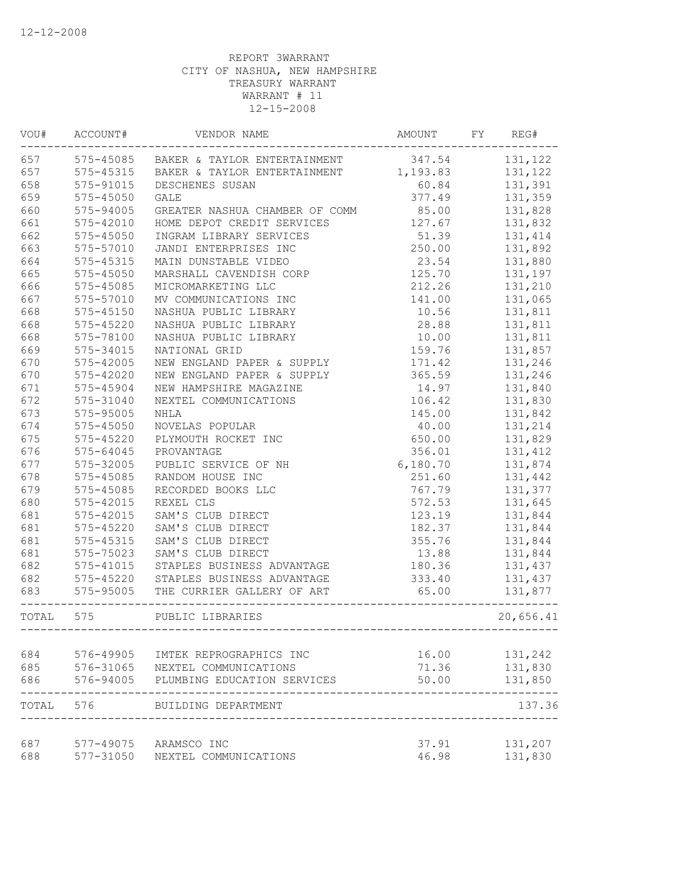12-12-2008

REPORT 3WARRANT
CITY OF NASHUA, NEW HAMPSHIRE
TREASURY WARRANT
WARRANT # 11
12-15-2008

| VOU# | ACCOUNT# | VENDOR NAME | AMOUNT | FY | REG# |
|---|---|---|---|---|---|
| 657 | 575-45085 | BAKER & TAYLOR ENTERTAINMENT | 347.54 | | 131,122 |
| 657 | 575-45315 | BAKER & TAYLOR ENTERTAINMENT | 1,193.83 | | 131,122 |
| 658 | 575-91015 | DESCHENES SUSAN | 60.84 | | 131,391 |
| 659 | 575-45050 | GALE | 377.49 | | 131,359 |
| 660 | 575-94005 | GREATER NASHUA CHAMBER OF COMM | 85.00 | | 131,828 |
| 661 | 575-42010 | HOME DEPOT CREDIT SERVICES | 127.67 | | 131,832 |
| 662 | 575-45050 | INGRAM LIBRARY SERVICES | 51.39 | | 131,414 |
| 663 | 575-57010 | JANDI ENTERPRISES INC | 250.00 | | 131,892 |
| 664 | 575-45315 | MAIN DUNSTABLE VIDEO | 23.54 | | 131,880 |
| 665 | 575-45050 | MARSHALL CAVENDISH CORP | 125.70 | | 131,197 |
| 666 | 575-45085 | MICROMARKETING LLC | 212.26 | | 131,210 |
| 667 | 575-57010 | MV COMMUNICATIONS INC | 141.00 | | 131,065 |
| 668 | 575-45150 | NASHUA PUBLIC LIBRARY | 10.56 | | 131,811 |
| 668 | 575-45220 | NASHUA PUBLIC LIBRARY | 28.88 | | 131,811 |
| 668 | 575-78100 | NASHUA PUBLIC LIBRARY | 10.00 | | 131,811 |
| 669 | 575-34015 | NATIONAL GRID | 159.76 | | 131,857 |
| 670 | 575-42005 | NEW ENGLAND PAPER & SUPPLY | 171.42 | | 131,246 |
| 670 | 575-42020 | NEW ENGLAND PAPER & SUPPLY | 365.59 | | 131,246 |
| 671 | 575-45904 | NEW HAMPSHIRE MAGAZINE | 14.97 | | 131,840 |
| 672 | 575-31040 | NEXTEL COMMUNICATIONS | 106.42 | | 131,830 |
| 673 | 575-95005 | NHLA | 145.00 | | 131,842 |
| 674 | 575-45050 | NOVELAS POPULAR | 40.00 | | 131,214 |
| 675 | 575-45220 | PLYMOUTH ROCKET INC | 650.00 | | 131,829 |
| 676 | 575-64045 | PROVANTAGE | 356.01 | | 131,412 |
| 677 | 575-32005 | PUBLIC SERVICE OF NH | 6,180.70 | | 131,874 |
| 678 | 575-45085 | RANDOM HOUSE INC | 251.60 | | 131,442 |
| 679 | 575-45085 | RECORDED BOOKS LLC | 767.79 | | 131,377 |
| 680 | 575-42015 | REXEL CLS | 572.53 | | 131,645 |
| 681 | 575-42015 | SAM'S CLUB DIRECT | 123.19 | | 131,844 |
| 681 | 575-45220 | SAM'S CLUB DIRECT | 182.37 | | 131,844 |
| 681 | 575-45315 | SAM'S CLUB DIRECT | 355.76 | | 131,844 |
| 681 | 575-75023 | SAM'S CLUB DIRECT | 13.88 | | 131,844 |
| 682 | 575-41015 | STAPLES BUSINESS ADVANTAGE | 180.36 | | 131,437 |
| 682 | 575-45220 | STAPLES BUSINESS ADVANTAGE | 333.40 | | 131,437 |
| 683 | 575-95005 | THE CURRIER GALLERY OF ART | 65.00 | | 131,877 |
| TOTAL | 575 | PUBLIC LIBRARIES | | | 20,656.41 |
| 684 | 576-49905 | IMTEK REPROGRAPHICS INC | 16.00 | | 131,242 |
| 685 | 576-31065 | NEXTEL COMMUNICATIONS | 71.36 | | 131,830 |
| 686 | 576-94005 | PLUMBING EDUCATION SERVICES | 50.00 | | 131,850 |
| TOTAL | 576 | BUILDING DEPARTMENT | | | 137.36 |
| 687 | 577-49075 | ARAMSCO INC | 37.91 | | 131,207 |
| 688 | 577-31050 | NEXTEL COMMUNICATIONS | 46.98 | | 131,830 |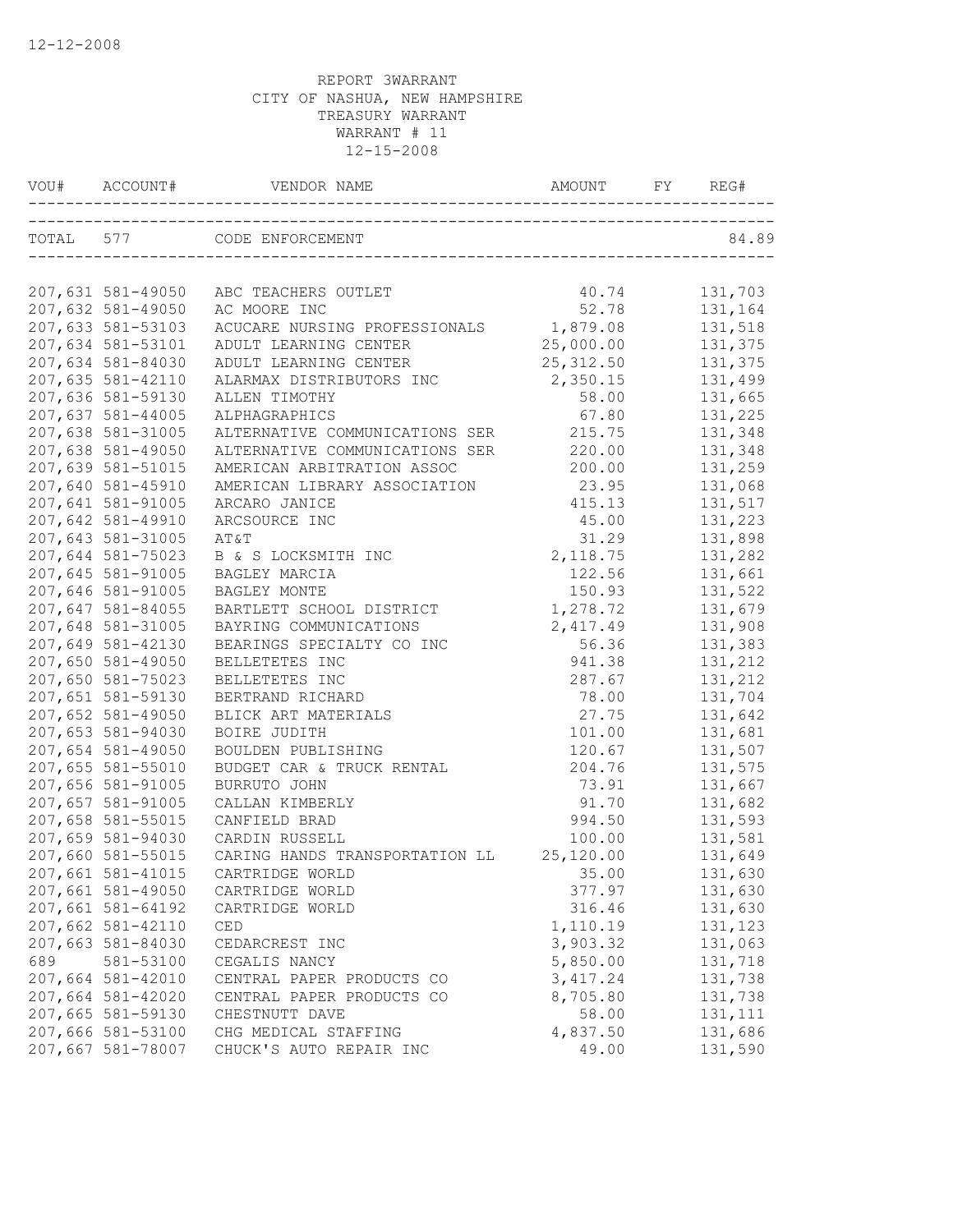12-12-2008

REPORT 3WARRANT
CITY OF NASHUA, NEW HAMPSHIRE
TREASURY WARRANT
WARRANT # 11
12-15-2008

| VOU# | ACCOUNT# | VENDOR NAME | AMOUNT | FY | REG# |
|---|---|---|---|---|---|
| TOTAL | 577 | CODE ENFORCEMENT | | | 84.89 |
| 207,631 | 581-49050 | ABC TEACHERS OUTLET | 40.74 | | 131,703 |
| 207,632 | 581-49050 | AC MOORE INC | 52.78 | | 131,164 |
| 207,633 | 581-53103 | ACUCARE NURSING PROFESSIONALS | 1,879.08 | | 131,518 |
| 207,634 | 581-53101 | ADULT LEARNING CENTER | 25,000.00 | | 131,375 |
| 207,634 | 581-84030 | ADULT LEARNING CENTER | 25,312.50 | | 131,375 |
| 207,635 | 581-42110 | ALARMAX DISTRIBUTORS INC | 2,350.15 | | 131,499 |
| 207,636 | 581-59130 | ALLEN TIMOTHY | 58.00 | | 131,665 |
| 207,637 | 581-44005 | ALPHAGRAPHICS | 67.80 | | 131,225 |
| 207,638 | 581-31005 | ALTERNATIVE COMMUNICATIONS SER | 215.75 | | 131,348 |
| 207,638 | 581-49050 | ALTERNATIVE COMMUNICATIONS SER | 220.00 | | 131,348 |
| 207,639 | 581-51015 | AMERICAN ARBITRATION ASSOC | 200.00 | | 131,259 |
| 207,640 | 581-45910 | AMERICAN LIBRARY ASSOCIATION | 23.95 | | 131,068 |
| 207,641 | 581-91005 | ARCARO JANICE | 415.13 | | 131,517 |
| 207,642 | 581-49910 | ARCSOURCE INC | 45.00 | | 131,223 |
| 207,643 | 581-31005 | AT&T | 31.29 | | 131,898 |
| 207,644 | 581-75023 | B & S LOCKSMITH INC | 2,118.75 | | 131,282 |
| 207,645 | 581-91005 | BAGLEY MARCIA | 122.56 | | 131,661 |
| 207,646 | 581-91005 | BAGLEY MONTE | 150.93 | | 131,522 |
| 207,647 | 581-84055 | BARTLETT SCHOOL DISTRICT | 1,278.72 | | 131,679 |
| 207,648 | 581-31005 | BAYRING COMMUNICATIONS | 2,417.49 | | 131,908 |
| 207,649 | 581-42130 | BEARINGS SPECIALTY CO INC | 56.36 | | 131,383 |
| 207,650 | 581-49050 | BELLETETES INC | 941.38 | | 131,212 |
| 207,650 | 581-75023 | BELLETETES INC | 287.67 | | 131,212 |
| 207,651 | 581-59130 | BERTRAND RICHARD | 78.00 | | 131,704 |
| 207,652 | 581-49050 | BLICK ART MATERIALS | 27.75 | | 131,642 |
| 207,653 | 581-94030 | BOIRE JUDITH | 101.00 | | 131,681 |
| 207,654 | 581-49050 | BOULDEN PUBLISHING | 120.67 | | 131,507 |
| 207,655 | 581-55010 | BUDGET CAR & TRUCK RENTAL | 204.76 | | 131,575 |
| 207,656 | 581-91005 | BURRUTO JOHN | 73.91 | | 131,667 |
| 207,657 | 581-91005 | CALLAN KIMBERLY | 91.70 | | 131,682 |
| 207,658 | 581-55015 | CANFIELD BRAD | 994.50 | | 131,593 |
| 207,659 | 581-94030 | CARDIN RUSSELL | 100.00 | | 131,581 |
| 207,660 | 581-55015 | CARING HANDS TRANSPORTATION LL | 25,120.00 | | 131,649 |
| 207,661 | 581-41015 | CARTRIDGE WORLD | 35.00 | | 131,630 |
| 207,661 | 581-49050 | CARTRIDGE WORLD | 377.97 | | 131,630 |
| 207,661 | 581-64192 | CARTRIDGE WORLD | 316.46 | | 131,630 |
| 207,662 | 581-42110 | CED | 1,110.19 | | 131,123 |
| 207,663 | 581-84030 | CEDARCREST INC | 3,903.32 | | 131,063 |
| 689 | 581-53100 | CEGALIS NANCY | 5,850.00 | | 131,718 |
| 207,664 | 581-42010 | CENTRAL PAPER PRODUCTS CO | 3,417.24 | | 131,738 |
| 207,664 | 581-42020 | CENTRAL PAPER PRODUCTS CO | 8,705.80 | | 131,738 |
| 207,665 | 581-59130 | CHESTNUTT DAVE | 58.00 | | 131,111 |
| 207,666 | 581-53100 | CHG MEDICAL STAFFING | 4,837.50 | | 131,686 |
| 207,667 | 581-78007 | CHUCK'S AUTO REPAIR INC | 49.00 | | 131,590 |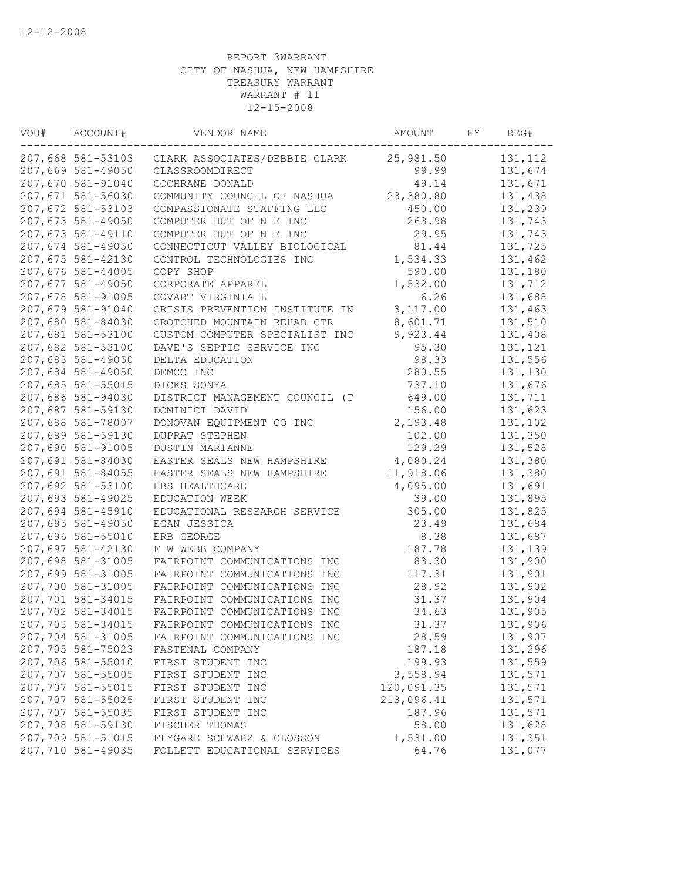12-12-2008

REPORT 3WARRANT
CITY OF NASHUA, NEW HAMPSHIRE
TREASURY WARRANT
WARRANT # 11
12-15-2008

| VOU# | ACCOUNT# | VENDOR NAME | AMOUNT | FY | REG# |
|---|---|---|---|---|---|
| 207,668 | 581-53103 | CLARK ASSOCIATES/DEBBIE CLARK | 25,981.50 | | 131,112 |
| 207,669 | 581-49050 | CLASSROOMDIRECT | 99.99 | | 131,674 |
| 207,670 | 581-91040 | COCHRANE DONALD | 49.14 | | 131,671 |
| 207,671 | 581-56030 | COMMUNITY COUNCIL OF NASHUA | 23,380.80 | | 131,438 |
| 207,672 | 581-53103 | COMPASSIONATE STAFFING LLC | 450.00 | | 131,239 |
| 207,673 | 581-49050 | COMPUTER HUT OF N E INC | 263.98 | | 131,743 |
| 207,673 | 581-49110 | COMPUTER HUT OF N E INC | 29.95 | | 131,743 |
| 207,674 | 581-49050 | CONNECTICUT VALLEY BIOLOGICAL | 81.44 | | 131,725 |
| 207,675 | 581-42130 | CONTROL TECHNOLOGIES INC | 1,534.33 | | 131,462 |
| 207,676 | 581-44005 | COPY SHOP | 590.00 | | 131,180 |
| 207,677 | 581-49050 | CORPORATE APPAREL | 1,532.00 | | 131,712 |
| 207,678 | 581-91005 | COVART VIRGINIA L | 6.26 | | 131,688 |
| 207,679 | 581-91040 | CRISIS PREVENTION INSTITUTE IN | 3,117.00 | | 131,463 |
| 207,680 | 581-84030 | CROTCHED MOUNTAIN REHAB CTR | 8,601.71 | | 131,510 |
| 207,681 | 581-53100 | CUSTOM COMPUTER SPECIALIST INC | 9,923.44 | | 131,408 |
| 207,682 | 581-53100 | DAVE'S SEPTIC SERVICE INC | 95.30 | | 131,121 |
| 207,683 | 581-49050 | DELTA EDUCATION | 98.33 | | 131,556 |
| 207,684 | 581-49050 | DEMCO INC | 280.55 | | 131,130 |
| 207,685 | 581-55015 | DICKS SONYA | 737.10 | | 131,676 |
| 207,686 | 581-94030 | DISTRICT MANAGEMENT COUNCIL (T | 649.00 | | 131,711 |
| 207,687 | 581-59130 | DOMINICI DAVID | 156.00 | | 131,623 |
| 207,688 | 581-78007 | DONOVAN EQUIPMENT CO INC | 2,193.48 | | 131,102 |
| 207,689 | 581-59130 | DUPRAT STEPHEN | 102.00 | | 131,350 |
| 207,690 | 581-91005 | DUSTIN MARIANNE | 129.29 | | 131,528 |
| 207,691 | 581-84030 | EASTER SEALS NEW HAMPSHIRE | 4,080.24 | | 131,380 |
| 207,691 | 581-84055 | EASTER SEALS NEW HAMPSHIRE | 11,918.06 | | 131,380 |
| 207,692 | 581-53100 | EBS HEALTHCARE | 4,095.00 | | 131,691 |
| 207,693 | 581-49025 | EDUCATION WEEK | 39.00 | | 131,895 |
| 207,694 | 581-45910 | EDUCATIONAL RESEARCH SERVICE | 305.00 | | 131,825 |
| 207,695 | 581-49050 | EGAN JESSICA | 23.49 | | 131,684 |
| 207,696 | 581-55010 | ERB GEORGE | 8.38 | | 131,687 |
| 207,697 | 581-42130 | F W WEBB COMPANY | 187.78 | | 131,139 |
| 207,698 | 581-31005 | FAIRPOINT COMMUNICATIONS INC | 83.30 | | 131,900 |
| 207,699 | 581-31005 | FAIRPOINT COMMUNICATIONS INC | 117.31 | | 131,901 |
| 207,700 | 581-31005 | FAIRPOINT COMMUNICATIONS INC | 28.92 | | 131,902 |
| 207,701 | 581-34015 | FAIRPOINT COMMUNICATIONS INC | 31.37 | | 131,904 |
| 207,702 | 581-34015 | FAIRPOINT COMMUNICATIONS INC | 34.63 | | 131,905 |
| 207,703 | 581-34015 | FAIRPOINT COMMUNICATIONS INC | 31.37 | | 131,906 |
| 207,704 | 581-31005 | FAIRPOINT COMMUNICATIONS INC | 28.59 | | 131,907 |
| 207,705 | 581-75023 | FASTENAL COMPANY | 187.18 | | 131,296 |
| 207,706 | 581-55010 | FIRST STUDENT INC | 199.93 | | 131,559 |
| 207,707 | 581-55005 | FIRST STUDENT INC | 3,558.94 | | 131,571 |
| 207,707 | 581-55015 | FIRST STUDENT INC | 120,091.35 | | 131,571 |
| 207,707 | 581-55025 | FIRST STUDENT INC | 213,096.41 | | 131,571 |
| 207,707 | 581-55035 | FIRST STUDENT INC | 187.96 | | 131,571 |
| 207,708 | 581-59130 | FISCHER THOMAS | 58.00 | | 131,628 |
| 207,709 | 581-51015 | FLYGARE SCHWARZ & CLOSSON | 1,531.00 | | 131,351 |
| 207,710 | 581-49035 | FOLLETT EDUCATIONAL SERVICES | 64.76 | | 131,077 |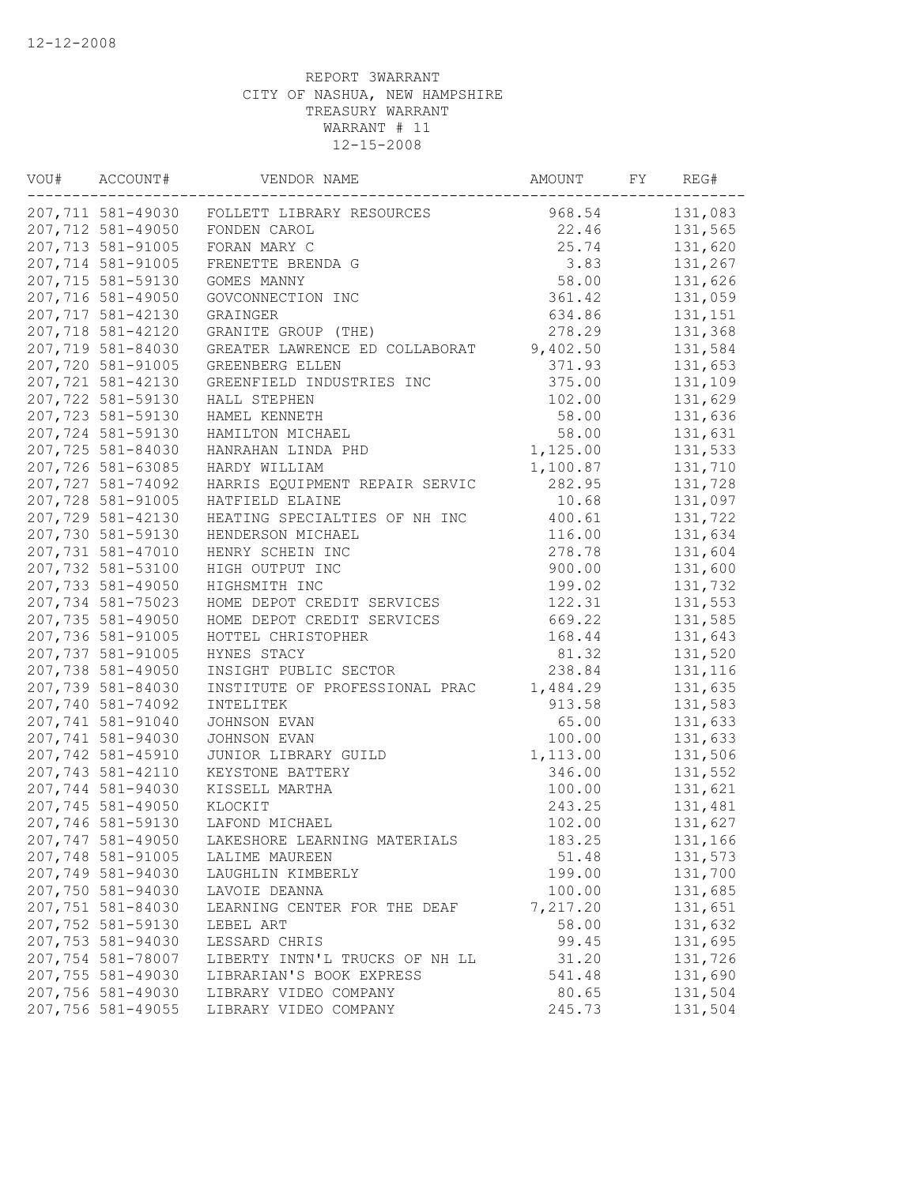12-12-2008

REPORT 3WARRANT
CITY OF NASHUA, NEW HAMPSHIRE
TREASURY WARRANT
WARRANT # 11
12-15-2008

| VOU# | ACCOUNT# | VENDOR NAME | AMOUNT | FY | REG# |
|---|---|---|---|---|---|
| 207,711 | 581-49030 | FOLLETT LIBRARY RESOURCES | 968.54 | | 131,083 |
| 207,712 | 581-49050 | FONDEN CAROL | 22.46 | | 131,565 |
| 207,713 | 581-91005 | FORAN MARY C | 25.74 | | 131,620 |
| 207,714 | 581-91005 | FRENETTE BRENDA G | 3.83 | | 131,267 |
| 207,715 | 581-59130 | GOMES MANNY | 58.00 | | 131,626 |
| 207,716 | 581-49050 | GOVCONNECTION INC | 361.42 | | 131,059 |
| 207,717 | 581-42130 | GRAINGER | 634.86 | | 131,151 |
| 207,718 | 581-42120 | GRANITE GROUP (THE) | 278.29 | | 131,368 |
| 207,719 | 581-84030 | GREATER LAWRENCE ED COLLABORAT | 9,402.50 | | 131,584 |
| 207,720 | 581-91005 | GREENBERG ELLEN | 371.93 | | 131,653 |
| 207,721 | 581-42130 | GREENFIELD INDUSTRIES INC | 375.00 | | 131,109 |
| 207,722 | 581-59130 | HALL STEPHEN | 102.00 | | 131,629 |
| 207,723 | 581-59130 | HAMEL KENNETH | 58.00 | | 131,636 |
| 207,724 | 581-59130 | HAMILTON MICHAEL | 58.00 | | 131,631 |
| 207,725 | 581-84030 | HANRAHAN LINDA PHD | 1,125.00 | | 131,533 |
| 207,726 | 581-63085 | HARDY WILLIAM | 1,100.87 | | 131,710 |
| 207,727 | 581-74092 | HARRIS EQUIPMENT REPAIR SERVIC | 282.95 | | 131,728 |
| 207,728 | 581-91005 | HATFIELD ELAINE | 10.68 | | 131,097 |
| 207,729 | 581-42130 | HEATING SPECIALTIES OF NH INC | 400.61 | | 131,722 |
| 207,730 | 581-59130 | HENDERSON MICHAEL | 116.00 | | 131,634 |
| 207,731 | 581-47010 | HENRY SCHEIN INC | 278.78 | | 131,604 |
| 207,732 | 581-53100 | HIGH OUTPUT INC | 900.00 | | 131,600 |
| 207,733 | 581-49050 | HIGHSMITH INC | 199.02 | | 131,732 |
| 207,734 | 581-75023 | HOME DEPOT CREDIT SERVICES | 122.31 | | 131,553 |
| 207,735 | 581-49050 | HOME DEPOT CREDIT SERVICES | 669.22 | | 131,585 |
| 207,736 | 581-91005 | HOTTEL CHRISTOPHER | 168.44 | | 131,643 |
| 207,737 | 581-91005 | HYNES STACY | 81.32 | | 131,520 |
| 207,738 | 581-49050 | INSIGHT PUBLIC SECTOR | 238.84 | | 131,116 |
| 207,739 | 581-84030 | INSTITUTE OF PROFESSIONAL PRAC | 1,484.29 | | 131,635 |
| 207,740 | 581-74092 | INTELITEK | 913.58 | | 131,583 |
| 207,741 | 581-91040 | JOHNSON EVAN | 65.00 | | 131,633 |
| 207,741 | 581-94030 | JOHNSON EVAN | 100.00 | | 131,633 |
| 207,742 | 581-45910 | JUNIOR LIBRARY GUILD | 1,113.00 | | 131,506 |
| 207,743 | 581-42110 | KEYSTONE BATTERY | 346.00 | | 131,552 |
| 207,744 | 581-94030 | KISSELL MARTHA | 100.00 | | 131,621 |
| 207,745 | 581-49050 | KLOCKIT | 243.25 | | 131,481 |
| 207,746 | 581-59130 | LAFOND MICHAEL | 102.00 | | 131,627 |
| 207,747 | 581-49050 | LAKESHORE LEARNING MATERIALS | 183.25 | | 131,166 |
| 207,748 | 581-91005 | LALIME MAUREEN | 51.48 | | 131,573 |
| 207,749 | 581-94030 | LAUGHLIN KIMBERLY | 199.00 | | 131,700 |
| 207,750 | 581-94030 | LAVOIE DEANNA | 100.00 | | 131,685 |
| 207,751 | 581-84030 | LEARNING CENTER FOR THE DEAF | 7,217.20 | | 131,651 |
| 207,752 | 581-59130 | LEBEL ART | 58.00 | | 131,632 |
| 207,753 | 581-94030 | LESSARD CHRIS | 99.45 | | 131,695 |
| 207,754 | 581-78007 | LIBERTY INTN'L TRUCKS OF NH LL | 31.20 | | 131,726 |
| 207,755 | 581-49030 | LIBRARIAN'S BOOK EXPRESS | 541.48 | | 131,690 |
| 207,756 | 581-49030 | LIBRARY VIDEO COMPANY | 80.65 | | 131,504 |
| 207,756 | 581-49055 | LIBRARY VIDEO COMPANY | 245.73 | | 131,504 |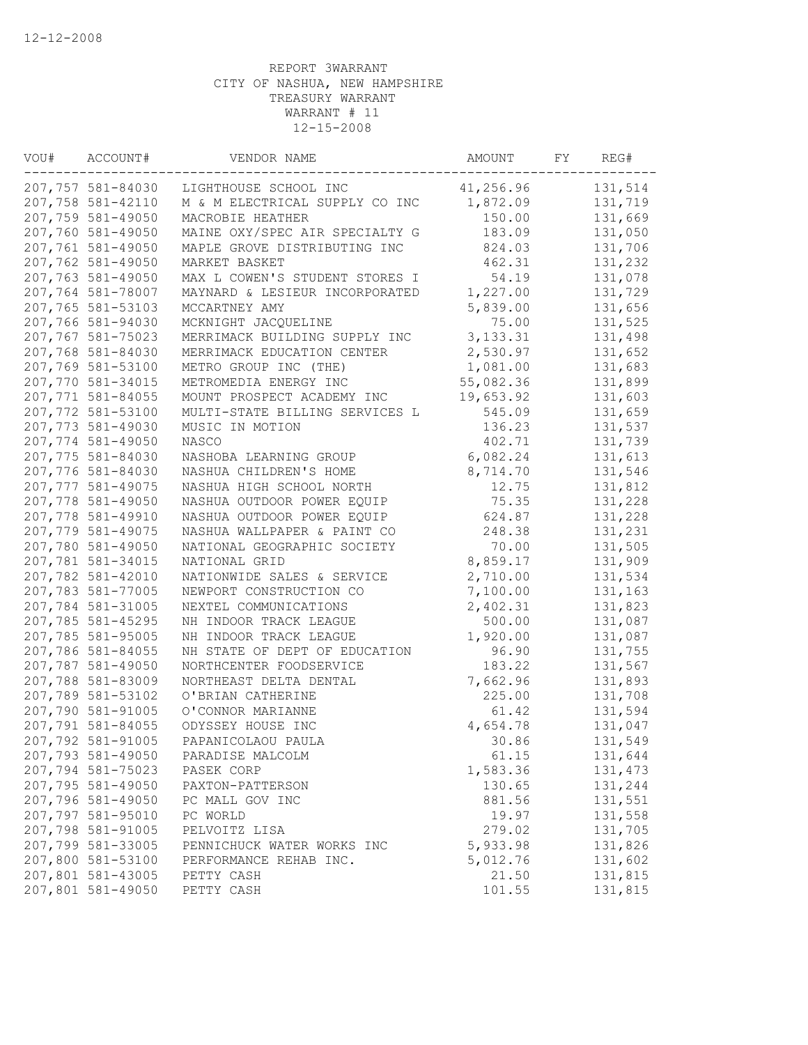12-12-2008

REPORT 3WARRANT
CITY OF NASHUA, NEW HAMPSHIRE
TREASURY WARRANT
WARRANT # 11
12-15-2008

| VOU# | ACCOUNT# | VENDOR NAME | AMOUNT | FY | REG# |
|---|---|---|---|---|---|
| 207,757 | 581-84030 | LIGHTHOUSE SCHOOL INC | 41,256.96 | | 131,514 |
| 207,758 | 581-42110 | M & M ELECTRICAL SUPPLY CO INC | 1,872.09 | | 131,719 |
| 207,759 | 581-49050 | MACROBIE HEATHER | 150.00 | | 131,669 |
| 207,760 | 581-49050 | MAINE OXY/SPEC AIR SPECIALTY G | 183.09 | | 131,050 |
| 207,761 | 581-49050 | MAPLE GROVE DISTRIBUTING INC | 824.03 | | 131,706 |
| 207,762 | 581-49050 | MARKET BASKET | 462.31 | | 131,232 |
| 207,763 | 581-49050 | MAX L COWEN'S STUDENT STORES I | 54.19 | | 131,078 |
| 207,764 | 581-78007 | MAYNARD & LESIEUR INCORPORATED | 1,227.00 | | 131,729 |
| 207,765 | 581-53103 | MCCARTNEY AMY | 5,839.00 | | 131,656 |
| 207,766 | 581-94030 | MCKNIGHT JACQUELINE | 75.00 | | 131,525 |
| 207,767 | 581-75023 | MERRIMACK BUILDING SUPPLY INC | 3,133.31 | | 131,498 |
| 207,768 | 581-84030 | MERRIMACK EDUCATION CENTER | 2,530.97 | | 131,652 |
| 207,769 | 581-53100 | METRO GROUP INC (THE) | 1,081.00 | | 131,683 |
| 207,770 | 581-34015 | METROMEDIA ENERGY INC | 55,082.36 | | 131,899 |
| 207,771 | 581-84055 | MOUNT PROSPECT ACADEMY INC | 19,653.92 | | 131,603 |
| 207,772 | 581-53100 | MULTI-STATE BILLING SERVICES L | 545.09 | | 131,659 |
| 207,773 | 581-49030 | MUSIC IN MOTION | 136.23 | | 131,537 |
| 207,774 | 581-49050 | NASCO | 402.71 | | 131,739 |
| 207,775 | 581-84030 | NASHOBA LEARNING GROUP | 6,082.24 | | 131,613 |
| 207,776 | 581-84030 | NASHUA CHILDREN'S HOME | 8,714.70 | | 131,546 |
| 207,777 | 581-49075 | NASHUA HIGH SCHOOL NORTH | 12.75 | | 131,812 |
| 207,778 | 581-49050 | NASHUA OUTDOOR POWER EQUIP | 75.35 | | 131,228 |
| 207,778 | 581-49910 | NASHUA OUTDOOR POWER EQUIP | 624.87 | | 131,228 |
| 207,779 | 581-49075 | NASHUA WALLPAPER & PAINT CO | 248.38 | | 131,231 |
| 207,780 | 581-49050 | NATIONAL GEOGRAPHIC SOCIETY | 70.00 | | 131,505 |
| 207,781 | 581-34015 | NATIONAL GRID | 8,859.17 | | 131,909 |
| 207,782 | 581-42010 | NATIONWIDE SALES & SERVICE | 2,710.00 | | 131,534 |
| 207,783 | 581-77005 | NEWPORT CONSTRUCTION CO | 7,100.00 | | 131,163 |
| 207,784 | 581-31005 | NEXTEL COMMUNICATIONS | 2,402.31 | | 131,823 |
| 207,785 | 581-45295 | NH INDOOR TRACK LEAGUE | 500.00 | | 131,087 |
| 207,785 | 581-95005 | NH INDOOR TRACK LEAGUE | 1,920.00 | | 131,087 |
| 207,786 | 581-84055 | NH STATE OF DEPT OF EDUCATION | 96.90 | | 131,755 |
| 207,787 | 581-49050 | NORTHCENTER FOODSERVICE | 183.22 | | 131,567 |
| 207,788 | 581-83009 | NORTHEAST DELTA DENTAL | 7,662.96 | | 131,893 |
| 207,789 | 581-53102 | O'BRIAN CATHERINE | 225.00 | | 131,708 |
| 207,790 | 581-91005 | O'CONNOR MARIANNE | 61.42 | | 131,594 |
| 207,791 | 581-84055 | ODYSSEY HOUSE INC | 4,654.78 | | 131,047 |
| 207,792 | 581-91005 | PAPANICOLAOU PAULA | 30.86 | | 131,549 |
| 207,793 | 581-49050 | PARADISE MALCOLM | 61.15 | | 131,644 |
| 207,794 | 581-75023 | PASEK CORP | 1,583.36 | | 131,473 |
| 207,795 | 581-49050 | PAXTON-PATTERSON | 130.65 | | 131,244 |
| 207,796 | 581-49050 | PC MALL GOV INC | 881.56 | | 131,551 |
| 207,797 | 581-95010 | PC WORLD | 19.97 | | 131,558 |
| 207,798 | 581-91005 | PELVOITZ LISA | 279.02 | | 131,705 |
| 207,799 | 581-33005 | PENNICHUCK WATER WORKS INC | 5,933.98 | | 131,826 |
| 207,800 | 581-53100 | PERFORMANCE REHAB INC. | 5,012.76 | | 131,602 |
| 207,801 | 581-43005 | PETTY CASH | 21.50 | | 131,815 |
| 207,801 | 581-49050 | PETTY CASH | 101.55 | | 131,815 |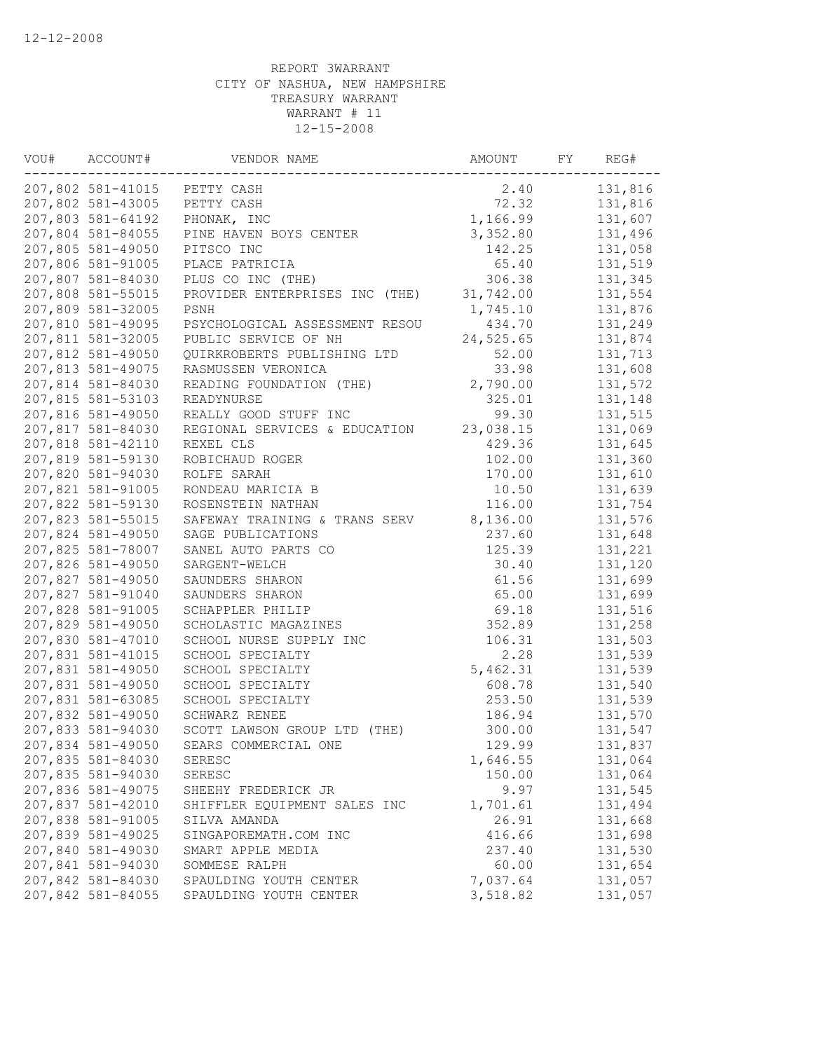12-12-2008

REPORT 3WARRANT
CITY OF NASHUA, NEW HAMPSHIRE
TREASURY WARRANT
WARRANT # 11
12-15-2008

| VOU# | ACCOUNT# | VENDOR NAME | AMOUNT | FY | REG# |
|---|---|---|---|---|---|
| 207,802 | 581-41015 | PETTY CASH | 2.40 | | 131,816 |
| 207,802 | 581-43005 | PETTY CASH | 72.32 | | 131,816 |
| 207,803 | 581-64192 | PHONAK, INC | 1,166.99 | | 131,607 |
| 207,804 | 581-84055 | PINE HAVEN BOYS CENTER | 3,352.80 | | 131,496 |
| 207,805 | 581-49050 | PITSCO INC | 142.25 | | 131,058 |
| 207,806 | 581-91005 | PLACE PATRICIA | 65.40 | | 131,519 |
| 207,807 | 581-84030 | PLUS CO INC (THE) | 306.38 | | 131,345 |
| 207,808 | 581-55015 | PROVIDER ENTERPRISES INC (THE) | 31,742.00 | | 131,554 |
| 207,809 | 581-32005 | PSNH | 1,745.10 | | 131,876 |
| 207,810 | 581-49095 | PSYCHOLOGICAL ASSESSMENT RESOU | 434.70 | | 131,249 |
| 207,811 | 581-32005 | PUBLIC SERVICE OF NH | 24,525.65 | | 131,874 |
| 207,812 | 581-49050 | QUIRKROBERTS PUBLISHING LTD | 52.00 | | 131,713 |
| 207,813 | 581-49075 | RASMUSSEN VERONICA | 33.98 | | 131,608 |
| 207,814 | 581-84030 | READING FOUNDATION (THE) | 2,790.00 | | 131,572 |
| 207,815 | 581-53103 | READYNURSE | 325.01 | | 131,148 |
| 207,816 | 581-49050 | REALLY GOOD STUFF INC | 99.30 | | 131,515 |
| 207,817 | 581-84030 | REGIONAL SERVICES & EDUCATION | 23,038.15 | | 131,069 |
| 207,818 | 581-42110 | REXEL CLS | 429.36 | | 131,645 |
| 207,819 | 581-59130 | ROBICHAUD ROGER | 102.00 | | 131,360 |
| 207,820 | 581-94030 | ROLFE SARAH | 170.00 | | 131,610 |
| 207,821 | 581-91005 | RONDEAU MARICIA B | 10.50 | | 131,639 |
| 207,822 | 581-59130 | ROSENSTEIN NATHAN | 116.00 | | 131,754 |
| 207,823 | 581-55015 | SAFEWAY TRAINING & TRANS SERV | 8,136.00 | | 131,576 |
| 207,824 | 581-49050 | SAGE PUBLICATIONS | 237.60 | | 131,648 |
| 207,825 | 581-78007 | SANEL AUTO PARTS CO | 125.39 | | 131,221 |
| 207,826 | 581-49050 | SARGENT-WELCH | 30.40 | | 131,120 |
| 207,827 | 581-49050 | SAUNDERS SHARON | 61.56 | | 131,699 |
| 207,827 | 581-91040 | SAUNDERS SHARON | 65.00 | | 131,699 |
| 207,828 | 581-91005 | SCHAPPLER PHILIP | 69.18 | | 131,516 |
| 207,829 | 581-49050 | SCHOLASTIC MAGAZINES | 352.89 | | 131,258 |
| 207,830 | 581-47010 | SCHOOL NURSE SUPPLY INC | 106.31 | | 131,503 |
| 207,831 | 581-41015 | SCHOOL SPECIALTY | 2.28 | | 131,539 |
| 207,831 | 581-49050 | SCHOOL SPECIALTY | 5,462.31 | | 131,539 |
| 207,831 | 581-49050 | SCHOOL SPECIALTY | 608.78 | | 131,540 |
| 207,831 | 581-63085 | SCHOOL SPECIALTY | 253.50 | | 131,539 |
| 207,832 | 581-49050 | SCHWARZ RENEE | 186.94 | | 131,570 |
| 207,833 | 581-94030 | SCOTT LAWSON GROUP LTD (THE) | 300.00 | | 131,547 |
| 207,834 | 581-49050 | SEARS COMMERCIAL ONE | 129.99 | | 131,837 |
| 207,835 | 581-84030 | SERESC | 1,646.55 | | 131,064 |
| 207,835 | 581-94030 | SERESC | 150.00 | | 131,064 |
| 207,836 | 581-49075 | SHEEHY FREDERICK JR | 9.97 | | 131,545 |
| 207,837 | 581-42010 | SHIFFLER EQUIPMENT SALES INC | 1,701.61 | | 131,494 |
| 207,838 | 581-91005 | SILVA AMANDA | 26.91 | | 131,668 |
| 207,839 | 581-49025 | SINGAPOREMATH.COM INC | 416.66 | | 131,698 |
| 207,840 | 581-49030 | SMART APPLE MEDIA | 237.40 | | 131,530 |
| 207,841 | 581-94030 | SOMMESE RALPH | 60.00 | | 131,654 |
| 207,842 | 581-84030 | SPAULDING YOUTH CENTER | 7,037.64 | | 131,057 |
| 207,842 | 581-84055 | SPAULDING YOUTH CENTER | 3,518.82 | | 131,057 |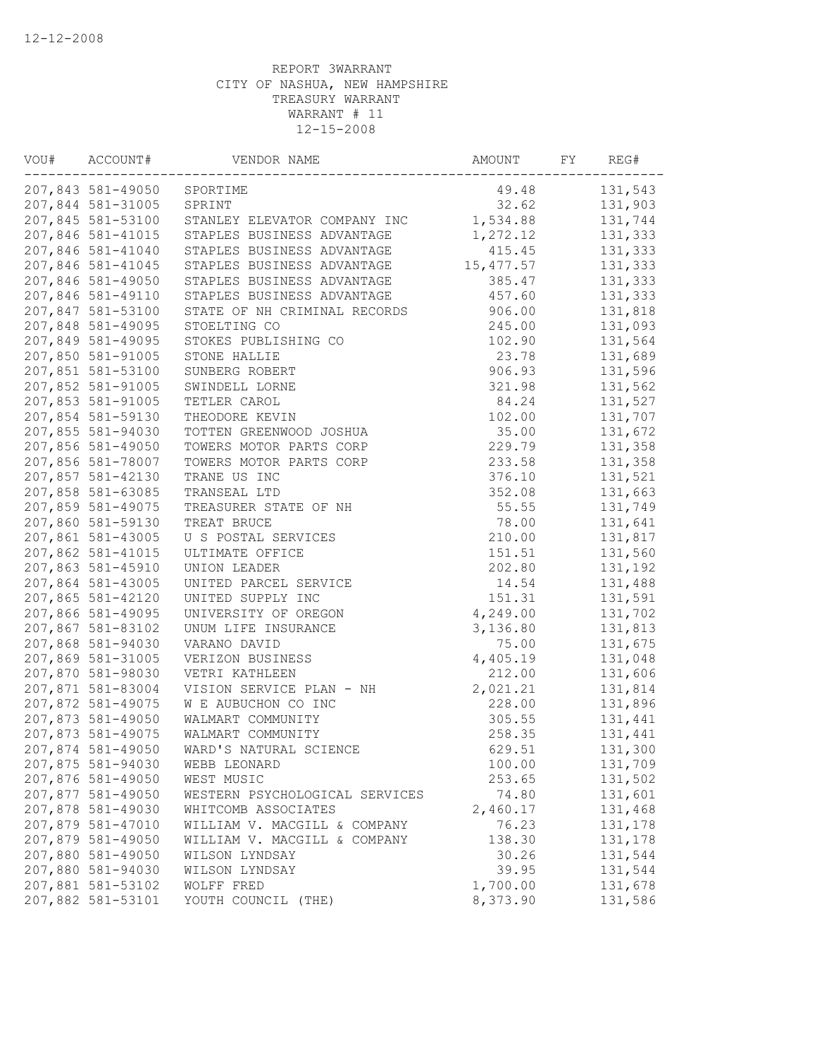12-12-2008

REPORT 3WARRANT
CITY OF NASHUA, NEW HAMPSHIRE
TREASURY WARRANT
WARRANT # 11
12-15-2008

| VOU# | ACCOUNT# | VENDOR NAME | AMOUNT | FY | REG# |
|---|---|---|---|---|---|
| 207,843 | 581-49050 | SPORTIME | 49.48 | | 131,543 |
| 207,844 | 581-31005 | SPRINT | 32.62 | | 131,903 |
| 207,845 | 581-53100 | STANLEY ELEVATOR COMPANY INC | 1,534.88 | | 131,744 |
| 207,846 | 581-41015 | STAPLES BUSINESS ADVANTAGE | 1,272.12 | | 131,333 |
| 207,846 | 581-41040 | STAPLES BUSINESS ADVANTAGE | 415.45 | | 131,333 |
| 207,846 | 581-41045 | STAPLES BUSINESS ADVANTAGE | 15,477.57 | | 131,333 |
| 207,846 | 581-49050 | STAPLES BUSINESS ADVANTAGE | 385.47 | | 131,333 |
| 207,846 | 581-49110 | STAPLES BUSINESS ADVANTAGE | 457.60 | | 131,333 |
| 207,847 | 581-53100 | STATE OF NH CRIMINAL RECORDS | 906.00 | | 131,818 |
| 207,848 | 581-49095 | STOELTING CO | 245.00 | | 131,093 |
| 207,849 | 581-49095 | STOKES PUBLISHING CO | 102.90 | | 131,564 |
| 207,850 | 581-91005 | STONE HALLIE | 23.78 | | 131,689 |
| 207,851 | 581-53100 | SUNBERG ROBERT | 906.93 | | 131,596 |
| 207,852 | 581-91005 | SWINDELL LORNE | 321.98 | | 131,562 |
| 207,853 | 581-91005 | TETLER CAROL | 84.24 | | 131,527 |
| 207,854 | 581-59130 | THEODORE KEVIN | 102.00 | | 131,707 |
| 207,855 | 581-94030 | TOTTEN GREENWOOD JOSHUA | 35.00 | | 131,672 |
| 207,856 | 581-49050 | TOWERS MOTOR PARTS CORP | 229.79 | | 131,358 |
| 207,856 | 581-78007 | TOWERS MOTOR PARTS CORP | 233.58 | | 131,358 |
| 207,857 | 581-42130 | TRANE US INC | 376.10 | | 131,521 |
| 207,858 | 581-63085 | TRANSEAL LTD | 352.08 | | 131,663 |
| 207,859 | 581-49075 | TREASURER STATE OF NH | 55.55 | | 131,749 |
| 207,860 | 581-59130 | TREAT BRUCE | 78.00 | | 131,641 |
| 207,861 | 581-43005 | U S POSTAL SERVICES | 210.00 | | 131,817 |
| 207,862 | 581-41015 | ULTIMATE OFFICE | 151.51 | | 131,560 |
| 207,863 | 581-45910 | UNION LEADER | 202.80 | | 131,192 |
| 207,864 | 581-43005 | UNITED PARCEL SERVICE | 14.54 | | 131,488 |
| 207,865 | 581-42120 | UNITED SUPPLY INC | 151.31 | | 131,591 |
| 207,866 | 581-49095 | UNIVERSITY OF OREGON | 4,249.00 | | 131,702 |
| 207,867 | 581-83102 | UNUM LIFE INSURANCE | 3,136.80 | | 131,813 |
| 207,868 | 581-94030 | VARANO DAVID | 75.00 | | 131,675 |
| 207,869 | 581-31005 | VERIZON BUSINESS | 4,405.19 | | 131,048 |
| 207,870 | 581-98030 | VETRI KATHLEEN | 212.00 | | 131,606 |
| 207,871 | 581-83004 | VISION SERVICE PLAN - NH | 2,021.21 | | 131,814 |
| 207,872 | 581-49075 | W E AUBUCHON CO INC | 228.00 | | 131,896 |
| 207,873 | 581-49050 | WALMART COMMUNITY | 305.55 | | 131,441 |
| 207,873 | 581-49075 | WALMART COMMUNITY | 258.35 | | 131,441 |
| 207,874 | 581-49050 | WARD'S NATURAL SCIENCE | 629.51 | | 131,300 |
| 207,875 | 581-94030 | WEBB LEONARD | 100.00 | | 131,709 |
| 207,876 | 581-49050 | WEST MUSIC | 253.65 | | 131,502 |
| 207,877 | 581-49050 | WESTERN PSYCHOLOGICAL SERVICES | 74.80 | | 131,601 |
| 207,878 | 581-49030 | WHITCOMB ASSOCIATES | 2,460.17 | | 131,468 |
| 207,879 | 581-47010 | WILLIAM V. MACGILL & COMPANY | 76.23 | | 131,178 |
| 207,879 | 581-49050 | WILLIAM V. MACGILL & COMPANY | 138.30 | | 131,178 |
| 207,880 | 581-49050 | WILSON LYNDSAY | 30.26 | | 131,544 |
| 207,880 | 581-94030 | WILSON LYNDSAY | 39.95 | | 131,544 |
| 207,881 | 581-53102 | WOLFF FRED | 1,700.00 | | 131,678 |
| 207,882 | 581-53101 | YOUTH COUNCIL (THE) | 8,373.90 | | 131,586 |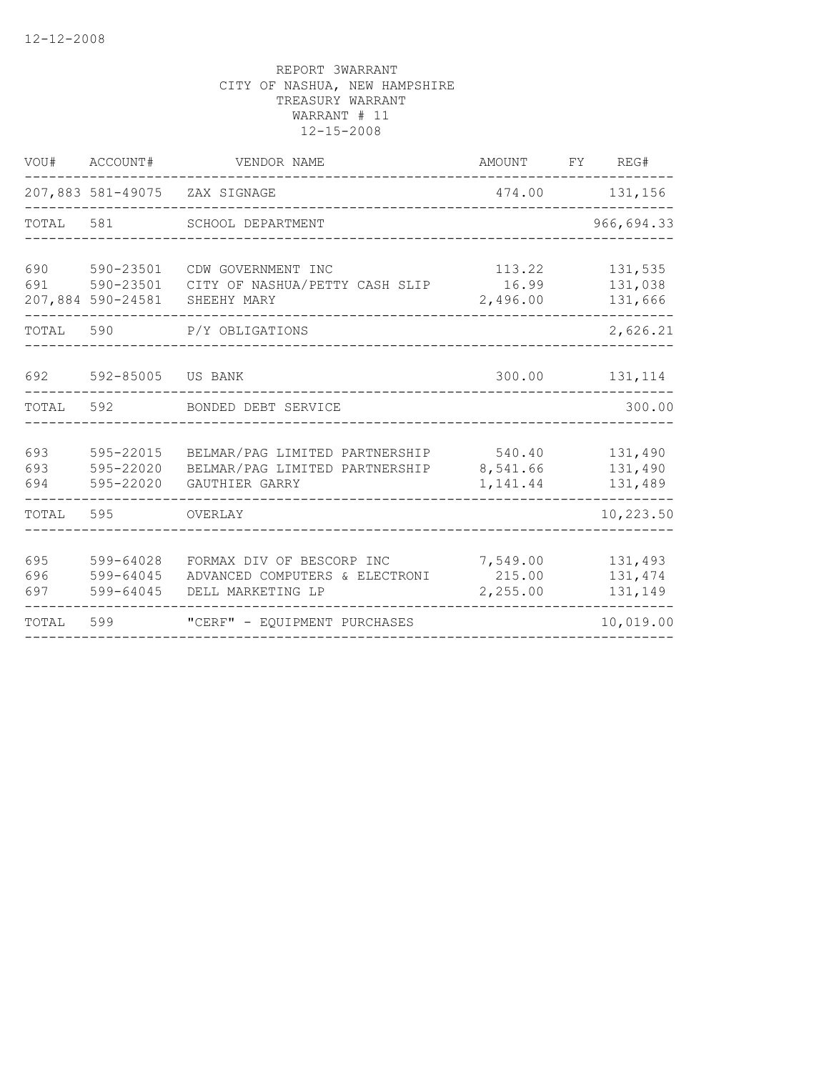12-12-2008

REPORT 3WARRANT
CITY OF NASHUA, NEW HAMPSHIRE
TREASURY WARRANT
WARRANT # 11
12-15-2008

| VOU# | ACCOUNT# | VENDOR NAME | AMOUNT | FY | REG# |
|---|---|---|---|---|---|
| 207,883 | 581-49075 | ZAX SIGNAGE | 474.00 | | 131,156 |
| TOTAL | 581 | SCHOOL DEPARTMENT | | | 966,694.33 |
| 690 | 590-23501 | CDW GOVERNMENT INC | 113.22 | | 131,535 |
| 691 | 590-23501 | CITY OF NASHUA/PETTY CASH SLIP | 16.99 | | 131,038 |
| 207,884 | 590-24581 | SHEEHY MARY | 2,496.00 | | 131,666 |
| TOTAL | 590 | P/Y OBLIGATIONS | | | 2,626.21 |
| 692 | 592-85005 | US BANK | 300.00 | | 131,114 |
| TOTAL | 592 | BONDED DEBT SERVICE | | | 300.00 |
| 693 | 595-22015 | BELMAR/PAG LIMITED PARTNERSHIP | 540.40 | | 131,490 |
| 693 | 595-22020 | BELMAR/PAG LIMITED PARTNERSHIP | 8,541.66 | | 131,490 |
| 694 | 595-22020 | GAUTHIER GARRY | 1,141.44 | | 131,489 |
| TOTAL | 595 | OVERLAY | | | 10,223.50 |
| 695 | 599-64028 | FORMAX DIV OF BESCORP INC | 7,549.00 | | 131,493 |
| 696 | 599-64045 | ADVANCED COMPUTERS & ELECTRONI | 215.00 | | 131,474 |
| 697 | 599-64045 | DELL MARKETING LP | 2,255.00 | | 131,149 |
| TOTAL | 599 | "CERF" - EQUIPMENT PURCHASES | | | 10,019.00 |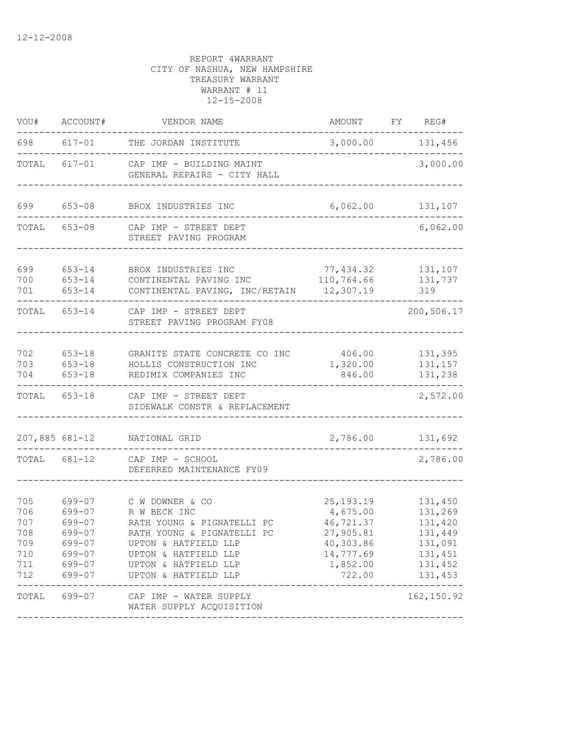12-12-2008

REPORT 4WARRANT
CITY OF NASHUA, NEW HAMPSHIRE
TREASURY WARRANT
WARRANT # 11
12-15-2008

| VOU# | ACCOUNT# | VENDOR NAME | AMOUNT | FY | REG# |
|---|---|---|---|---|---|
| 698 | 617-01 | THE JORDAN INSTITUTE | 3,000.00 | | 131,456 |
| TOTAL | 617-01 | CAP IMP - BUILDING MAINT GENERAL REPAIRS - CITY HALL | | | 3,000.00 |
| 699 | 653-08 | BROX INDUSTRIES INC | 6,062.00 | | 131,107 |
| TOTAL | 653-08 | CAP IMP - STREET DEPT STREET PAVING PROGRAM | | | 6,062.00 |
| 699 | 653-14 | BROX INDUSTRIES INC | 77,434.32 | | 131,107 |
| 700 | 653-14 | CONTINENTAL PAVING INC | 110,764.66 | | 131,737 |
| 701 | 653-14 | CONTINENTAL PAVING, INC/RETAIN | 12,307.19 | | 319 |
| TOTAL | 653-14 | CAP IMP - STREET DEPT STREET PAVING PROGRAM FY08 | | | 200,506.17 |
| 702 | 653-18 | GRANITE STATE CONCRETE CO INC | 406.00 | | 131,395 |
| 703 | 653-18 | HOLLIS CONSTRUCTION INC | 1,320.00 | | 131,157 |
| 704 | 653-18 | REDIMIX COMPANIES INC | 846.00 | | 131,238 |
| TOTAL | 653-18 | CAP IMP - STREET DEPT SIDEWALK CONSTR & REPLACEMENT | | | 2,572.00 |
| 207,885 | 681-12 | NATIONAL GRID | 2,786.00 | | 131,692 |
| TOTAL | 681-12 | CAP IMP - SCHOOL DEFERRED MAINTENANCE FY09 | | | 2,786.00 |
| 705 | 699-07 | C W DOWNER & CO | 25,193.19 | | 131,450 |
| 706 | 699-07 | R W BECK INC | 4,675.00 | | 131,269 |
| 707 | 699-07 | RATH YOUNG & PIGNATELLI PC | 46,721.37 | | 131,420 |
| 708 | 699-07 | RATH YOUNG & PIGNATELLI PC | 27,905.81 | | 131,449 |
| 709 | 699-07 | UPTON & HATFIELD LLP | 40,303.86 | | 131,091 |
| 710 | 699-07 | UPTON & HATFIELD LLP | 14,777.69 | | 131,451 |
| 711 | 699-07 | UPTON & HATFIELD LLP | 1,852.00 | | 131,452 |
| 712 | 699-07 | UPTON & HATFIELD LLP | 722.00 | | 131,453 |
| TOTAL | 699-07 | CAP IMP - WATER SUPPLY WATER SUPPLY ACQUISITION | | | 162,150.92 |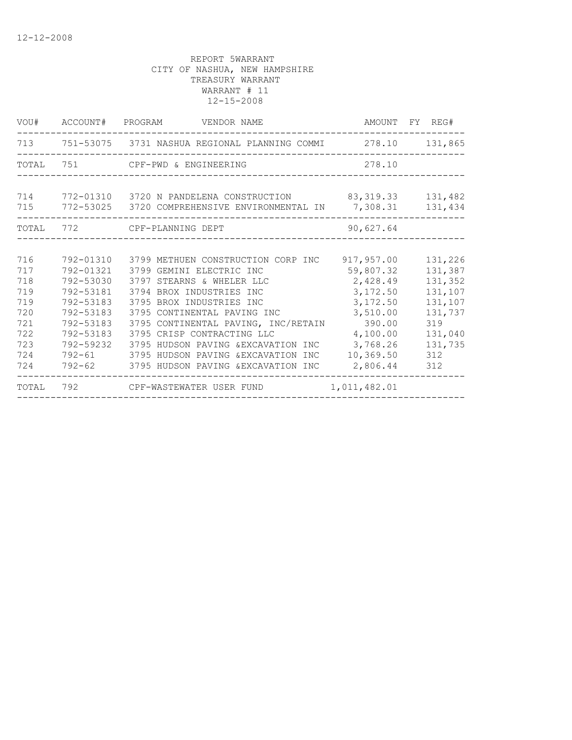12-12-2008

REPORT 5WARRANT
CITY OF NASHUA, NEW HAMPSHIRE
TREASURY WARRANT
WARRANT # 11
12-15-2008

| VOU# | ACCOUNT# | PROGRAM | VENDOR NAME | AMOUNT | FY | REG# |
|---|---|---|---|---|---|---|
| 713 | 751-53075 | 3731 | NASHUA REGIONAL PLANNING COMMI | 278.10 | | 131,865 |
| TOTAL | 751 | | CPF-PWD & ENGINEERING | 278.10 | | |
| 714 | 772-01310 | 3720 | N PANDELENA CONSTRUCTION | 83,319.33 | | 131,482 |
| 715 | 772-53025 | 3720 | COMPREHENSIVE ENVIRONMENTAL IN | 7,308.31 | | 131,434 |
| TOTAL | 772 | | CPF-PLANNING DEPT | 90,627.64 | | |
| 716 | 792-01310 | 3799 | METHUEN CONSTRUCTION CORP INC | 917,957.00 | | 131,226 |
| 717 | 792-01321 | 3799 | GEMINI ELECTRIC INC | 59,807.32 | | 131,387 |
| 718 | 792-53030 | 3797 | STEARNS & WHELER LLC | 2,428.49 | | 131,352 |
| 719 | 792-53181 | 3794 | BROX INDUSTRIES INC | 3,172.50 | | 131,107 |
| 719 | 792-53183 | 3795 | BROX INDUSTRIES INC | 3,172.50 | | 131,107 |
| 720 | 792-53183 | 3795 | CONTINENTAL PAVING INC | 3,510.00 | | 131,737 |
| 721 | 792-53183 | 3795 | CONTINENTAL PAVING, INC/RETAIN | 390.00 | | 319 |
| 722 | 792-53183 | 3795 | CRISP CONTRACTING LLC | 4,100.00 | | 131,040 |
| 723 | 792-59232 | 3795 | HUDSON PAVING &EXCAVATION INC | 3,768.26 | | 131,735 |
| 724 | 792-61 | 3795 | HUDSON PAVING &EXCAVATION INC | 10,369.50 | | 312 |
| 724 | 792-62 | 3795 | HUDSON PAVING &EXCAVATION INC | 2,806.44 | | 312 |
| TOTAL | 792 | | CPF-WASTEWATER USER FUND | 1,011,482.01 | | |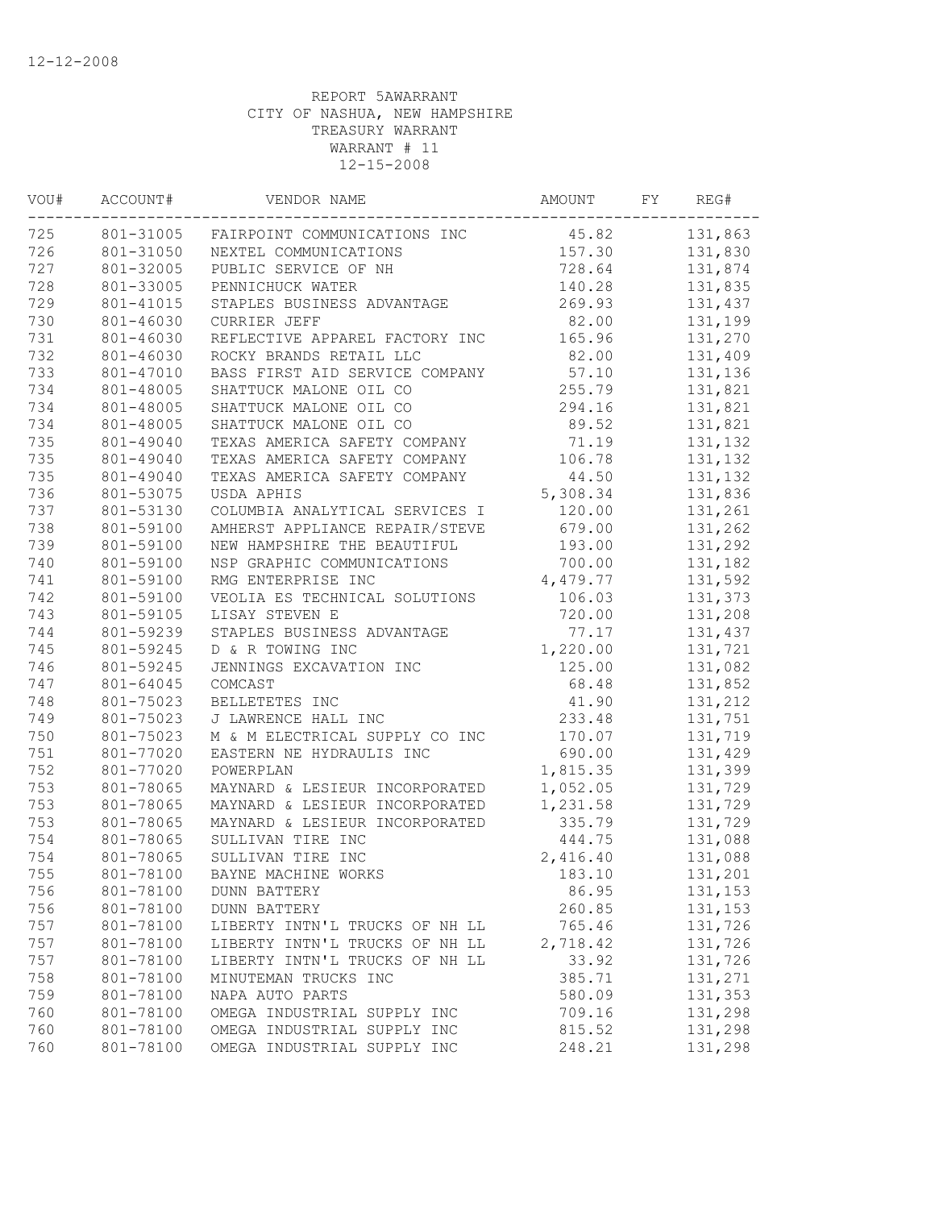12-12-2008

REPORT 5AWARRANT
CITY OF NASHUA, NEW HAMPSHIRE
TREASURY WARRANT
WARRANT # 11
12-15-2008

| VOU# | ACCOUNT# | VENDOR NAME | AMOUNT | FY | REG# |
|---|---|---|---|---|---|
| 725 | 801-31005 | FAIRPOINT COMMUNICATIONS INC | 45.82 | | 131,863 |
| 726 | 801-31050 | NEXTEL COMMUNICATIONS | 157.30 | | 131,830 |
| 727 | 801-32005 | PUBLIC SERVICE OF NH | 728.64 | | 131,874 |
| 728 | 801-33005 | PENNICHUCK WATER | 140.28 | | 131,835 |
| 729 | 801-41015 | STAPLES BUSINESS ADVANTAGE | 269.93 | | 131,437 |
| 730 | 801-46030 | CURRIER JEFF | 82.00 | | 131,199 |
| 731 | 801-46030 | REFLECTIVE APPAREL FACTORY INC | 165.96 | | 131,270 |
| 732 | 801-46030 | ROCKY BRANDS RETAIL LLC | 82.00 | | 131,409 |
| 733 | 801-47010 | BASS FIRST AID SERVICE COMPANY | 57.10 | | 131,136 |
| 734 | 801-48005 | SHATTUCK MALONE OIL CO | 255.79 | | 131,821 |
| 734 | 801-48005 | SHATTUCK MALONE OIL CO | 294.16 | | 131,821 |
| 734 | 801-48005 | SHATTUCK MALONE OIL CO | 89.52 | | 131,821 |
| 735 | 801-49040 | TEXAS AMERICA SAFETY COMPANY | 71.19 | | 131,132 |
| 735 | 801-49040 | TEXAS AMERICA SAFETY COMPANY | 106.78 | | 131,132 |
| 735 | 801-49040 | TEXAS AMERICA SAFETY COMPANY | 44.50 | | 131,132 |
| 736 | 801-53075 | USDA APHIS | 5,308.34 | | 131,836 |
| 737 | 801-53130 | COLUMBIA ANALYTICAL SERVICES I | 120.00 | | 131,261 |
| 738 | 801-59100 | AMHERST APPLIANCE REPAIR/STEVE | 679.00 | | 131,262 |
| 739 | 801-59100 | NEW HAMPSHIRE THE BEAUTIFUL | 193.00 | | 131,292 |
| 740 | 801-59100 | NSP GRAPHIC COMMUNICATIONS | 700.00 | | 131,182 |
| 741 | 801-59100 | RMG ENTERPRISE INC | 4,479.77 | | 131,592 |
| 742 | 801-59100 | VEOLIA ES TECHNICAL SOLUTIONS | 106.03 | | 131,373 |
| 743 | 801-59105 | LISAY STEVEN E | 720.00 | | 131,208 |
| 744 | 801-59239 | STAPLES BUSINESS ADVANTAGE | 77.17 | | 131,437 |
| 745 | 801-59245 | D & R TOWING INC | 1,220.00 | | 131,721 |
| 746 | 801-59245 | JENNINGS EXCAVATION INC | 125.00 | | 131,082 |
| 747 | 801-64045 | COMCAST | 68.48 | | 131,852 |
| 748 | 801-75023 | BELLETETES INC | 41.90 | | 131,212 |
| 749 | 801-75023 | J LAWRENCE HALL INC | 233.48 | | 131,751 |
| 750 | 801-75023 | M & M ELECTRICAL SUPPLY CO INC | 170.07 | | 131,719 |
| 751 | 801-77020 | EASTERN NE HYDRAULIS INC | 690.00 | | 131,429 |
| 752 | 801-77020 | POWERPLAN | 1,815.35 | | 131,399 |
| 753 | 801-78065 | MAYNARD & LESIEUR INCORPORATED | 1,052.05 | | 131,729 |
| 753 | 801-78065 | MAYNARD & LESIEUR INCORPORATED | 1,231.58 | | 131,729 |
| 753 | 801-78065 | MAYNARD & LESIEUR INCORPORATED | 335.79 | | 131,729 |
| 754 | 801-78065 | SULLIVAN TIRE INC | 444.75 | | 131,088 |
| 754 | 801-78065 | SULLIVAN TIRE INC | 2,416.40 | | 131,088 |
| 755 | 801-78100 | BAYNE MACHINE WORKS | 183.10 | | 131,201 |
| 756 | 801-78100 | DUNN BATTERY | 86.95 | | 131,153 |
| 756 | 801-78100 | DUNN BATTERY | 260.85 | | 131,153 |
| 757 | 801-78100 | LIBERTY INTN'L TRUCKS OF NH LL | 765.46 | | 131,726 |
| 757 | 801-78100 | LIBERTY INTN'L TRUCKS OF NH LL | 2,718.42 | | 131,726 |
| 757 | 801-78100 | LIBERTY INTN'L TRUCKS OF NH LL | 33.92 | | 131,726 |
| 758 | 801-78100 | MINUTEMAN TRUCKS INC | 385.71 | | 131,271 |
| 759 | 801-78100 | NAPA AUTO PARTS | 580.09 | | 131,353 |
| 760 | 801-78100 | OMEGA INDUSTRIAL SUPPLY INC | 709.16 | | 131,298 |
| 760 | 801-78100 | OMEGA INDUSTRIAL SUPPLY INC | 815.52 | | 131,298 |
| 760 | 801-78100 | OMEGA INDUSTRIAL SUPPLY INC | 248.21 | | 131,298 |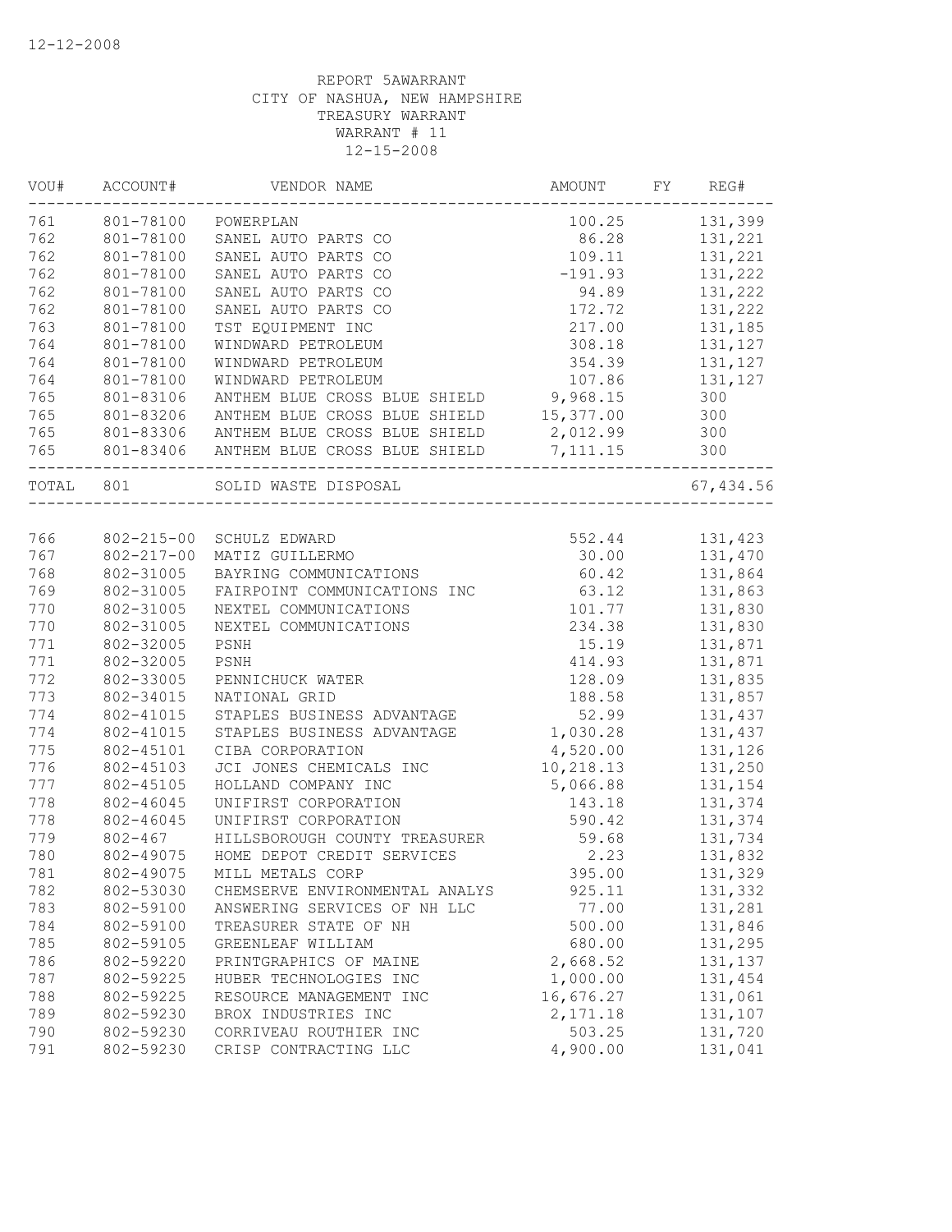12-12-2008

REPORT 5AWARRANT
CITY OF NASHUA, NEW HAMPSHIRE
TREASURY WARRANT
WARRANT # 11
12-15-2008

| VOU# | ACCOUNT# | VENDOR NAME | AMOUNT | FY | REG# |
|---|---|---|---|---|---|
| 761 | 801-78100 | POWERPLAN | 100.25 | | 131,399 |
| 762 | 801-78100 | SANEL AUTO PARTS CO | 86.28 | | 131,221 |
| 762 | 801-78100 | SANEL AUTO PARTS CO | 109.11 | | 131,221 |
| 762 | 801-78100 | SANEL AUTO PARTS CO | -191.93 | | 131,222 |
| 762 | 801-78100 | SANEL AUTO PARTS CO | 94.89 | | 131,222 |
| 762 | 801-78100 | SANEL AUTO PARTS CO | 172.72 | | 131,222 |
| 763 | 801-78100 | TST EQUIPMENT INC | 217.00 | | 131,185 |
| 764 | 801-78100 | WINDWARD PETROLEUM | 308.18 | | 131,127 |
| 764 | 801-78100 | WINDWARD PETROLEUM | 354.39 | | 131,127 |
| 764 | 801-78100 | WINDWARD PETROLEUM | 107.86 | | 131,127 |
| 765 | 801-83106 | ANTHEM BLUE CROSS BLUE SHIELD | 9,968.15 | | 300 |
| 765 | 801-83206 | ANTHEM BLUE CROSS BLUE SHIELD | 15,377.00 | | 300 |
| 765 | 801-83306 | ANTHEM BLUE CROSS BLUE SHIELD | 2,012.99 | | 300 |
| 765 | 801-83406 | ANTHEM BLUE CROSS BLUE SHIELD | 7,111.15 | | 300 |
| TOTAL | 801 | SOLID WASTE DISPOSAL | | | 67,434.56 |
| 766 | 802-215-00 | SCHULZ EDWARD | 552.44 | | 131,423 |
| 767 | 802-217-00 | MATIZ GUILLERMO | 30.00 | | 131,470 |
| 768 | 802-31005 | BAYRING COMMUNICATIONS | 60.42 | | 131,864 |
| 769 | 802-31005 | FAIRPOINT COMMUNICATIONS INC | 63.12 | | 131,863 |
| 770 | 802-31005 | NEXTEL COMMUNICATIONS | 101.77 | | 131,830 |
| 770 | 802-31005 | NEXTEL COMMUNICATIONS | 234.38 | | 131,830 |
| 771 | 802-32005 | PSNH | 15.19 | | 131,871 |
| 771 | 802-32005 | PSNH | 414.93 | | 131,871 |
| 772 | 802-33005 | PENNICHUCK WATER | 128.09 | | 131,835 |
| 773 | 802-34015 | NATIONAL GRID | 188.58 | | 131,857 |
| 774 | 802-41015 | STAPLES BUSINESS ADVANTAGE | 52.99 | | 131,437 |
| 774 | 802-41015 | STAPLES BUSINESS ADVANTAGE | 1,030.28 | | 131,437 |
| 775 | 802-45101 | CIBA CORPORATION | 4,520.00 | | 131,126 |
| 776 | 802-45103 | JCI JONES CHEMICALS INC | 10,218.13 | | 131,250 |
| 777 | 802-45105 | HOLLAND COMPANY INC | 5,066.88 | | 131,154 |
| 778 | 802-46045 | UNIFIRST CORPORATION | 143.18 | | 131,374 |
| 778 | 802-46045 | UNIFIRST CORPORATION | 590.42 | | 131,374 |
| 779 | 802-467 | HILLSBOROUGH COUNTY TREASURER | 59.68 | | 131,734 |
| 780 | 802-49075 | HOME DEPOT CREDIT SERVICES | 2.23 | | 131,832 |
| 781 | 802-49075 | MILL METALS CORP | 395.00 | | 131,329 |
| 782 | 802-53030 | CHEMSERVE ENVIRONMENTAL ANALYS | 925.11 | | 131,332 |
| 783 | 802-59100 | ANSWERING SERVICES OF NH LLC | 77.00 | | 131,281 |
| 784 | 802-59100 | TREASURER STATE OF NH | 500.00 | | 131,846 |
| 785 | 802-59105 | GREENLEAF WILLIAM | 680.00 | | 131,295 |
| 786 | 802-59220 | PRINTGRAPHICS OF MAINE | 2,668.52 | | 131,137 |
| 787 | 802-59225 | HUBER TECHNOLOGIES INC | 1,000.00 | | 131,454 |
| 788 | 802-59225 | RESOURCE MANAGEMENT INC | 16,676.27 | | 131,061 |
| 789 | 802-59230 | BROX INDUSTRIES INC | 2,171.18 | | 131,107 |
| 790 | 802-59230 | CORRIVEAU ROUTHIER INC | 503.25 | | 131,720 |
| 791 | 802-59230 | CRISP CONTRACTING LLC | 4,900.00 | | 131,041 |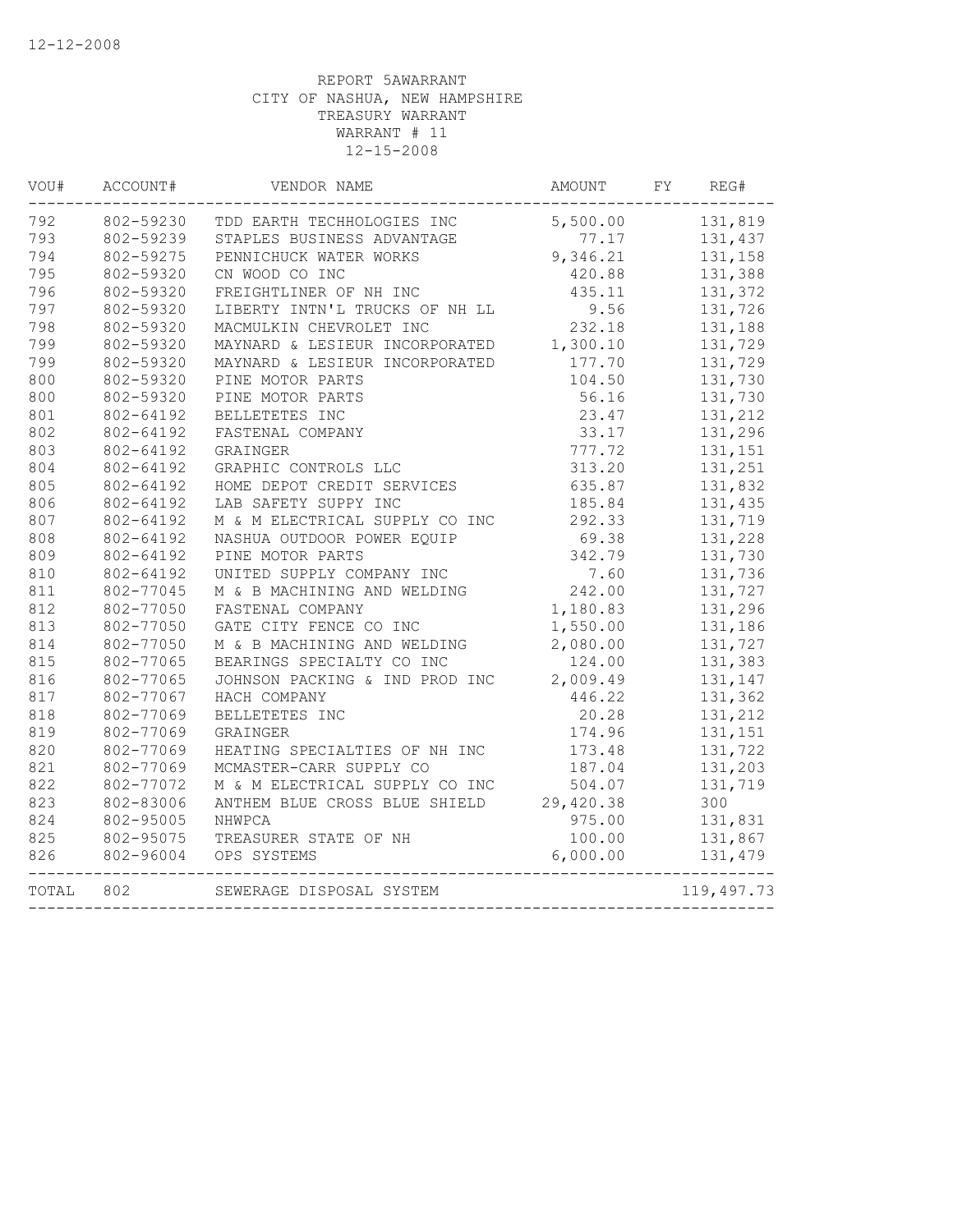12-12-2008

REPORT 5AWARRANT
CITY OF NASHUA, NEW HAMPSHIRE
TREASURY WARRANT
WARRANT # 11
12-15-2008

| VOU# | ACCOUNT# | VENDOR NAME | AMOUNT | FY | REG# |
|---|---|---|---|---|---|
| 792 | 802-59230 | TDD EARTH TECHHOLOGIES INC | 5,500.00 | | 131,819 |
| 793 | 802-59239 | STAPLES BUSINESS ADVANTAGE | 77.17 | | 131,437 |
| 794 | 802-59275 | PENNICHUCK WATER WORKS | 9,346.21 | | 131,158 |
| 795 | 802-59320 | CN WOOD CO INC | 420.88 | | 131,388 |
| 796 | 802-59320 | FREIGHTLINER OF NH INC | 435.11 | | 131,372 |
| 797 | 802-59320 | LIBERTY INTN'L TRUCKS OF NH LL | 9.56 | | 131,726 |
| 798 | 802-59320 | MACMULKIN CHEVROLET INC | 232.18 | | 131,188 |
| 799 | 802-59320 | MAYNARD & LESIEUR INCORPORATED | 1,300.10 | | 131,729 |
| 799 | 802-59320 | MAYNARD & LESIEUR INCORPORATED | 177.70 | | 131,729 |
| 800 | 802-59320 | PINE MOTOR PARTS | 104.50 | | 131,730 |
| 800 | 802-59320 | PINE MOTOR PARTS | 56.16 | | 131,730 |
| 801 | 802-64192 | BELLETETES INC | 23.47 | | 131,212 |
| 802 | 802-64192 | FASTENAL COMPANY | 33.17 | | 131,296 |
| 803 | 802-64192 | GRAINGER | 777.72 | | 131,151 |
| 804 | 802-64192 | GRAPHIC CONTROLS LLC | 313.20 | | 131,251 |
| 805 | 802-64192 | HOME DEPOT CREDIT SERVICES | 635.87 | | 131,832 |
| 806 | 802-64192 | LAB SAFETY SUPPY INC | 185.84 | | 131,435 |
| 807 | 802-64192 | M & M ELECTRICAL SUPPLY CO INC | 292.33 | | 131,719 |
| 808 | 802-64192 | NASHUA OUTDOOR POWER EQUIP | 69.38 | | 131,228 |
| 809 | 802-64192 | PINE MOTOR PARTS | 342.79 | | 131,730 |
| 810 | 802-64192 | UNITED SUPPLY COMPANY INC | 7.60 | | 131,736 |
| 811 | 802-77045 | M & B MACHINING AND WELDING | 242.00 | | 131,727 |
| 812 | 802-77050 | FASTENAL COMPANY | 1,180.83 | | 131,296 |
| 813 | 802-77050 | GATE CITY FENCE CO INC | 1,550.00 | | 131,186 |
| 814 | 802-77050 | M & B MACHINING AND WELDING | 2,080.00 | | 131,727 |
| 815 | 802-77065 | BEARINGS SPECIALTY CO INC | 124.00 | | 131,383 |
| 816 | 802-77065 | JOHNSON PACKING & IND PROD INC | 2,009.49 | | 131,147 |
| 817 | 802-77067 | HACH COMPANY | 446.22 | | 131,362 |
| 818 | 802-77069 | BELLETETES INC | 20.28 | | 131,212 |
| 819 | 802-77069 | GRAINGER | 174.96 | | 131,151 |
| 820 | 802-77069 | HEATING SPECIALTIES OF NH INC | 173.48 | | 131,722 |
| 821 | 802-77069 | MCMASTER-CARR SUPPLY CO | 187.04 | | 131,203 |
| 822 | 802-77072 | M & M ELECTRICAL SUPPLY CO INC | 504.07 | | 131,719 |
| 823 | 802-83006 | ANTHEM BLUE CROSS BLUE SHIELD | 29,420.38 | | 300 |
| 824 | 802-95005 | NHWPCA | 975.00 | | 131,831 |
| 825 | 802-95075 | TREASURER STATE OF NH | 100.00 | | 131,867 |
| 826 | 802-96004 | OPS SYSTEMS | 6,000.00 | | 131,479 |
| TOTAL | 802 | SEWERAGE DISPOSAL SYSTEM | | | 119,497.73 |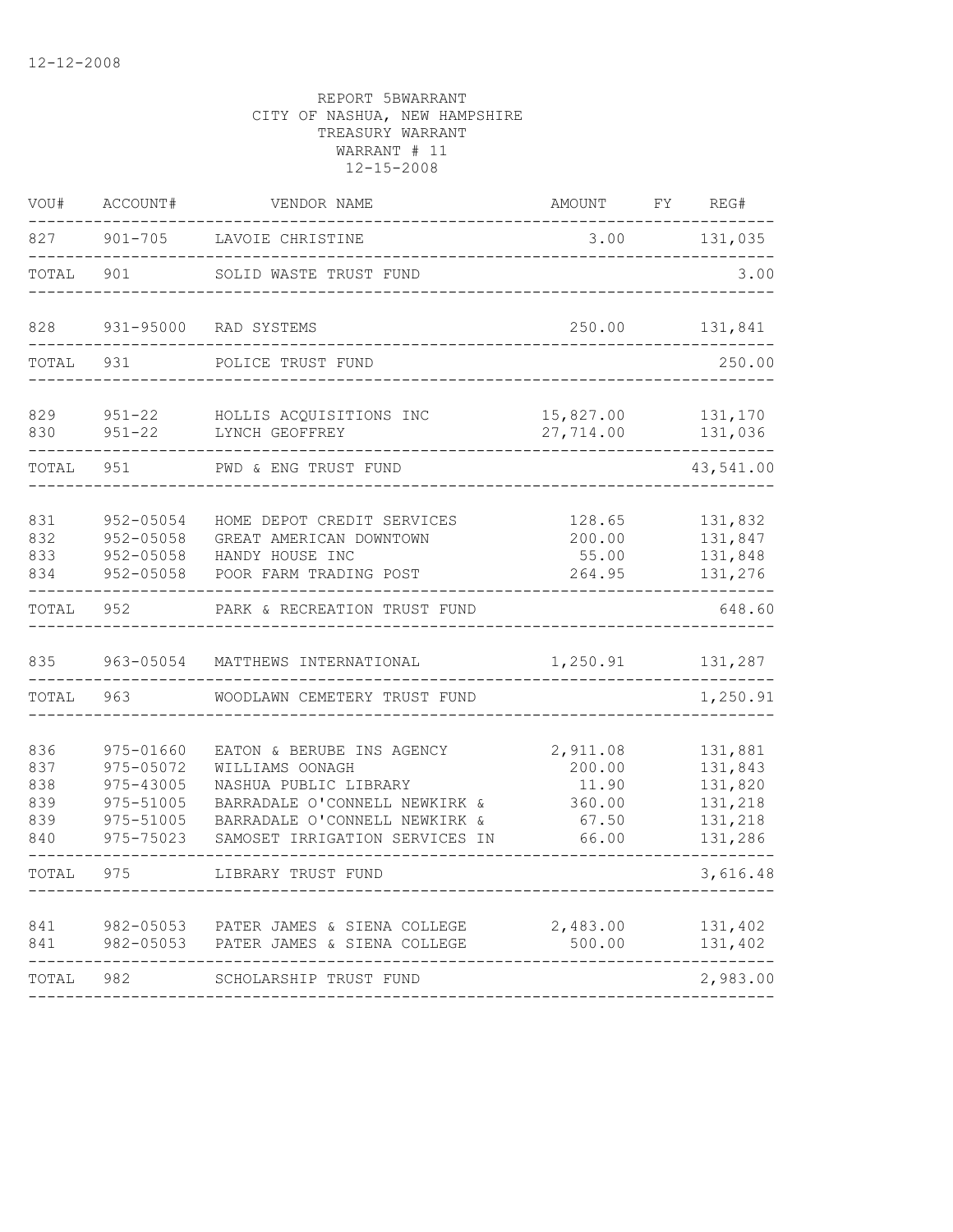12-12-2008

REPORT 5BWARRANT
CITY OF NASHUA, NEW HAMPSHIRE
TREASURY WARRANT
WARRANT # 11
12-15-2008

| VOU# | ACCOUNT# | VENDOR NAME | AMOUNT | FY | REG# |
|---|---|---|---|---|---|
| 827 | 901-705 | LAVOIE CHRISTINE | 3.00 | | 131,035 |
| TOTAL | 901 | SOLID WASTE TRUST FUND | | | 3.00 |
| 828 | 931-95000 | RAD SYSTEMS | 250.00 | | 131,841 |
| TOTAL | 931 | POLICE TRUST FUND | | | 250.00 |
| 829 | 951-22 | HOLLIS ACQUISITIONS INC | 15,827.00 | | 131,170 |
| 830 | 951-22 | LYNCH GEOFFREY | 27,714.00 | | 131,036 |
| TOTAL | 951 | PWD & ENG TRUST FUND | | | 43,541.00 |
| 831 | 952-05054 | HOME DEPOT CREDIT SERVICES | 128.65 | | 131,832 |
| 832 | 952-05058 | GREAT AMERICAN DOWNTOWN | 200.00 | | 131,847 |
| 833 | 952-05058 | HANDY HOUSE INC | 55.00 | | 131,848 |
| 834 | 952-05058 | POOR FARM TRADING POST | 264.95 | | 131,276 |
| TOTAL | 952 | PARK & RECREATION TRUST FUND | | | 648.60 |
| 835 | 963-05054 | MATTHEWS INTERNATIONAL | 1,250.91 | | 131,287 |
| TOTAL | 963 | WOODLAWN CEMETERY TRUST FUND | | | 1,250.91 |
| 836 | 975-01660 | EATON & BERUBE INS AGENCY | 2,911.08 | | 131,881 |
| 837 | 975-05072 | WILLIAMS OONAGH | 200.00 | | 131,843 |
| 838 | 975-43005 | NASHUA PUBLIC LIBRARY | 11.90 | | 131,820 |
| 839 | 975-51005 | BARRADALE O'CONNELL NEWKIRK & | 360.00 | | 131,218 |
| 839 | 975-51005 | BARRADALE O'CONNELL NEWKIRK & | 67.50 | | 131,218 |
| 840 | 975-75023 | SAMOSET IRRIGATION SERVICES IN | 66.00 | | 131,286 |
| TOTAL | 975 | LIBRARY TRUST FUND | | | 3,616.48 |
| 841 | 982-05053 | PATER JAMES & SIENA COLLEGE | 2,483.00 | | 131,402 |
| 841 | 982-05053 | PATER JAMES & SIENA COLLEGE | 500.00 | | 131,402 |
| TOTAL | 982 | SCHOLARSHIP TRUST FUND | | | 2,983.00 |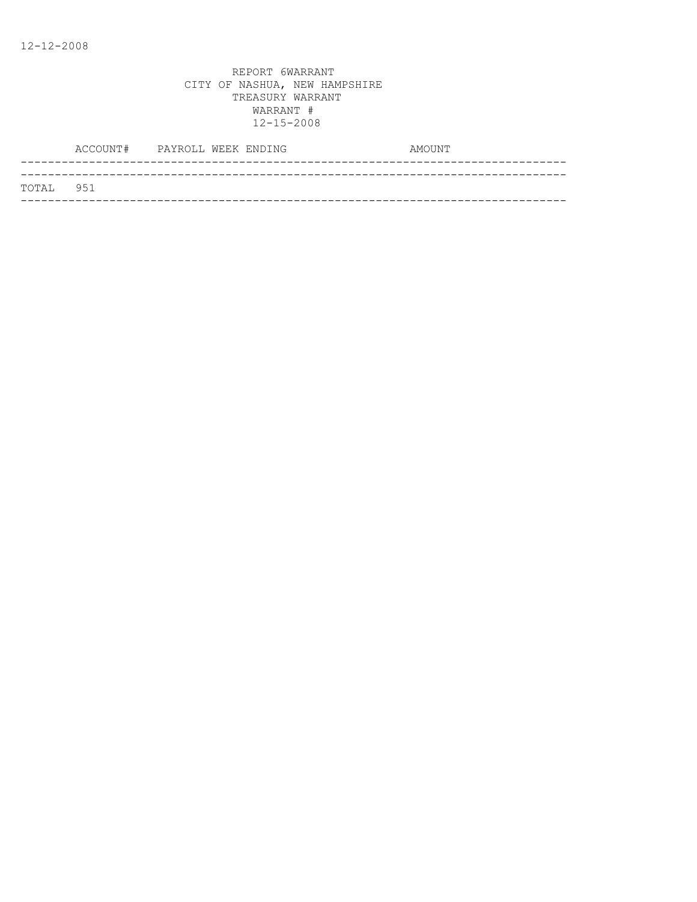12-12-2008

REPORT 6WARRANT
CITY OF NASHUA, NEW HAMPSHIRE
TREASURY WARRANT
WARRANT #
12-15-2008

| ACCOUNT# | PAYROLL WEEK ENDING | AMOUNT |
|---|---|---|
| TOTAL 951 | | |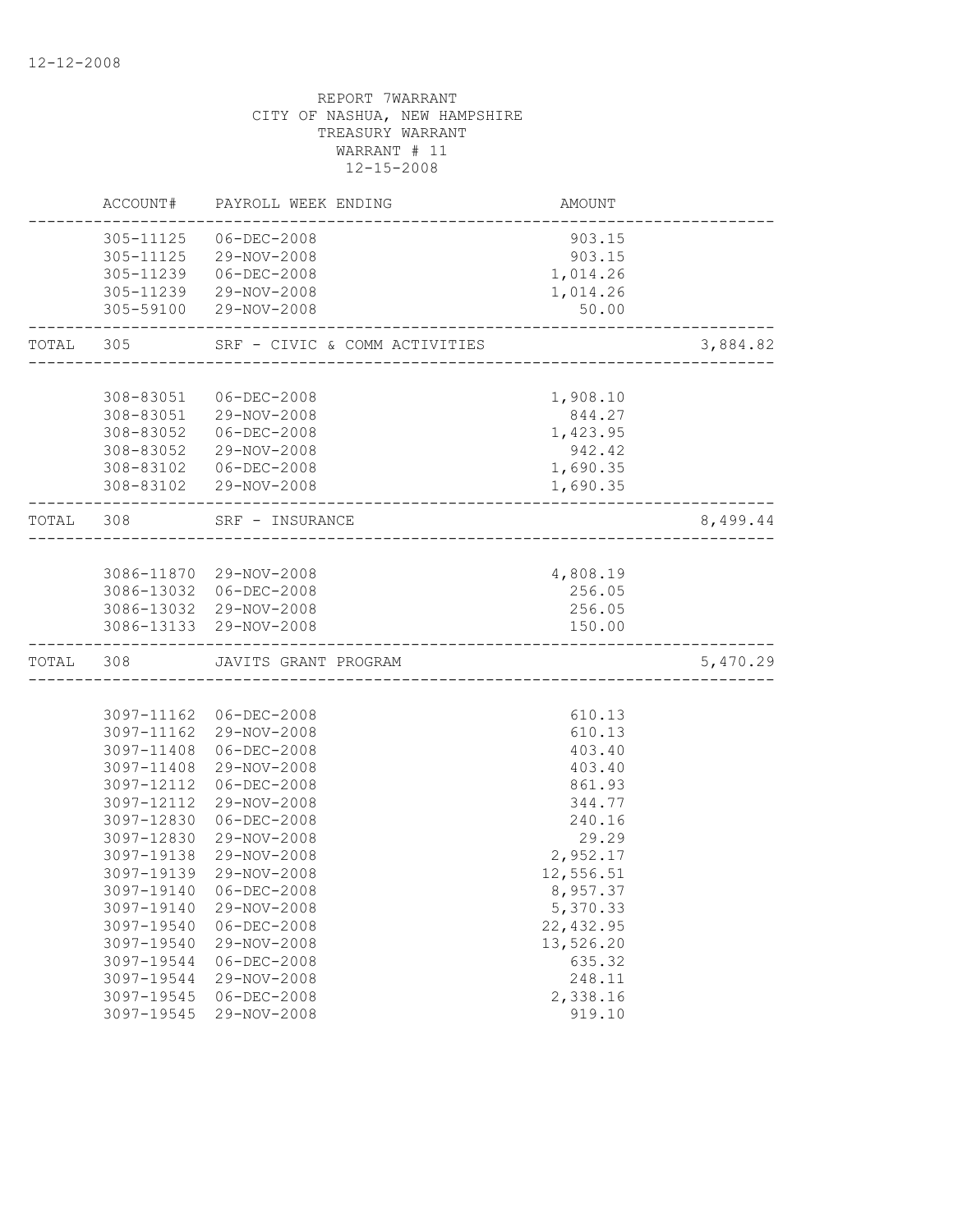12-12-2008

REPORT 7WARRANT
CITY OF NASHUA, NEW HAMPSHIRE
TREASURY WARRANT
WARRANT # 11
12-15-2008

| | ACCOUNT# | PAYROLL WEEK ENDING | AMOUNT | |
|---|---|---|---|---|
| | 305-11125 | 06-DEC-2008 | 903.15 | |
| | 305-11125 | 29-NOV-2008 | 903.15 | |
| | 305-11239 | 06-DEC-2008 | 1,014.26 | |
| | 305-11239 | 29-NOV-2008 | 1,014.26 | |
| | 305-59100 | 29-NOV-2008 | 50.00 | |
| TOTAL | 305 | SRF - CIVIC & COMM ACTIVITIES | | 3,884.82 |
| | 308-83051 | 06-DEC-2008 | 1,908.10 | |
| | 308-83051 | 29-NOV-2008 | 844.27 | |
| | 308-83052 | 06-DEC-2008 | 1,423.95 | |
| | 308-83052 | 29-NOV-2008 | 942.42 | |
| | 308-83102 | 06-DEC-2008 | 1,690.35 | |
| | 308-83102 | 29-NOV-2008 | 1,690.35 | |
| TOTAL | 308 | SRF - INSURANCE | | 8,499.44 |
| | 3086-11870 | 29-NOV-2008 | 4,808.19 | |
| | 3086-13032 | 06-DEC-2008 | 256.05 | |
| | 3086-13032 | 29-NOV-2008 | 256.05 | |
| | 3086-13133 | 29-NOV-2008 | 150.00 | |
| TOTAL | 308 | JAVITS GRANT PROGRAM | | 5,470.29 |
| | 3097-11162 | 06-DEC-2008 | 610.13 | |
| | 3097-11162 | 29-NOV-2008 | 610.13 | |
| | 3097-11408 | 06-DEC-2008 | 403.40 | |
| | 3097-11408 | 29-NOV-2008 | 403.40 | |
| | 3097-12112 | 06-DEC-2008 | 861.93 | |
| | 3097-12112 | 29-NOV-2008 | 344.77 | |
| | 3097-12830 | 06-DEC-2008 | 240.16 | |
| | 3097-12830 | 29-NOV-2008 | 29.29 | |
| | 3097-19138 | 29-NOV-2008 | 2,952.17 | |
| | 3097-19139 | 29-NOV-2008 | 12,556.51 | |
| | 3097-19140 | 06-DEC-2008 | 8,957.37 | |
| | 3097-19140 | 29-NOV-2008 | 5,370.33 | |
| | 3097-19540 | 06-DEC-2008 | 22,432.95 | |
| | 3097-19540 | 29-NOV-2008 | 13,526.20 | |
| | 3097-19544 | 06-DEC-2008 | 635.32 | |
| | 3097-19544 | 29-NOV-2008 | 248.11 | |
| | 3097-19545 | 06-DEC-2008 | 2,338.16 | |
| | 3097-19545 | 29-NOV-2008 | 919.10 | |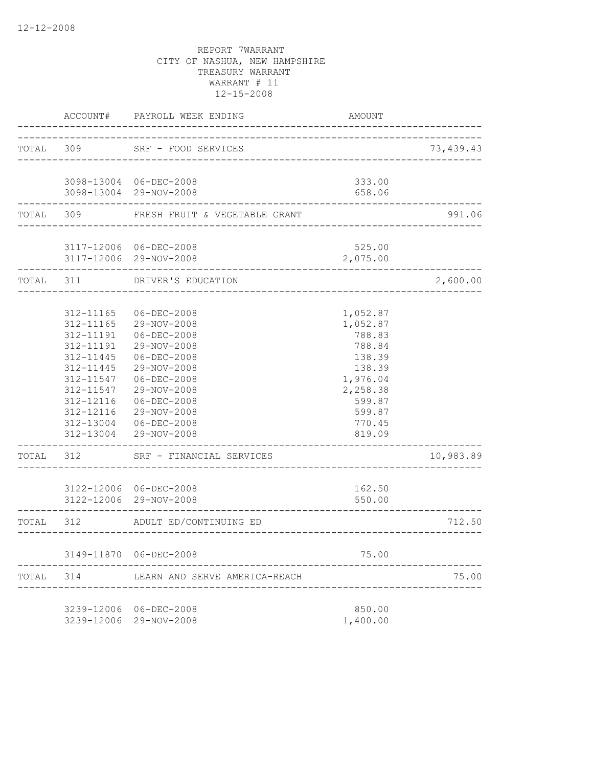12-12-2008

REPORT 7WARRANT
CITY OF NASHUA, NEW HAMPSHIRE
TREASURY WARRANT
WARRANT # 11
12-15-2008

| | ACCOUNT# | PAYROLL WEEK ENDING | AMOUNT | |
|---|---|---|---|---|
| TOTAL | 309 | SRF - FOOD SERVICES | | 73,439.43 |
| | 3098-13004 | 06-DEC-2008 | 333.00 | |
| | 3098-13004 | 29-NOV-2008 | 658.06 | |
| TOTAL | 309 | FRESH FRUIT & VEGETABLE GRANT | | 991.06 |
| | 3117-12006 | 06-DEC-2008 | 525.00 | |
| | 3117-12006 | 29-NOV-2008 | 2,075.00 | |
| TOTAL | 311 | DRIVER'S EDUCATION | | 2,600.00 |
| | 312-11165 | 06-DEC-2008 | 1,052.87 | |
| | 312-11165 | 29-NOV-2008 | 1,052.87 | |
| | 312-11191 | 06-DEC-2008 | 788.83 | |
| | 312-11191 | 29-NOV-2008 | 788.84 | |
| | 312-11445 | 06-DEC-2008 | 138.39 | |
| | 312-11445 | 29-NOV-2008 | 138.39 | |
| | 312-11547 | 06-DEC-2008 | 1,976.04 | |
| | 312-11547 | 29-NOV-2008 | 2,258.38 | |
| | 312-12116 | 06-DEC-2008 | 599.87 | |
| | 312-12116 | 29-NOV-2008 | 599.87 | |
| | 312-13004 | 06-DEC-2008 | 770.45 | |
| | 312-13004 | 29-NOV-2008 | 819.09 | |
| TOTAL | 312 | SRF - FINANCIAL SERVICES | | 10,983.89 |
| | 3122-12006 | 06-DEC-2008 | 162.50 | |
| | 3122-12006 | 29-NOV-2008 | 550.00 | |
| TOTAL | 312 | ADULT ED/CONTINUING ED | | 712.50 |
| | 3149-11870 | 06-DEC-2008 | 75.00 | |
| TOTAL | 314 | LEARN AND SERVE AMERICA-REACH | | 75.00 |
| | 3239-12006 | 06-DEC-2008 | 850.00 | |
| | 3239-12006 | 29-NOV-2008 | 1,400.00 | |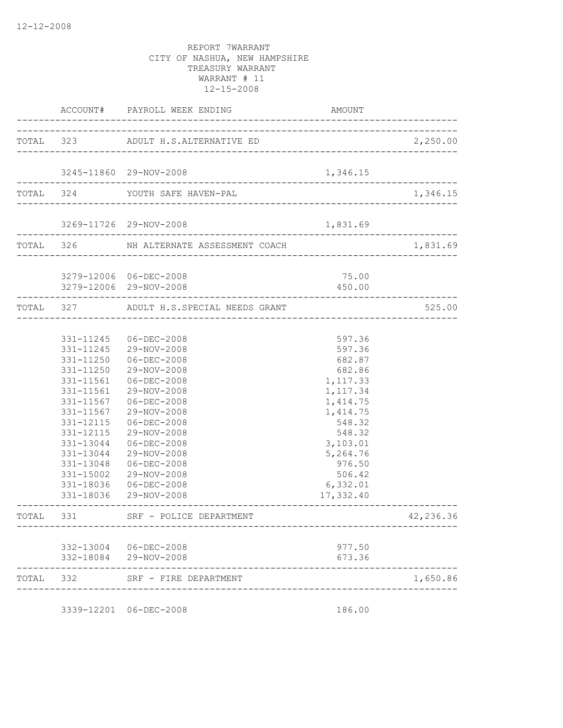12-12-2008

REPORT 7WARRANT
CITY OF NASHUA, NEW HAMPSHIRE
TREASURY WARRANT
WARRANT # 11
12-15-2008

| | ACCOUNT# | PAYROLL WEEK ENDING | AMOUNT | |
|---|---|---|---|---|
| TOTAL | 323 | ADULT H.S.ALTERNATIVE ED | | 2,250.00 |
| | 3245-11860 | 29-NOV-2008 | 1,346.15 | |
| TOTAL | 324 | YOUTH SAFE HAVEN-PAL | | 1,346.15 |
| | 3269-11726 | 29-NOV-2008 | 1,831.69 | |
| TOTAL | 326 | NH ALTERNATE ASSESSMENT COACH | | 1,831.69 |
| | 3279-12006 | 06-DEC-2008 | 75.00 | |
| | 3279-12006 | 29-NOV-2008 | 450.00 | |
| TOTAL | 327 | ADULT H.S.SPECIAL NEEDS GRANT | | 525.00 |
| | 331-11245 | 06-DEC-2008 | 597.36 | |
| | 331-11245 | 29-NOV-2008 | 597.36 | |
| | 331-11250 | 06-DEC-2008 | 682.87 | |
| | 331-11250 | 29-NOV-2008 | 682.86 | |
| | 331-11561 | 06-DEC-2008 | 1,117.33 | |
| | 331-11561 | 29-NOV-2008 | 1,117.34 | |
| | 331-11567 | 06-DEC-2008 | 1,414.75 | |
| | 331-11567 | 29-NOV-2008 | 1,414.75 | |
| | 331-12115 | 06-DEC-2008 | 548.32 | |
| | 331-12115 | 29-NOV-2008 | 548.32 | |
| | 331-13044 | 06-DEC-2008 | 3,103.01 | |
| | 331-13044 | 29-NOV-2008 | 5,264.76 | |
| | 331-13048 | 06-DEC-2008 | 976.50 | |
| | 331-15002 | 29-NOV-2008 | 506.42 | |
| | 331-18036 | 06-DEC-2008 | 6,332.01 | |
| | 331-18036 | 29-NOV-2008 | 17,332.40 | |
| TOTAL | 331 | SRF - POLICE DEPARTMENT | | 42,236.36 |
| | 332-13004 | 06-DEC-2008 | 977.50 | |
| | 332-18084 | 29-NOV-2008 | 673.36 | |
| TOTAL | 332 | SRF - FIRE DEPARTMENT | | 1,650.86 |
| | 3339-12201 | 06-DEC-2008 | 186.00 | |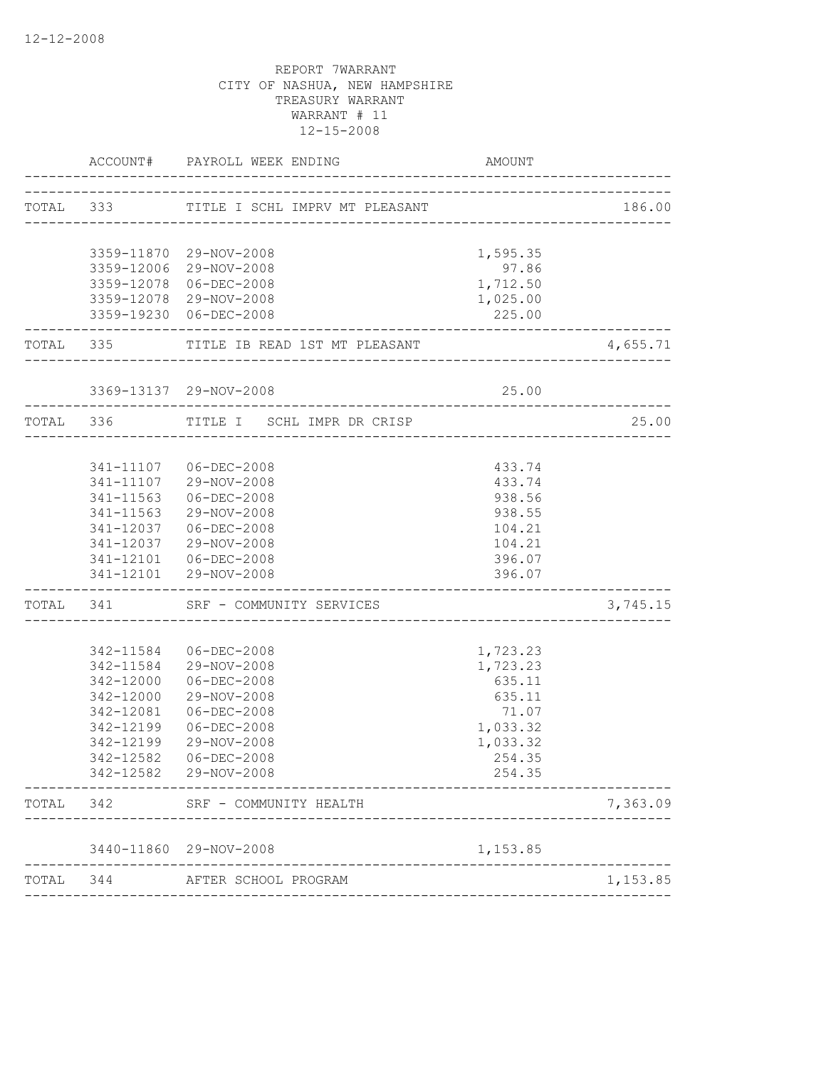12-12-2008

REPORT 7WARRANT
CITY OF NASHUA, NEW HAMPSHIRE
TREASURY WARRANT
WARRANT # 11
12-15-2008

| | ACCOUNT# | PAYROLL WEEK ENDING | AMOUNT | |
|---|---|---|---|---|
| TOTAL | 333 | TITLE I SCHL IMPRV MT PLEASANT | | 186.00 |
| | 3359-11870 | 29-NOV-2008 | 1,595.35 | |
| | 3359-12006 | 29-NOV-2008 | 97.86 | |
| | 3359-12078 | 06-DEC-2008 | 1,712.50 | |
| | 3359-12078 | 29-NOV-2008 | 1,025.00 | |
| | 3359-19230 | 06-DEC-2008 | 225.00 | |
| TOTAL | 335 | TITLE IB READ 1ST MT PLEASANT | | 4,655.71 |
| | 3369-13137 | 29-NOV-2008 | 25.00 | |
| TOTAL | 336 | TITLE I SCHL IMPR DR CRISP | | 25.00 |
| | 341-11107 | 06-DEC-2008 | 433.74 | |
| | 341-11107 | 29-NOV-2008 | 433.74 | |
| | 341-11563 | 06-DEC-2008 | 938.56 | |
| | 341-11563 | 29-NOV-2008 | 938.55 | |
| | 341-12037 | 06-DEC-2008 | 104.21 | |
| | 341-12037 | 29-NOV-2008 | 104.21 | |
| | 341-12101 | 06-DEC-2008 | 396.07 | |
| | 341-12101 | 29-NOV-2008 | 396.07 | |
| TOTAL | 341 | SRF - COMMUNITY SERVICES | | 3,745.15 |
| | 342-11584 | 06-DEC-2008 | 1,723.23 | |
| | 342-11584 | 29-NOV-2008 | 1,723.23 | |
| | 342-12000 | 06-DEC-2008 | 635.11 | |
| | 342-12000 | 29-NOV-2008 | 635.11 | |
| | 342-12081 | 06-DEC-2008 | 71.07 | |
| | 342-12199 | 06-DEC-2008 | 1,033.32 | |
| | 342-12199 | 29-NOV-2008 | 1,033.32 | |
| | 342-12582 | 06-DEC-2008 | 254.35 | |
| | 342-12582 | 29-NOV-2008 | 254.35 | |
| TOTAL | 342 | SRF - COMMUNITY HEALTH | | 7,363.09 |
| | 3440-11860 | 29-NOV-2008 | 1,153.85 | |
| TOTAL | 344 | AFTER SCHOOL PROGRAM | | 1,153.85 |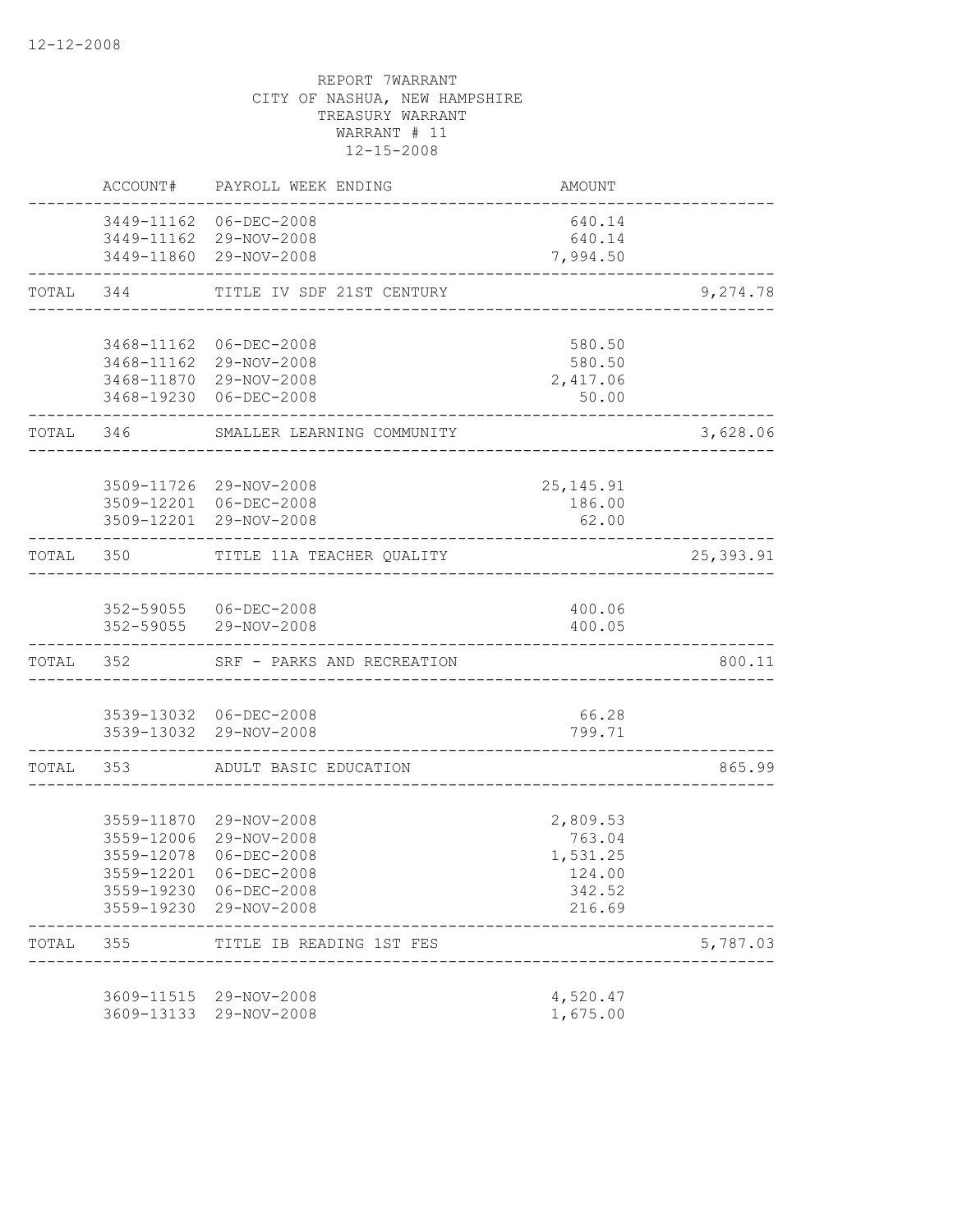12-12-2008

REPORT 7WARRANT
CITY OF NASHUA, NEW HAMPSHIRE
TREASURY WARRANT
WARRANT # 11
12-15-2008

| | ACCOUNT# | PAYROLL WEEK ENDING | AMOUNT | |
|---|---|---|---|---|
| | 3449-11162 | 06-DEC-2008 | 640.14 | |
| | 3449-11162 | 29-NOV-2008 | 640.14 | |
| | 3449-11860 | 29-NOV-2008 | 7,994.50 | |
| TOTAL | 344 | TITLE IV SDF 21ST CENTURY | | 9,274.78 |
| | 3468-11162 | 06-DEC-2008 | 580.50 | |
| | 3468-11162 | 29-NOV-2008 | 580.50 | |
| | 3468-11870 | 29-NOV-2008 | 2,417.06 | |
| | 3468-19230 | 06-DEC-2008 | 50.00 | |
| TOTAL | 346 | SMALLER LEARNING COMMUNITY | | 3,628.06 |
| | 3509-11726 | 29-NOV-2008 | 25,145.91 | |
| | 3509-12201 | 06-DEC-2008 | 186.00 | |
| | 3509-12201 | 29-NOV-2008 | 62.00 | |
| TOTAL | 350 | TITLE 11A TEACHER QUALITY | | 25,393.91 |
| | 352-59055 | 06-DEC-2008 | 400.06 | |
| | 352-59055 | 29-NOV-2008 | 400.05 | |
| TOTAL | 352 | SRF - PARKS AND RECREATION | | 800.11 |
| | 3539-13032 | 06-DEC-2008 | 66.28 | |
| | 3539-13032 | 29-NOV-2008 | 799.71 | |
| TOTAL | 353 | ADULT BASIC EDUCATION | | 865.99 |
| | 3559-11870 | 29-NOV-2008 | 2,809.53 | |
| | 3559-12006 | 29-NOV-2008 | 763.04 | |
| | 3559-12078 | 06-DEC-2008 | 1,531.25 | |
| | 3559-12201 | 06-DEC-2008 | 124.00 | |
| | 3559-19230 | 06-DEC-2008 | 342.52 | |
| | 3559-19230 | 29-NOV-2008 | 216.69 | |
| TOTAL | 355 | TITLE IB READING 1ST FES | | 5,787.03 |
| | 3609-11515 | 29-NOV-2008 | 4,520.47 | |
| | 3609-13133 | 29-NOV-2008 | 1,675.00 | |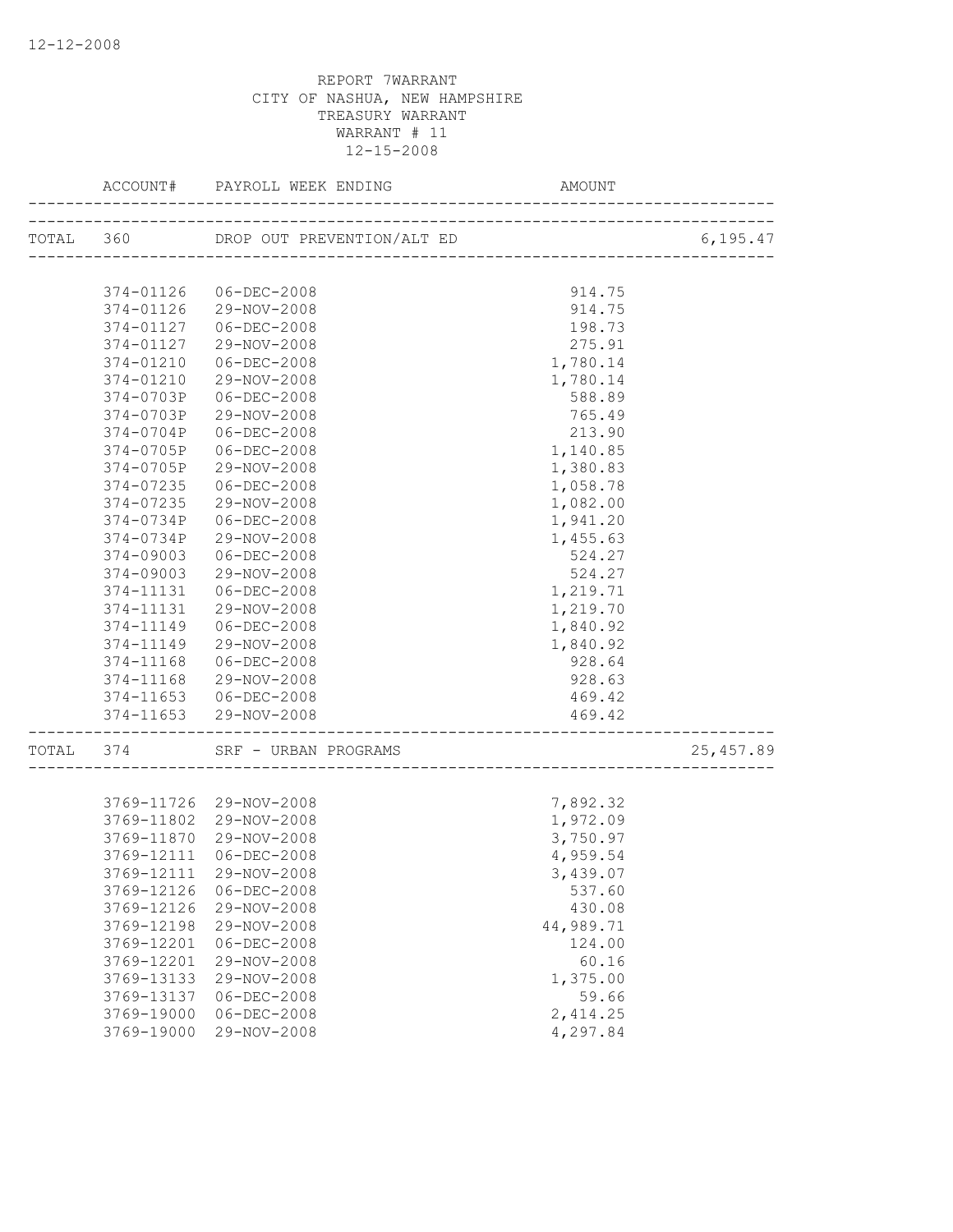12-12-2008

REPORT 7WARRANT
CITY OF NASHUA, NEW HAMPSHIRE
TREASURY WARRANT
WARRANT # 11
12-15-2008

| | ACCOUNT# | PAYROLL WEEK ENDING | AMOUNT | |
|---|---|---|---|---|
| TOTAL | 360 | DROP OUT PREVENTION/ALT ED | | 6,195.47 |
| | 374-01126 | 06-DEC-2008 | 914.75 | |
| | 374-01126 | 29-NOV-2008 | 914.75 | |
| | 374-01127 | 06-DEC-2008 | 198.73 | |
| | 374-01127 | 29-NOV-2008 | 275.91 | |
| | 374-01210 | 06-DEC-2008 | 1,780.14 | |
| | 374-01210 | 29-NOV-2008 | 1,780.14 | |
| | 374-0703P | 06-DEC-2008 | 588.89 | |
| | 374-0703P | 29-NOV-2008 | 765.49 | |
| | 374-0704P | 06-DEC-2008 | 213.90 | |
| | 374-0705P | 06-DEC-2008 | 1,140.85 | |
| | 374-0705P | 29-NOV-2008 | 1,380.83 | |
| | 374-07235 | 06-DEC-2008 | 1,058.78 | |
| | 374-07235 | 29-NOV-2008 | 1,082.00 | |
| | 374-0734P | 06-DEC-2008 | 1,941.20 | |
| | 374-0734P | 29-NOV-2008 | 1,455.63 | |
| | 374-09003 | 06-DEC-2008 | 524.27 | |
| | 374-09003 | 29-NOV-2008 | 524.27 | |
| | 374-11131 | 06-DEC-2008 | 1,219.71 | |
| | 374-11131 | 29-NOV-2008 | 1,219.70 | |
| | 374-11149 | 06-DEC-2008 | 1,840.92 | |
| | 374-11149 | 29-NOV-2008 | 1,840.92 | |
| | 374-11168 | 06-DEC-2008 | 928.64 | |
| | 374-11168 | 29-NOV-2008 | 928.63 | |
| | 374-11653 | 06-DEC-2008 | 469.42 | |
| | 374-11653 | 29-NOV-2008 | 469.42 | |
| TOTAL | 374 | SRF - URBAN PROGRAMS | | 25,457.89 |
| | 3769-11726 | 29-NOV-2008 | 7,892.32 | |
| | 3769-11802 | 29-NOV-2008 | 1,972.09 | |
| | 3769-11870 | 29-NOV-2008 | 3,750.97 | |
| | 3769-12111 | 06-DEC-2008 | 4,959.54 | |
| | 3769-12111 | 29-NOV-2008 | 3,439.07 | |
| | 3769-12126 | 06-DEC-2008 | 537.60 | |
| | 3769-12126 | 29-NOV-2008 | 430.08 | |
| | 3769-12198 | 29-NOV-2008 | 44,989.71 | |
| | 3769-12201 | 06-DEC-2008 | 124.00 | |
| | 3769-12201 | 29-NOV-2008 | 60.16 | |
| | 3769-13133 | 29-NOV-2008 | 1,375.00 | |
| | 3769-13137 | 06-DEC-2008 | 59.66 | |
| | 3769-19000 | 06-DEC-2008 | 2,414.25 | |
| | 3769-19000 | 29-NOV-2008 | 4,297.84 | |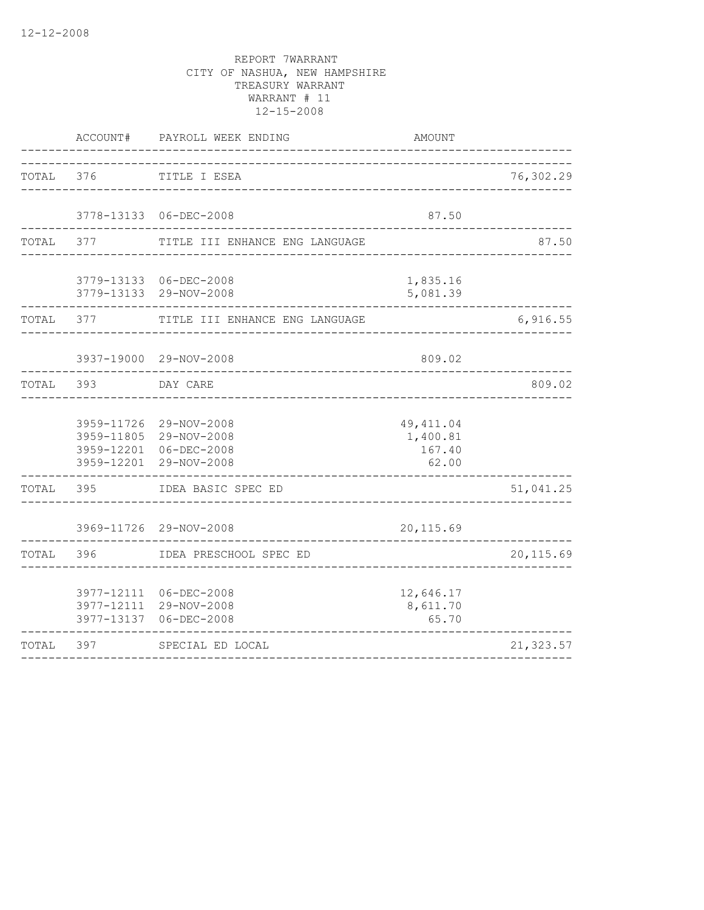12-12-2008

REPORT 7WARRANT
CITY OF NASHUA, NEW HAMPSHIRE
TREASURY WARRANT
WARRANT # 11
12-15-2008

| | ACCOUNT# | PAYROLL WEEK ENDING | AMOUNT | |
|---|---|---|---|---|
| TOTAL | 376 | TITLE I ESEA | | 76,302.29 |
| | 3778-13133 | 06-DEC-2008 | 87.50 | |
| TOTAL | 377 | TITLE III ENHANCE ENG LANGUAGE | | 87.50 |
| | 3779-13133 | 06-DEC-2008 | 1,835.16 | |
| | 3779-13133 | 29-NOV-2008 | 5,081.39 | |
| TOTAL | 377 | TITLE III ENHANCE ENG LANGUAGE | | 6,916.55 |
| | 3937-19000 | 29-NOV-2008 | 809.02 | |
| TOTAL | 393 | DAY CARE | | 809.02 |
| | 3959-11726 | 29-NOV-2008 | 49,411.04 | |
| | 3959-11805 | 29-NOV-2008 | 1,400.81 | |
| | 3959-12201 | 06-DEC-2008 | 167.40 | |
| | 3959-12201 | 29-NOV-2008 | 62.00 | |
| TOTAL | 395 | IDEA BASIC SPEC ED | | 51,041.25 |
| | 3969-11726 | 29-NOV-2008 | 20,115.69 | |
| TOTAL | 396 | IDEA PRESCHOOL SPEC ED | | 20,115.69 |
| | 3977-12111 | 06-DEC-2008 | 12,646.17 | |
| | 3977-12111 | 29-NOV-2008 | 8,611.70 | |
| | 3977-13137 | 06-DEC-2008 | 65.70 | |
| TOTAL | 397 | SPECIAL ED LOCAL | | 21,323.57 |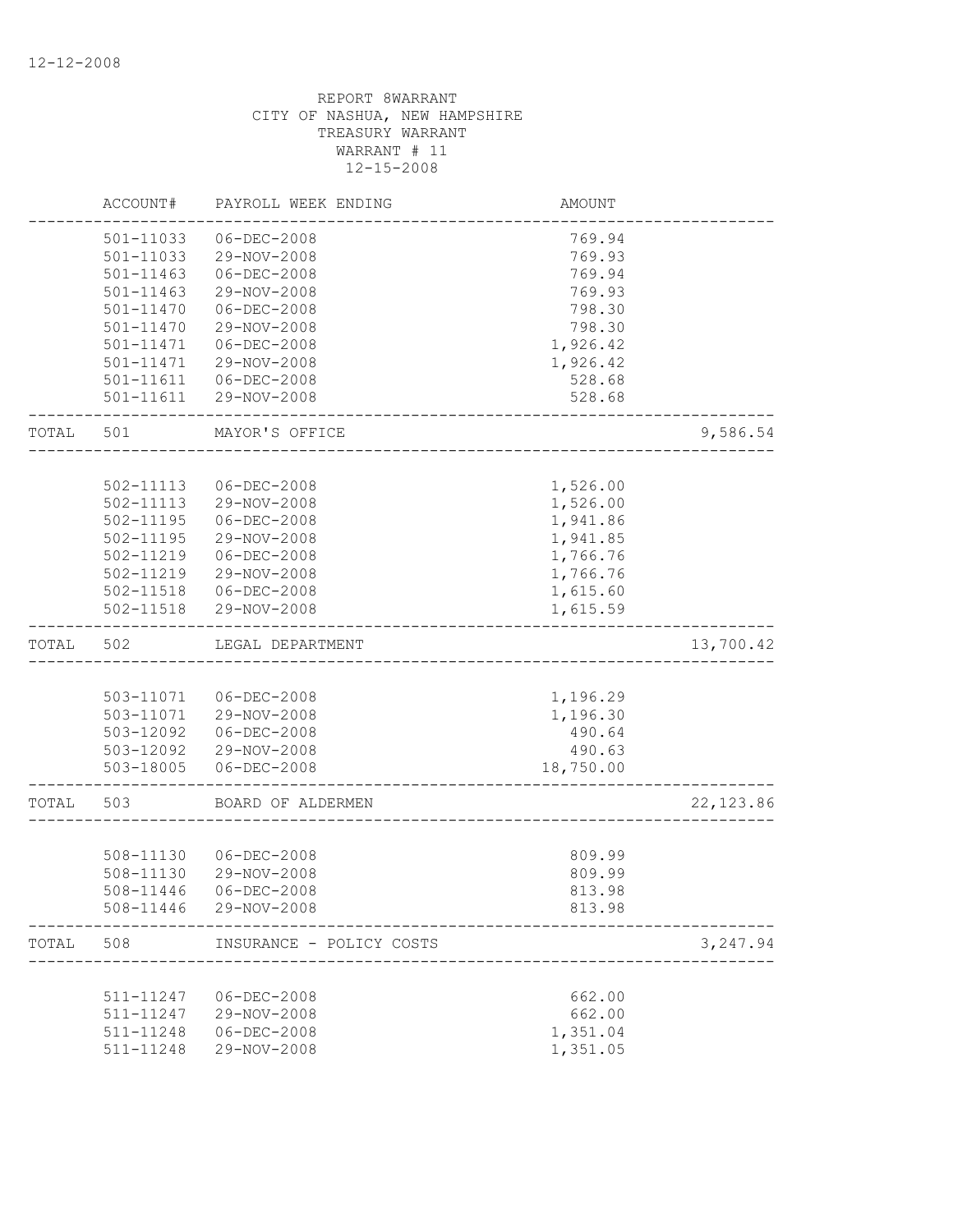12-12-2008

REPORT 8WARRANT
CITY OF NASHUA, NEW HAMPSHIRE
TREASURY WARRANT
WARRANT # 11
12-15-2008

| | ACCOUNT# | PAYROLL WEEK ENDING | AMOUNT | |
|---|---|---|---|---|
| | 501-11033 | 06-DEC-2008 | 769.94 | |
| | 501-11033 | 29-NOV-2008 | 769.93 | |
| | 501-11463 | 06-DEC-2008 | 769.94 | |
| | 501-11463 | 29-NOV-2008 | 769.93 | |
| | 501-11470 | 06-DEC-2008 | 798.30 | |
| | 501-11470 | 29-NOV-2008 | 798.30 | |
| | 501-11471 | 06-DEC-2008 | 1,926.42 | |
| | 501-11471 | 29-NOV-2008 | 1,926.42 | |
| | 501-11611 | 06-DEC-2008 | 528.68 | |
| | 501-11611 | 29-NOV-2008 | 528.68 | |
| TOTAL | 501 | MAYOR'S OFFICE | | 9,586.54 |
| | 502-11113 | 06-DEC-2008 | 1,526.00 | |
| | 502-11113 | 29-NOV-2008 | 1,526.00 | |
| | 502-11195 | 06-DEC-2008 | 1,941.86 | |
| | 502-11195 | 29-NOV-2008 | 1,941.85 | |
| | 502-11219 | 06-DEC-2008 | 1,766.76 | |
| | 502-11219 | 29-NOV-2008 | 1,766.76 | |
| | 502-11518 | 06-DEC-2008 | 1,615.60 | |
| | 502-11518 | 29-NOV-2008 | 1,615.59 | |
| TOTAL | 502 | LEGAL DEPARTMENT | | 13,700.42 |
| | 503-11071 | 06-DEC-2008 | 1,196.29 | |
| | 503-11071 | 29-NOV-2008 | 1,196.30 | |
| | 503-12092 | 06-DEC-2008 | 490.64 | |
| | 503-12092 | 29-NOV-2008 | 490.63 | |
| | 503-18005 | 06-DEC-2008 | 18,750.00 | |
| TOTAL | 503 | BOARD OF ALDERMEN | | 22,123.86 |
| | 508-11130 | 06-DEC-2008 | 809.99 | |
| | 508-11130 | 29-NOV-2008 | 809.99 | |
| | 508-11446 | 06-DEC-2008 | 813.98 | |
| | 508-11446 | 29-NOV-2008 | 813.98 | |
| TOTAL | 508 | INSURANCE - POLICY COSTS | | 3,247.94 |
| | 511-11247 | 06-DEC-2008 | 662.00 | |
| | 511-11247 | 29-NOV-2008 | 662.00 | |
| | 511-11248 | 06-DEC-2008 | 1,351.04 | |
| | 511-11248 | 29-NOV-2008 | 1,351.05 | |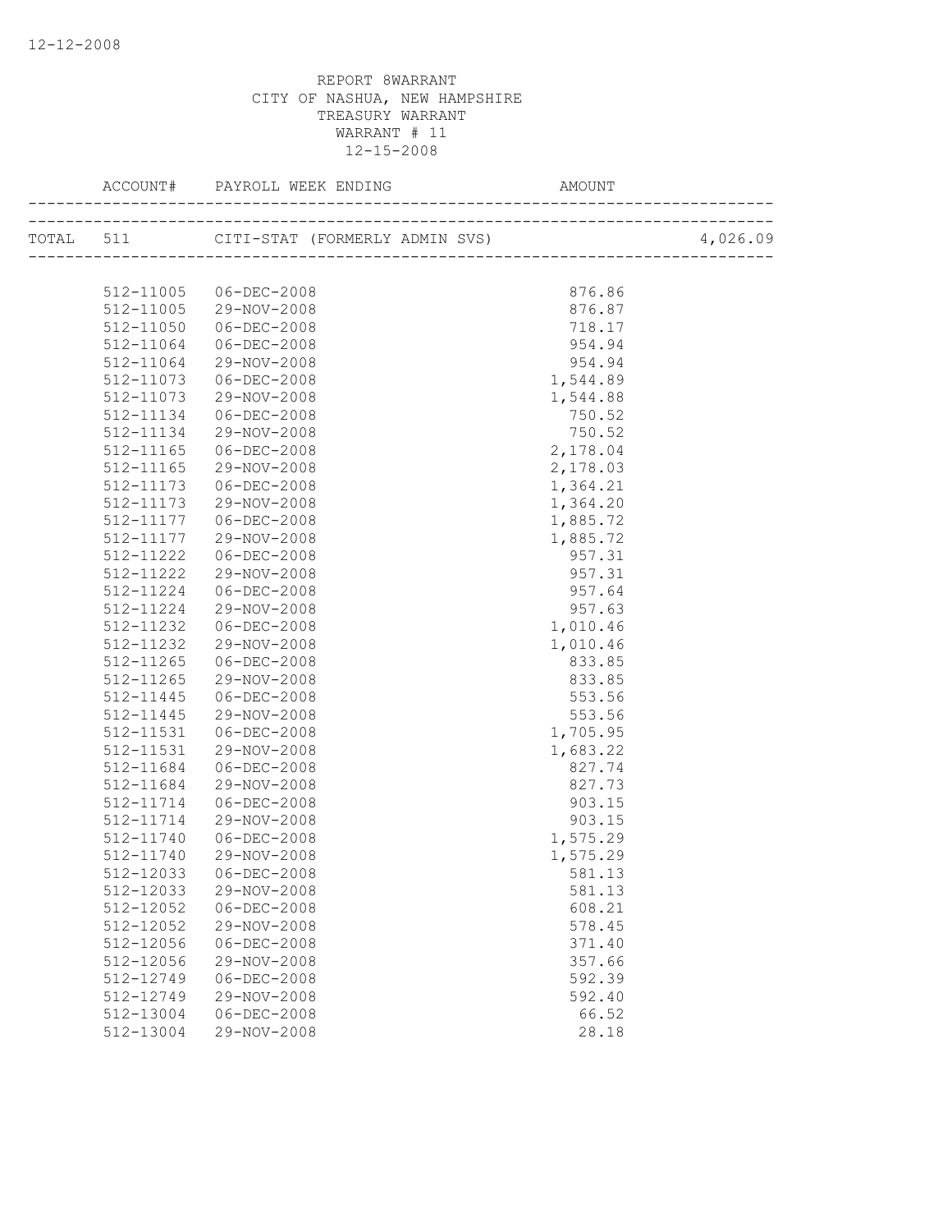REPORT 8WARRANT
CITY OF NASHUA, NEW HAMPSHIRE
TREASURY WARRANT
WARRANT # 11
12-15-2008

| ACCOUNT# | PAYROLL WEEK ENDING | AMOUNT | |
|---|---|---|---|
| TOTAL 511 | CITI-STAT (FORMERLY ADMIN SVS) | | 4,026.09 |
| 512-11005 | 06-DEC-2008 | 876.86 | |
| 512-11005 | 29-NOV-2008 | 876.87 | |
| 512-11050 | 06-DEC-2008 | 718.17 | |
| 512-11064 | 06-DEC-2008 | 954.94 | |
| 512-11064 | 29-NOV-2008 | 954.94 | |
| 512-11073 | 06-DEC-2008 | 1,544.89 | |
| 512-11073 | 29-NOV-2008 | 1,544.88 | |
| 512-11134 | 06-DEC-2008 | 750.52 | |
| 512-11134 | 29-NOV-2008 | 750.52 | |
| 512-11165 | 06-DEC-2008 | 2,178.04 | |
| 512-11165 | 29-NOV-2008 | 2,178.03 | |
| 512-11173 | 06-DEC-2008 | 1,364.21 | |
| 512-11173 | 29-NOV-2008 | 1,364.20 | |
| 512-11177 | 06-DEC-2008 | 1,885.72 | |
| 512-11177 | 29-NOV-2008 | 1,885.72 | |
| 512-11222 | 06-DEC-2008 | 957.31 | |
| 512-11222 | 29-NOV-2008 | 957.31 | |
| 512-11224 | 06-DEC-2008 | 957.64 | |
| 512-11224 | 29-NOV-2008 | 957.63 | |
| 512-11232 | 06-DEC-2008 | 1,010.46 | |
| 512-11232 | 29-NOV-2008 | 1,010.46 | |
| 512-11265 | 06-DEC-2008 | 833.85 | |
| 512-11265 | 29-NOV-2008 | 833.85 | |
| 512-11445 | 06-DEC-2008 | 553.56 | |
| 512-11445 | 29-NOV-2008 | 553.56 | |
| 512-11531 | 06-DEC-2008 | 1,705.95 | |
| 512-11531 | 29-NOV-2008 | 1,683.22 | |
| 512-11684 | 06-DEC-2008 | 827.74 | |
| 512-11684 | 29-NOV-2008 | 827.73 | |
| 512-11714 | 06-DEC-2008 | 903.15 | |
| 512-11714 | 29-NOV-2008 | 903.15 | |
| 512-11740 | 06-DEC-2008 | 1,575.29 | |
| 512-11740 | 29-NOV-2008 | 1,575.29 | |
| 512-12033 | 06-DEC-2008 | 581.13 | |
| 512-12033 | 29-NOV-2008 | 581.13 | |
| 512-12052 | 06-DEC-2008 | 608.21 | |
| 512-12052 | 29-NOV-2008 | 578.45 | |
| 512-12056 | 06-DEC-2008 | 371.40 | |
| 512-12056 | 29-NOV-2008 | 357.66 | |
| 512-12749 | 06-DEC-2008 | 592.39 | |
| 512-12749 | 29-NOV-2008 | 592.40 | |
| 512-13004 | 06-DEC-2008 | 66.52 | |
| 512-13004 | 29-NOV-2008 | 28.18 | |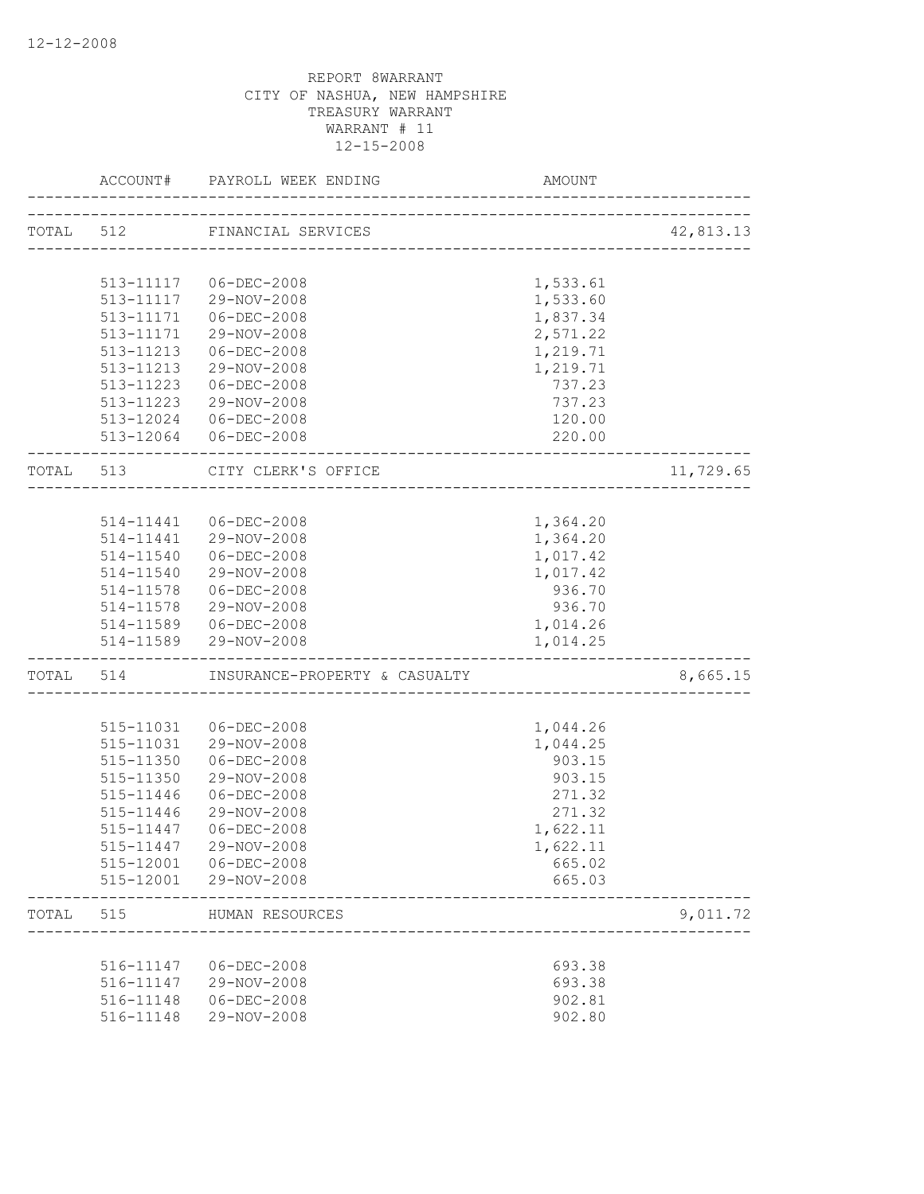12-12-2008

REPORT 8WARRANT
CITY OF NASHUA, NEW HAMPSHIRE
TREASURY WARRANT
WARRANT # 11
12-15-2008

| | ACCOUNT# | PAYROLL WEEK ENDING | AMOUNT | |
|---|---|---|---|---|
| TOTAL | 512 | FINANCIAL SERVICES | | 42,813.13 |
| | 513-11117 | 06-DEC-2008 | 1,533.61 | |
| | 513-11117 | 29-NOV-2008 | 1,533.60 | |
| | 513-11171 | 06-DEC-2008 | 1,837.34 | |
| | 513-11171 | 29-NOV-2008 | 2,571.22 | |
| | 513-11213 | 06-DEC-2008 | 1,219.71 | |
| | 513-11213 | 29-NOV-2008 | 1,219.71 | |
| | 513-11223 | 06-DEC-2008 | 737.23 | |
| | 513-11223 | 29-NOV-2008 | 737.23 | |
| | 513-12024 | 06-DEC-2008 | 120.00 | |
| | 513-12064 | 06-DEC-2008 | 220.00 | |
| TOTAL | 513 | CITY CLERK'S OFFICE | | 11,729.65 |
| | 514-11441 | 06-DEC-2008 | 1,364.20 | |
| | 514-11441 | 29-NOV-2008 | 1,364.20 | |
| | 514-11540 | 06-DEC-2008 | 1,017.42 | |
| | 514-11540 | 29-NOV-2008 | 1,017.42 | |
| | 514-11578 | 06-DEC-2008 | 936.70 | |
| | 514-11578 | 29-NOV-2008 | 936.70 | |
| | 514-11589 | 06-DEC-2008 | 1,014.26 | |
| | 514-11589 | 29-NOV-2008 | 1,014.25 | |
| TOTAL | 514 | INSURANCE-PROPERTY & CASUALTY | | 8,665.15 |
| | 515-11031 | 06-DEC-2008 | 1,044.26 | |
| | 515-11031 | 29-NOV-2008 | 1,044.25 | |
| | 515-11350 | 06-DEC-2008 | 903.15 | |
| | 515-11350 | 29-NOV-2008 | 903.15 | |
| | 515-11446 | 06-DEC-2008 | 271.32 | |
| | 515-11446 | 29-NOV-2008 | 271.32 | |
| | 515-11447 | 06-DEC-2008 | 1,622.11 | |
| | 515-11447 | 29-NOV-2008 | 1,622.11 | |
| | 515-12001 | 06-DEC-2008 | 665.02 | |
| | 515-12001 | 29-NOV-2008 | 665.03 | |
| TOTAL | 515 | HUMAN RESOURCES | | 9,011.72 |
| | 516-11147 | 06-DEC-2008 | 693.38 | |
| | 516-11147 | 29-NOV-2008 | 693.38 | |
| | 516-11148 | 06-DEC-2008 | 902.81 | |
| | 516-11148 | 29-NOV-2008 | 902.80 | |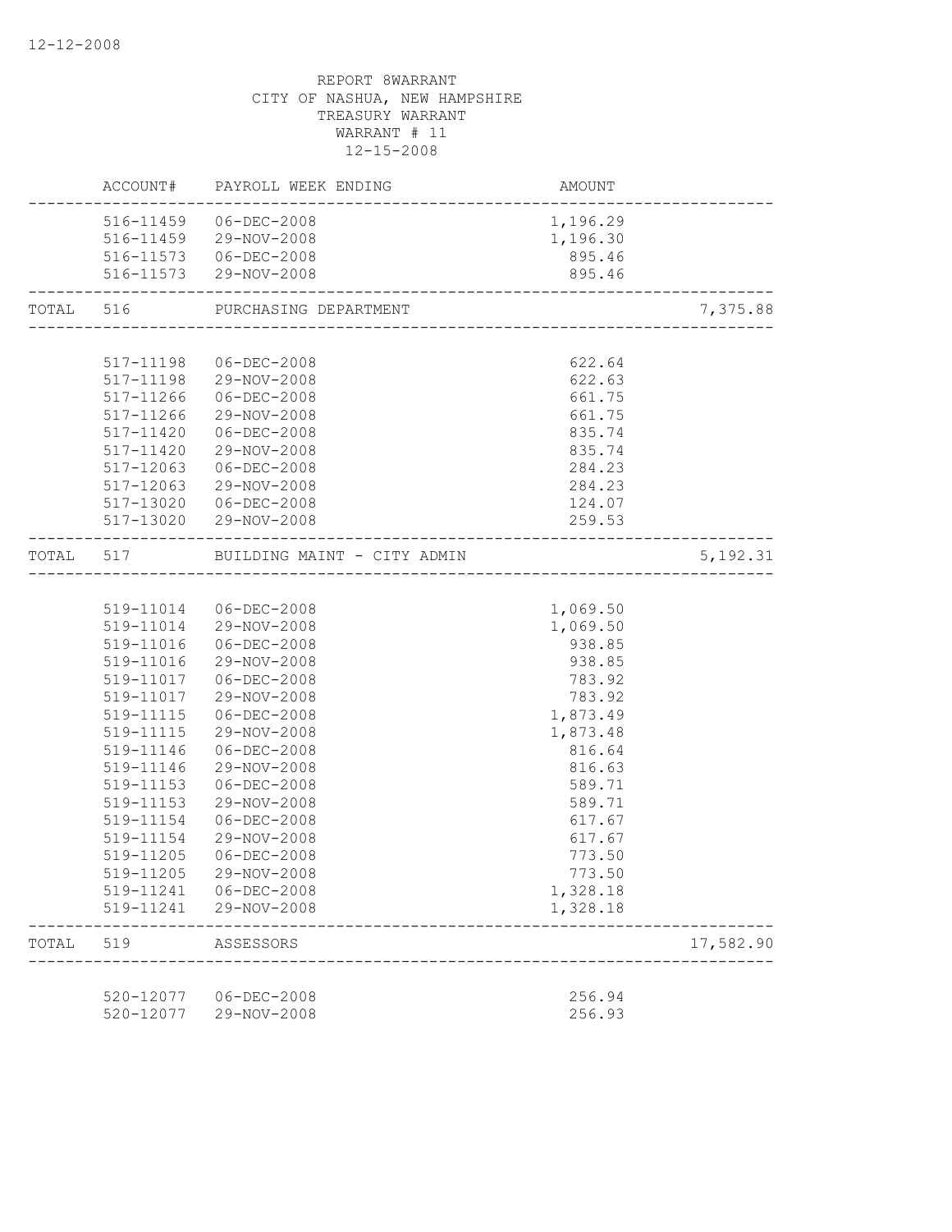12-12-2008

REPORT 8WARRANT
CITY OF NASHUA, NEW HAMPSHIRE
TREASURY WARRANT
WARRANT # 11
12-15-2008

| | ACCOUNT# | PAYROLL WEEK ENDING | AMOUNT | |
|---|---|---|---|---|
| | 516-11459 | 06-DEC-2008 | 1,196.29 | |
| | 516-11459 | 29-NOV-2008 | 1,196.30 | |
| | 516-11573 | 06-DEC-2008 | 895.46 | |
| | 516-11573 | 29-NOV-2008 | 895.46 | |
| TOTAL | 516 | PURCHASING DEPARTMENT | | 7,375.88 |
| | 517-11198 | 06-DEC-2008 | 622.64 | |
| | 517-11198 | 29-NOV-2008 | 622.63 | |
| | 517-11266 | 06-DEC-2008 | 661.75 | |
| | 517-11266 | 29-NOV-2008 | 661.75 | |
| | 517-11420 | 06-DEC-2008 | 835.74 | |
| | 517-11420 | 29-NOV-2008 | 835.74 | |
| | 517-12063 | 06-DEC-2008 | 284.23 | |
| | 517-12063 | 29-NOV-2008 | 284.23 | |
| | 517-13020 | 06-DEC-2008 | 124.07 | |
| | 517-13020 | 29-NOV-2008 | 259.53 | |
| TOTAL | 517 | BUILDING MAINT - CITY ADMIN | | 5,192.31 |
| | 519-11014 | 06-DEC-2008 | 1,069.50 | |
| | 519-11014 | 29-NOV-2008 | 1,069.50 | |
| | 519-11016 | 06-DEC-2008 | 938.85 | |
| | 519-11016 | 29-NOV-2008 | 938.85 | |
| | 519-11017 | 06-DEC-2008 | 783.92 | |
| | 519-11017 | 29-NOV-2008 | 783.92 | |
| | 519-11115 | 06-DEC-2008 | 1,873.49 | |
| | 519-11115 | 29-NOV-2008 | 1,873.48 | |
| | 519-11146 | 06-DEC-2008 | 816.64 | |
| | 519-11146 | 29-NOV-2008 | 816.63 | |
| | 519-11153 | 06-DEC-2008 | 589.71 | |
| | 519-11153 | 29-NOV-2008 | 589.71 | |
| | 519-11154 | 06-DEC-2008 | 617.67 | |
| | 519-11154 | 29-NOV-2008 | 617.67 | |
| | 519-11205 | 06-DEC-2008 | 773.50 | |
| | 519-11205 | 29-NOV-2008 | 773.50 | |
| | 519-11241 | 06-DEC-2008 | 1,328.18 | |
| | 519-11241 | 29-NOV-2008 | 1,328.18 | |
| TOTAL | 519 | ASSESSORS | | 17,582.90 |
| | 520-12077 | 06-DEC-2008 | 256.94 | |
| | 520-12077 | 29-NOV-2008 | 256.93 | |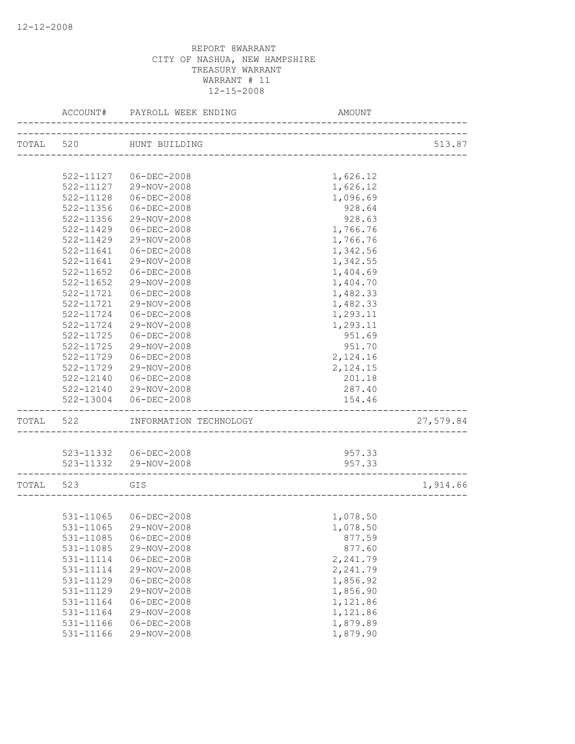REPORT 8WARRANT
CITY OF NASHUA, NEW HAMPSHIRE
TREASURY WARRANT
WARRANT # 11
12-15-2008

| | ACCOUNT# | PAYROLL WEEK ENDING | AMOUNT | |
|---|---|---|---|---|
| TOTAL | 520 | HUNT BUILDING | | 513.87 |
| | 522-11127 | 06-DEC-2008 | 1,626.12 | |
| | 522-11127 | 29-NOV-2008 | 1,626.12 | |
| | 522-11128 | 06-DEC-2008 | 1,096.69 | |
| | 522-11356 | 06-DEC-2008 | 928.64 | |
| | 522-11356 | 29-NOV-2008 | 928.63 | |
| | 522-11429 | 06-DEC-2008 | 1,766.76 | |
| | 522-11429 | 29-NOV-2008 | 1,766.76 | |
| | 522-11641 | 06-DEC-2008 | 1,342.56 | |
| | 522-11641 | 29-NOV-2008 | 1,342.55 | |
| | 522-11652 | 06-DEC-2008 | 1,404.69 | |
| | 522-11652 | 29-NOV-2008 | 1,404.70 | |
| | 522-11721 | 06-DEC-2008 | 1,482.33 | |
| | 522-11721 | 29-NOV-2008 | 1,482.33 | |
| | 522-11724 | 06-DEC-2008 | 1,293.11 | |
| | 522-11724 | 29-NOV-2008 | 1,293.11 | |
| | 522-11725 | 06-DEC-2008 | 951.69 | |
| | 522-11725 | 29-NOV-2008 | 951.70 | |
| | 522-11729 | 06-DEC-2008 | 2,124.16 | |
| | 522-11729 | 29-NOV-2008 | 2,124.15 | |
| | 522-12140 | 06-DEC-2008 | 201.18 | |
| | 522-12140 | 29-NOV-2008 | 287.40 | |
| | 522-13004 | 06-DEC-2008 | 154.46 | |
| TOTAL | 522 | INFORMATION TECHNOLOGY | | 27,579.84 |
| | 523-11332 | 06-DEC-2008 | 957.33 | |
| | 523-11332 | 29-NOV-2008 | 957.33 | |
| TOTAL | 523 | GIS | | 1,914.66 |
| | 531-11065 | 06-DEC-2008 | 1,078.50 | |
| | 531-11065 | 29-NOV-2008 | 1,078.50 | |
| | 531-11085 | 06-DEC-2008 | 877.59 | |
| | 531-11085 | 29-NOV-2008 | 877.60 | |
| | 531-11114 | 06-DEC-2008 | 2,241.79 | |
| | 531-11114 | 29-NOV-2008 | 2,241.79 | |
| | 531-11129 | 06-DEC-2008 | 1,856.92 | |
| | 531-11129 | 29-NOV-2008 | 1,856.90 | |
| | 531-11164 | 06-DEC-2008 | 1,121.86 | |
| | 531-11164 | 29-NOV-2008 | 1,121.86 | |
| | 531-11166 | 06-DEC-2008 | 1,879.89 | |
| | 531-11166 | 29-NOV-2008 | 1,879.90 | |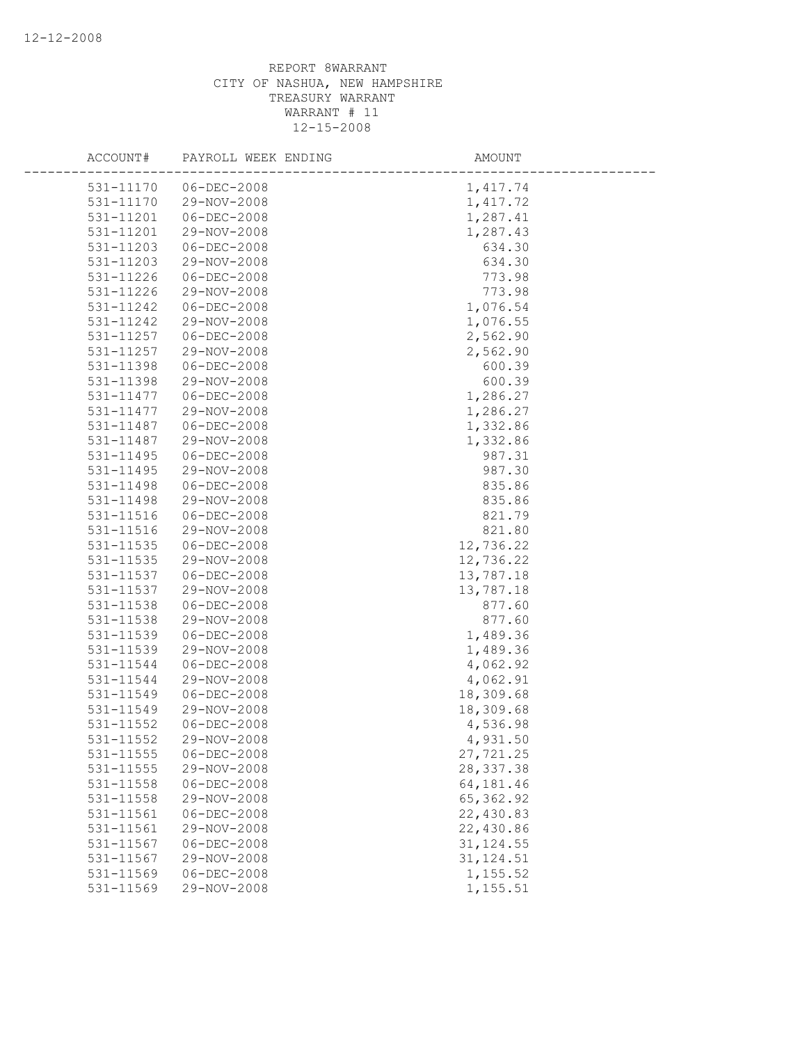REPORT 8WARRANT
CITY OF NASHUA, NEW HAMPSHIRE
TREASURY WARRANT
WARRANT # 11
12-15-2008

| ACCOUNT# | PAYROLL WEEK ENDING | AMOUNT |
|---|---|---|
| 531-11170 | 06-DEC-2008 | 1,417.74 |
| 531-11170 | 29-NOV-2008 | 1,417.72 |
| 531-11201 | 06-DEC-2008 | 1,287.41 |
| 531-11201 | 29-NOV-2008 | 1,287.43 |
| 531-11203 | 06-DEC-2008 | 634.30 |
| 531-11203 | 29-NOV-2008 | 634.30 |
| 531-11226 | 06-DEC-2008 | 773.98 |
| 531-11226 | 29-NOV-2008 | 773.98 |
| 531-11242 | 06-DEC-2008 | 1,076.54 |
| 531-11242 | 29-NOV-2008 | 1,076.55 |
| 531-11257 | 06-DEC-2008 | 2,562.90 |
| 531-11257 | 29-NOV-2008 | 2,562.90 |
| 531-11398 | 06-DEC-2008 | 600.39 |
| 531-11398 | 29-NOV-2008 | 600.39 |
| 531-11477 | 06-DEC-2008 | 1,286.27 |
| 531-11477 | 29-NOV-2008 | 1,286.27 |
| 531-11487 | 06-DEC-2008 | 1,332.86 |
| 531-11487 | 29-NOV-2008 | 1,332.86 |
| 531-11495 | 06-DEC-2008 | 987.31 |
| 531-11495 | 29-NOV-2008 | 987.30 |
| 531-11498 | 06-DEC-2008 | 835.86 |
| 531-11498 | 29-NOV-2008 | 835.86 |
| 531-11516 | 06-DEC-2008 | 821.79 |
| 531-11516 | 29-NOV-2008 | 821.80 |
| 531-11535 | 06-DEC-2008 | 12,736.22 |
| 531-11535 | 29-NOV-2008 | 12,736.22 |
| 531-11537 | 06-DEC-2008 | 13,787.18 |
| 531-11537 | 29-NOV-2008 | 13,787.18 |
| 531-11538 | 06-DEC-2008 | 877.60 |
| 531-11538 | 29-NOV-2008 | 877.60 |
| 531-11539 | 06-DEC-2008 | 1,489.36 |
| 531-11539 | 29-NOV-2008 | 1,489.36 |
| 531-11544 | 06-DEC-2008 | 4,062.92 |
| 531-11544 | 29-NOV-2008 | 4,062.91 |
| 531-11549 | 06-DEC-2008 | 18,309.68 |
| 531-11549 | 29-NOV-2008 | 18,309.68 |
| 531-11552 | 06-DEC-2008 | 4,536.98 |
| 531-11552 | 29-NOV-2008 | 4,931.50 |
| 531-11555 | 06-DEC-2008 | 27,721.25 |
| 531-11555 | 29-NOV-2008 | 28,337.38 |
| 531-11558 | 06-DEC-2008 | 64,181.46 |
| 531-11558 | 29-NOV-2008 | 65,362.92 |
| 531-11561 | 06-DEC-2008 | 22,430.83 |
| 531-11561 | 29-NOV-2008 | 22,430.86 |
| 531-11567 | 06-DEC-2008 | 31,124.55 |
| 531-11567 | 29-NOV-2008 | 31,124.51 |
| 531-11569 | 06-DEC-2008 | 1,155.52 |
| 531-11569 | 29-NOV-2008 | 1,155.51 |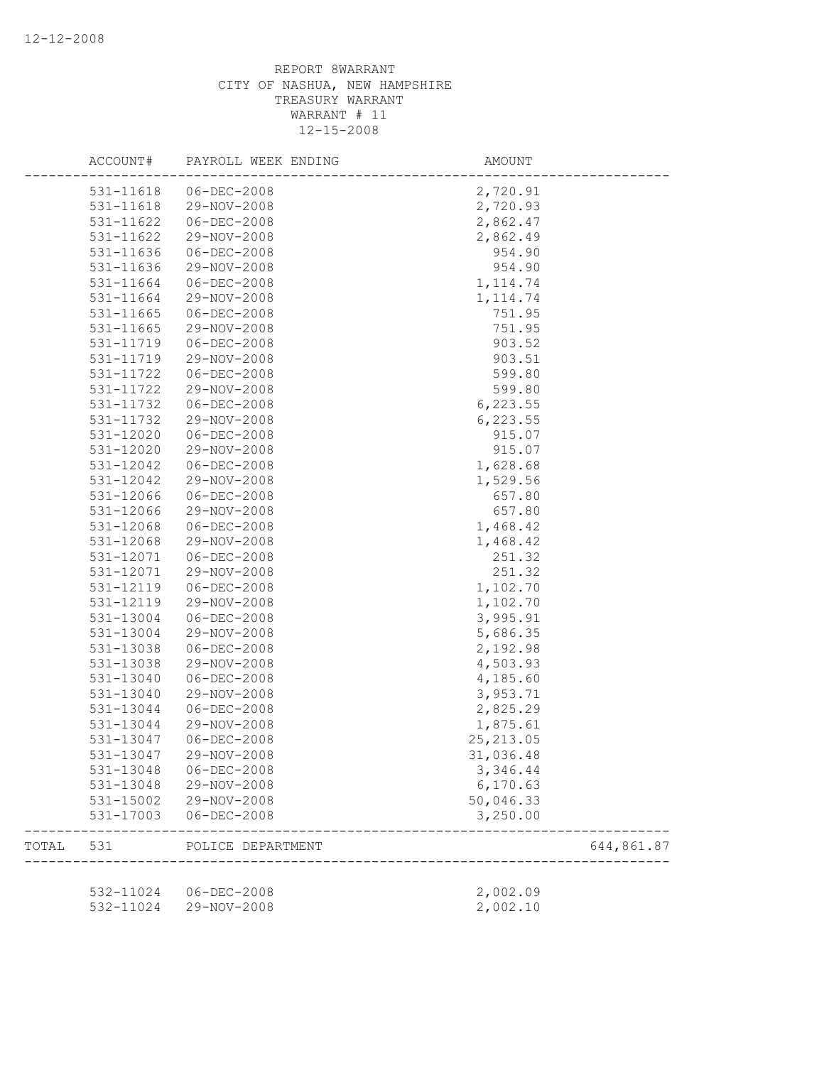12-12-2008

REPORT 8WARRANT
CITY OF NASHUA, NEW HAMPSHIRE
TREASURY WARRANT
WARRANT # 11
12-15-2008

| | ACCOUNT# | PAYROLL WEEK ENDING | AMOUNT | |
|---|---|---|---|---|
| | 531-11618 | 06-DEC-2008 | 2,720.91 | |
| | 531-11618 | 29-NOV-2008 | 2,720.93 | |
| | 531-11622 | 06-DEC-2008 | 2,862.47 | |
| | 531-11622 | 29-NOV-2008 | 2,862.49 | |
| | 531-11636 | 06-DEC-2008 | 954.90 | |
| | 531-11636 | 29-NOV-2008 | 954.90 | |
| | 531-11664 | 06-DEC-2008 | 1,114.74 | |
| | 531-11664 | 29-NOV-2008 | 1,114.74 | |
| | 531-11665 | 06-DEC-2008 | 751.95 | |
| | 531-11665 | 29-NOV-2008 | 751.95 | |
| | 531-11719 | 06-DEC-2008 | 903.52 | |
| | 531-11719 | 29-NOV-2008 | 903.51 | |
| | 531-11722 | 06-DEC-2008 | 599.80 | |
| | 531-11722 | 29-NOV-2008 | 599.80 | |
| | 531-11732 | 06-DEC-2008 | 6,223.55 | |
| | 531-11732 | 29-NOV-2008 | 6,223.55 | |
| | 531-12020 | 06-DEC-2008 | 915.07 | |
| | 531-12020 | 29-NOV-2008 | 915.07 | |
| | 531-12042 | 06-DEC-2008 | 1,628.68 | |
| | 531-12042 | 29-NOV-2008 | 1,529.56 | |
| | 531-12066 | 06-DEC-2008 | 657.80 | |
| | 531-12066 | 29-NOV-2008 | 657.80 | |
| | 531-12068 | 06-DEC-2008 | 1,468.42 | |
| | 531-12068 | 29-NOV-2008 | 1,468.42 | |
| | 531-12071 | 06-DEC-2008 | 251.32 | |
| | 531-12071 | 29-NOV-2008 | 251.32 | |
| | 531-12119 | 06-DEC-2008 | 1,102.70 | |
| | 531-12119 | 29-NOV-2008 | 1,102.70 | |
| | 531-13004 | 06-DEC-2008 | 3,995.91 | |
| | 531-13004 | 29-NOV-2008 | 5,686.35 | |
| | 531-13038 | 06-DEC-2008 | 2,192.98 | |
| | 531-13038 | 29-NOV-2008 | 4,503.93 | |
| | 531-13040 | 06-DEC-2008 | 4,185.60 | |
| | 531-13040 | 29-NOV-2008 | 3,953.71 | |
| | 531-13044 | 06-DEC-2008 | 2,825.29 | |
| | 531-13044 | 29-NOV-2008 | 1,875.61 | |
| | 531-13047 | 06-DEC-2008 | 25,213.05 | |
| | 531-13047 | 29-NOV-2008 | 31,036.48 | |
| | 531-13048 | 06-DEC-2008 | 3,346.44 | |
| | 531-13048 | 29-NOV-2008 | 6,170.63 | |
| | 531-15002 | 29-NOV-2008 | 50,046.33 | |
| | 531-17003 | 06-DEC-2008 | 3,250.00 | |
| TOTAL | 531 | POLICE DEPARTMENT | | 644,861.87 |
| | 532-11024 | 06-DEC-2008 | 2,002.09 | |
| | 532-11024 | 29-NOV-2008 | 2,002.10 | |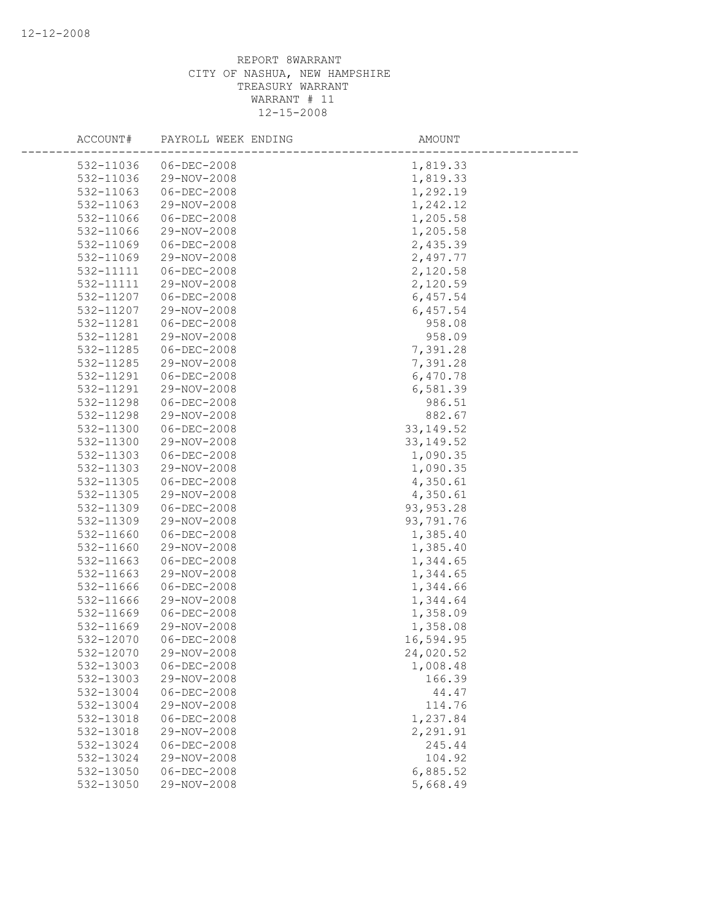REPORT 8WARRANT
CITY OF NASHUA, NEW HAMPSHIRE
TREASURY WARRANT
WARRANT # 11
12-15-2008

| ACCOUNT# | PAYROLL WEEK ENDING | AMOUNT |
|---|---|---|
| 532-11036 | 06-DEC-2008 | 1,819.33 |
| 532-11036 | 29-NOV-2008 | 1,819.33 |
| 532-11063 | 06-DEC-2008 | 1,292.19 |
| 532-11063 | 29-NOV-2008 | 1,242.12 |
| 532-11066 | 06-DEC-2008 | 1,205.58 |
| 532-11066 | 29-NOV-2008 | 1,205.58 |
| 532-11069 | 06-DEC-2008 | 2,435.39 |
| 532-11069 | 29-NOV-2008 | 2,497.77 |
| 532-11111 | 06-DEC-2008 | 2,120.58 |
| 532-11111 | 29-NOV-2008 | 2,120.59 |
| 532-11207 | 06-DEC-2008 | 6,457.54 |
| 532-11207 | 29-NOV-2008 | 6,457.54 |
| 532-11281 | 06-DEC-2008 | 958.08 |
| 532-11281 | 29-NOV-2008 | 958.09 |
| 532-11285 | 06-DEC-2008 | 7,391.28 |
| 532-11285 | 29-NOV-2008 | 7,391.28 |
| 532-11291 | 06-DEC-2008 | 6,470.78 |
| 532-11291 | 29-NOV-2008 | 6,581.39 |
| 532-11298 | 06-DEC-2008 | 986.51 |
| 532-11298 | 29-NOV-2008 | 882.67 |
| 532-11300 | 06-DEC-2008 | 33,149.52 |
| 532-11300 | 29-NOV-2008 | 33,149.52 |
| 532-11303 | 06-DEC-2008 | 1,090.35 |
| 532-11303 | 29-NOV-2008 | 1,090.35 |
| 532-11305 | 06-DEC-2008 | 4,350.61 |
| 532-11305 | 29-NOV-2008 | 4,350.61 |
| 532-11309 | 06-DEC-2008 | 93,953.28 |
| 532-11309 | 29-NOV-2008 | 93,791.76 |
| 532-11660 | 06-DEC-2008 | 1,385.40 |
| 532-11660 | 29-NOV-2008 | 1,385.40 |
| 532-11663 | 06-DEC-2008 | 1,344.65 |
| 532-11663 | 29-NOV-2008 | 1,344.65 |
| 532-11666 | 06-DEC-2008 | 1,344.66 |
| 532-11666 | 29-NOV-2008 | 1,344.64 |
| 532-11669 | 06-DEC-2008 | 1,358.09 |
| 532-11669 | 29-NOV-2008 | 1,358.08 |
| 532-12070 | 06-DEC-2008 | 16,594.95 |
| 532-12070 | 29-NOV-2008 | 24,020.52 |
| 532-13003 | 06-DEC-2008 | 1,008.48 |
| 532-13003 | 29-NOV-2008 | 166.39 |
| 532-13004 | 06-DEC-2008 | 44.47 |
| 532-13004 | 29-NOV-2008 | 114.76 |
| 532-13018 | 06-DEC-2008 | 1,237.84 |
| 532-13018 | 29-NOV-2008 | 2,291.91 |
| 532-13024 | 06-DEC-2008 | 245.44 |
| 532-13024 | 29-NOV-2008 | 104.92 |
| 532-13050 | 06-DEC-2008 | 6,885.52 |
| 532-13050 | 29-NOV-2008 | 5,668.49 |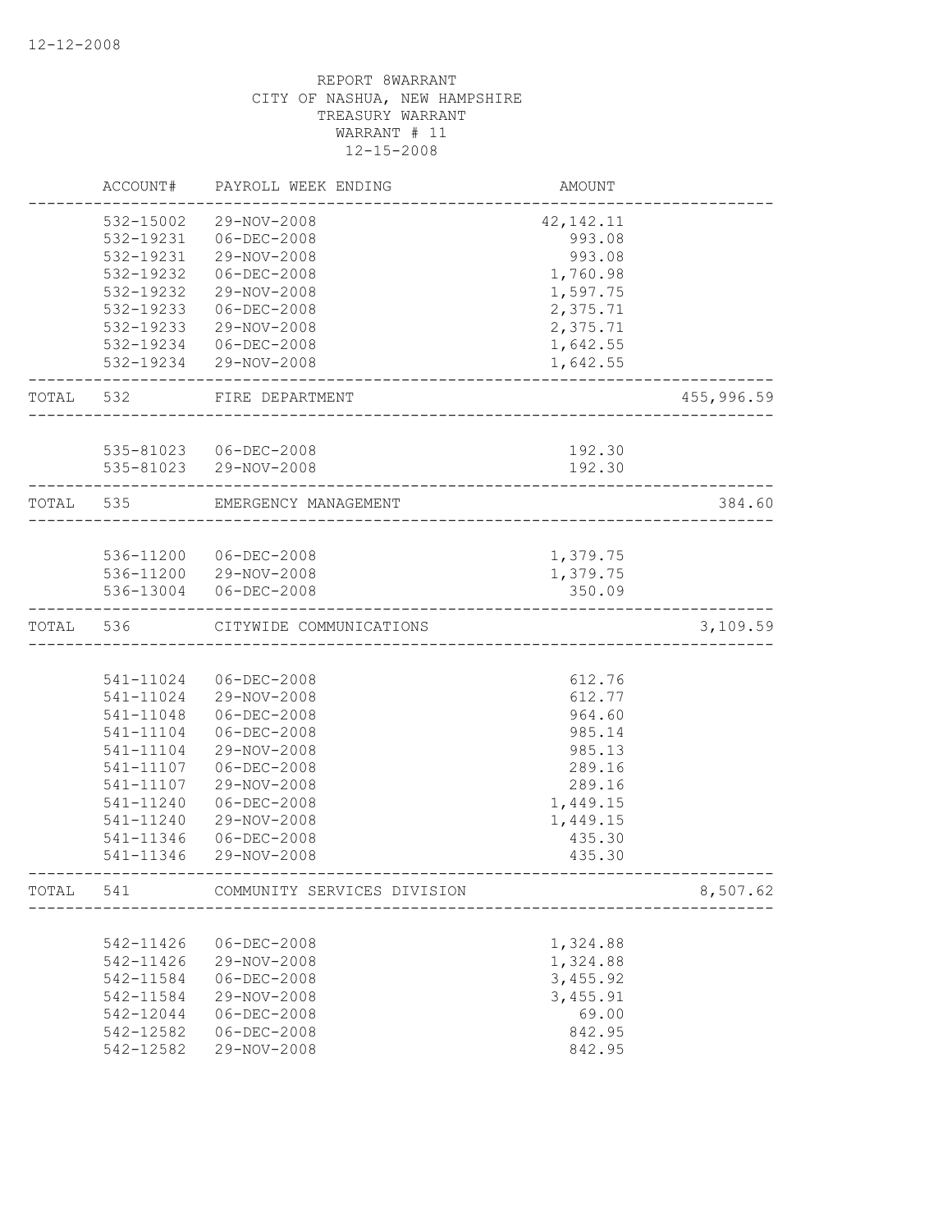REPORT 8WARRANT
CITY OF NASHUA, NEW HAMPSHIRE
TREASURY WARRANT
WARRANT # 11
12-15-2008

| | ACCOUNT# | PAYROLL WEEK ENDING | AMOUNT | |
|---|---|---|---|---|
| | 532-15002 | 29-NOV-2008 | 42,142.11 | |
| | 532-19231 | 06-DEC-2008 | 993.08 | |
| | 532-19231 | 29-NOV-2008 | 993.08 | |
| | 532-19232 | 06-DEC-2008 | 1,760.98 | |
| | 532-19232 | 29-NOV-2008 | 1,597.75 | |
| | 532-19233 | 06-DEC-2008 | 2,375.71 | |
| | 532-19233 | 29-NOV-2008 | 2,375.71 | |
| | 532-19234 | 06-DEC-2008 | 1,642.55 | |
| | 532-19234 | 29-NOV-2008 | 1,642.55 | |
| TOTAL | 532 | FIRE DEPARTMENT | | 455,996.59 |
| | 535-81023 | 06-DEC-2008 | 192.30 | |
| | 535-81023 | 29-NOV-2008 | 192.30 | |
| TOTAL | 535 | EMERGENCY MANAGEMENT | | 384.60 |
| | 536-11200 | 06-DEC-2008 | 1,379.75 | |
| | 536-11200 | 29-NOV-2008 | 1,379.75 | |
| | 536-13004 | 06-DEC-2008 | 350.09 | |
| TOTAL | 536 | CITYWIDE COMMUNICATIONS | | 3,109.59 |
| | 541-11024 | 06-DEC-2008 | 612.76 | |
| | 541-11024 | 29-NOV-2008 | 612.77 | |
| | 541-11048 | 06-DEC-2008 | 964.60 | |
| | 541-11104 | 06-DEC-2008 | 985.14 | |
| | 541-11104 | 29-NOV-2008 | 985.13 | |
| | 541-11107 | 06-DEC-2008 | 289.16 | |
| | 541-11107 | 29-NOV-2008 | 289.16 | |
| | 541-11240 | 06-DEC-2008 | 1,449.15 | |
| | 541-11240 | 29-NOV-2008 | 1,449.15 | |
| | 541-11346 | 06-DEC-2008 | 435.30 | |
| | 541-11346 | 29-NOV-2008 | 435.30 | |
| TOTAL | 541 | COMMUNITY SERVICES DIVISION | | 8,507.62 |
| | 542-11426 | 06-DEC-2008 | 1,324.88 | |
| | 542-11426 | 29-NOV-2008 | 1,324.88 | |
| | 542-11584 | 06-DEC-2008 | 3,455.92 | |
| | 542-11584 | 29-NOV-2008 | 3,455.91 | |
| | 542-12044 | 06-DEC-2008 | 69.00 | |
| | 542-12582 | 06-DEC-2008 | 842.95 | |
| | 542-12582 | 29-NOV-2008 | 842.95 | |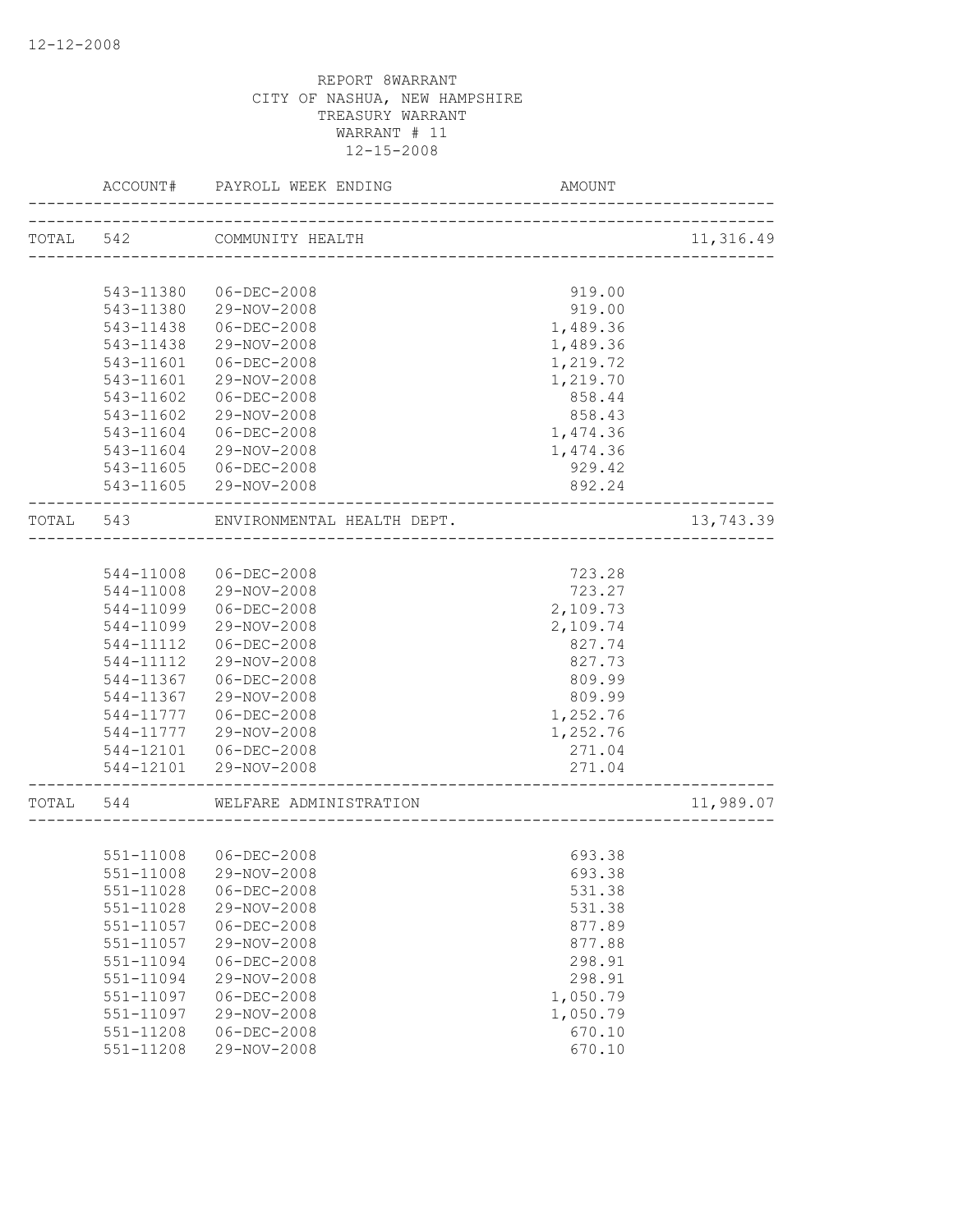12-12-2008

REPORT 8WARRANT
CITY OF NASHUA, NEW HAMPSHIRE
TREASURY WARRANT
WARRANT # 11
12-15-2008

| | ACCOUNT# | PAYROLL WEEK ENDING | AMOUNT | |
|---|---|---|---|---|
| TOTAL | 542 | COMMUNITY HEALTH | | 11,316.49 |
| | 543-11380 | 06-DEC-2008 | 919.00 | |
| | 543-11380 | 29-NOV-2008 | 919.00 | |
| | 543-11438 | 06-DEC-2008 | 1,489.36 | |
| | 543-11438 | 29-NOV-2008 | 1,489.36 | |
| | 543-11601 | 06-DEC-2008 | 1,219.72 | |
| | 543-11601 | 29-NOV-2008 | 1,219.70 | |
| | 543-11602 | 06-DEC-2008 | 858.44 | |
| | 543-11602 | 29-NOV-2008 | 858.43 | |
| | 543-11604 | 06-DEC-2008 | 1,474.36 | |
| | 543-11604 | 29-NOV-2008 | 1,474.36 | |
| | 543-11605 | 06-DEC-2008 | 929.42 | |
| | 543-11605 | 29-NOV-2008 | 892.24 | |
| TOTAL | 543 | ENVIRONMENTAL HEALTH DEPT. | | 13,743.39 |
| | 544-11008 | 06-DEC-2008 | 723.28 | |
| | 544-11008 | 29-NOV-2008 | 723.27 | |
| | 544-11099 | 06-DEC-2008 | 2,109.73 | |
| | 544-11099 | 29-NOV-2008 | 2,109.74 | |
| | 544-11112 | 06-DEC-2008 | 827.74 | |
| | 544-11112 | 29-NOV-2008 | 827.73 | |
| | 544-11367 | 06-DEC-2008 | 809.99 | |
| | 544-11367 | 29-NOV-2008 | 809.99 | |
| | 544-11777 | 06-DEC-2008 | 1,252.76 | |
| | 544-11777 | 29-NOV-2008 | 1,252.76 | |
| | 544-12101 | 06-DEC-2008 | 271.04 | |
| | 544-12101 | 29-NOV-2008 | 271.04 | |
| TOTAL | 544 | WELFARE ADMINISTRATION | | 11,989.07 |
| | 551-11008 | 06-DEC-2008 | 693.38 | |
| | 551-11008 | 29-NOV-2008 | 693.38 | |
| | 551-11028 | 06-DEC-2008 | 531.38 | |
| | 551-11028 | 29-NOV-2008 | 531.38 | |
| | 551-11057 | 06-DEC-2008 | 877.89 | |
| | 551-11057 | 29-NOV-2008 | 877.88 | |
| | 551-11094 | 06-DEC-2008 | 298.91 | |
| | 551-11094 | 29-NOV-2008 | 298.91 | |
| | 551-11097 | 06-DEC-2008 | 1,050.79 | |
| | 551-11097 | 29-NOV-2008 | 1,050.79 | |
| | 551-11208 | 06-DEC-2008 | 670.10 | |
| | 551-11208 | 29-NOV-2008 | 670.10 | |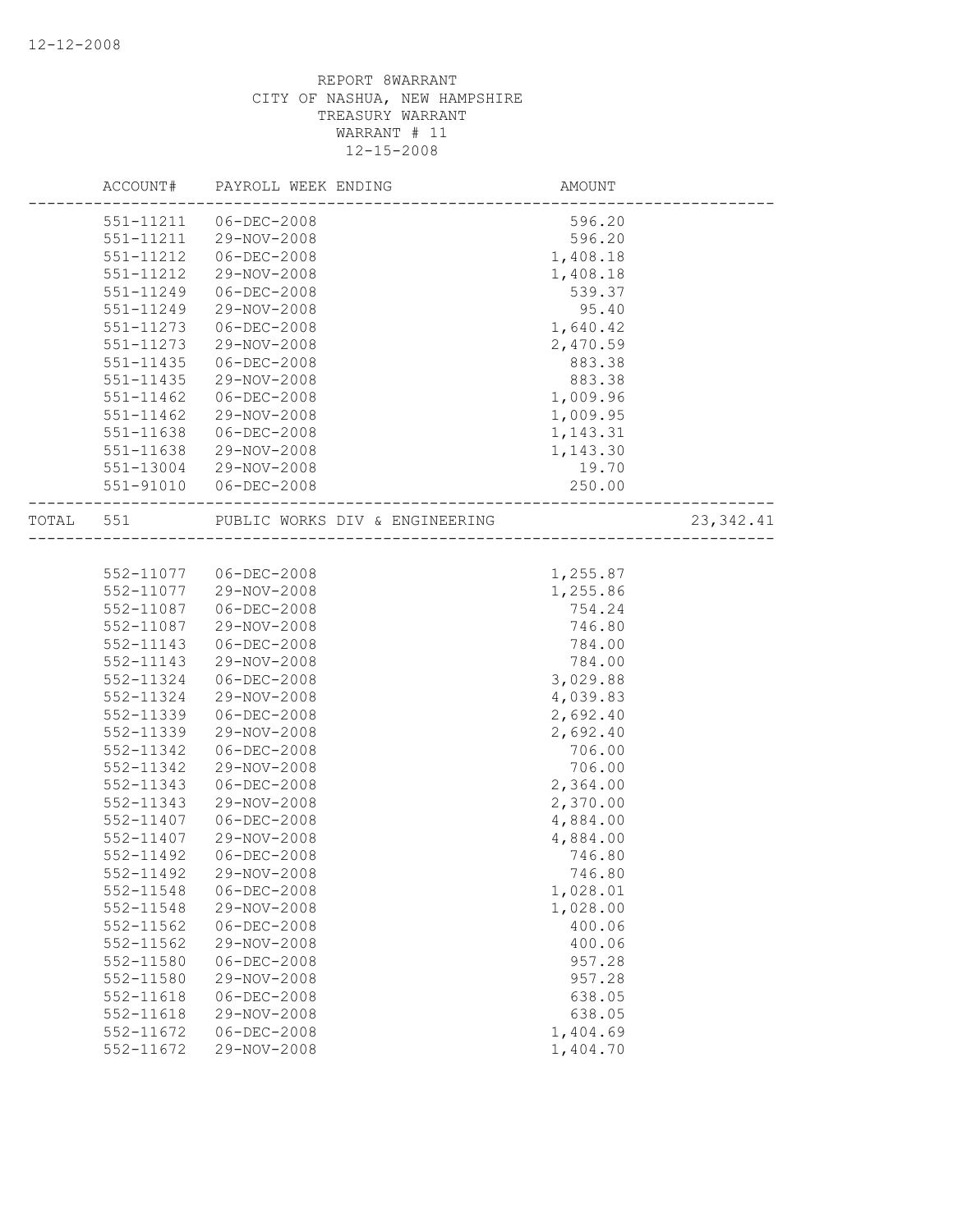REPORT 8WARRANT
CITY OF NASHUA, NEW HAMPSHIRE
TREASURY WARRANT
WARRANT # 11
12-15-2008

| ACCOUNT# | PAYROLL WEEK ENDING | AMOUNT | |
|---|---|---|---|
| 551-11211 | 06-DEC-2008 | 596.20 | |
| 551-11211 | 29-NOV-2008 | 596.20 | |
| 551-11212 | 06-DEC-2008 | 1,408.18 | |
| 551-11212 | 29-NOV-2008 | 1,408.18 | |
| 551-11249 | 06-DEC-2008 | 539.37 | |
| 551-11249 | 29-NOV-2008 | 95.40 | |
| 551-11273 | 06-DEC-2008 | 1,640.42 | |
| 551-11273 | 29-NOV-2008 | 2,470.59 | |
| 551-11435 | 06-DEC-2008 | 883.38 | |
| 551-11435 | 29-NOV-2008 | 883.38 | |
| 551-11462 | 06-DEC-2008 | 1,009.96 | |
| 551-11462 | 29-NOV-2008 | 1,009.95 | |
| 551-11638 | 06-DEC-2008 | 1,143.31 | |
| 551-11638 | 29-NOV-2008 | 1,143.30 | |
| 551-13004 | 29-NOV-2008 | 19.70 | |
| 551-91010 | 06-DEC-2008 | 250.00 | |
| TOTAL 551 | PUBLIC WORKS DIV & ENGINEERING | | 23,342.41 |
| 552-11077 | 06-DEC-2008 | 1,255.87 | |
| 552-11077 | 29-NOV-2008 | 1,255.86 | |
| 552-11087 | 06-DEC-2008 | 754.24 | |
| 552-11087 | 29-NOV-2008 | 746.80 | |
| 552-11143 | 06-DEC-2008 | 784.00 | |
| 552-11143 | 29-NOV-2008 | 784.00 | |
| 552-11324 | 06-DEC-2008 | 3,029.88 | |
| 552-11324 | 29-NOV-2008 | 4,039.83 | |
| 552-11339 | 06-DEC-2008 | 2,692.40 | |
| 552-11339 | 29-NOV-2008 | 2,692.40 | |
| 552-11342 | 06-DEC-2008 | 706.00 | |
| 552-11342 | 29-NOV-2008 | 706.00 | |
| 552-11343 | 06-DEC-2008 | 2,364.00 | |
| 552-11343 | 29-NOV-2008 | 2,370.00 | |
| 552-11407 | 06-DEC-2008 | 4,884.00 | |
| 552-11407 | 29-NOV-2008 | 4,884.00 | |
| 552-11492 | 06-DEC-2008 | 746.80 | |
| 552-11492 | 29-NOV-2008 | 746.80 | |
| 552-11548 | 06-DEC-2008 | 1,028.01 | |
| 552-11548 | 29-NOV-2008 | 1,028.00 | |
| 552-11562 | 06-DEC-2008 | 400.06 | |
| 552-11562 | 29-NOV-2008 | 400.06 | |
| 552-11580 | 06-DEC-2008 | 957.28 | |
| 552-11580 | 29-NOV-2008 | 957.28 | |
| 552-11618 | 06-DEC-2008 | 638.05 | |
| 552-11618 | 29-NOV-2008 | 638.05 | |
| 552-11672 | 06-DEC-2008 | 1,404.69 | |
| 552-11672 | 29-NOV-2008 | 1,404.70 | |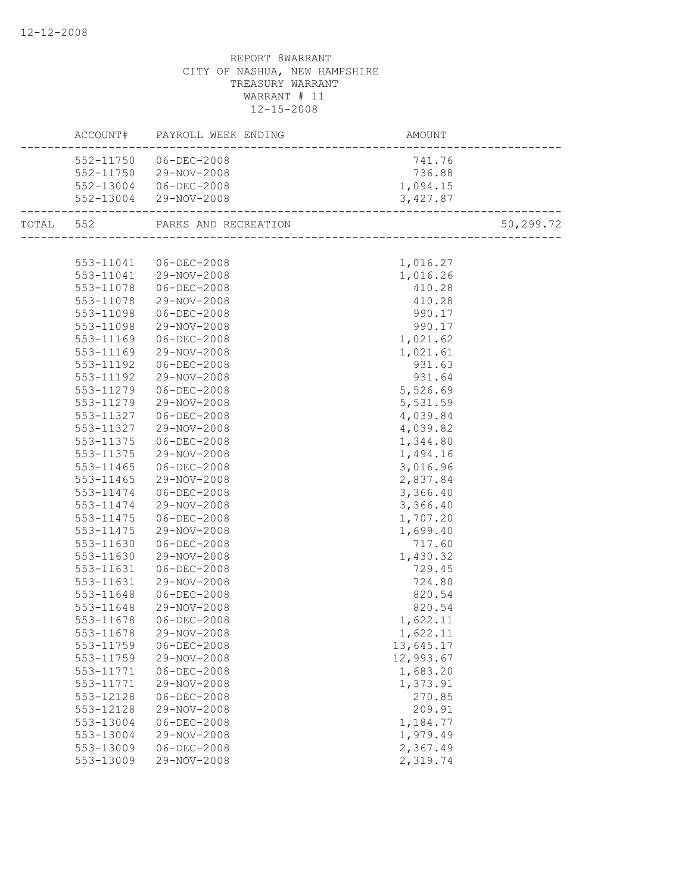12-12-2008

REPORT 8WARRANT
CITY OF NASHUA, NEW HAMPSHIRE
TREASURY WARRANT
WARRANT # 11
12-15-2008

| | ACCOUNT# | PAYROLL WEEK ENDING | AMOUNT | |
|---|---|---|---|---|
| | 552-11750 | 06-DEC-2008 | 741.76 | |
| | 552-11750 | 29-NOV-2008 | 736.88 | |
| | 552-13004 | 06-DEC-2008 | 1,094.15 | |
| | 552-13004 | 29-NOV-2008 | 3,427.87 | |
| TOTAL | 552 | PARKS AND RECREATION | | 50,299.72 |
| | 553-11041 | 06-DEC-2008 | 1,016.27 | |
| | 553-11041 | 29-NOV-2008 | 1,016.26 | |
| | 553-11078 | 06-DEC-2008 | 410.28 | |
| | 553-11078 | 29-NOV-2008 | 410.28 | |
| | 553-11098 | 06-DEC-2008 | 990.17 | |
| | 553-11098 | 29-NOV-2008 | 990.17 | |
| | 553-11169 | 06-DEC-2008 | 1,021.62 | |
| | 553-11169 | 29-NOV-2008 | 1,021.61 | |
| | 553-11192 | 06-DEC-2008 | 931.63 | |
| | 553-11192 | 29-NOV-2008 | 931.64 | |
| | 553-11279 | 06-DEC-2008 | 5,526.69 | |
| | 553-11279 | 29-NOV-2008 | 5,531.59 | |
| | 553-11327 | 06-DEC-2008 | 4,039.84 | |
| | 553-11327 | 29-NOV-2008 | 4,039.82 | |
| | 553-11375 | 06-DEC-2008 | 1,344.80 | |
| | 553-11375 | 29-NOV-2008 | 1,494.16 | |
| | 553-11465 | 06-DEC-2008 | 3,016.96 | |
| | 553-11465 | 29-NOV-2008 | 2,837.84 | |
| | 553-11474 | 06-DEC-2008 | 3,366.40 | |
| | 553-11474 | 29-NOV-2008 | 3,366.40 | |
| | 553-11475 | 06-DEC-2008 | 1,707.20 | |
| | 553-11475 | 29-NOV-2008 | 1,699.40 | |
| | 553-11630 | 06-DEC-2008 | 717.60 | |
| | 553-11630 | 29-NOV-2008 | 1,430.32 | |
| | 553-11631 | 06-DEC-2008 | 729.45 | |
| | 553-11631 | 29-NOV-2008 | 724.80 | |
| | 553-11648 | 06-DEC-2008 | 820.54 | |
| | 553-11648 | 29-NOV-2008 | 820.54 | |
| | 553-11678 | 06-DEC-2008 | 1,622.11 | |
| | 553-11678 | 29-NOV-2008 | 1,622.11 | |
| | 553-11759 | 06-DEC-2008 | 13,645.17 | |
| | 553-11759 | 29-NOV-2008 | 12,993.67 | |
| | 553-11771 | 06-DEC-2008 | 1,683.20 | |
| | 553-11771 | 29-NOV-2008 | 1,373.91 | |
| | 553-12128 | 06-DEC-2008 | 270.85 | |
| | 553-12128 | 29-NOV-2008 | 209.91 | |
| | 553-13004 | 06-DEC-2008 | 1,184.77 | |
| | 553-13004 | 29-NOV-2008 | 1,979.49 | |
| | 553-13009 | 06-DEC-2008 | 2,367.49 | |
| | 553-13009 | 29-NOV-2008 | 2,319.74 | |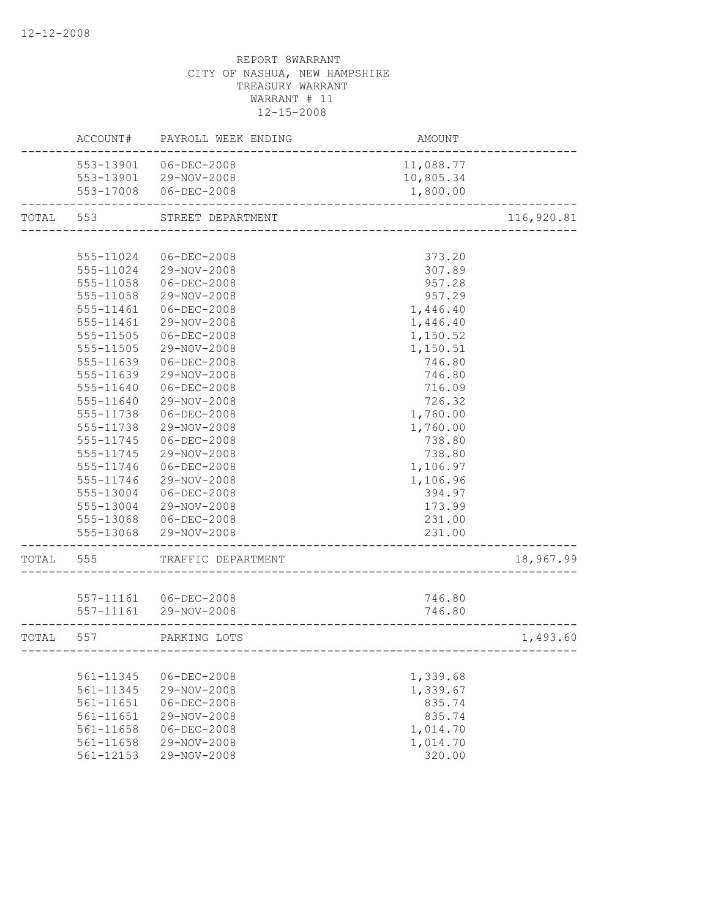12-12-2008

REPORT 8WARRANT
CITY OF NASHUA, NEW HAMPSHIRE
TREASURY WARRANT
WARRANT # 11
12-15-2008

| | ACCOUNT# | PAYROLL WEEK ENDING | AMOUNT | |
|---|---|---|---|---|
| | 553-13901 | 06-DEC-2008 | 11,088.77 | |
| | 553-13901 | 29-NOV-2008 | 10,805.34 | |
| | 553-17008 | 06-DEC-2008 | 1,800.00 | |
| TOTAL | 553 | STREET DEPARTMENT | | 116,920.81 |
| | 555-11024 | 06-DEC-2008 | 373.20 | |
| | 555-11024 | 29-NOV-2008 | 307.89 | |
| | 555-11058 | 06-DEC-2008 | 957.28 | |
| | 555-11058 | 29-NOV-2008 | 957.29 | |
| | 555-11461 | 06-DEC-2008 | 1,446.40 | |
| | 555-11461 | 29-NOV-2008 | 1,446.40 | |
| | 555-11505 | 06-DEC-2008 | 1,150.52 | |
| | 555-11505 | 29-NOV-2008 | 1,150.51 | |
| | 555-11639 | 06-DEC-2008 | 746.80 | |
| | 555-11639 | 29-NOV-2008 | 746.80 | |
| | 555-11640 | 06-DEC-2008 | 716.09 | |
| | 555-11640 | 29-NOV-2008 | 726.32 | |
| | 555-11738 | 06-DEC-2008 | 1,760.00 | |
| | 555-11738 | 29-NOV-2008 | 1,760.00 | |
| | 555-11745 | 06-DEC-2008 | 738.80 | |
| | 555-11745 | 29-NOV-2008 | 738.80 | |
| | 555-11746 | 06-DEC-2008 | 1,106.97 | |
| | 555-11746 | 29-NOV-2008 | 1,106.96 | |
| | 555-13004 | 06-DEC-2008 | 394.97 | |
| | 555-13004 | 29-NOV-2008 | 173.99 | |
| | 555-13068 | 06-DEC-2008 | 231.00 | |
| | 555-13068 | 29-NOV-2008 | 231.00 | |
| TOTAL | 555 | TRAFFIC DEPARTMENT | | 18,967.99 |
| | 557-11161 | 06-DEC-2008 | 746.80 | |
| | 557-11161 | 29-NOV-2008 | 746.80 | |
| TOTAL | 557 | PARKING LOTS | | 1,493.60 |
| | 561-11345 | 06-DEC-2008 | 1,339.68 | |
| | 561-11345 | 29-NOV-2008 | 1,339.67 | |
| | 561-11651 | 06-DEC-2008 | 835.74 | |
| | 561-11651 | 29-NOV-2008 | 835.74 | |
| | 561-11658 | 06-DEC-2008 | 1,014.70 | |
| | 561-11658 | 29-NOV-2008 | 1,014.70 | |
| | 561-12153 | 29-NOV-2008 | 320.00 | |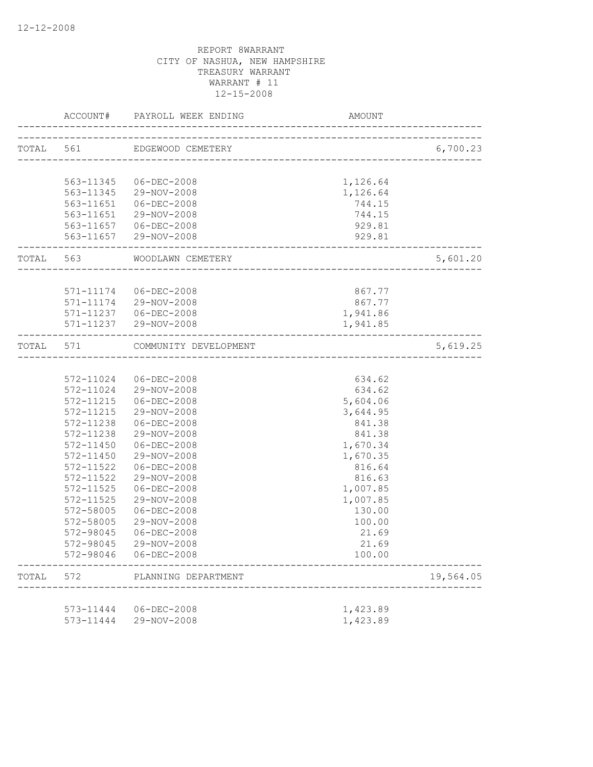12-12-2008

REPORT 8WARRANT
CITY OF NASHUA, NEW HAMPSHIRE
TREASURY WARRANT
WARRANT # 11
12-15-2008

| | ACCOUNT# | PAYROLL WEEK ENDING | AMOUNT | |
|---|---|---|---|---|
| TOTAL | 561 | EDGEWOOD CEMETERY | | 6,700.23 |
| | 563-11345 | 06-DEC-2008 | 1,126.64 | |
| | 563-11345 | 29-NOV-2008 | 1,126.64 | |
| | 563-11651 | 06-DEC-2008 | 744.15 | |
| | 563-11651 | 29-NOV-2008 | 744.15 | |
| | 563-11657 | 06-DEC-2008 | 929.81 | |
| | 563-11657 | 29-NOV-2008 | 929.81 | |
| TOTAL | 563 | WOODLAWN CEMETERY | | 5,601.20 |
| | 571-11174 | 06-DEC-2008 | 867.77 | |
| | 571-11174 | 29-NOV-2008 | 867.77 | |
| | 571-11237 | 06-DEC-2008 | 1,941.86 | |
| | 571-11237 | 29-NOV-2008 | 1,941.85 | |
| TOTAL | 571 | COMMUNITY DEVELOPMENT | | 5,619.25 |
| | 572-11024 | 06-DEC-2008 | 634.62 | |
| | 572-11024 | 29-NOV-2008 | 634.62 | |
| | 572-11215 | 06-DEC-2008 | 5,604.06 | |
| | 572-11215 | 29-NOV-2008 | 3,644.95 | |
| | 572-11238 | 06-DEC-2008 | 841.38 | |
| | 572-11238 | 29-NOV-2008 | 841.38 | |
| | 572-11450 | 06-DEC-2008 | 1,670.34 | |
| | 572-11450 | 29-NOV-2008 | 1,670.35 | |
| | 572-11522 | 06-DEC-2008 | 816.64 | |
| | 572-11522 | 29-NOV-2008 | 816.63 | |
| | 572-11525 | 06-DEC-2008 | 1,007.85 | |
| | 572-11525 | 29-NOV-2008 | 1,007.85 | |
| | 572-58005 | 06-DEC-2008 | 130.00 | |
| | 572-58005 | 29-NOV-2008 | 100.00 | |
| | 572-98045 | 06-DEC-2008 | 21.69 | |
| | 572-98045 | 29-NOV-2008 | 21.69 | |
| | 572-98046 | 06-DEC-2008 | 100.00 | |
| TOTAL | 572 | PLANNING DEPARTMENT | | 19,564.05 |
| | 573-11444 | 06-DEC-2008 | 1,423.89 | |
| | 573-11444 | 29-NOV-2008 | 1,423.89 | |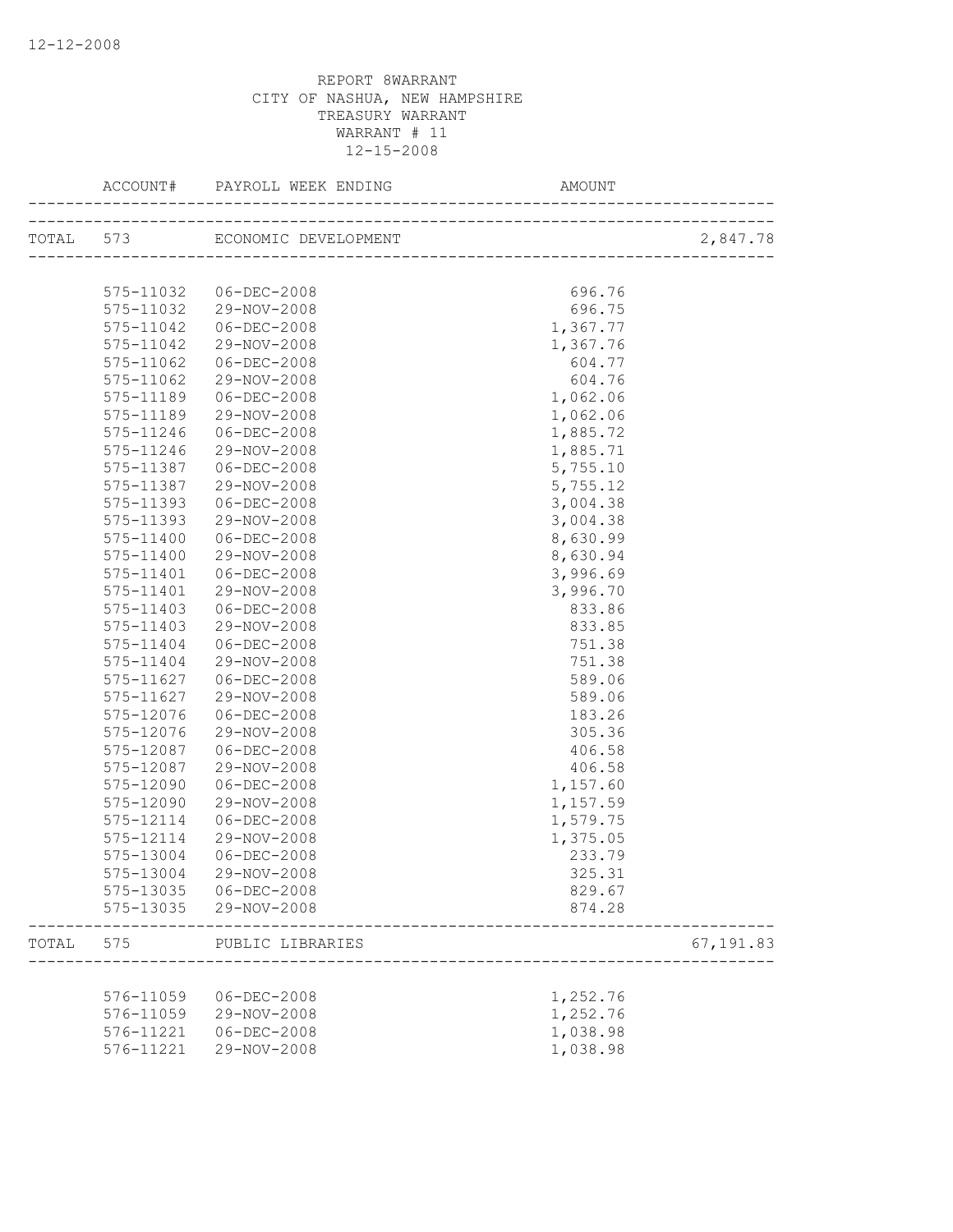REPORT 8WARRANT
CITY OF NASHUA, NEW HAMPSHIRE
TREASURY WARRANT
WARRANT # 11
12-15-2008

| | ACCOUNT# | PAYROLL WEEK ENDING | AMOUNT | |
|---|---|---|---|---|
| TOTAL | 573 | ECONOMIC DEVELOPMENT | | 2,847.78 |
| | 575-11032 | 06-DEC-2008 | 696.76 | |
| | 575-11032 | 29-NOV-2008 | 696.75 | |
| | 575-11042 | 06-DEC-2008 | 1,367.77 | |
| | 575-11042 | 29-NOV-2008 | 1,367.76 | |
| | 575-11062 | 06-DEC-2008 | 604.77 | |
| | 575-11062 | 29-NOV-2008 | 604.76 | |
| | 575-11189 | 06-DEC-2008 | 1,062.06 | |
| | 575-11189 | 29-NOV-2008 | 1,062.06 | |
| | 575-11246 | 06-DEC-2008 | 1,885.72 | |
| | 575-11246 | 29-NOV-2008 | 1,885.71 | |
| | 575-11387 | 06-DEC-2008 | 5,755.10 | |
| | 575-11387 | 29-NOV-2008 | 5,755.12 | |
| | 575-11393 | 06-DEC-2008 | 3,004.38 | |
| | 575-11393 | 29-NOV-2008 | 3,004.38 | |
| | 575-11400 | 06-DEC-2008 | 8,630.99 | |
| | 575-11400 | 29-NOV-2008 | 8,630.94 | |
| | 575-11401 | 06-DEC-2008 | 3,996.69 | |
| | 575-11401 | 29-NOV-2008 | 3,996.70 | |
| | 575-11403 | 06-DEC-2008 | 833.86 | |
| | 575-11403 | 29-NOV-2008 | 833.85 | |
| | 575-11404 | 06-DEC-2008 | 751.38 | |
| | 575-11404 | 29-NOV-2008 | 751.38 | |
| | 575-11627 | 06-DEC-2008 | 589.06 | |
| | 575-11627 | 29-NOV-2008 | 589.06 | |
| | 575-12076 | 06-DEC-2008 | 183.26 | |
| | 575-12076 | 29-NOV-2008 | 305.36 | |
| | 575-12087 | 06-DEC-2008 | 406.58 | |
| | 575-12087 | 29-NOV-2008 | 406.58 | |
| | 575-12090 | 06-DEC-2008 | 1,157.60 | |
| | 575-12090 | 29-NOV-2008 | 1,157.59 | |
| | 575-12114 | 06-DEC-2008 | 1,579.75 | |
| | 575-12114 | 29-NOV-2008 | 1,375.05 | |
| | 575-13004 | 06-DEC-2008 | 233.79 | |
| | 575-13004 | 29-NOV-2008 | 325.31 | |
| | 575-13035 | 06-DEC-2008 | 829.67 | |
| | 575-13035 | 29-NOV-2008 | 874.28 | |
| TOTAL | 575 | PUBLIC LIBRARIES | | 67,191.83 |
| | 576-11059 | 06-DEC-2008 | 1,252.76 | |
| | 576-11059 | 29-NOV-2008 | 1,252.76 | |
| | 576-11221 | 06-DEC-2008 | 1,038.98 | |
| | 576-11221 | 29-NOV-2008 | 1,038.98 | |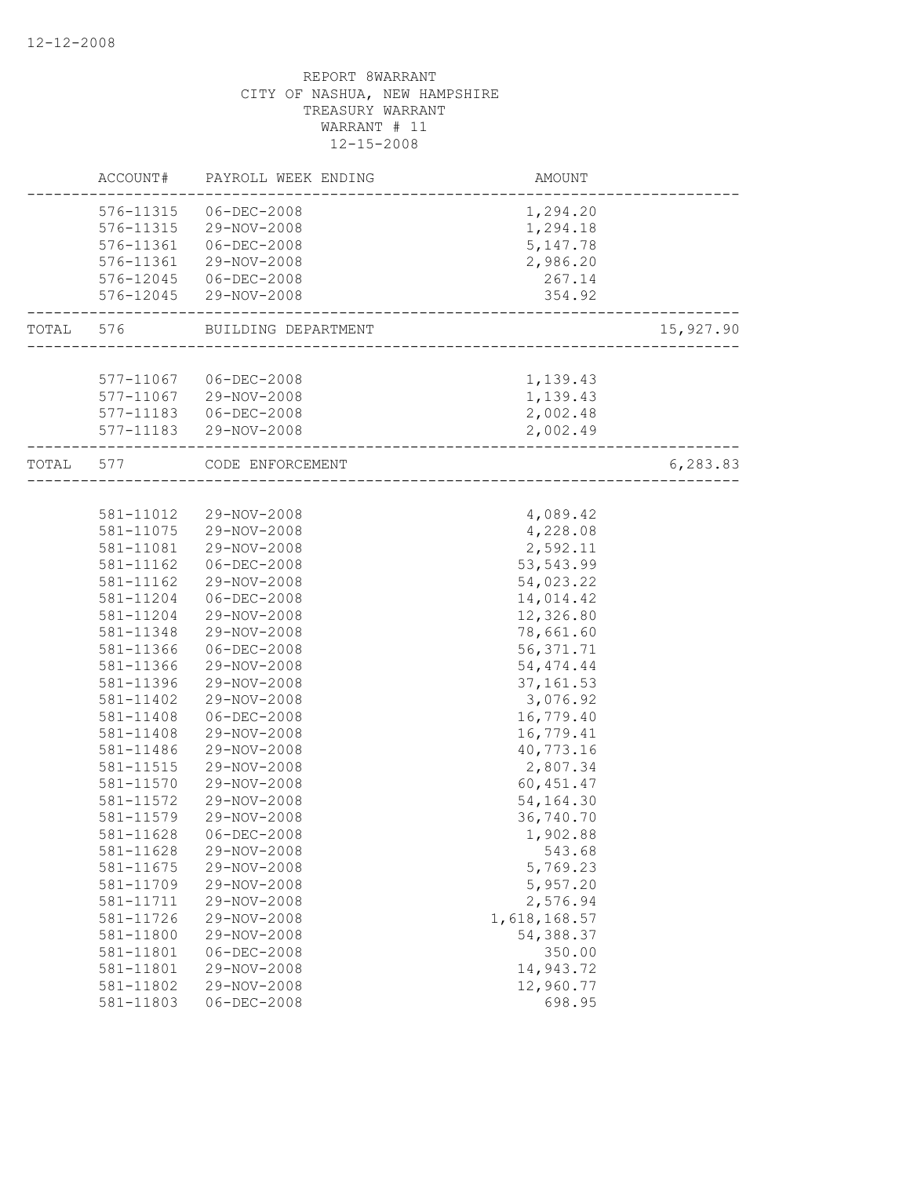12-12-2008

REPORT 8WARRANT
CITY OF NASHUA, NEW HAMPSHIRE
TREASURY WARRANT
WARRANT # 11
12-15-2008

| | ACCOUNT# | PAYROLL WEEK ENDING | AMOUNT | |
|---|---|---|---|---|
| | 576-11315 | 06-DEC-2008 | 1,294.20 | |
| | 576-11315 | 29-NOV-2008 | 1,294.18 | |
| | 576-11361 | 06-DEC-2008 | 5,147.78 | |
| | 576-11361 | 29-NOV-2008 | 2,986.20 | |
| | 576-12045 | 06-DEC-2008 | 267.14 | |
| | 576-12045 | 29-NOV-2008 | 354.92 | |
| TOTAL | 576 | BUILDING DEPARTMENT | | 15,927.90 |
| | 577-11067 | 06-DEC-2008 | 1,139.43 | |
| | 577-11067 | 29-NOV-2008 | 1,139.43 | |
| | 577-11183 | 06-DEC-2008 | 2,002.48 | |
| | 577-11183 | 29-NOV-2008 | 2,002.49 | |
| TOTAL | 577 | CODE ENFORCEMENT | | 6,283.83 |
| | 581-11012 | 29-NOV-2008 | 4,089.42 | |
| | 581-11075 | 29-NOV-2008 | 4,228.08 | |
| | 581-11081 | 29-NOV-2008 | 2,592.11 | |
| | 581-11162 | 06-DEC-2008 | 53,543.99 | |
| | 581-11162 | 29-NOV-2008 | 54,023.22 | |
| | 581-11204 | 06-DEC-2008 | 14,014.42 | |
| | 581-11204 | 29-NOV-2008 | 12,326.80 | |
| | 581-11348 | 29-NOV-2008 | 78,661.60 | |
| | 581-11366 | 06-DEC-2008 | 56,371.71 | |
| | 581-11366 | 29-NOV-2008 | 54,474.44 | |
| | 581-11396 | 29-NOV-2008 | 37,161.53 | |
| | 581-11402 | 29-NOV-2008 | 3,076.92 | |
| | 581-11408 | 06-DEC-2008 | 16,779.40 | |
| | 581-11408 | 29-NOV-2008 | 16,779.41 | |
| | 581-11486 | 29-NOV-2008 | 40,773.16 | |
| | 581-11515 | 29-NOV-2008 | 2,807.34 | |
| | 581-11570 | 29-NOV-2008 | 60,451.47 | |
| | 581-11572 | 29-NOV-2008 | 54,164.30 | |
| | 581-11579 | 29-NOV-2008 | 36,740.70 | |
| | 581-11628 | 06-DEC-2008 | 1,902.88 | |
| | 581-11628 | 29-NOV-2008 | 543.68 | |
| | 581-11675 | 29-NOV-2008 | 5,769.23 | |
| | 581-11709 | 29-NOV-2008 | 5,957.20 | |
| | 581-11711 | 29-NOV-2008 | 2,576.94 | |
| | 581-11726 | 29-NOV-2008 | 1,618,168.57 | |
| | 581-11800 | 29-NOV-2008 | 54,388.37 | |
| | 581-11801 | 06-DEC-2008 | 350.00 | |
| | 581-11801 | 29-NOV-2008 | 14,943.72 | |
| | 581-11802 | 29-NOV-2008 | 12,960.77 | |
| | 581-11803 | 06-DEC-2008 | 698.95 | |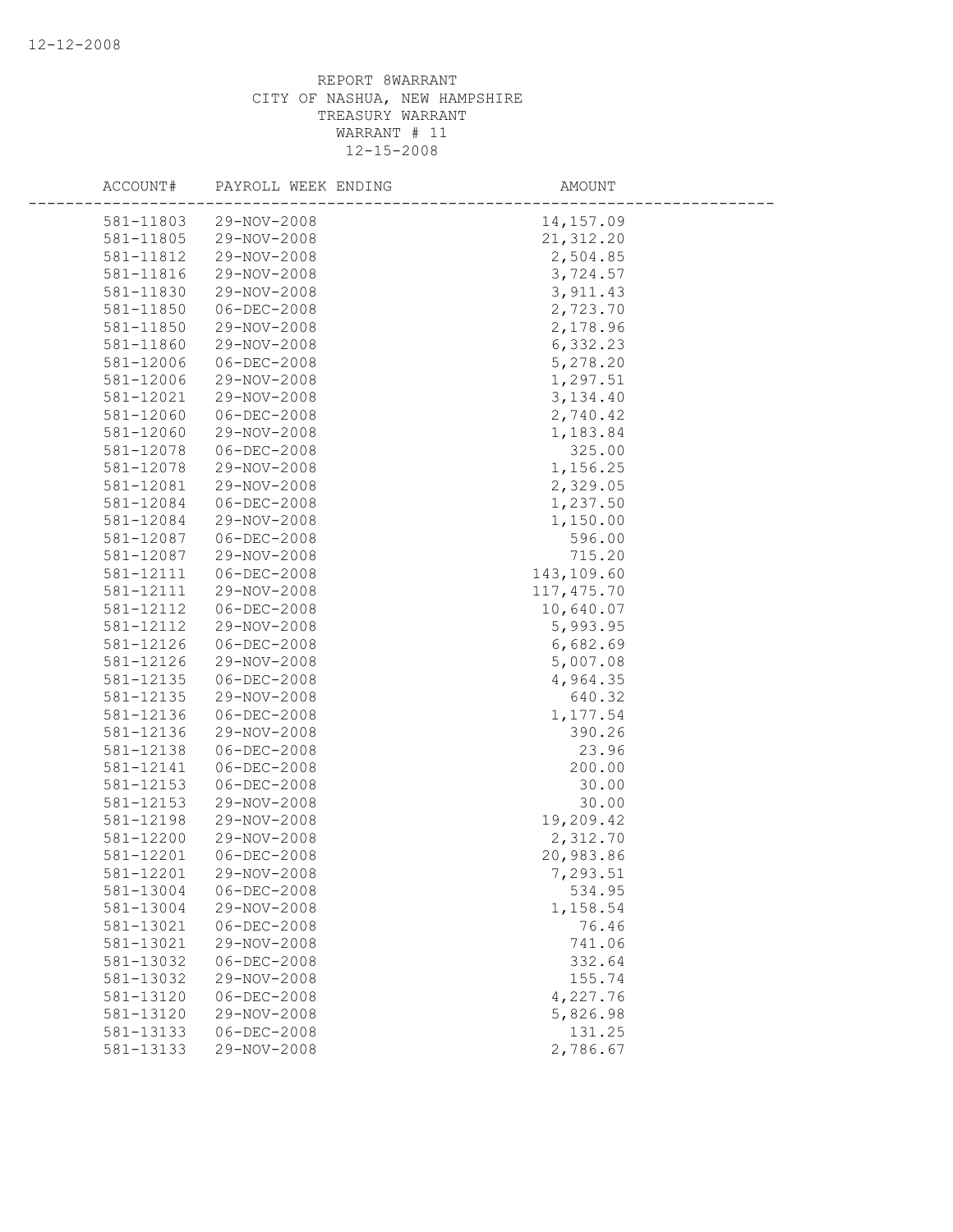12-12-2008

REPORT 8WARRANT
CITY OF NASHUA, NEW HAMPSHIRE
TREASURY WARRANT
WARRANT # 11
12-15-2008

| ACCOUNT# | PAYROLL WEEK ENDING | AMOUNT |
|---|---|---|
| 581-11803 | 29-NOV-2008 | 14,157.09 |
| 581-11805 | 29-NOV-2008 | 21,312.20 |
| 581-11812 | 29-NOV-2008 | 2,504.85 |
| 581-11816 | 29-NOV-2008 | 3,724.57 |
| 581-11830 | 29-NOV-2008 | 3,911.43 |
| 581-11850 | 06-DEC-2008 | 2,723.70 |
| 581-11850 | 29-NOV-2008 | 2,178.96 |
| 581-11860 | 29-NOV-2008 | 6,332.23 |
| 581-12006 | 06-DEC-2008 | 5,278.20 |
| 581-12006 | 29-NOV-2008 | 1,297.51 |
| 581-12021 | 29-NOV-2008 | 3,134.40 |
| 581-12060 | 06-DEC-2008 | 2,740.42 |
| 581-12060 | 29-NOV-2008 | 1,183.84 |
| 581-12078 | 06-DEC-2008 | 325.00 |
| 581-12078 | 29-NOV-2008 | 1,156.25 |
| 581-12081 | 29-NOV-2008 | 2,329.05 |
| 581-12084 | 06-DEC-2008 | 1,237.50 |
| 581-12084 | 29-NOV-2008 | 1,150.00 |
| 581-12087 | 06-DEC-2008 | 596.00 |
| 581-12087 | 29-NOV-2008 | 715.20 |
| 581-12111 | 06-DEC-2008 | 143,109.60 |
| 581-12111 | 29-NOV-2008 | 117,475.70 |
| 581-12112 | 06-DEC-2008 | 10,640.07 |
| 581-12112 | 29-NOV-2008 | 5,993.95 |
| 581-12126 | 06-DEC-2008 | 6,682.69 |
| 581-12126 | 29-NOV-2008 | 5,007.08 |
| 581-12135 | 06-DEC-2008 | 4,964.35 |
| 581-12135 | 29-NOV-2008 | 640.32 |
| 581-12136 | 06-DEC-2008 | 1,177.54 |
| 581-12136 | 29-NOV-2008 | 390.26 |
| 581-12138 | 06-DEC-2008 | 23.96 |
| 581-12141 | 06-DEC-2008 | 200.00 |
| 581-12153 | 06-DEC-2008 | 30.00 |
| 581-12153 | 29-NOV-2008 | 30.00 |
| 581-12198 | 29-NOV-2008 | 19,209.42 |
| 581-12200 | 29-NOV-2008 | 2,312.70 |
| 581-12201 | 06-DEC-2008 | 20,983.86 |
| 581-12201 | 29-NOV-2008 | 7,293.51 |
| 581-13004 | 06-DEC-2008 | 534.95 |
| 581-13004 | 29-NOV-2008 | 1,158.54 |
| 581-13021 | 06-DEC-2008 | 76.46 |
| 581-13021 | 29-NOV-2008 | 741.06 |
| 581-13032 | 06-DEC-2008 | 332.64 |
| 581-13032 | 29-NOV-2008 | 155.74 |
| 581-13120 | 06-DEC-2008 | 4,227.76 |
| 581-13120 | 29-NOV-2008 | 5,826.98 |
| 581-13133 | 06-DEC-2008 | 131.25 |
| 581-13133 | 29-NOV-2008 | 2,786.67 |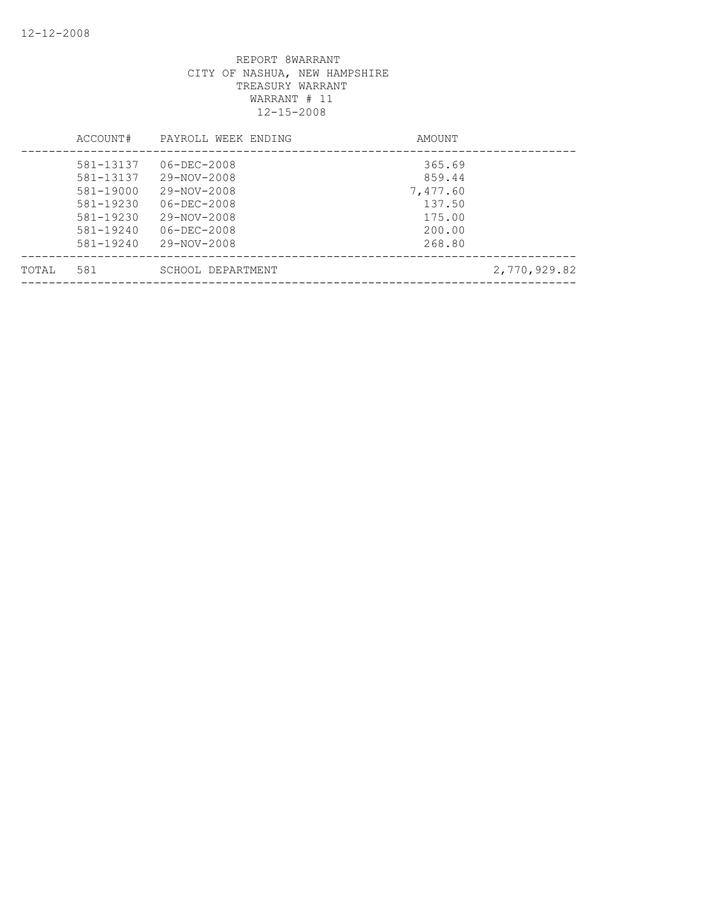REPORT 8WARRANT
CITY OF NASHUA, NEW HAMPSHIRE
TREASURY WARRANT
WARRANT # 11
12-15-2008

| | ACCOUNT# | PAYROLL WEEK ENDING | AMOUNT | |
|---|---|---|---|---|
| | 581-13137 | 06-DEC-2008 | 365.69 | |
| | 581-13137 | 29-NOV-2008 | 859.44 | |
| | 581-19000 | 29-NOV-2008 | 7,477.60 | |
| | 581-19230 | 06-DEC-2008 | 137.50 | |
| | 581-19230 | 29-NOV-2008 | 175.00 | |
| | 581-19240 | 06-DEC-2008 | 200.00 | |
| | 581-19240 | 29-NOV-2008 | 268.80 | |
| TOTAL | 581 | SCHOOL DEPARTMENT | | 2,770,929.82 |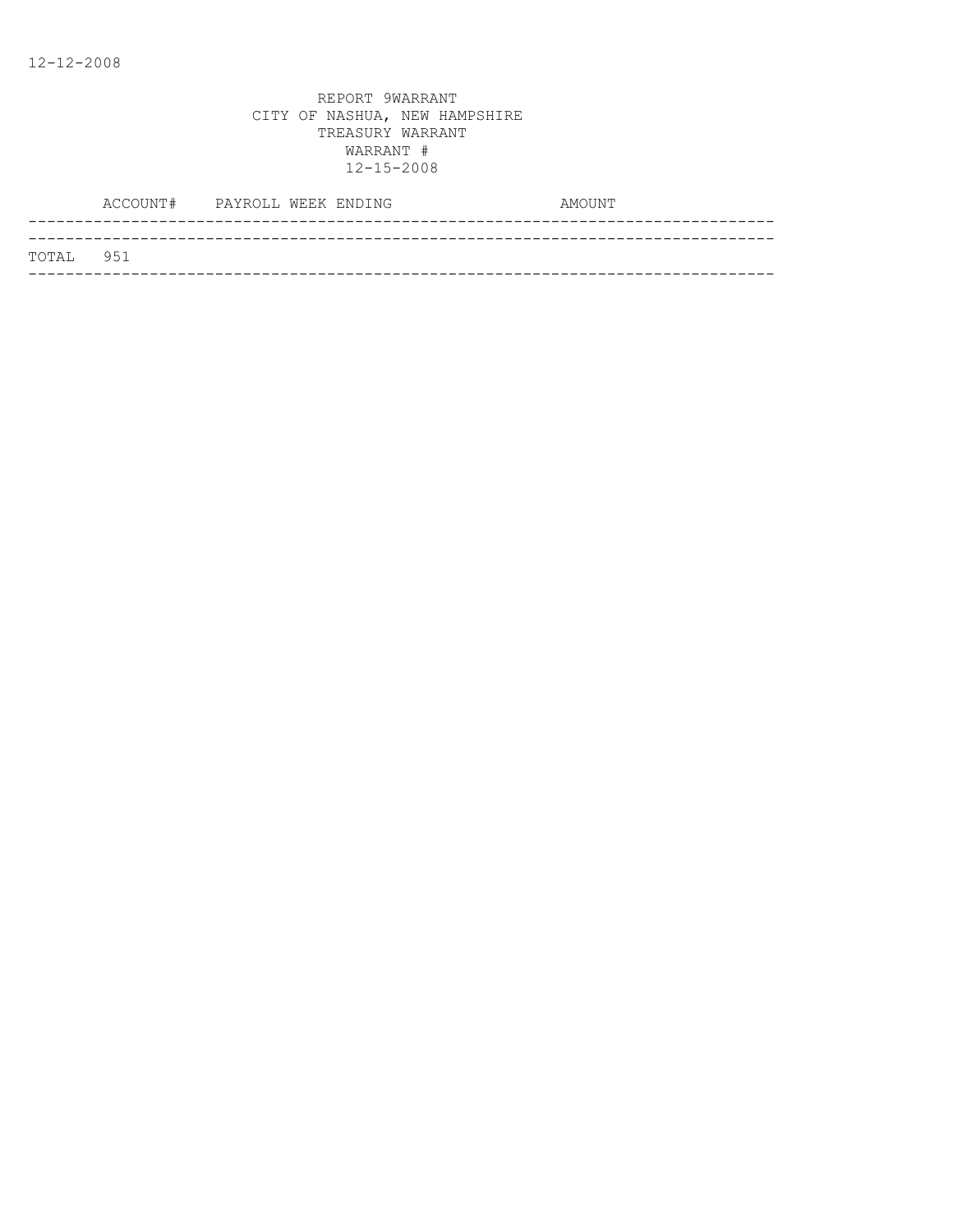12-12-2008

REPORT 9WARRANT
CITY OF NASHUA, NEW HAMPSHIRE
TREASURY WARRANT
WARRANT #
12-15-2008

| ACCOUNT# | PAYROLL WEEK ENDING | AMOUNT |
|---|---|---|
| TOTAL 951 | | |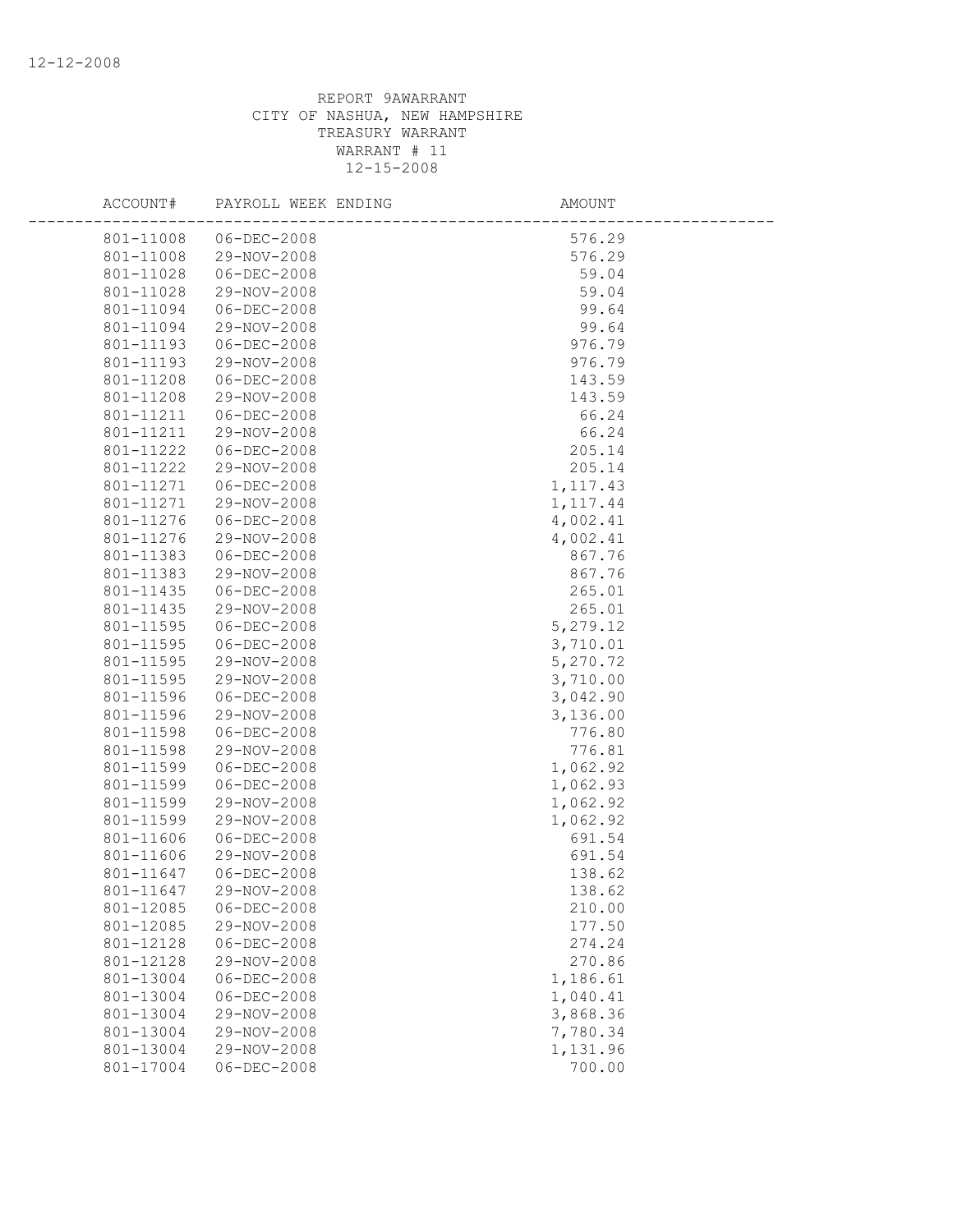REPORT 9AWARRANT
CITY OF NASHUA, NEW HAMPSHIRE
TREASURY WARRANT
WARRANT # 11
12-15-2008

| ACCOUNT# | PAYROLL WEEK ENDING | AMOUNT |
|---|---|---|
| 801-11008 | 06-DEC-2008 | 576.29 |
| 801-11008 | 29-NOV-2008 | 576.29 |
| 801-11028 | 06-DEC-2008 | 59.04 |
| 801-11028 | 29-NOV-2008 | 59.04 |
| 801-11094 | 06-DEC-2008 | 99.64 |
| 801-11094 | 29-NOV-2008 | 99.64 |
| 801-11193 | 06-DEC-2008 | 976.79 |
| 801-11193 | 29-NOV-2008 | 976.79 |
| 801-11208 | 06-DEC-2008 | 143.59 |
| 801-11208 | 29-NOV-2008 | 143.59 |
| 801-11211 | 06-DEC-2008 | 66.24 |
| 801-11211 | 29-NOV-2008 | 66.24 |
| 801-11222 | 06-DEC-2008 | 205.14 |
| 801-11222 | 29-NOV-2008 | 205.14 |
| 801-11271 | 06-DEC-2008 | 1,117.43 |
| 801-11271 | 29-NOV-2008 | 1,117.44 |
| 801-11276 | 06-DEC-2008 | 4,002.41 |
| 801-11276 | 29-NOV-2008 | 4,002.41 |
| 801-11383 | 06-DEC-2008 | 867.76 |
| 801-11383 | 29-NOV-2008 | 867.76 |
| 801-11435 | 06-DEC-2008 | 265.01 |
| 801-11435 | 29-NOV-2008 | 265.01 |
| 801-11595 | 06-DEC-2008 | 5,279.12 |
| 801-11595 | 06-DEC-2008 | 3,710.01 |
| 801-11595 | 29-NOV-2008 | 5,270.72 |
| 801-11595 | 29-NOV-2008 | 3,710.00 |
| 801-11596 | 06-DEC-2008 | 3,042.90 |
| 801-11596 | 29-NOV-2008 | 3,136.00 |
| 801-11598 | 06-DEC-2008 | 776.80 |
| 801-11598 | 29-NOV-2008 | 776.81 |
| 801-11599 | 06-DEC-2008 | 1,062.92 |
| 801-11599 | 06-DEC-2008 | 1,062.93 |
| 801-11599 | 29-NOV-2008 | 1,062.92 |
| 801-11599 | 29-NOV-2008 | 1,062.92 |
| 801-11606 | 06-DEC-2008 | 691.54 |
| 801-11606 | 29-NOV-2008 | 691.54 |
| 801-11647 | 06-DEC-2008 | 138.62 |
| 801-11647 | 29-NOV-2008 | 138.62 |
| 801-12085 | 06-DEC-2008 | 210.00 |
| 801-12085 | 29-NOV-2008 | 177.50 |
| 801-12128 | 06-DEC-2008 | 274.24 |
| 801-12128 | 29-NOV-2008 | 270.86 |
| 801-13004 | 06-DEC-2008 | 1,186.61 |
| 801-13004 | 06-DEC-2008 | 1,040.41 |
| 801-13004 | 29-NOV-2008 | 3,868.36 |
| 801-13004 | 29-NOV-2008 | 7,780.34 |
| 801-13004 | 29-NOV-2008 | 1,131.96 |
| 801-17004 | 06-DEC-2008 | 700.00 |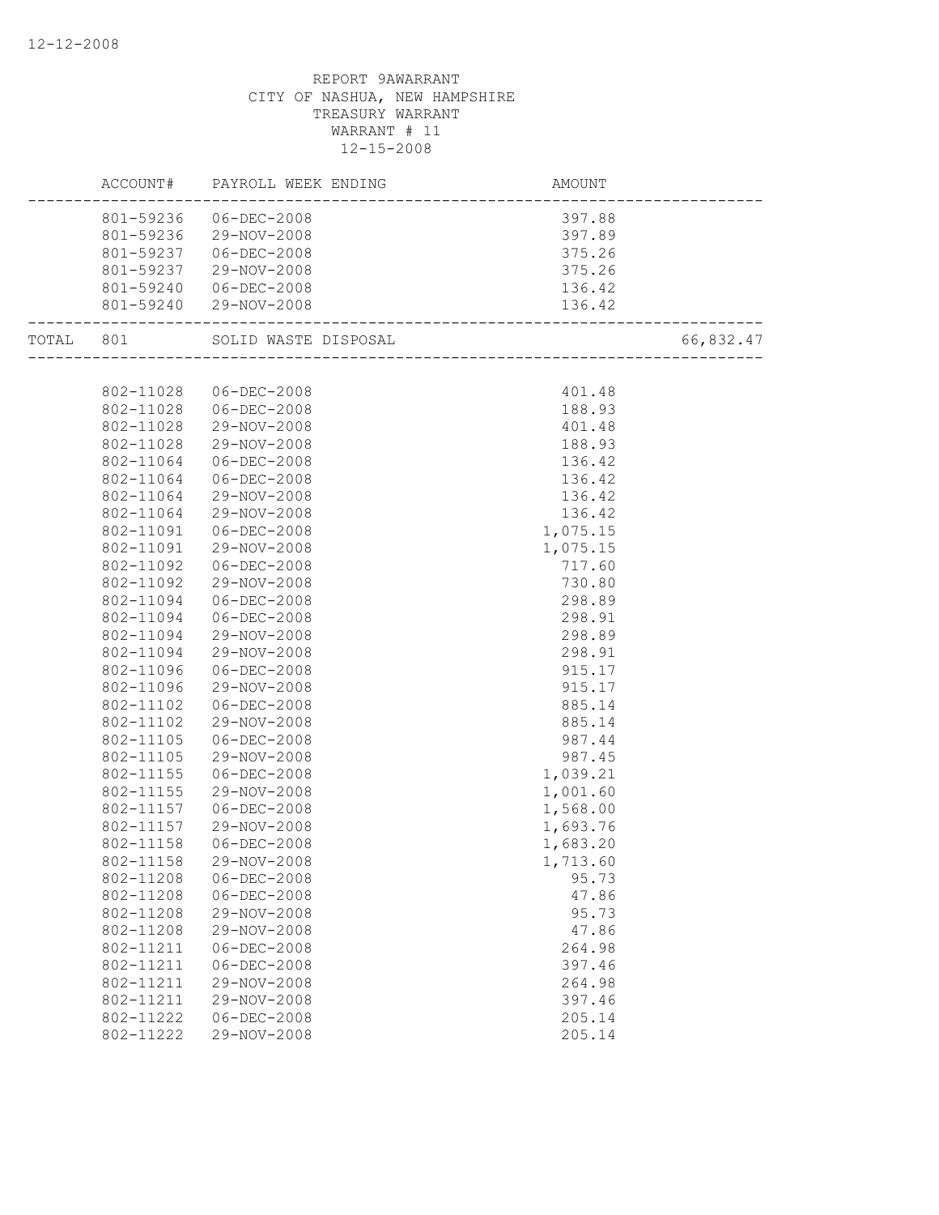REPORT 9AWARRANT
CITY OF NASHUA, NEW HAMPSHIRE
TREASURY WARRANT
WARRANT # 11
12-15-2008

| | ACCOUNT# | PAYROLL WEEK ENDING | AMOUNT | |
|---|---|---|---|---|
| | 801-59236 | 06-DEC-2008 | 397.88 | |
| | 801-59236 | 29-NOV-2008 | 397.89 | |
| | 801-59237 | 06-DEC-2008 | 375.26 | |
| | 801-59237 | 29-NOV-2008 | 375.26 | |
| | 801-59240 | 06-DEC-2008 | 136.42 | |
| | 801-59240 | 29-NOV-2008 | 136.42 | |
| TOTAL | 801 | SOLID WASTE DISPOSAL | | 66,832.47 |
| | 802-11028 | 06-DEC-2008 | 401.48 | |
| | 802-11028 | 06-DEC-2008 | 188.93 | |
| | 802-11028 | 29-NOV-2008 | 401.48 | |
| | 802-11028 | 29-NOV-2008 | 188.93 | |
| | 802-11064 | 06-DEC-2008 | 136.42 | |
| | 802-11064 | 06-DEC-2008 | 136.42 | |
| | 802-11064 | 29-NOV-2008 | 136.42 | |
| | 802-11064 | 29-NOV-2008 | 136.42 | |
| | 802-11091 | 06-DEC-2008 | 1,075.15 | |
| | 802-11091 | 29-NOV-2008 | 1,075.15 | |
| | 802-11092 | 06-DEC-2008 | 717.60 | |
| | 802-11092 | 29-NOV-2008 | 730.80 | |
| | 802-11094 | 06-DEC-2008 | 298.89 | |
| | 802-11094 | 06-DEC-2008 | 298.91 | |
| | 802-11094 | 29-NOV-2008 | 298.89 | |
| | 802-11094 | 29-NOV-2008 | 298.91 | |
| | 802-11096 | 06-DEC-2008 | 915.17 | |
| | 802-11096 | 29-NOV-2008 | 915.17 | |
| | 802-11102 | 06-DEC-2008 | 885.14 | |
| | 802-11102 | 29-NOV-2008 | 885.14 | |
| | 802-11105 | 06-DEC-2008 | 987.44 | |
| | 802-11105 | 29-NOV-2008 | 987.45 | |
| | 802-11155 | 06-DEC-2008 | 1,039.21 | |
| | 802-11155 | 29-NOV-2008 | 1,001.60 | |
| | 802-11157 | 06-DEC-2008 | 1,568.00 | |
| | 802-11157 | 29-NOV-2008 | 1,693.76 | |
| | 802-11158 | 06-DEC-2008 | 1,683.20 | |
| | 802-11158 | 29-NOV-2008 | 1,713.60 | |
| | 802-11208 | 06-DEC-2008 | 95.73 | |
| | 802-11208 | 06-DEC-2008 | 47.86 | |
| | 802-11208 | 29-NOV-2008 | 95.73 | |
| | 802-11208 | 29-NOV-2008 | 47.86 | |
| | 802-11211 | 06-DEC-2008 | 264.98 | |
| | 802-11211 | 06-DEC-2008 | 397.46 | |
| | 802-11211 | 29-NOV-2008 | 264.98 | |
| | 802-11211 | 29-NOV-2008 | 397.46 | |
| | 802-11222 | 06-DEC-2008 | 205.14 | |
| | 802-11222 | 29-NOV-2008 | 205.14 | |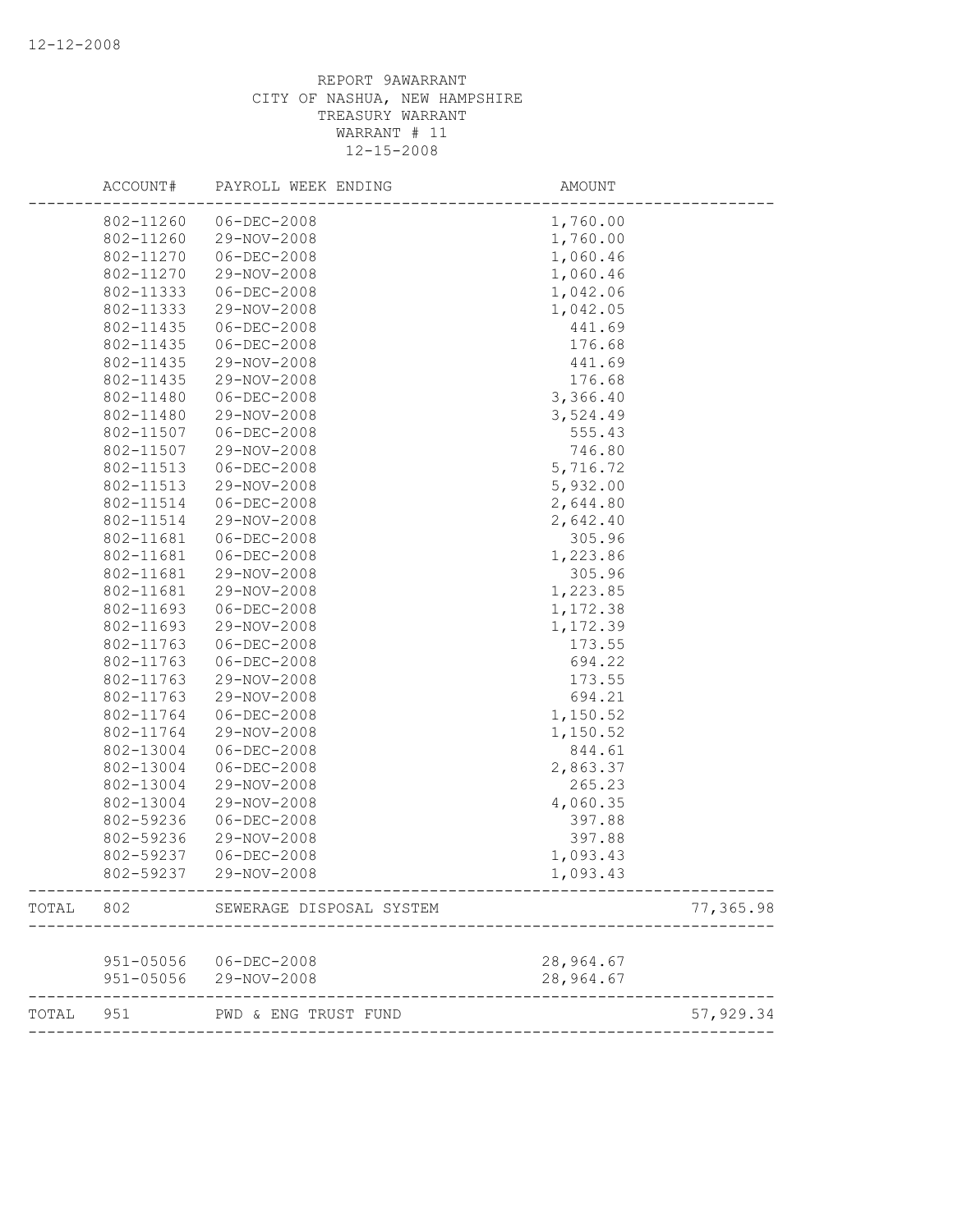REPORT 9AWARRANT
CITY OF NASHUA, NEW HAMPSHIRE
TREASURY WARRANT
WARRANT # 11
12-15-2008

| | ACCOUNT# | PAYROLL WEEK ENDING | AMOUNT | |
|---|---|---|---|---|
| | 802-11260 | 06-DEC-2008 | 1,760.00 | |
| | 802-11260 | 29-NOV-2008 | 1,760.00 | |
| | 802-11270 | 06-DEC-2008 | 1,060.46 | |
| | 802-11270 | 29-NOV-2008 | 1,060.46 | |
| | 802-11333 | 06-DEC-2008 | 1,042.06 | |
| | 802-11333 | 29-NOV-2008 | 1,042.05 | |
| | 802-11435 | 06-DEC-2008 | 441.69 | |
| | 802-11435 | 06-DEC-2008 | 176.68 | |
| | 802-11435 | 29-NOV-2008 | 441.69 | |
| | 802-11435 | 29-NOV-2008 | 176.68 | |
| | 802-11480 | 06-DEC-2008 | 3,366.40 | |
| | 802-11480 | 29-NOV-2008 | 3,524.49 | |
| | 802-11507 | 06-DEC-2008 | 555.43 | |
| | 802-11507 | 29-NOV-2008 | 746.80 | |
| | 802-11513 | 06-DEC-2008 | 5,716.72 | |
| | 802-11513 | 29-NOV-2008 | 5,932.00 | |
| | 802-11514 | 06-DEC-2008 | 2,644.80 | |
| | 802-11514 | 29-NOV-2008 | 2,642.40 | |
| | 802-11681 | 06-DEC-2008 | 305.96 | |
| | 802-11681 | 06-DEC-2008 | 1,223.86 | |
| | 802-11681 | 29-NOV-2008 | 305.96 | |
| | 802-11681 | 29-NOV-2008 | 1,223.85 | |
| | 802-11693 | 06-DEC-2008 | 1,172.38 | |
| | 802-11693 | 29-NOV-2008 | 1,172.39 | |
| | 802-11763 | 06-DEC-2008 | 173.55 | |
| | 802-11763 | 06-DEC-2008 | 694.22 | |
| | 802-11763 | 29-NOV-2008 | 173.55 | |
| | 802-11763 | 29-NOV-2008 | 694.21 | |
| | 802-11764 | 06-DEC-2008 | 1,150.52 | |
| | 802-11764 | 29-NOV-2008 | 1,150.52 | |
| | 802-13004 | 06-DEC-2008 | 844.61 | |
| | 802-13004 | 06-DEC-2008 | 2,863.37 | |
| | 802-13004 | 29-NOV-2008 | 265.23 | |
| | 802-13004 | 29-NOV-2008 | 4,060.35 | |
| | 802-59236 | 06-DEC-2008 | 397.88 | |
| | 802-59236 | 29-NOV-2008 | 397.88 | |
| | 802-59237 | 06-DEC-2008 | 1,093.43 | |
| | 802-59237 | 29-NOV-2008 | 1,093.43 | |
| TOTAL | 802 | SEWERAGE DISPOSAL SYSTEM | | 77,365.98 |
| | 951-05056 | 06-DEC-2008 | 28,964.67 | |
| | 951-05056 | 29-NOV-2008 | 28,964.67 | |
| TOTAL | 951 | PWD & ENG TRUST FUND | | 57,929.34 |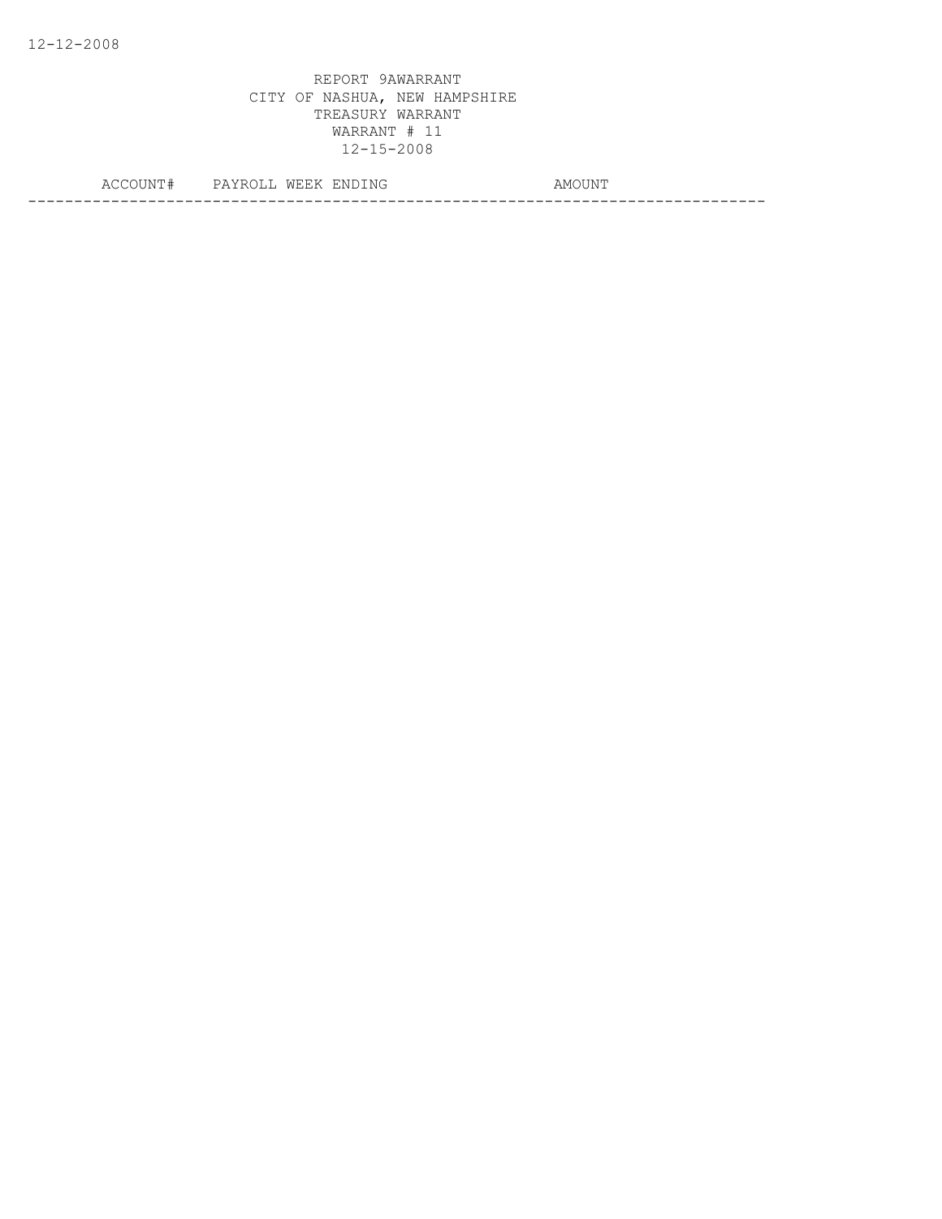REPORT 9AWARRANT
CITY OF NASHUA, NEW HAMPSHIRE
TREASURY WARRANT
WARRANT # 11
12-15-2008

| ACCOUNT# | PAYROLL WEEK ENDING | AMOUNT |
|---|---|---|